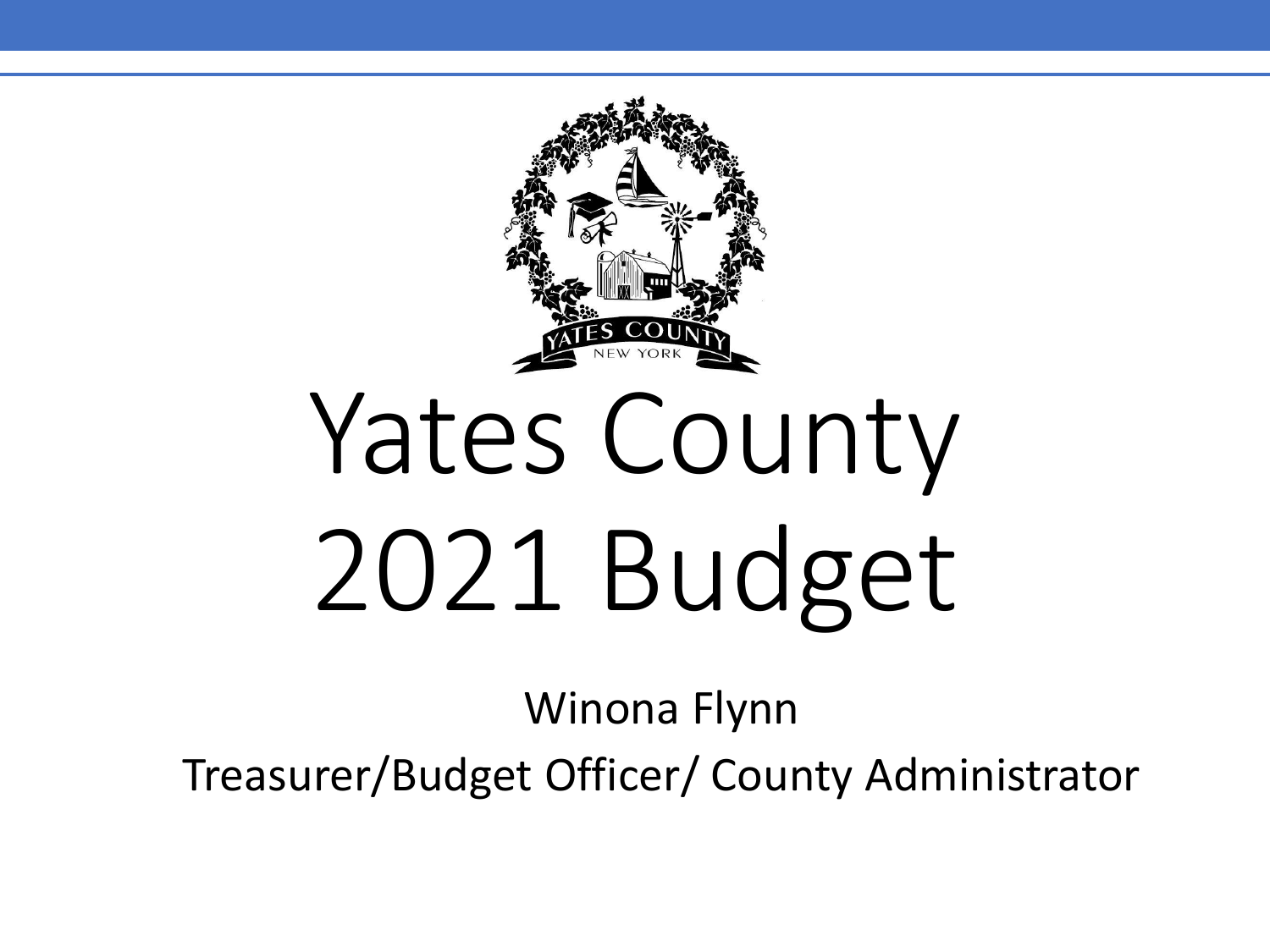# Yates County 2021 Budget

Winona Flynn

Treasurer/Budget Officer/ County Administrator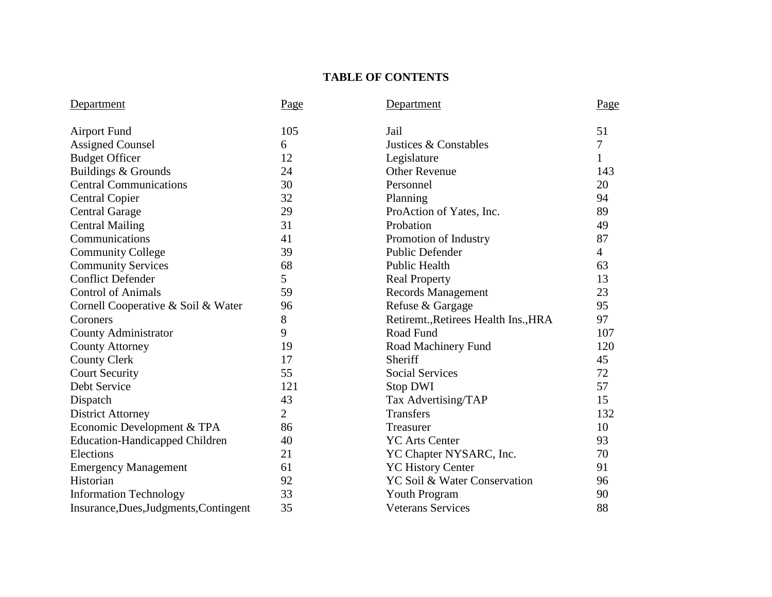# TABLE OF CONTENTS

| Department | Page | Department | Page |
|---|---|---|---|
| Airport Fund | 105 | Jail | 51 |
| Assigned Counsel | 6 | Justices & Constables | 7 |
| Budget Officer | 12 | Legislature | 1 |
| Buildings & Grounds | 24 | Other Revenue | 143 |
| Central Communications | 30 | Personnel | 20 |
| Central Copier | 32 | Planning | 94 |
| Central Garage | 29 | ProAction of Yates, Inc. | 89 |
| Central Mailing | 31 | Probation | 49 |
| Communications | 41 | Promotion of Industry | 87 |
| Community College | 39 | Public Defender | 4 |
| Community Services | 68 | Public Health | 63 |
| Conflict Defender | 5 | Real Property | 13 |
| Control of Animals | 59 | Records Management | 23 |
| Cornell Cooperative & Soil & Water | 96 | Refuse & Gargage | 95 |
| Coroners | 8 | Retiremt.,Retirees Health Ins.,HRA | 97 |
| County Administrator | 9 | Road Fund | 107 |
| County Attorney | 19 | Road Machinery Fund | 120 |
| County Clerk | 17 | Sheriff | 45 |
| Court Security | 55 | Social Services | 72 |
| Debt Service | 121 | Stop DWI | 57 |
| Dispatch | 43 | Tax Advertising/TAP | 15 |
| District Attorney | 2 | Transfers | 132 |
| Economic Development & TPA | 86 | Treasurer | 10 |
| Education-Handicapped Children | 40 | YC Arts Center | 93 |
| Elections | 21 | YC Chapter NYSARC, Inc. | 70 |
| Emergency Management | 61 | YC History Center | 91 |
| Historian | 92 | YC Soil & Water Conservation | 96 |
| Information Technology | 33 | Youth Program | 90 |
| Insurance,Dues,Judgments,Contingent | 35 | Veterans Services | 88 |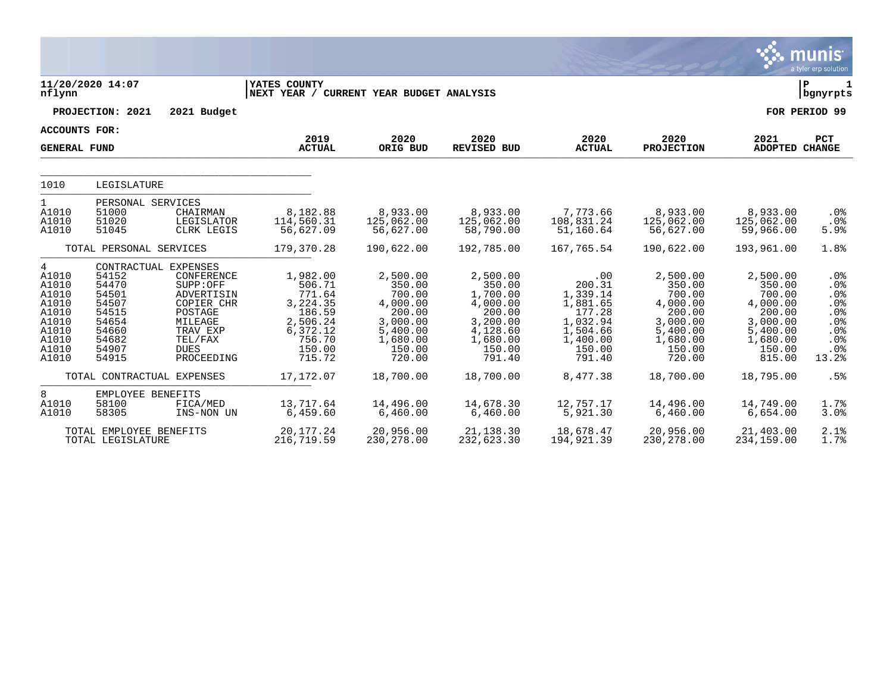**YATES COUNTY**
**NEXT YEAR / CURRENT YEAR BUDGET ANALYSIS**

11/20/2020 14:07
nflynn

**PROJECTION: 2021 2021 Budget** | **FOR PERIOD 99**

**ACCOUNTS FOR:**
**GENERAL FUND**

| | | | 2019 ACTUAL | 2020 ORIG BUD | 2020 REVISED BUD | 2020 ACTUAL | 2020 PROJECTION | 2021 ADOPTED | PCT CHANGE |
|---|---|---|---|---|---|---|---|---|---|
| 1010 | LEGISLATURE | | | | | | | | |
| 1 | PERSONAL SERVICES | | | | | | | | |
| A1010 | 51000 | CHAIRMAN | 8,182.88 | 8,933.00 | 8,933.00 | 7,773.66 | 8,933.00 | 8,933.00 | .0% |
| A1010 | 51020 | LEGISLATOR | 114,560.31 | 125,062.00 | 125,062.00 | 108,831.24 | 125,062.00 | 125,062.00 | .0% |
| A1010 | 51045 | CLRK LEGIS | 56,627.09 | 56,627.00 | 58,790.00 | 51,160.64 | 56,627.00 | 59,966.00 | 5.9% |
| | TOTAL PERSONAL SERVICES | | 179,370.28 | 190,622.00 | 192,785.00 | 167,765.54 | 190,622.00 | 193,961.00 | 1.8% |
| 4 | CONTRACTUAL EXPENSES | | | | | | | | |
| A1010 | 54152 | CONFERENCE | 1,982.00 | 2,500.00 | 2,500.00 | .00 | 2,500.00 | 2,500.00 | .0% |
| A1010 | 54470 | SUPP:OFF | 506.71 | 350.00 | 350.00 | 200.31 | 350.00 | 350.00 | .0% |
| A1010 | 54501 | ADVERTISIN | 771.64 | 700.00 | 1,700.00 | 1,339.14 | 700.00 | 700.00 | .0% |
| A1010 | 54507 | COPIER CHR | 3,224.35 | 4,000.00 | 4,000.00 | 1,881.65 | 4,000.00 | 4,000.00 | .0% |
| A1010 | 54515 | POSTAGE | 186.59 | 200.00 | 200.00 | 177.28 | 200.00 | 200.00 | .0% |
| A1010 | 54654 | MILEAGE | 2,506.24 | 3,000.00 | 3,200.00 | 1,032.94 | 3,000.00 | 3,000.00 | .0% |
| A1010 | 54660 | TRAV EXP | 6,372.12 | 5,400.00 | 4,128.60 | 1,504.66 | 5,400.00 | 5,400.00 | .0% |
| A1010 | 54682 | TEL/FAX | 756.70 | 1,680.00 | 1,680.00 | 1,400.00 | 1,680.00 | 1,680.00 | .0% |
| A1010 | 54907 | DUES | 150.00 | 150.00 | 150.00 | 150.00 | 150.00 | 150.00 | .0% |
| A1010 | 54915 | PROCEEDING | 715.72 | 720.00 | 791.40 | 791.40 | 720.00 | 815.00 | 13.2% |
| | TOTAL CONTRACTUAL EXPENSES | | 17,172.07 | 18,700.00 | 18,700.00 | 8,477.38 | 18,700.00 | 18,795.00 | .5% |
| 8 | EMPLOYEE BENEFITS | | | | | | | | |
| A1010 | 58100 | FICA/MED | 13,717.64 | 14,496.00 | 14,678.30 | 12,757.17 | 14,496.00 | 14,749.00 | 1.7% |
| A1010 | 58305 | INS-NON UN | 6,459.60 | 6,460.00 | 6,460.00 | 5,921.30 | 6,460.00 | 6,654.00 | 3.0% |
| | TOTAL EMPLOYEE BENEFITS | | 20,177.24 | 20,956.00 | 21,138.30 | 18,678.47 | 20,956.00 | 21,403.00 | 2.1% |
| | TOTAL LEGISLATURE | | 216,719.59 | 230,278.00 | 232,623.30 | 194,921.39 | 230,278.00 | 234,159.00 | 1.7% |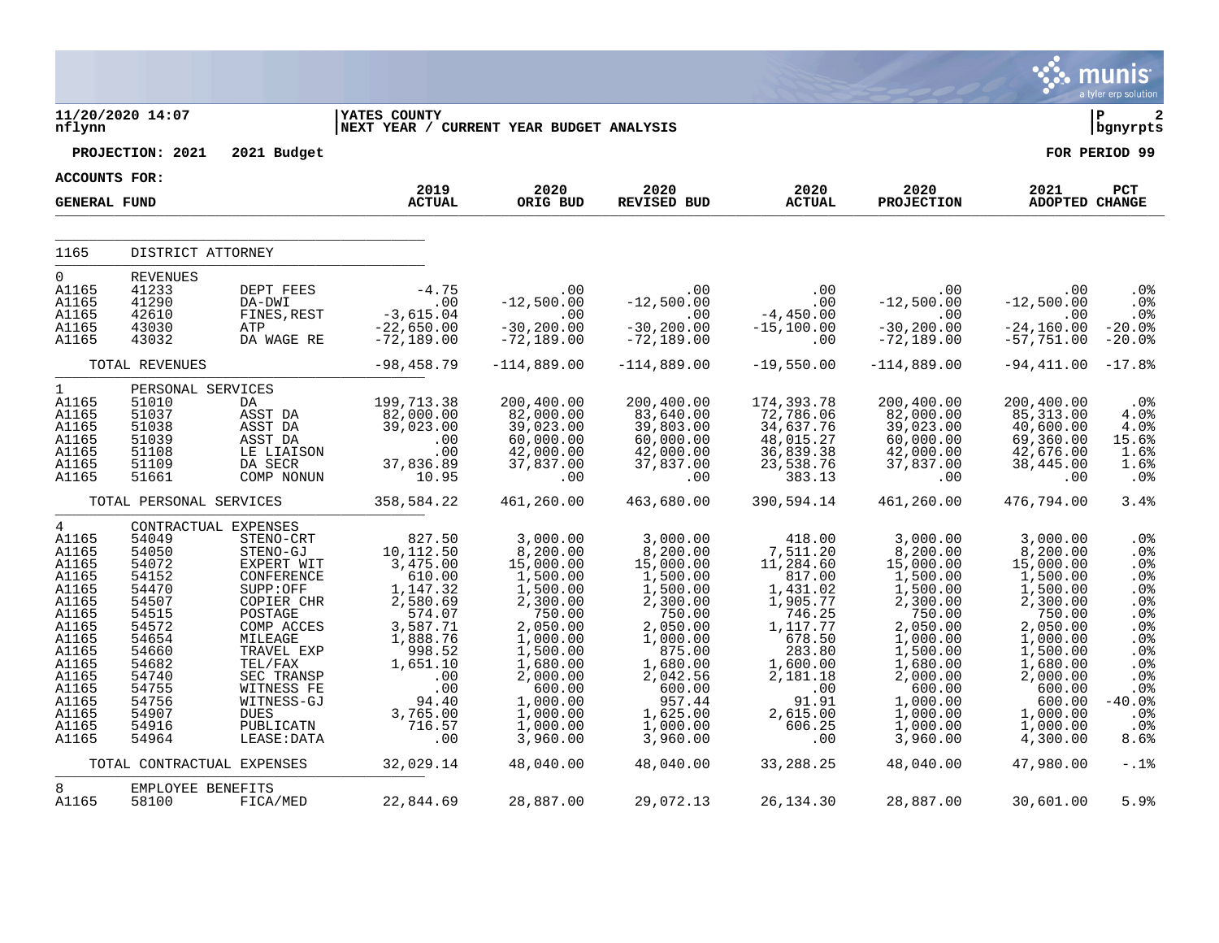11/20/2020 14:07 nflynn | YATES COUNTY | NEXT YEAR / CURRENT YEAR BUDGET ANALYSIS | P 2 bgnyrpts

PROJECTION: 2021 2021 Budget | FOR PERIOD 99

ACCOUNTS FOR: GENERAL FUND

| | | | 2019 ACTUAL | 2020 ORIG BUD | 2020 REVISED BUD | 2020 ACTUAL | 2020 PROJECTION | 2021 ADOPTED | PCT CHANGE |
|---|---|---|---|---|---|---|---|---|---|
| **1165** | **DISTRICT ATTORNEY** | | | | | | | | |
| 0 | REVENUES | | | | | | | | |
| A1165 | 41233 | DEPT FEES | -4.75 | .00 | .00 | .00 | .00 | .00 | .0% |
| A1165 | 41290 | DA-DWI | .00 | -12,500.00 | -12,500.00 | .00 | -12,500.00 | -12,500.00 | .0% |
| A1165 | 42610 | FINES,REST | -3,615.04 | .00 | .00 | -4,450.00 | .00 | .00 | .0% |
| A1165 | 43030 | ATP | -22,650.00 | -30,200.00 | -30,200.00 | -15,100.00 | -30,200.00 | -24,160.00 | -20.0% |
| A1165 | 43032 | DA WAGE RE | -72,189.00 | -72,189.00 | -72,189.00 | .00 | -72,189.00 | -57,751.00 | -20.0% |
| | TOTAL REVENUES | | -98,458.79 | -114,889.00 | -114,889.00 | -19,550.00 | -114,889.00 | -94,411.00 | -17.8% |
| 1 | PERSONAL SERVICES | | | | | | | | |
| A1165 | 51010 | DA | 199,713.38 | 200,400.00 | 200,400.00 | 174,393.78 | 200,400.00 | 200,400.00 | .0% |
| A1165 | 51037 | ASST DA | 82,000.00 | 82,000.00 | 83,640.00 | 72,786.06 | 82,000.00 | 85,313.00 | 4.0% |
| A1165 | 51038 | ASST DA | 39,023.00 | 39,023.00 | 39,803.00 | 34,637.76 | 39,023.00 | 40,600.00 | 4.0% |
| A1165 | 51039 | ASST DA | .00 | 60,000.00 | 60,000.00 | 48,015.27 | 60,000.00 | 69,360.00 | 15.6% |
| A1165 | 51108 | LE LIAISON | .00 | 42,000.00 | 42,000.00 | 36,839.38 | 42,000.00 | 42,676.00 | 1.6% |
| A1165 | 51109 | DA SECR | 37,836.89 | 37,837.00 | 37,837.00 | 23,538.76 | 37,837.00 | 38,445.00 | 1.6% |
| A1165 | 51661 | COMP NONUN | 10.95 | .00 | .00 | 383.13 | .00 | .00 | .0% |
| | TOTAL PERSONAL SERVICES | | 358,584.22 | 461,260.00 | 463,680.00 | 390,594.14 | 461,260.00 | 476,794.00 | 3.4% |
| 4 | CONTRACTUAL EXPENSES | | | | | | | | |
| A1165 | 54049 | STENO-CRT | 827.50 | 3,000.00 | 3,000.00 | 418.00 | 3,000.00 | 3,000.00 | .0% |
| A1165 | 54050 | STENO-GJ | 10,112.50 | 8,200.00 | 8,200.00 | 7,511.20 | 8,200.00 | 8,200.00 | .0% |
| A1165 | 54072 | EXPERT WIT | 3,475.00 | 15,000.00 | 15,000.00 | 11,284.60 | 15,000.00 | 15,000.00 | .0% |
| A1165 | 54152 | CONFERENCE | 610.00 | 1,500.00 | 1,500.00 | 817.00 | 1,500.00 | 1,500.00 | .0% |
| A1165 | 54470 | SUPP:OFF | 1,147.32 | 1,500.00 | 1,500.00 | 1,431.02 | 1,500.00 | 1,500.00 | .0% |
| A1165 | 54507 | COPIER CHR | 2,580.69 | 2,300.00 | 2,300.00 | 1,905.77 | 2,300.00 | 2,300.00 | .0% |
| A1165 | 54515 | POSTAGE | 574.07 | 750.00 | 750.00 | 746.25 | 750.00 | 750.00 | .0% |
| A1165 | 54572 | COMP ACCES | 3,587.71 | 2,050.00 | 2,050.00 | 1,117.77 | 2,050.00 | 2,050.00 | .0% |
| A1165 | 54654 | MILEAGE | 1,888.76 | 1,000.00 | 1,000.00 | 678.50 | 1,000.00 | 1,000.00 | .0% |
| A1165 | 54660 | TRAVEL EXP | 998.52 | 1,500.00 | 875.00 | 283.80 | 1,500.00 | 1,500.00 | .0% |
| A1165 | 54682 | TEL/FAX | 1,651.10 | 1,680.00 | 1,680.00 | 1,600.00 | 1,680.00 | 1,680.00 | .0% |
| A1165 | 54740 | SEC TRANSP | .00 | 2,000.00 | 2,042.56 | 2,181.18 | 2,000.00 | 2,000.00 | .0% |
| A1165 | 54755 | WITNESS FE | .00 | 600.00 | 600.00 | .00 | 600.00 | 600.00 | .0% |
| A1165 | 54756 | WITNESS-GJ | 94.40 | 1,000.00 | 957.44 | 91.91 | 1,000.00 | 600.00 | -40.0% |
| A1165 | 54907 | DUES | 3,765.00 | 1,000.00 | 1,625.00 | 2,615.00 | 1,000.00 | 1,000.00 | .0% |
| A1165 | 54916 | PUBLICATN | 716.57 | 1,000.00 | 1,000.00 | 606.25 | 1,000.00 | 1,000.00 | .0% |
| A1165 | 54964 | LEASE:DATA | .00 | 3,960.00 | 3,960.00 | .00 | 3,960.00 | 4,300.00 | 8.6% |
| | TOTAL CONTRACTUAL EXPENSES | | 32,029.14 | 48,040.00 | 48,040.00 | 33,288.25 | 48,040.00 | 47,980.00 | -.1% |
| 8 | EMPLOYEE BENEFITS | | | | | | | | |
| A1165 | 58100 | FICA/MED | 22,844.69 | 28,887.00 | 29,072.13 | 26,134.30 | 28,887.00 | 30,601.00 | 5.9% |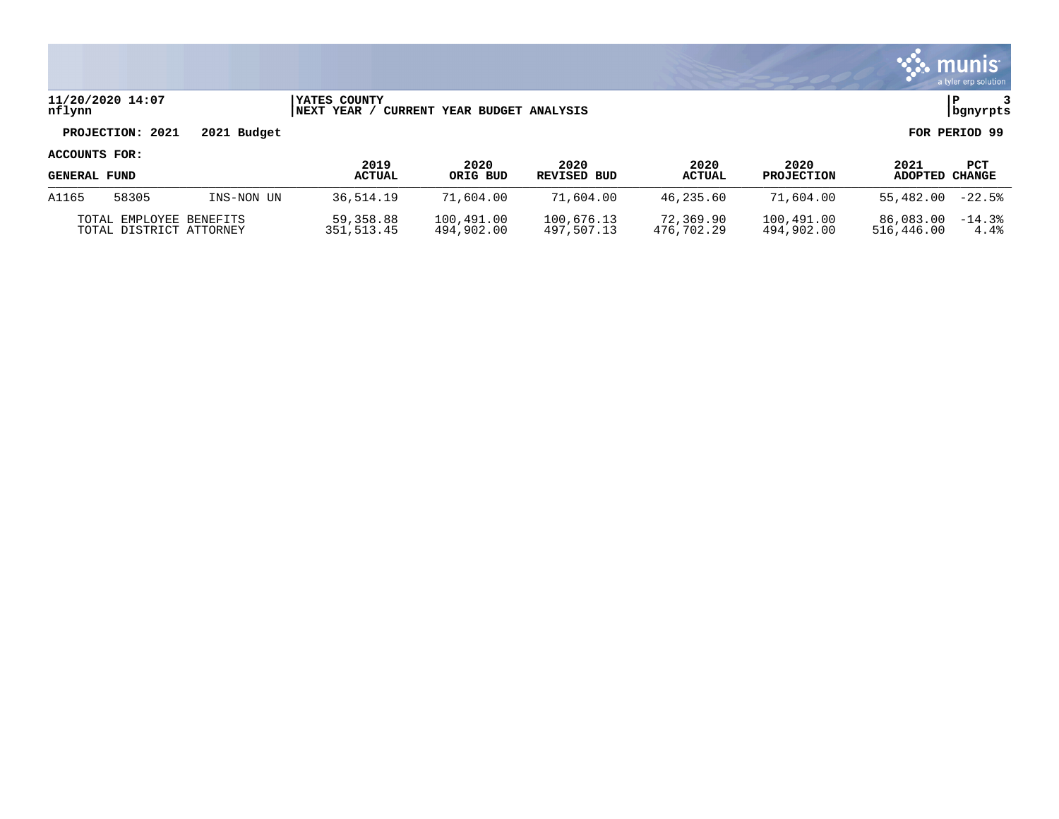**11/20/2020 14:07** | **YATES COUNTY** | **P 3**
**nflynn** | **NEXT YEAR / CURRENT YEAR BUDGET ANALYSIS** | **bgnyrpts**

**PROJECTION: 2021 2021 Budget** **FOR PERIOD 99**

**ACCOUNTS FOR:**

| GENERAL FUND | | | 2019 ACTUAL | 2020 ORIG BUD | 2020 REVISED BUD | 2020 ACTUAL | 2020 PROJECTION | 2021 ADOPTED | PCT CHANGE |
|---|---|---|---|---|---|---|---|---|---|
| A1165 | 58305 | INS-NON UN | 36,514.19 | 71,604.00 | 71,604.00 | 46,235.60 | 71,604.00 | 55,482.00 | -22.5% |
| TOTAL EMPLOYEE BENEFITS | | | 59,358.88 | 100,491.00 | 100,676.13 | 72,369.90 | 100,491.00 | 86,083.00 | -14.3% |
| TOTAL DISTRICT ATTORNEY | | | 351,513.45 | 494,902.00 | 497,507.13 | 476,702.29 | 494,902.00 | 516,446.00 | 4.4% |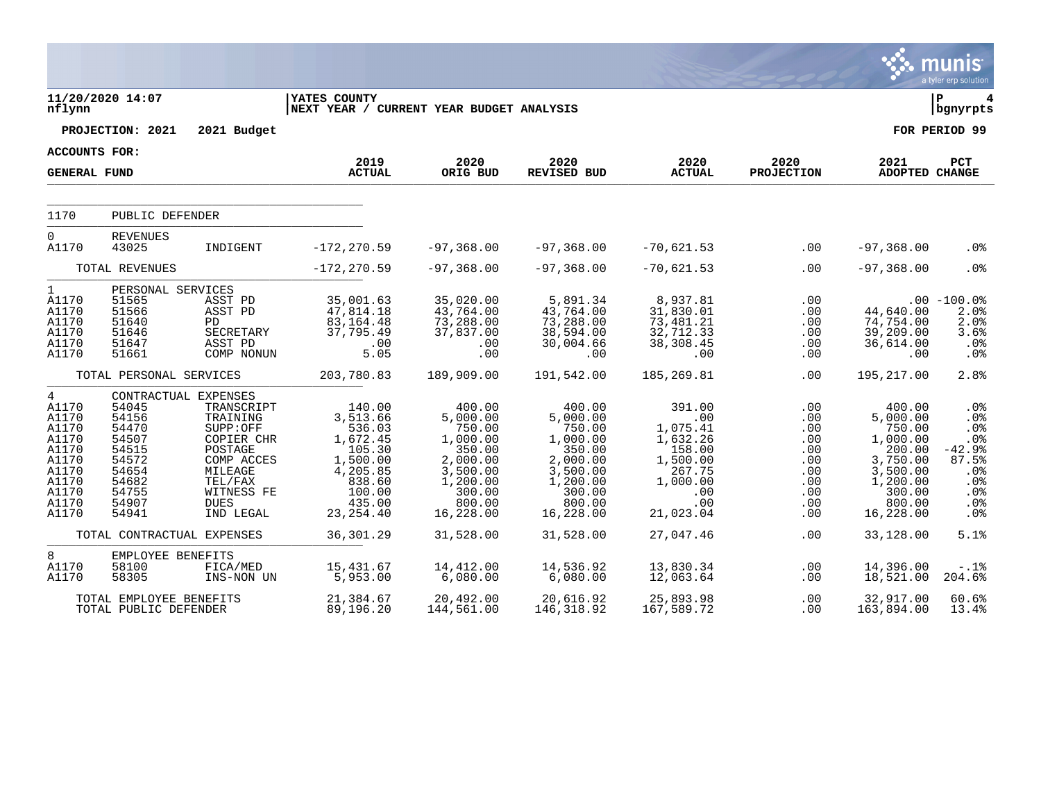11/20/2020 14:07
nflynn

YATES COUNTY
NEXT YEAR / CURRENT YEAR BUDGET ANALYSIS

PROJECTION: 2021 2021 Budget

FOR PERIOD 99

ACCOUNTS FOR:
GENERAL FUND

| | | | 2019 ACTUAL | 2020 ORIG BUD | 2020 REVISED BUD | 2020 ACTUAL | 2020 PROJECTION | 2021 ADOPTED | PCT CHANGE |
|---|---|---|---|---|---|---|---|---|---|
| 1170 | PUBLIC DEFENDER | | | | | | | | |
| 0 | REVENUES | | | | | | | | |
| A1170 | 43025 | INDIGENT | -172,270.59 | -97,368.00 | -97,368.00 | -70,621.53 | .00 | -97,368.00 | .0% |
| | TOTAL REVENUES | | -172,270.59 | -97,368.00 | -97,368.00 | -70,621.53 | .00 | -97,368.00 | .0% |
| 1 | PERSONAL SERVICES | | | | | | | | |
| A1170 | 51565 | ASST PD | 35,001.63 | 35,020.00 | 5,891.34 | 8,937.81 | .00 | .00 | -100.0% |
| A1170 | 51566 | ASST PD | 47,814.18 | 43,764.00 | 43,764.00 | 31,830.01 | .00 | 44,640.00 | 2.0% |
| A1170 | 51640 | PD | 83,164.48 | 73,288.00 | 73,288.00 | 73,481.21 | .00 | 74,754.00 | 2.0% |
| A1170 | 51646 | SECRETARY | 37,795.49 | 37,837.00 | 38,594.00 | 32,712.33 | .00 | 39,209.00 | 3.6% |
| A1170 | 51647 | ASST PD | .00 | .00 | 30,004.66 | 38,308.45 | .00 | 36,614.00 | .0% |
| A1170 | 51661 | COMP NONUN | 5.05 | .00 | .00 | .00 | .00 | .00 | .0% |
| | TOTAL PERSONAL SERVICES | | 203,780.83 | 189,909.00 | 191,542.00 | 185,269.81 | .00 | 195,217.00 | 2.8% |
| 4 | CONTRACTUAL EXPENSES | | | | | | | | |
| A1170 | 54045 | TRANSCRIPT | 140.00 | 400.00 | 400.00 | 391.00 | .00 | 400.00 | .0% |
| A1170 | 54156 | TRAINING | 3,513.66 | 5,000.00 | 5,000.00 | .00 | .00 | 5,000.00 | .0% |
| A1170 | 54470 | SUPP:OFF | 536.03 | 750.00 | 750.00 | 1,075.41 | .00 | 750.00 | .0% |
| A1170 | 54507 | COPIER CHR | 1,672.45 | 1,000.00 | 1,000.00 | 1,632.26 | .00 | 1,000.00 | .0% |
| A1170 | 54515 | POSTAGE | 105.30 | 350.00 | 350.00 | 158.00 | .00 | 200.00 | -42.9% |
| A1170 | 54572 | COMP ACCES | 1,500.00 | 2,000.00 | 2,000.00 | 1,500.00 | .00 | 3,750.00 | 87.5% |
| A1170 | 54654 | MILEAGE | 4,205.85 | 3,500.00 | 3,500.00 | 267.75 | .00 | 3,500.00 | .0% |
| A1170 | 54682 | TEL/FAX | 838.60 | 1,200.00 | 1,200.00 | 1,000.00 | .00 | 1,200.00 | .0% |
| A1170 | 54755 | WITNESS FE | 100.00 | 300.00 | 300.00 | .00 | .00 | 300.00 | .0% |
| A1170 | 54907 | DUES | 435.00 | 800.00 | 800.00 | .00 | .00 | 800.00 | .0% |
| A1170 | 54941 | IND LEGAL | 23,254.40 | 16,228.00 | 16,228.00 | 21,023.04 | .00 | 16,228.00 | .0% |
| | TOTAL CONTRACTUAL EXPENSES | | 36,301.29 | 31,528.00 | 31,528.00 | 27,047.46 | .00 | 33,128.00 | 5.1% |
| 8 | EMPLOYEE BENEFITS | | | | | | | | |
| A1170 | 58100 | FICA/MED | 15,431.67 | 14,412.00 | 14,536.92 | 13,830.34 | .00 | 14,396.00 | -.1% |
| A1170 | 58305 | INS-NON UN | 5,953.00 | 6,080.00 | 6,080.00 | 12,063.64 | .00 | 18,521.00 | 204.6% |
| | TOTAL EMPLOYEE BENEFITS | | 21,384.67 | 20,492.00 | 20,616.92 | 25,893.98 | .00 | 32,917.00 | 60.6% |
| | TOTAL PUBLIC DEFENDER | | 89,196.20 | 144,561.00 | 146,318.92 | 167,589.72 | .00 | 163,894.00 | 13.4% |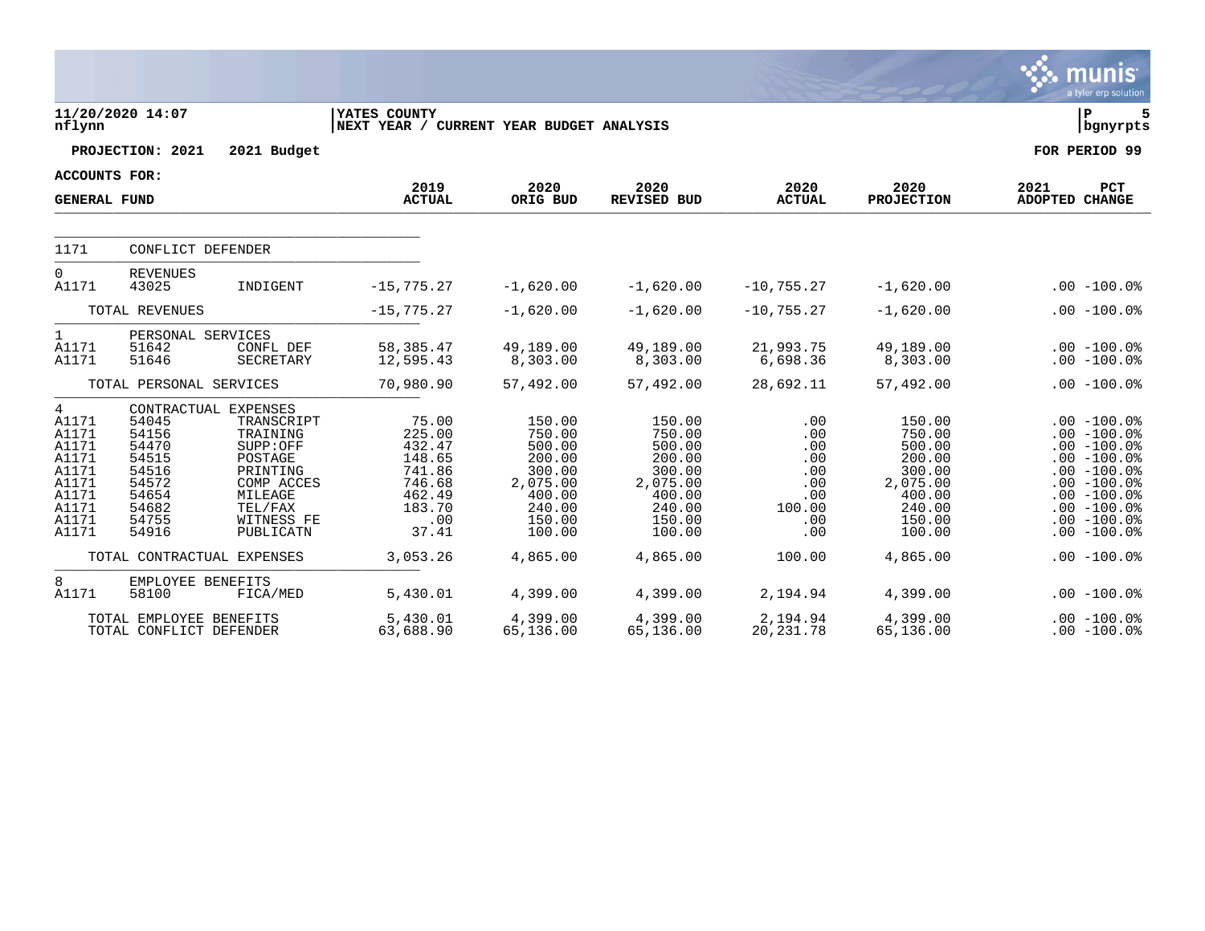**11/20/2020 14:07** | **YATES COUNTY**
**nflynn** | **NEXT YEAR / CURRENT YEAR BUDGET ANALYSIS** | **P 5** | **bgnyrpts**

**PROJECTION: 2021 2021 Budget** | **FOR PERIOD 99**

**ACCOUNTS FOR:**

| GENERAL FUND | | | 2019 ACTUAL | 2020 ORIG BUD | 2020 REVISED BUD | 2020 ACTUAL | 2020 PROJECTION | 2021 ADOPTED | PCT CHANGE |
|---|---|---|---|---|---|---|---|---|---|
| 1171 | CONFLICT DEFENDER | | | | | | | | |
| 0 | REVENUES | | | | | | | | |
| A1171 | 43025 | INDIGENT | -15,775.27 | -1,620.00 | -1,620.00 | -10,755.27 | -1,620.00 | .00 | -100.0% |
| | TOTAL REVENUES | | -15,775.27 | -1,620.00 | -1,620.00 | -10,755.27 | -1,620.00 | .00 | -100.0% |
| 1 | PERSONAL SERVICES | | | | | | | | |
| A1171 | 51642 | CONFL DEF | 58,385.47 | 49,189.00 | 49,189.00 | 21,993.75 | 49,189.00 | .00 | -100.0% |
| A1171 | 51646 | SECRETARY | 12,595.43 | 8,303.00 | 8,303.00 | 6,698.36 | 8,303.00 | .00 | -100.0% |
| | TOTAL PERSONAL SERVICES | | 70,980.90 | 57,492.00 | 57,492.00 | 28,692.11 | 57,492.00 | .00 | -100.0% |
| 4 | CONTRACTUAL EXPENSES | | | | | | | | |
| A1171 | 54045 | TRANSCRIPT | 75.00 | 150.00 | 150.00 | .00 | 150.00 | .00 | -100.0% |
| A1171 | 54156 | TRAINING | 225.00 | 750.00 | 750.00 | .00 | 750.00 | .00 | -100.0% |
| A1171 | 54470 | SUPP:OFF | 432.47 | 500.00 | 500.00 | .00 | 500.00 | .00 | -100.0% |
| A1171 | 54515 | POSTAGE | 148.65 | 200.00 | 200.00 | .00 | 200.00 | .00 | -100.0% |
| A1171 | 54516 | PRINTING | 741.86 | 300.00 | 300.00 | .00 | 300.00 | .00 | -100.0% |
| A1171 | 54572 | COMP ACCES | 746.68 | 2,075.00 | 2,075.00 | .00 | 2,075.00 | .00 | -100.0% |
| A1171 | 54654 | MILEAGE | 462.49 | 400.00 | 400.00 | .00 | 400.00 | .00 | -100.0% |
| A1171 | 54682 | TEL/FAX | 183.70 | 240.00 | 240.00 | 100.00 | 240.00 | .00 | -100.0% |
| A1171 | 54755 | WITNESS FE | .00 | 150.00 | 150.00 | .00 | 150.00 | .00 | -100.0% |
| A1171 | 54916 | PUBLICATN | 37.41 | 100.00 | 100.00 | .00 | 100.00 | .00 | -100.0% |
| | TOTAL CONTRACTUAL EXPENSES | | 3,053.26 | 4,865.00 | 4,865.00 | 100.00 | 4,865.00 | .00 | -100.0% |
| 8 | EMPLOYEE BENEFITS | | | | | | | | |
| A1171 | 58100 | FICA/MED | 5,430.01 | 4,399.00 | 4,399.00 | 2,194.94 | 4,399.00 | .00 | -100.0% |
| | TOTAL EMPLOYEE BENEFITS | | 5,430.01 | 4,399.00 | 4,399.00 | 2,194.94 | 4,399.00 | .00 | -100.0% |
| | TOTAL CONFLICT DEFENDER | | 63,688.90 | 65,136.00 | 65,136.00 | 20,231.78 | 65,136.00 | .00 | -100.0% |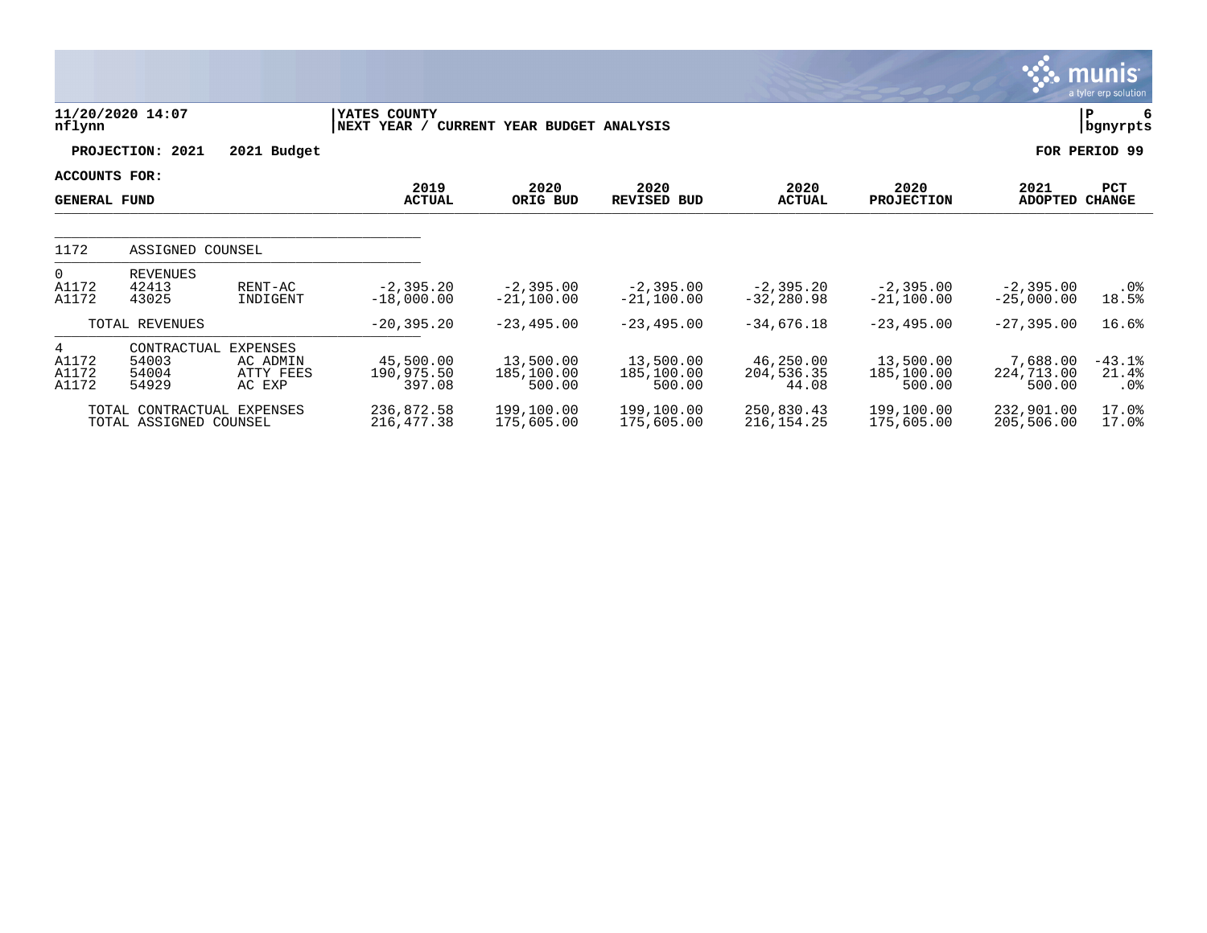**YATES COUNTY**
**NEXT YEAR / CURRENT YEAR BUDGET ANALYSIS**

11/20/2020 14:07
nflynn

P 6
bgnyrpts

**PROJECTION: 2021 2021 Budget** — **FOR PERIOD 99**

**ACCOUNTS FOR:**
**GENERAL FUND**

| | | | 2019 ACTUAL | 2020 ORIG BUD | 2020 REVISED BUD | 2020 ACTUAL | 2020 PROJECTION | 2021 ADOPTED | PCT CHANGE |
|---|---|---|---|---|---|---|---|---|---|
| 1172 | ASSIGNED COUNSEL | | | | | | | | |
| 0 | REVENUES | | | | | | | | |
| A1172 | 42413 | RENT-AC | -2,395.20 | -2,395.00 | -2,395.00 | -2,395.20 | -2,395.00 | -2,395.00 | .0% |
| A1172 | 43025 | INDIGENT | -18,000.00 | -21,100.00 | -21,100.00 | -32,280.98 | -21,100.00 | -25,000.00 | 18.5% |
| | TOTAL REVENUES | | -20,395.20 | -23,495.00 | -23,495.00 | -34,676.18 | -23,495.00 | -27,395.00 | 16.6% |
| 4 | CONTRACTUAL EXPENSES | | | | | | | | |
| A1172 | 54003 | AC ADMIN | 45,500.00 | 13,500.00 | 13,500.00 | 46,250.00 | 13,500.00 | 7,688.00 | -43.1% |
| A1172 | 54004 | ATTY FEES | 190,975.50 | 185,100.00 | 185,100.00 | 204,536.35 | 185,100.00 | 224,713.00 | 21.4% |
| A1172 | 54929 | AC EXP | 397.08 | 500.00 | 500.00 | 44.08 | 500.00 | 500.00 | .0% |
| | TOTAL CONTRACTUAL EXPENSES | | 236,872.58 | 199,100.00 | 199,100.00 | 250,830.43 | 199,100.00 | 232,901.00 | 17.0% |
| | TOTAL ASSIGNED COUNSEL | | 216,477.38 | 175,605.00 | 175,605.00 | 216,154.25 | 175,605.00 | 205,506.00 | 17.0% |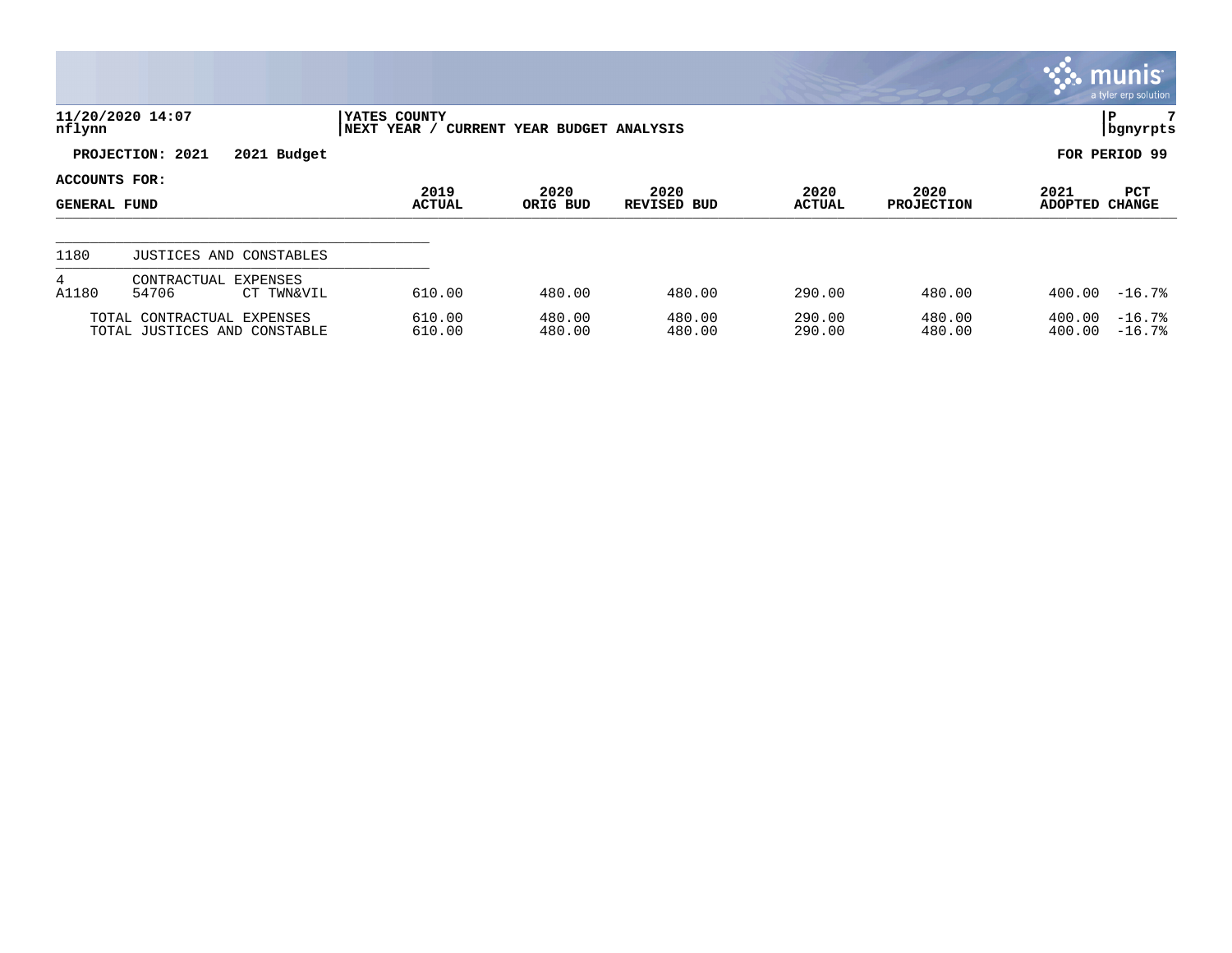11/20/2020 14:07
nflynn

YATES COUNTY
NEXT YEAR / CURRENT YEAR BUDGET ANALYSIS

P 7
bgnyrpts

**PROJECTION: 2021 2021 Budget** **FOR PERIOD 99**

**ACCOUNTS FOR:**

| GENERAL FUND | | | 2019 ACTUAL | 2020 ORIG BUD | 2020 REVISED BUD | 2020 ACTUAL | 2020 PROJECTION | 2021 ADOPTED | PCT CHANGE |
|---|---|---|---|---|---|---|---|---|---|
| 1180 | JUSTICES AND CONSTABLES | | | | | | | | |
| 4 | CONTRACTUAL EXPENSES | | | | | | | | |
| A1180 | 54706 | CT TWN&VIL | 610.00 | 480.00 | 480.00 | 290.00 | 480.00 | 400.00 | -16.7% |
| | TOTAL CONTRACTUAL EXPENSES | | 610.00 | 480.00 | 480.00 | 290.00 | 480.00 | 400.00 | -16.7% |
| | TOTAL JUSTICES AND CONSTABLE | | 610.00 | 480.00 | 480.00 | 290.00 | 480.00 | 400.00 | -16.7% |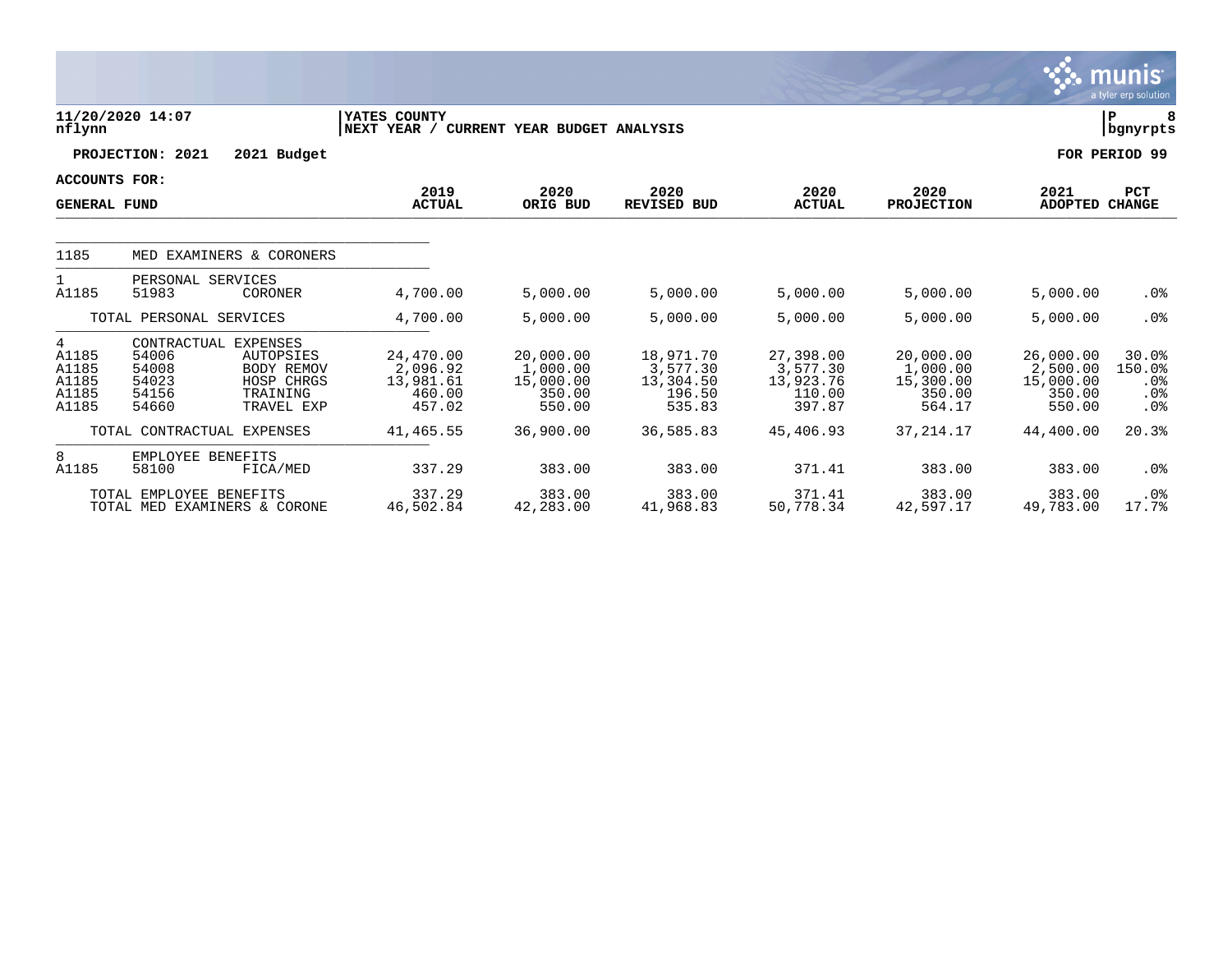**11/20/2020 14:07**
**nflynn**

**YATES COUNTY**
**NEXT YEAR / CURRENT YEAR BUDGET ANALYSIS**

**P 8**
**bgnyrpts**

**PROJECTION: 2021 2021 Budget**

**FOR PERIOD 99**

**ACCOUNTS FOR:**

| GENERAL FUND | | | 2019 ACTUAL | 2020 ORIG BUD | 2020 REVISED BUD | 2020 ACTUAL | 2020 PROJECTION | 2021 ADOPTED | PCT CHANGE |
|---|---|---|---|---|---|---|---|---|---|
| 1185 | MED EXAMINERS & CORONERS | | | | | | | | |
| 1 | PERSONAL SERVICES | | | | | | | | |
| A1185 | 51983 | CORONER | 4,700.00 | 5,000.00 | 5,000.00 | 5,000.00 | 5,000.00 | 5,000.00 | .0% |
| | TOTAL PERSONAL SERVICES | | 4,700.00 | 5,000.00 | 5,000.00 | 5,000.00 | 5,000.00 | 5,000.00 | .0% |
| 4 | CONTRACTUAL EXPENSES | | | | | | | | |
| A1185 | 54006 | AUTOPSIES | 24,470.00 | 20,000.00 | 18,971.70 | 27,398.00 | 20,000.00 | 26,000.00 | 30.0% |
| A1185 | 54008 | BODY REMOV | 2,096.92 | 1,000.00 | 3,577.30 | 3,577.30 | 1,000.00 | 2,500.00 | 150.0% |
| A1185 | 54023 | HOSP CHRGS | 13,981.61 | 15,000.00 | 13,304.50 | 13,923.76 | 15,300.00 | 15,000.00 | .0% |
| A1185 | 54156 | TRAINING | 460.00 | 350.00 | 196.50 | 110.00 | 350.00 | 350.00 | .0% |
| A1185 | 54660 | TRAVEL EXP | 457.02 | 550.00 | 535.83 | 397.87 | 564.17 | 550.00 | .0% |
| | TOTAL CONTRACTUAL EXPENSES | | 41,465.55 | 36,900.00 | 36,585.83 | 45,406.93 | 37,214.17 | 44,400.00 | 20.3% |
| 8 | EMPLOYEE BENEFITS | | | | | | | | |
| A1185 | 58100 | FICA/MED | 337.29 | 383.00 | 383.00 | 371.41 | 383.00 | 383.00 | .0% |
| | TOTAL EMPLOYEE BENEFITS | | 337.29 | 383.00 | 383.00 | 371.41 | 383.00 | 383.00 | .0% |
| | TOTAL MED EXAMINERS & CORONE | | 46,502.84 | 42,283.00 | 41,968.83 | 50,778.34 | 42,597.17 | 49,783.00 | 17.7% |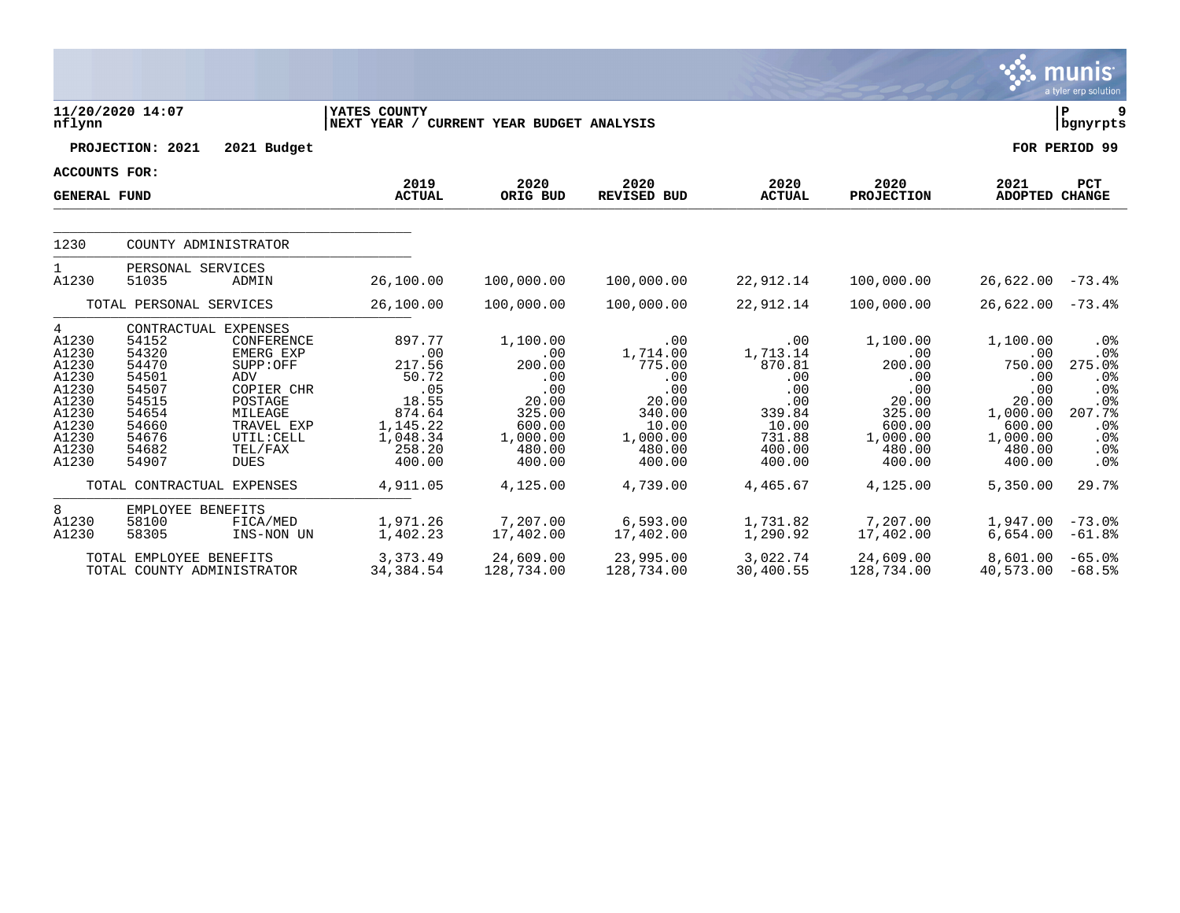YATES COUNTY
NEXT YEAR / CURRENT YEAR BUDGET ANALYSIS

11/20/2020 14:07
nflynn

PROJECTION: 2021 2021 Budget

FOR PERIOD 99

ACCOUNTS FOR:
GENERAL FUND

| | | | 2019 ACTUAL | 2020 ORIG BUD | 2020 REVISED BUD | 2020 ACTUAL | 2020 PROJECTION | 2021 ADOPTED | PCT CHANGE |
|---|---|---|---|---|---|---|---|---|---|
| 1230 | COUNTY ADMINISTRATOR | | | | | | | | |
| 1 | PERSONAL SERVICES | | | | | | | | |
| A1230 | 51035 | ADMIN | 26,100.00 | 100,000.00 | 100,000.00 | 22,912.14 | 100,000.00 | 26,622.00 | -73.4% |
| | TOTAL PERSONAL SERVICES | | 26,100.00 | 100,000.00 | 100,000.00 | 22,912.14 | 100,000.00 | 26,622.00 | -73.4% |
| 4 | CONTRACTUAL EXPENSES | | | | | | | | |
| A1230 | 54152 | CONFERENCE | 897.77 | 1,100.00 | .00 | .00 | 1,100.00 | 1,100.00 | .0% |
| A1230 | 54320 | EMERG EXP | .00 | .00 | 1,714.00 | 1,713.14 | .00 | .00 | .0% |
| A1230 | 54470 | SUPP:OFF | 217.56 | 200.00 | 775.00 | 870.81 | 200.00 | 750.00 | 275.0% |
| A1230 | 54501 | ADV | 50.72 | .00 | .00 | .00 | .00 | .00 | .0% |
| A1230 | 54507 | COPIER CHR | .05 | .00 | .00 | .00 | .00 | .00 | .0% |
| A1230 | 54515 | POSTAGE | 18.55 | 20.00 | 20.00 | .00 | 20.00 | 20.00 | .0% |
| A1230 | 54654 | MILEAGE | 874.64 | 325.00 | 340.00 | 339.84 | 325.00 | 1,000.00 | 207.7% |
| A1230 | 54660 | TRAVEL EXP | 1,145.22 | 600.00 | 10.00 | 10.00 | 600.00 | 600.00 | .0% |
| A1230 | 54676 | UTIL:CELL | 1,048.34 | 1,000.00 | 1,000.00 | 731.88 | 1,000.00 | 1,000.00 | .0% |
| A1230 | 54682 | TEL/FAX | 258.20 | 480.00 | 480.00 | 400.00 | 480.00 | 480.00 | .0% |
| A1230 | 54907 | DUES | 400.00 | 400.00 | 400.00 | 400.00 | 400.00 | 400.00 | .0% |
| | TOTAL CONTRACTUAL EXPENSES | | 4,911.05 | 4,125.00 | 4,739.00 | 4,465.67 | 4,125.00 | 5,350.00 | 29.7% |
| 8 | EMPLOYEE BENEFITS | | | | | | | | |
| A1230 | 58100 | FICA/MED | 1,971.26 | 7,207.00 | 6,593.00 | 1,731.82 | 7,207.00 | 1,947.00 | -73.0% |
| A1230 | 58305 | INS-NON UN | 1,402.23 | 17,402.00 | 17,402.00 | 1,290.92 | 17,402.00 | 6,654.00 | -61.8% |
| | TOTAL EMPLOYEE BENEFITS | | 3,373.49 | 24,609.00 | 23,995.00 | 3,022.74 | 24,609.00 | 8,601.00 | -65.0% |
| | TOTAL COUNTY ADMINISTRATOR | | 34,384.54 | 128,734.00 | 128,734.00 | 30,400.55 | 128,734.00 | 40,573.00 | -68.5% |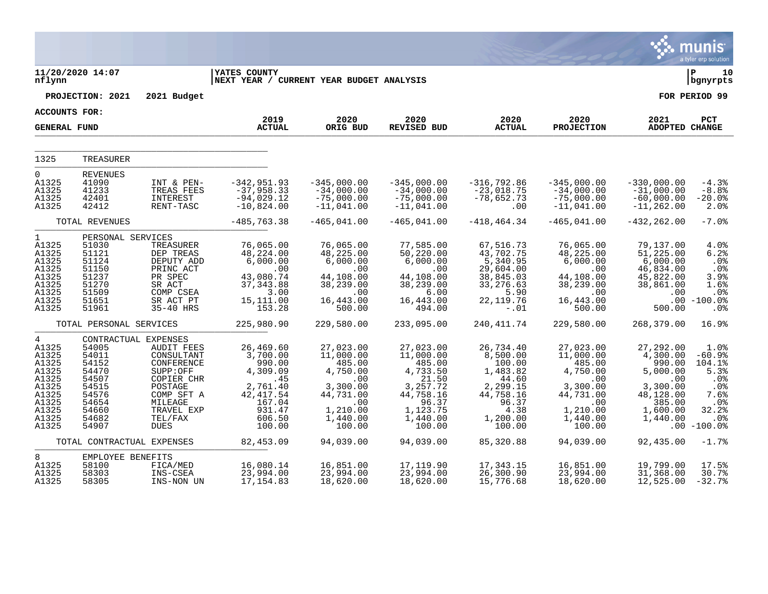**11/20/2020 14:07** | **YATES COUNTY**
**nflynn** | **NEXT YEAR / CURRENT YEAR BUDGET ANALYSIS**

**PROJECTION: 2021 2021 Budget** — **FOR PERIOD 99**

**ACCOUNTS FOR: GENERAL FUND**

| | | | 2019 ACTUAL | 2020 ORIG BUD | 2020 REVISED BUD | 2020 ACTUAL | 2020 PROJECTION | 2021 ADOPTED | PCT CHANGE |
|---|---|---|---|---|---|---|---|---|---|
| 1325 | TREASURER | | | | | | | | |
| 0 | REVENUES | | | | | | | | |
| A1325 | 41090 | INT & PEN- | -342,951.93 | -345,000.00 | -345,000.00 | -316,792.86 | -345,000.00 | -330,000.00 | -4.3% |
| A1325 | 41233 | TREAS FEES | -37,958.33 | -34,000.00 | -34,000.00 | -23,018.75 | -34,000.00 | -31,000.00 | -8.8% |
| A1325 | 42401 | INTEREST | -94,029.12 | -75,000.00 | -75,000.00 | -78,652.73 | -75,000.00 | -60,000.00 | -20.0% |
| A1325 | 42412 | RENT-TASC | -10,824.00 | -11,041.00 | -11,041.00 | .00 | -11,041.00 | -11,262.00 | 2.0% |
| | TOTAL REVENUES | | -485,763.38 | -465,041.00 | -465,041.00 | -418,464.34 | -465,041.00 | -432,262.00 | -7.0% |
| 1 | PERSONAL SERVICES | | | | | | | | |
| A1325 | 51030 | TREASURER | 76,065.00 | 76,065.00 | 77,585.00 | 67,516.73 | 76,065.00 | 79,137.00 | 4.0% |
| A1325 | 51121 | DEP TREAS | 48,224.00 | 48,225.00 | 50,220.00 | 43,702.75 | 48,225.00 | 51,225.00 | 6.2% |
| A1325 | 51124 | DEPUTY ADD | 6,000.00 | 6,000.00 | 6,000.00 | 5,340.95 | 6,000.00 | 6,000.00 | .0% |
| A1325 | 51150 | PRINC ACT | .00 | .00 | .00 | 29,604.00 | .00 | 46,834.00 | .0% |
| A1325 | 51237 | PR SPEC | 43,080.74 | 44,108.00 | 44,108.00 | 38,845.03 | 44,108.00 | 45,822.00 | 3.9% |
| A1325 | 51270 | SR ACT | 37,343.88 | 38,239.00 | 38,239.00 | 33,276.63 | 38,239.00 | 38,861.00 | 1.6% |
| A1325 | 51509 | COMP CSEA | 3.00 | .00 | 6.00 | 5.90 | .00 | .00 | .0% |
| A1325 | 51651 | SR ACT PT | 15,111.00 | 16,443.00 | 16,443.00 | 22,119.76 | 16,443.00 | .00 | -100.0% |
| A1325 | 51961 | 35-40 HRS | 153.28 | 500.00 | 494.00 | -.01 | 500.00 | 500.00 | .0% |
| | TOTAL PERSONAL SERVICES | | 225,980.90 | 229,580.00 | 233,095.00 | 240,411.74 | 229,580.00 | 268,379.00 | 16.9% |
| 4 | CONTRACTUAL EXPENSES | | | | | | | | |
| A1325 | 54005 | AUDIT FEES | 26,469.60 | 27,023.00 | 27,023.00 | 26,734.40 | 27,023.00 | 27,292.00 | 1.0% |
| A1325 | 54011 | CONSULTANT | 3,700.00 | 11,000.00 | 11,000.00 | 8,500.00 | 11,000.00 | 4,300.00 | -60.9% |
| A1325 | 54152 | CONFERENCE | 990.00 | 485.00 | 485.00 | 100.00 | 485.00 | 990.00 | 104.1% |
| A1325 | 54470 | SUPP:OFF | 4,309.09 | 4,750.00 | 4,733.50 | 1,483.82 | 4,750.00 | 5,000.00 | 5.3% |
| A1325 | 54507 | COPIER CHR | .45 | .00 | 21.50 | 44.60 | .00 | .00 | .0% |
| A1325 | 54515 | POSTAGE | 2,761.40 | 3,300.00 | 3,257.72 | 2,299.15 | 3,300.00 | 3,300.00 | .0% |
| A1325 | 54576 | COMP SFT A | 42,417.54 | 44,731.00 | 44,758.16 | 44,758.16 | 44,731.00 | 48,128.00 | 7.6% |
| A1325 | 54654 | MILEAGE | 167.04 | .00 | 96.37 | 96.37 | .00 | 385.00 | .0% |
| A1325 | 54660 | TRAVEL EXP | 931.47 | 1,210.00 | 1,123.75 | 4.38 | 1,210.00 | 1,600.00 | 32.2% |
| A1325 | 54682 | TEL/FAX | 606.50 | 1,440.00 | 1,440.00 | 1,200.00 | 1,440.00 | 1,440.00 | .0% |
| A1325 | 54907 | DUES | 100.00 | 100.00 | 100.00 | 100.00 | 100.00 | .00 | -100.0% |
| | TOTAL CONTRACTUAL EXPENSES | | 82,453.09 | 94,039.00 | 94,039.00 | 85,320.88 | 94,039.00 | 92,435.00 | -1.7% |
| 8 | EMPLOYEE BENEFITS | | | | | | | | |
| A1325 | 58100 | FICA/MED | 16,080.14 | 16,851.00 | 17,119.90 | 17,343.15 | 16,851.00 | 19,799.00 | 17.5% |
| A1325 | 58303 | INS-CSEA | 23,994.00 | 23,994.00 | 23,994.00 | 26,300.90 | 23,994.00 | 31,368.00 | 30.7% |
| A1325 | 58305 | INS-NON UN | 17,154.83 | 18,620.00 | 18,620.00 | 15,776.68 | 18,620.00 | 12,525.00 | -32.7% |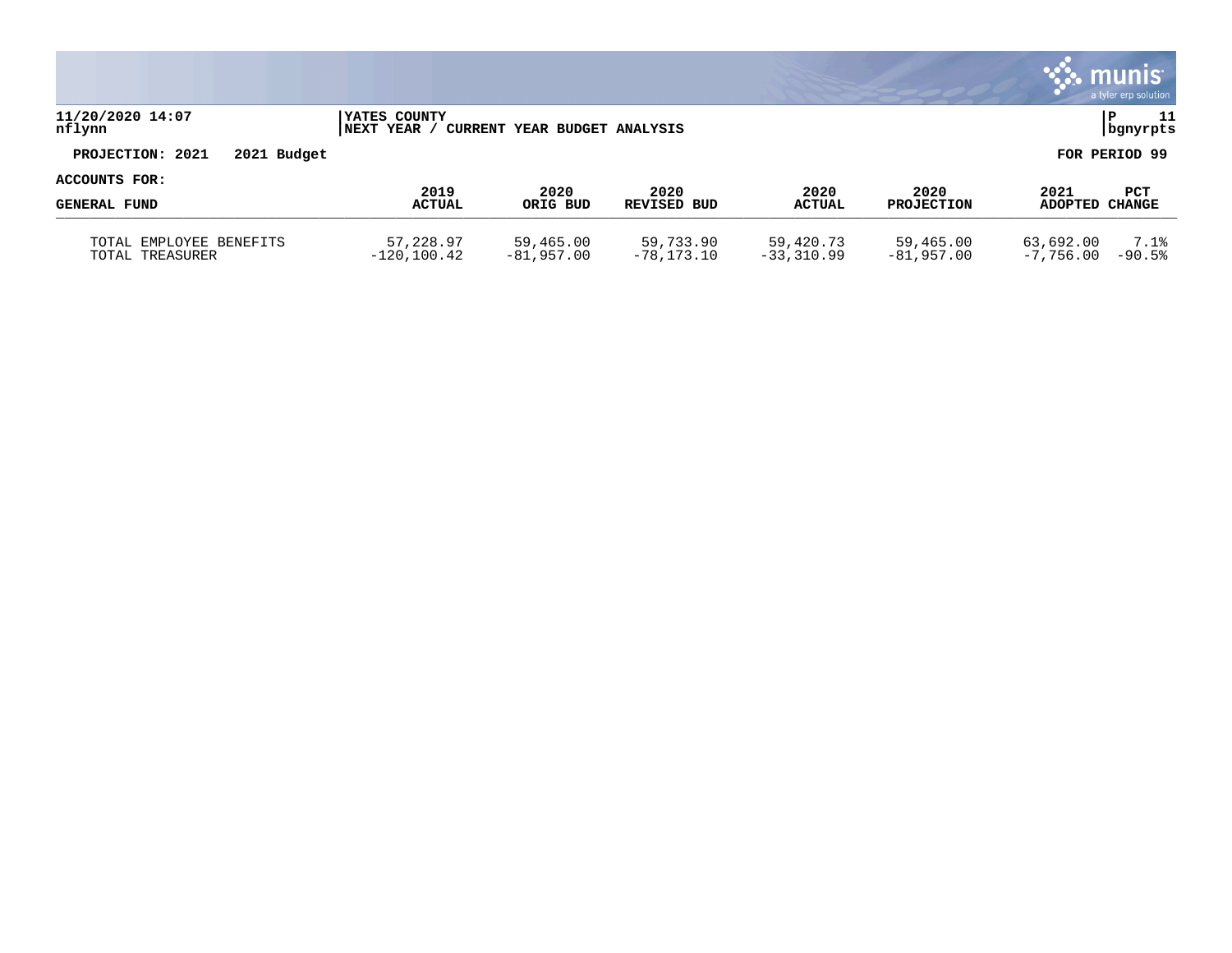**YATES COUNTY**
**NEXT YEAR / CURRENT YEAR BUDGET ANALYSIS**

**PROJECTION: 2021 2021 Budget** | **FOR PERIOD 99**

**ACCOUNTS FOR:**

| GENERAL FUND | 2019 ACTUAL | 2020 ORIG BUD | 2020 REVISED BUD | 2020 ACTUAL | 2020 PROJECTION | 2021 ADOPTED | PCT CHANGE |
|---|---|---|---|---|---|---|---|
| TOTAL EMPLOYEE BENEFITS | 57,228.97 | 59,465.00 | 59,733.90 | 59,420.73 | 59,465.00 | 63,692.00 | 7.1% |
| TOTAL TREASURER | -120,100.42 | -81,957.00 | -78,173.10 | -33,310.99 | -81,957.00 | -7,756.00 | -90.5% |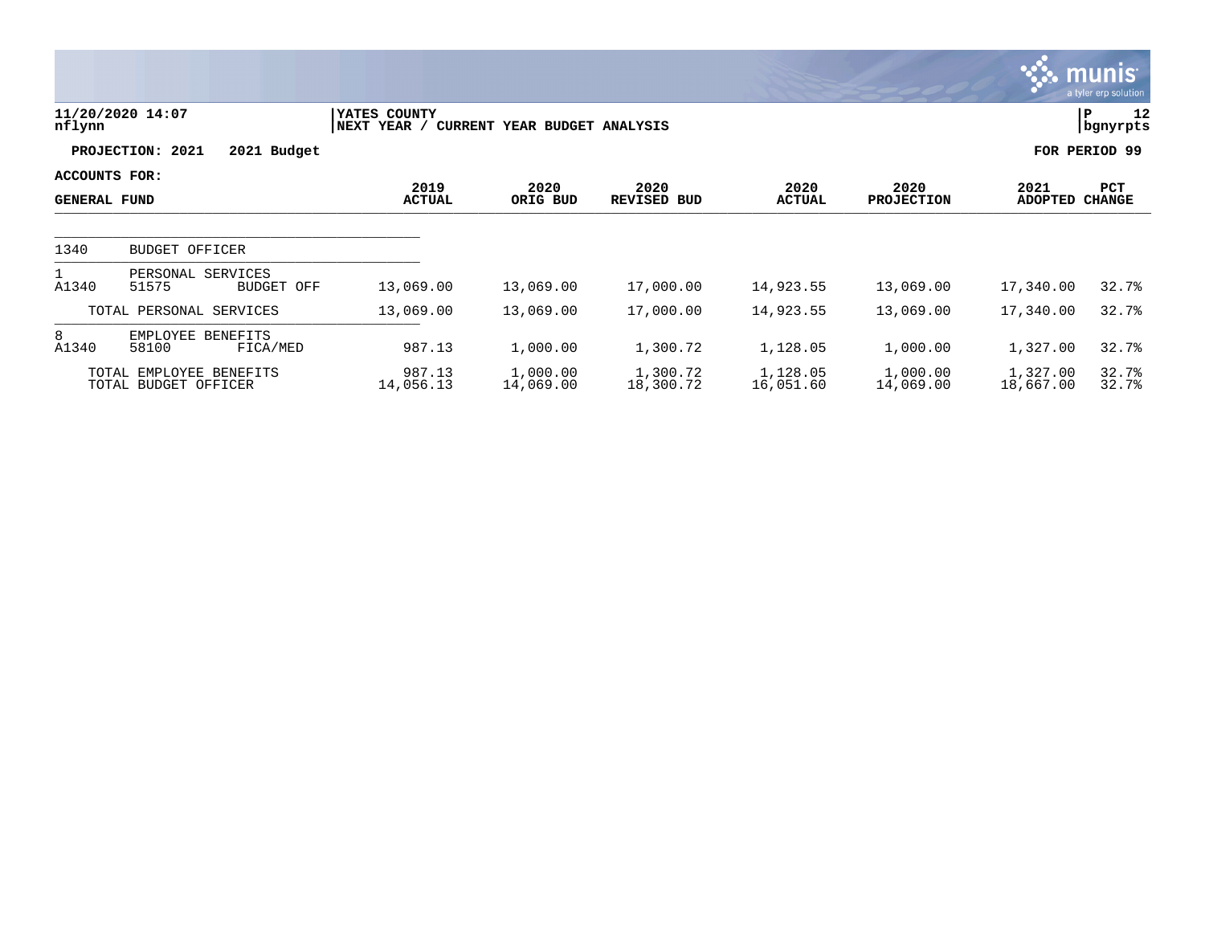YATES COUNTY
NEXT YEAR / CURRENT YEAR BUDGET ANALYSIS

11/20/2020 14:07
nflynn

**PROJECTION: 2021 2021 Budget** **FOR PERIOD 99**

**ACCOUNTS FOR:**

| GENERAL FUND | | | 2019 ACTUAL | 2020 ORIG BUD | 2020 REVISED BUD | 2020 ACTUAL | 2020 PROJECTION | 2021 ADOPTED | PCT CHANGE |
|---|---|---|---|---|---|---|---|---|---|
| 1340 | BUDGET OFFICER | | | | | | | | |
| 1 | PERSONAL SERVICES | | | | | | | | |
| A1340 | 51575 | BUDGET OFF | 13,069.00 | 13,069.00 | 17,000.00 | 14,923.55 | 13,069.00 | 17,340.00 | 32.7% |
| | TOTAL PERSONAL SERVICES | | 13,069.00 | 13,069.00 | 17,000.00 | 14,923.55 | 13,069.00 | 17,340.00 | 32.7% |
| 8 | EMPLOYEE BENEFITS | | | | | | | | |
| A1340 | 58100 | FICA/MED | 987.13 | 1,000.00 | 1,300.72 | 1,128.05 | 1,000.00 | 1,327.00 | 32.7% |
| | TOTAL EMPLOYEE BENEFITS | | 987.13 | 1,000.00 | 1,300.72 | 1,128.05 | 1,000.00 | 1,327.00 | 32.7% |
| | TOTAL BUDGET OFFICER | | 14,056.13 | 14,069.00 | 18,300.72 | 16,051.60 | 14,069.00 | 18,667.00 | 32.7% |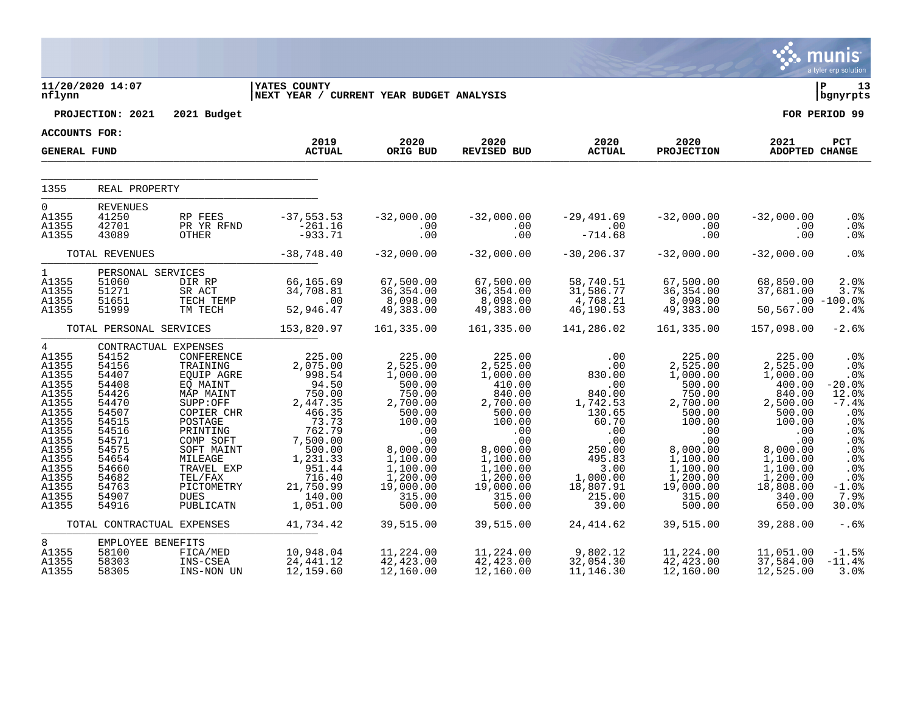11/20/2020 14:07 | YATES COUNTY | P 13
nflynn | NEXT YEAR / CURRENT YEAR BUDGET ANALYSIS | bgnyrpts

**PROJECTION: 2021 2021 Budget** — **FOR PERIOD 99**

**ACCOUNTS FOR:**

| GENERAL FUND | | | 2019 ACTUAL | 2020 ORIG BUD | 2020 REVISED BUD | 2020 ACTUAL | 2020 PROJECTION | 2021 ADOPTED | PCT CHANGE |
|---|---|---|---|---|---|---|---|---|---|
| 1355 | REAL PROPERTY | | | | | | | | |
| 0 | REVENUES | | | | | | | | |
| A1355 | 41250 | RP FEES | -37,553.53 | -32,000.00 | -32,000.00 | -29,491.69 | -32,000.00 | -32,000.00 | .0% |
| A1355 | 42701 | PR YR RFND | -261.16 | .00 | .00 | .00 | .00 | .00 | .0% |
| A1355 | 43089 | OTHER | -933.71 | .00 | .00 | -714.68 | .00 | .00 | .0% |
| | TOTAL REVENUES | | -38,748.40 | -32,000.00 | -32,000.00 | -30,206.37 | -32,000.00 | -32,000.00 | .0% |
| 1 | PERSONAL SERVICES | | | | | | | | |
| A1355 | 51060 | DIR RP | 66,165.69 | 67,500.00 | 67,500.00 | 58,740.51 | 67,500.00 | 68,850.00 | 2.0% |
| A1355 | 51271 | SR ACT | 34,708.81 | 36,354.00 | 36,354.00 | 31,586.77 | 36,354.00 | 37,681.00 | 3.7% |
| A1355 | 51651 | TECH TEMP | .00 | 8,098.00 | 8,098.00 | 4,768.21 | 8,098.00 | .00 | -100.0% |
| A1355 | 51999 | TM TECH | 52,946.47 | 49,383.00 | 49,383.00 | 46,190.53 | 49,383.00 | 50,567.00 | 2.4% |
| | TOTAL PERSONAL SERVICES | | 153,820.97 | 161,335.00 | 161,335.00 | 141,286.02 | 161,335.00 | 157,098.00 | -2.6% |
| 4 | CONTRACTUAL EXPENSES | | | | | | | | |
| A1355 | 54152 | CONFERENCE | 225.00 | 225.00 | 225.00 | .00 | 225.00 | 225.00 | .0% |
| A1355 | 54156 | TRAINING | 2,075.00 | 2,525.00 | 2,525.00 | .00 | 2,525.00 | 2,525.00 | .0% |
| A1355 | 54407 | EQUIP AGRE | 998.54 | 1,000.00 | 1,000.00 | 830.00 | 1,000.00 | 1,000.00 | .0% |
| A1355 | 54408 | EQ MAINT | 94.50 | 500.00 | 410.00 | .00 | 500.00 | 400.00 | -20.0% |
| A1355 | 54426 | MAP MAINT | 750.00 | 750.00 | 840.00 | 840.00 | 750.00 | 840.00 | 12.0% |
| A1355 | 54470 | SUPP:OFF | 2,447.35 | 2,700.00 | 2,700.00 | 1,742.53 | 2,700.00 | 2,500.00 | -7.4% |
| A1355 | 54507 | COPIER CHR | 466.35 | 500.00 | 500.00 | 130.65 | 500.00 | 500.00 | .0% |
| A1355 | 54515 | POSTAGE | 73.73 | 100.00 | 100.00 | 60.70 | 100.00 | 100.00 | .0% |
| A1355 | 54516 | PRINTING | 762.79 | .00 | .00 | .00 | .00 | .00 | .0% |
| A1355 | 54571 | COMP SOFT | 7,500.00 | .00 | .00 | .00 | .00 | .00 | .0% |
| A1355 | 54575 | SOFT MAINT | 500.00 | 8,000.00 | 8,000.00 | 250.00 | 8,000.00 | 8,000.00 | .0% |
| A1355 | 54654 | MILEAGE | 1,231.33 | 1,100.00 | 1,100.00 | 495.83 | 1,100.00 | 1,100.00 | .0% |
| A1355 | 54660 | TRAVEL EXP | 951.44 | 1,100.00 | 1,100.00 | 3.00 | 1,100.00 | 1,100.00 | .0% |
| A1355 | 54682 | TEL/FAX | 716.40 | 1,200.00 | 1,200.00 | 1,000.00 | 1,200.00 | 1,200.00 | .0% |
| A1355 | 54763 | PICTOMETRY | 21,750.99 | 19,000.00 | 19,000.00 | 18,807.91 | 19,000.00 | 18,808.00 | -1.0% |
| A1355 | 54907 | DUES | 140.00 | 315.00 | 315.00 | 215.00 | 315.00 | 340.00 | 7.9% |
| A1355 | 54916 | PUBLICATN | 1,051.00 | 500.00 | 500.00 | 39.00 | 500.00 | 650.00 | 30.0% |
| | TOTAL CONTRACTUAL EXPENSES | | 41,734.42 | 39,515.00 | 39,515.00 | 24,414.62 | 39,515.00 | 39,288.00 | -.6% |
| 8 | EMPLOYEE BENEFITS | | | | | | | | |
| A1355 | 58100 | FICA/MED | 10,948.04 | 11,224.00 | 11,224.00 | 9,802.12 | 11,224.00 | 11,051.00 | -1.5% |
| A1355 | 58303 | INS-CSEA | 24,441.12 | 42,423.00 | 42,423.00 | 32,054.30 | 42,423.00 | 37,584.00 | -11.4% |
| A1355 | 58305 | INS-NON UN | 12,159.60 | 12,160.00 | 12,160.00 | 11,146.30 | 12,160.00 | 12,525.00 | 3.0% |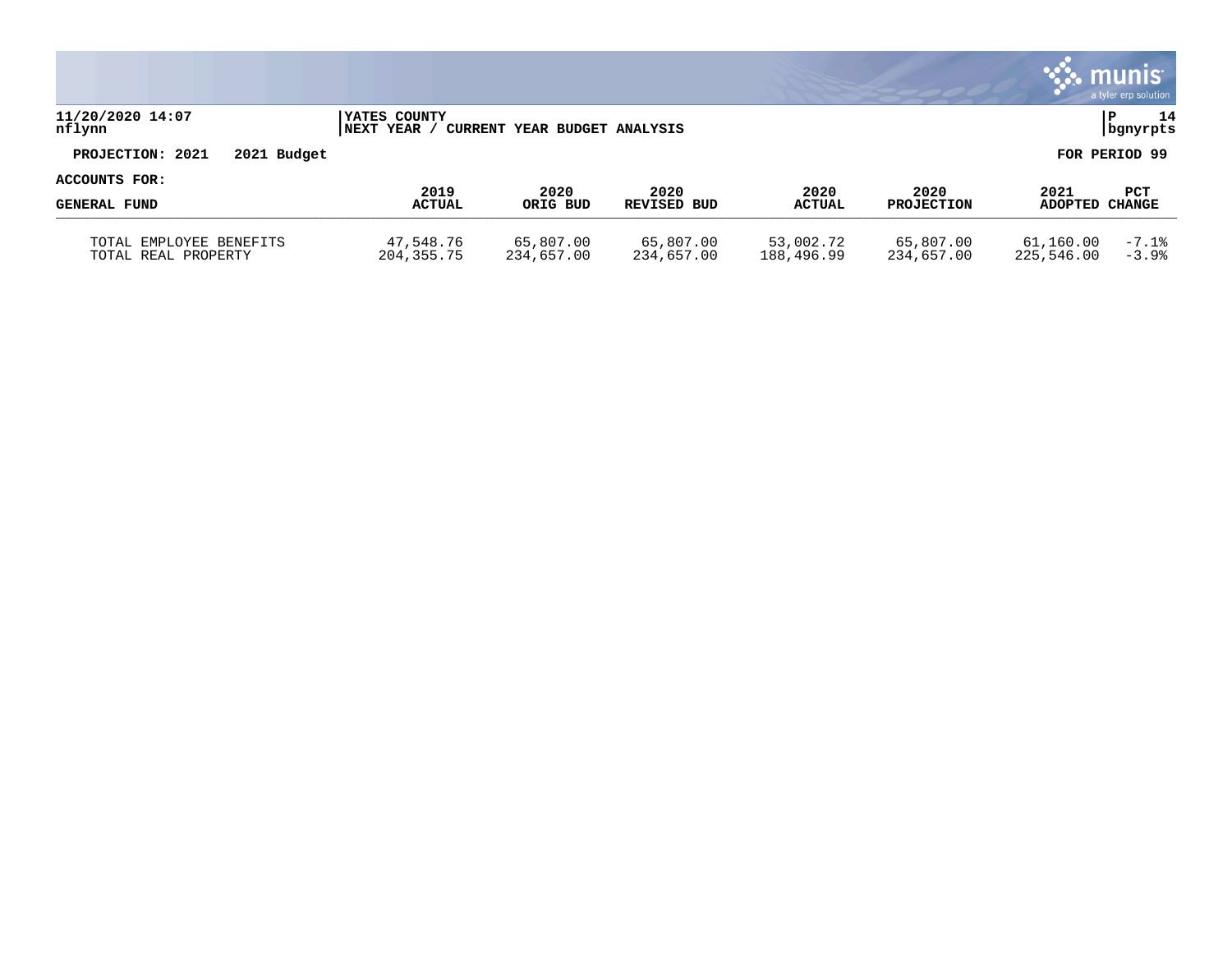YATES COUNTY
NEXT YEAR / CURRENT YEAR BUDGET ANALYSIS

PROJECTION: 2021 2021 Budget

FOR PERIOD 99

ACCOUNTS FOR:

| GENERAL FUND | 2019 ACTUAL | 2020 ORIG BUD | 2020 REVISED BUD | 2020 ACTUAL | 2020 PROJECTION | 2021 ADOPTED | PCT CHANGE |
|---|---|---|---|---|---|---|---|
| TOTAL EMPLOYEE BENEFITS | 47,548.76 | 65,807.00 | 65,807.00 | 53,002.72 | 65,807.00 | 61,160.00 | -7.1% |
| TOTAL REAL PROPERTY | 204,355.75 | 234,657.00 | 234,657.00 | 188,496.99 | 234,657.00 | 225,546.00 | -3.9% |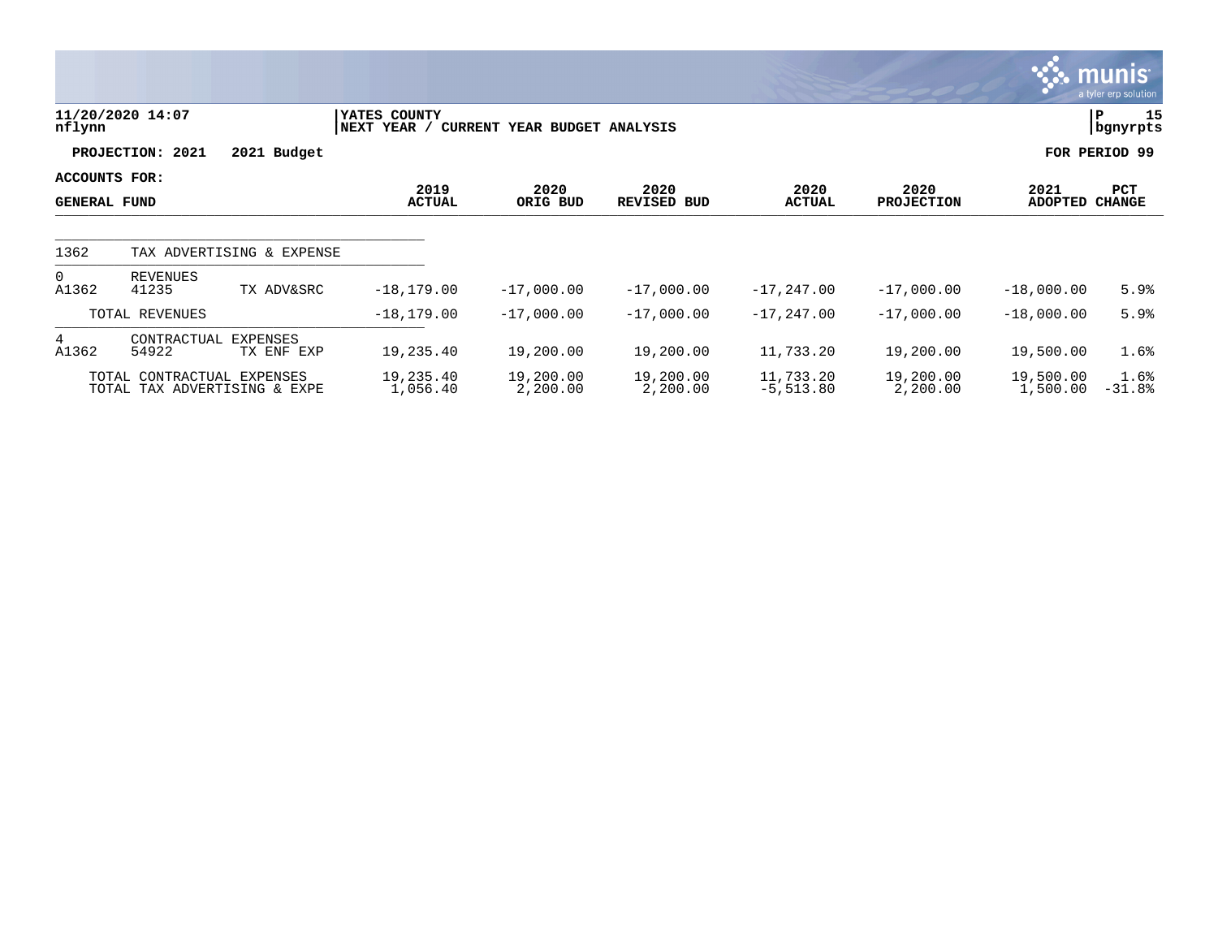11/20/2020 14:07 | YATES COUNTY | P 15
nflynn | NEXT YEAR / CURRENT YEAR BUDGET ANALYSIS | bgnyrpts

**PROJECTION: 2021 2021 Budget** **FOR PERIOD 99**

**ACCOUNTS FOR:**

| GENERAL FUND | | | 2019 ACTUAL | 2020 ORIG BUD | 2020 REVISED BUD | 2020 ACTUAL | 2020 PROJECTION | 2021 ADOPTED | PCT CHANGE |
|---|---|---|---|---|---|---|---|---|---|
| 1362 | TAX ADVERTISING & EXPENSE | | | | | | | | |
| 0 | REVENUES | | | | | | | | |
| A1362 | 41235 | TX ADV&SRC | -18,179.00 | -17,000.00 | -17,000.00 | -17,247.00 | -17,000.00 | -18,000.00 | 5.9% |
| | TOTAL REVENUES | | -18,179.00 | -17,000.00 | -17,000.00 | -17,247.00 | -17,000.00 | -18,000.00 | 5.9% |
| 4 | CONTRACTUAL EXPENSES | | | | | | | | |
| A1362 | 54922 | TX ENF EXP | 19,235.40 | 19,200.00 | 19,200.00 | 11,733.20 | 19,200.00 | 19,500.00 | 1.6% |
| | TOTAL CONTRACTUAL EXPENSES | | 19,235.40 | 19,200.00 | 19,200.00 | 11,733.20 | 19,200.00 | 19,500.00 | 1.6% |
| | TOTAL TAX ADVERTISING & EXPE | | 1,056.40 | 2,200.00 | 2,200.00 | -5,513.80 | 2,200.00 | 1,500.00 | -31.8% |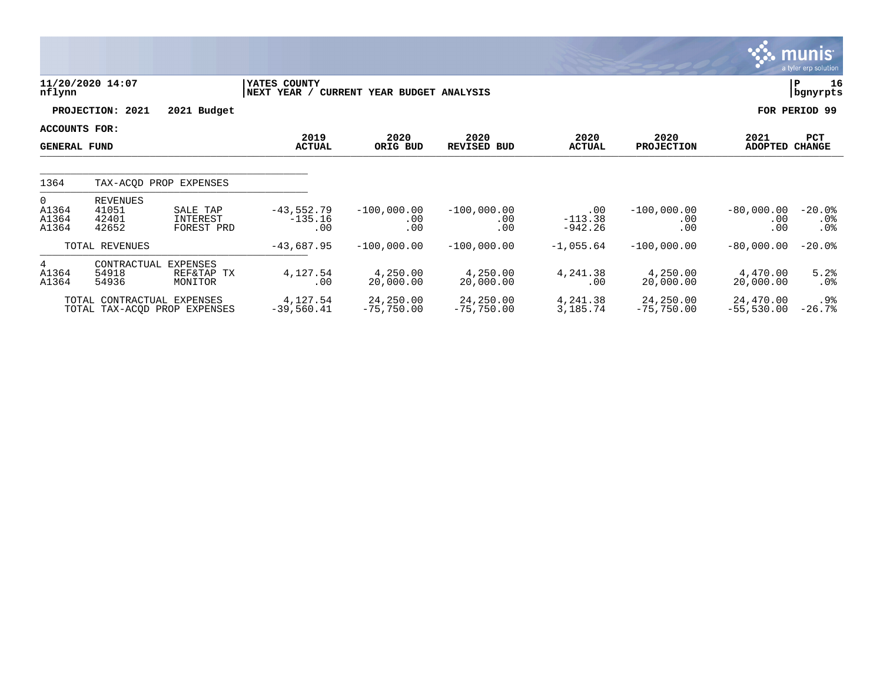YATES COUNTY
NEXT YEAR / CURRENT YEAR BUDGET ANALYSIS

11/20/2020 14:07
nflynn

P 16
bgnyrpts

**PROJECTION: 2021 2021 Budget** **FOR PERIOD 99**

**ACCOUNTS FOR:**

| GENERAL FUND | | | 2019 ACTUAL | 2020 ORIG BUD | 2020 REVISED BUD | 2020 ACTUAL | 2020 PROJECTION | 2021 ADOPTED | PCT CHANGE |
|---|---|---|---|---|---|---|---|---|---|
| 1364 | TAX-ACQD PROP EXPENSES | | | | | | | | |
| 0 | REVENUES | | | | | | | | |
| A1364 | 41051 | SALE TAP | -43,552.79 | -100,000.00 | -100,000.00 | .00 | -100,000.00 | -80,000.00 | -20.0% |
| A1364 | 42401 | INTEREST | -135.16 | .00 | .00 | -113.38 | .00 | .00 | .0% |
| A1364 | 42652 | FOREST PRD | .00 | .00 | .00 | -942.26 | .00 | .00 | .0% |
| | TOTAL REVENUES | | -43,687.95 | -100,000.00 | -100,000.00 | -1,055.64 | -100,000.00 | -80,000.00 | -20.0% |
| 4 | CONTRACTUAL EXPENSES | | | | | | | | |
| A1364 | 54918 | REF&TAP TX | 4,127.54 | 4,250.00 | 4,250.00 | 4,241.38 | 4,250.00 | 4,470.00 | 5.2% |
| A1364 | 54936 | MONITOR | .00 | 20,000.00 | 20,000.00 | .00 | 20,000.00 | 20,000.00 | .0% |
| | TOTAL CONTRACTUAL EXPENSES | | 4,127.54 | 24,250.00 | 24,250.00 | 4,241.38 | 24,250.00 | 24,470.00 | .9% |
| | TOTAL TAX-ACQD PROP EXPENSES | | -39,560.41 | -75,750.00 | -75,750.00 | 3,185.74 | -75,750.00 | -55,530.00 | -26.7% |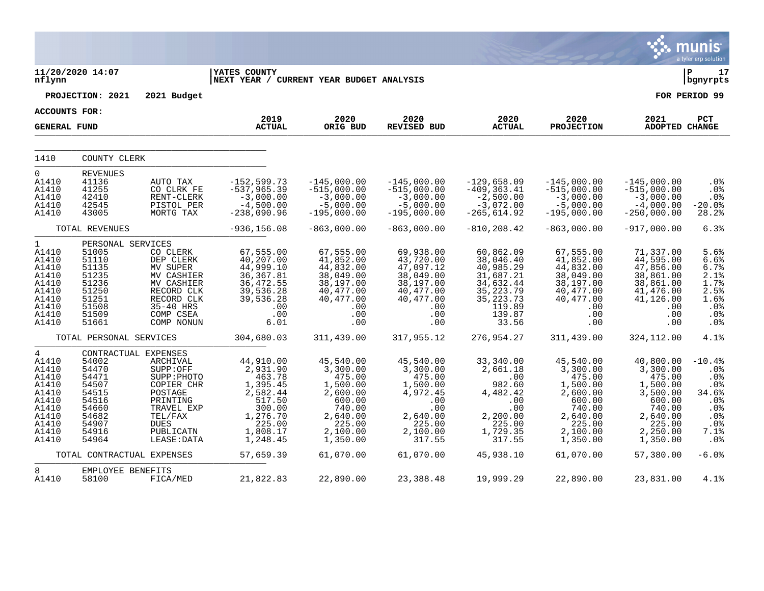11/20/2020 14:07 | YATES COUNTY | P 17
nflynn | NEXT YEAR / CURRENT YEAR BUDGET ANALYSIS | bgnyrpts

**PROJECTION: 2021 2021 Budget** — **FOR PERIOD 99**

**ACCOUNTS FOR:**

| GENERAL FUND | | | 2019 ACTUAL | 2020 ORIG BUD | 2020 REVISED BUD | 2020 ACTUAL | 2020 PROJECTION | 2021 ADOPTED | PCT CHANGE |
|---|---|---|---|---|---|---|---|---|---|
| 1410 | COUNTY CLERK | | | | | | | | |
| 0 | REVENUES | | | | | | | | |
| A1410 | 41136 | AUTO TAX | -152,599.73 | -145,000.00 | -145,000.00 | -129,658.09 | -145,000.00 | -145,000.00 | .0% |
| A1410 | 41255 | CO CLRK FE | -537,965.39 | -515,000.00 | -515,000.00 | -409,363.41 | -515,000.00 | -515,000.00 | .0% |
| A1410 | 42410 | RENT-CLERK | -3,000.00 | -3,000.00 | -3,000.00 | -2,500.00 | -3,000.00 | -3,000.00 | .0% |
| A1410 | 42545 | PISTOL PER | -4,500.00 | -5,000.00 | -5,000.00 | -3,072.00 | -5,000.00 | -4,000.00 | -20.0% |
| A1410 | 43005 | MORTG TAX | -238,090.96 | -195,000.00 | -195,000.00 | -265,614.92 | -195,000.00 | -250,000.00 | 28.2% |
| | TOTAL REVENUES | | -936,156.08 | -863,000.00 | -863,000.00 | -810,208.42 | -863,000.00 | -917,000.00 | 6.3% |
| 1 | PERSONAL SERVICES | | | | | | | | |
| A1410 | 51005 | CO CLERK | 67,555.00 | 67,555.00 | 69,938.00 | 60,862.09 | 67,555.00 | 71,337.00 | 5.6% |
| A1410 | 51110 | DEP CLERK | 40,207.00 | 41,852.00 | 43,720.00 | 38,046.40 | 41,852.00 | 44,595.00 | 6.6% |
| A1410 | 51135 | MV SUPER | 44,999.10 | 44,832.00 | 47,097.12 | 40,985.29 | 44,832.00 | 47,856.00 | 6.7% |
| A1410 | 51235 | MV CASHIER | 36,367.81 | 38,049.00 | 38,049.00 | 31,687.21 | 38,049.00 | 38,861.00 | 2.1% |
| A1410 | 51236 | MV CASHIER | 36,472.55 | 38,197.00 | 38,197.00 | 34,632.44 | 38,197.00 | 38,861.00 | 1.7% |
| A1410 | 51250 | RECORD CLK | 39,536.28 | 40,477.00 | 40,477.00 | 35,223.79 | 40,477.00 | 41,476.00 | 2.5% |
| A1410 | 51251 | RECORD CLK | 39,536.28 | 40,477.00 | 40,477.00 | 35,223.73 | 40,477.00 | 41,126.00 | 1.6% |
| A1410 | 51508 | 35-40 HRS | .00 | .00 | .00 | 119.89 | .00 | .00 | .0% |
| A1410 | 51509 | COMP CSEA | .00 | .00 | .00 | 139.87 | .00 | .00 | .0% |
| A1410 | 51661 | COMP NONUN | 6.01 | .00 | .00 | 33.56 | .00 | .00 | .0% |
| | TOTAL PERSONAL SERVICES | | 304,680.03 | 311,439.00 | 317,955.12 | 276,954.27 | 311,439.00 | 324,112.00 | 4.1% |
| 4 | CONTRACTUAL EXPENSES | | | | | | | | |
| A1410 | 54002 | ARCHIVAL | 44,910.00 | 45,540.00 | 45,540.00 | 33,340.00 | 45,540.00 | 40,800.00 | -10.4% |
| A1410 | 54470 | SUPP:OFF | 2,931.90 | 3,300.00 | 3,300.00 | 2,661.18 | 3,300.00 | 3,300.00 | .0% |
| A1410 | 54471 | SUPP:PHOTO | 463.78 | 475.00 | 475.00 | .00 | 475.00 | 475.00 | .0% |
| A1410 | 54507 | COPIER CHR | 1,395.45 | 1,500.00 | 1,500.00 | 982.60 | 1,500.00 | 1,500.00 | .0% |
| A1410 | 54515 | POSTAGE | 2,582.44 | 2,600.00 | 4,972.45 | 4,482.42 | 2,600.00 | 3,500.00 | 34.6% |
| A1410 | 54516 | PRINTING | 517.50 | 600.00 | .00 | .00 | 600.00 | 600.00 | .0% |
| A1410 | 54660 | TRAVEL EXP | 300.00 | 740.00 | .00 | .00 | 740.00 | 740.00 | .0% |
| A1410 | 54682 | TEL/FAX | 1,276.70 | 2,640.00 | 2,640.00 | 2,200.00 | 2,640.00 | 2,640.00 | .0% |
| A1410 | 54907 | DUES | 225.00 | 225.00 | 225.00 | 225.00 | 225.00 | 225.00 | .0% |
| A1410 | 54916 | PUBLICATN | 1,808.17 | 2,100.00 | 2,100.00 | 1,729.35 | 2,100.00 | 2,250.00 | 7.1% |
| A1410 | 54964 | LEASE:DATA | 1,248.45 | 1,350.00 | 317.55 | 317.55 | 1,350.00 | 1,350.00 | .0% |
| | TOTAL CONTRACTUAL EXPENSES | | 57,659.39 | 61,070.00 | 61,070.00 | 45,938.10 | 61,070.00 | 57,380.00 | -6.0% |
| 8 | EMPLOYEE BENEFITS | | | | | | | | |
| A1410 | 58100 | FICA/MED | 21,822.83 | 22,890.00 | 23,388.48 | 19,999.29 | 22,890.00 | 23,831.00 | 4.1% |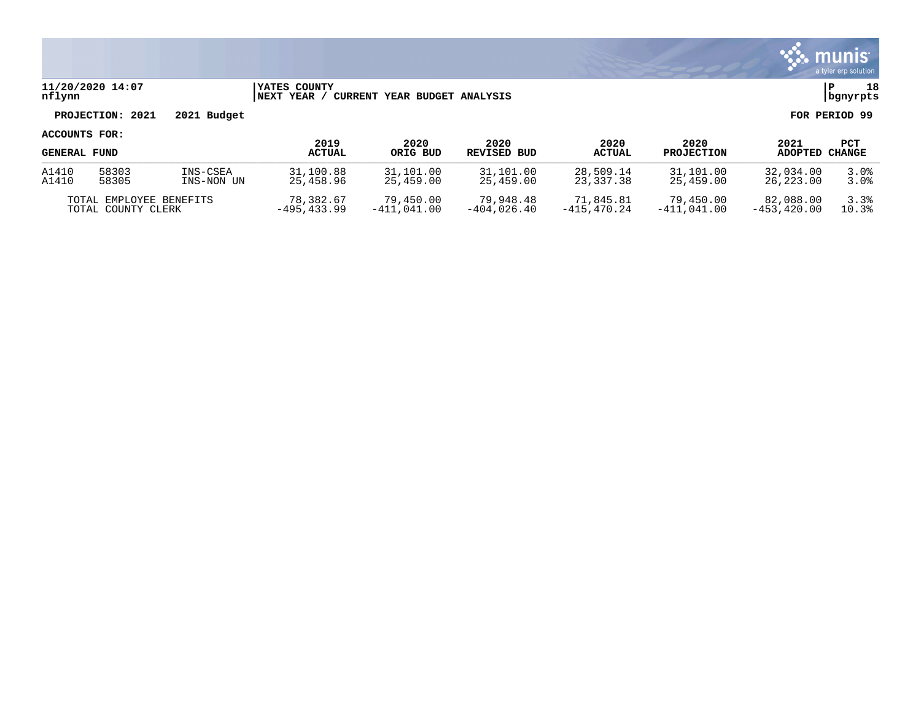11/20/2020 14:07 | YATES COUNTY | P 18
nflynn | NEXT YEAR / CURRENT YEAR BUDGET ANALYSIS | bgnyrpts

**PROJECTION: 2021    2021 Budget**    **FOR PERIOD 99**

**ACCOUNTS FOR:**

| GENERAL FUND | | | 2019 ACTUAL | 2020 ORIG BUD | 2020 REVISED BUD | 2020 ACTUAL | 2020 PROJECTION | 2021 ADOPTED | PCT CHANGE |
|---|---|---|---|---|---|---|---|---|---|
| A1410 | 58303 | INS-CSEA | 31,100.88 | 31,101.00 | 31,101.00 | 28,509.14 | 31,101.00 | 32,034.00 | 3.0% |
| A1410 | 58305 | INS-NON UN | 25,458.96 | 25,459.00 | 25,459.00 | 23,337.38 | 25,459.00 | 26,223.00 | 3.0% |
| | TOTAL EMPLOYEE BENEFITS | | 78,382.67 | 79,450.00 | 79,948.48 | 71,845.81 | 79,450.00 | 82,088.00 | 3.3% |
| | TOTAL COUNTY CLERK | | -495,433.99 | -411,041.00 | -404,026.40 | -415,470.24 | -411,041.00 | -453,420.00 | 10.3% |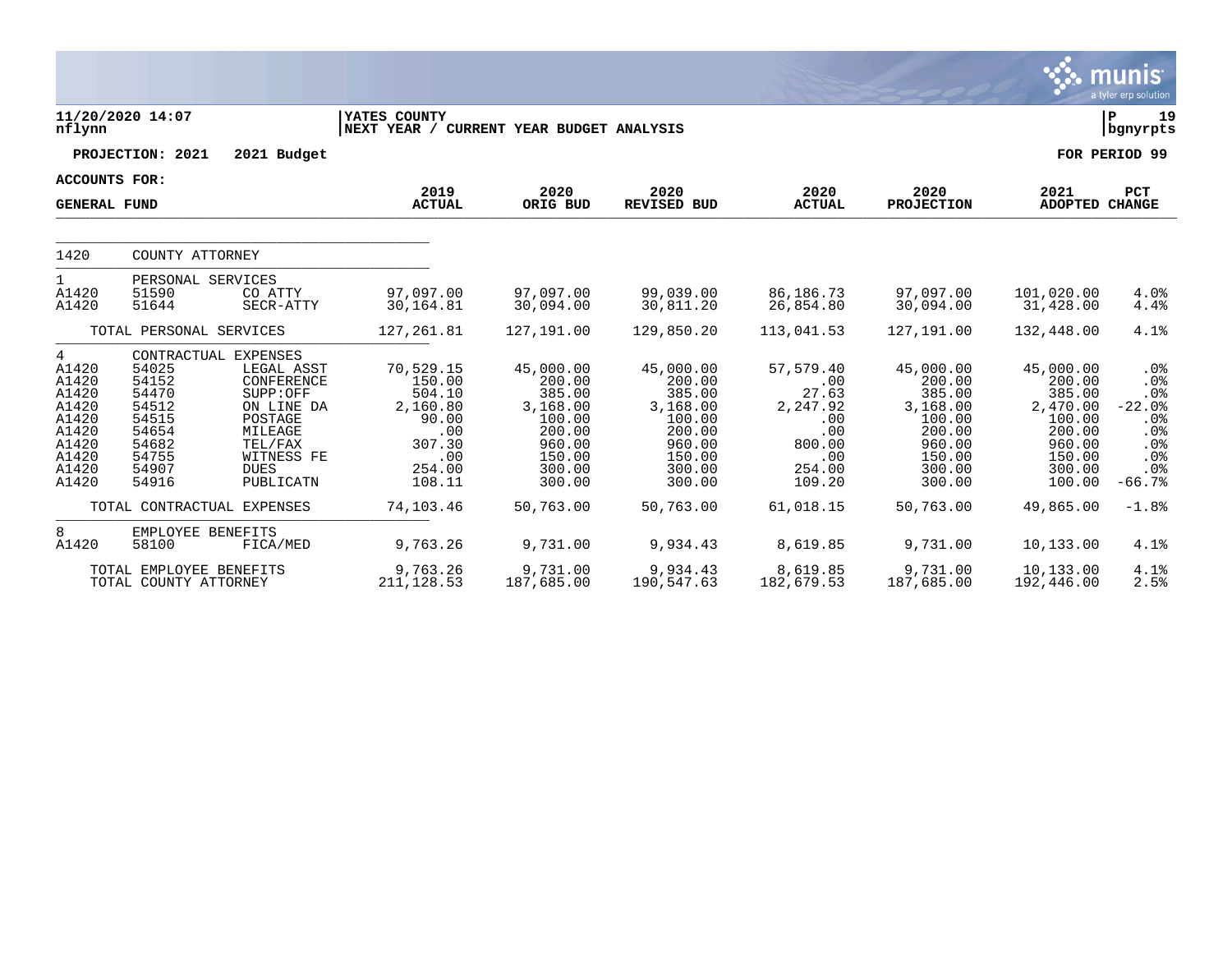11/20/2020 14:07 nflynn | YATES COUNTY — NEXT YEAR / CURRENT YEAR BUDGET ANALYSIS | P 19 bgnyrpts

**PROJECTION: 2021 2021 Budget** — **FOR PERIOD 99**

**ACCOUNTS FOR: GENERAL FUND**

| | | | 2019 ACTUAL | 2020 ORIG BUD | 2020 REVISED BUD | 2020 ACTUAL | 2020 PROJECTION | 2021 ADOPTED | PCT CHANGE |
|---|---|---|---|---|---|---|---|---|---|
| 1420 | COUNTY ATTORNEY | | | | | | | | |
| 1 | PERSONAL SERVICES | | | | | | | | |
| A1420 | 51590 | CO ATTY | 97,097.00 | 97,097.00 | 99,039.00 | 86,186.73 | 97,097.00 | 101,020.00 | 4.0% |
| A1420 | 51644 | SECR-ATTY | 30,164.81 | 30,094.00 | 30,811.20 | 26,854.80 | 30,094.00 | 31,428.00 | 4.4% |
| | TOTAL PERSONAL SERVICES | | 127,261.81 | 127,191.00 | 129,850.20 | 113,041.53 | 127,191.00 | 132,448.00 | 4.1% |
| 4 | CONTRACTUAL EXPENSES | | | | | | | | |
| A1420 | 54025 | LEGAL ASST | 70,529.15 | 45,000.00 | 45,000.00 | 57,579.40 | 45,000.00 | 45,000.00 | .0% |
| A1420 | 54152 | CONFERENCE | 150.00 | 200.00 | 200.00 | .00 | 200.00 | 200.00 | .0% |
| A1420 | 54470 | SUPP:OFF | 504.10 | 385.00 | 385.00 | 27.63 | 385.00 | 385.00 | .0% |
| A1420 | 54512 | ON LINE DA | 2,160.80 | 3,168.00 | 3,168.00 | 2,247.92 | 3,168.00 | 2,470.00 | -22.0% |
| A1420 | 54515 | POSTAGE | 90.00 | 100.00 | 100.00 | .00 | 100.00 | 100.00 | .0% |
| A1420 | 54654 | MILEAGE | .00 | 200.00 | 200.00 | .00 | 200.00 | 200.00 | .0% |
| A1420 | 54682 | TEL/FAX | 307.30 | 960.00 | 960.00 | 800.00 | 960.00 | 960.00 | .0% |
| A1420 | 54755 | WITNESS FE | .00 | 150.00 | 150.00 | .00 | 150.00 | 150.00 | .0% |
| A1420 | 54907 | DUES | 254.00 | 300.00 | 300.00 | 254.00 | 300.00 | 300.00 | .0% |
| A1420 | 54916 | PUBLICATN | 108.11 | 300.00 | 300.00 | 109.20 | 300.00 | 100.00 | -66.7% |
| | TOTAL CONTRACTUAL EXPENSES | | 74,103.46 | 50,763.00 | 50,763.00 | 61,018.15 | 50,763.00 | 49,865.00 | -1.8% |
| 8 | EMPLOYEE BENEFITS | | | | | | | | |
| A1420 | 58100 | FICA/MED | 9,763.26 | 9,731.00 | 9,934.43 | 8,619.85 | 9,731.00 | 10,133.00 | 4.1% |
| | TOTAL EMPLOYEE BENEFITS | | 9,763.26 | 9,731.00 | 9,934.43 | 8,619.85 | 9,731.00 | 10,133.00 | 4.1% |
| | TOTAL COUNTY ATTORNEY | | 211,128.53 | 187,685.00 | 190,547.63 | 182,679.53 | 187,685.00 | 192,446.00 | 2.5% |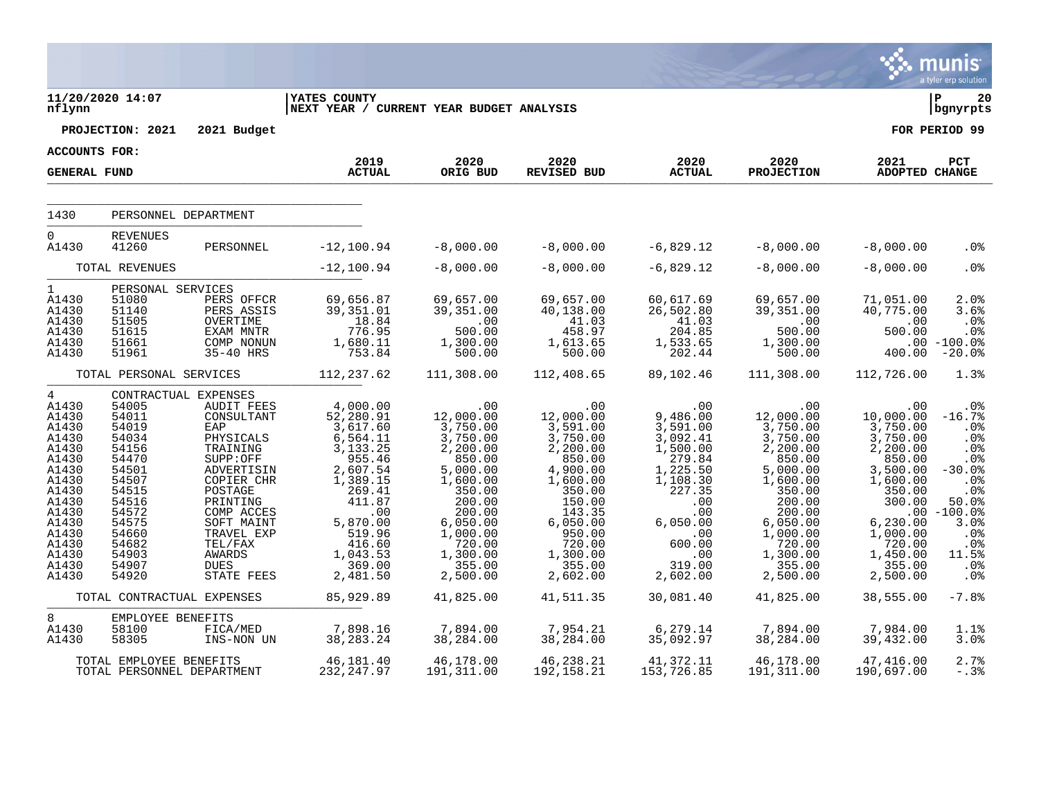**YATES COUNTY**
**NEXT YEAR / CURRENT YEAR BUDGET ANALYSIS**

11/20/2020 14:07
nflynn

P 20
bgnyrpts

**PROJECTION: 2021 2021 Budget** **FOR PERIOD 99**

**ACCOUNTS FOR:**
**GENERAL FUND**

| | | | 2019 ACTUAL | 2020 ORIG BUD | 2020 REVISED BUD | 2020 ACTUAL | 2020 PROJECTION | 2021 ADOPTED | PCT CHANGE |
|---|---|---|---|---|---|---|---|---|---|
| 1430 | PERSONNEL DEPARTMENT | | | | | | | | |
| 0 | REVENUES | | | | | | | | |
| A1430 | 41260 | PERSONNEL | -12,100.94 | -8,000.00 | -8,000.00 | -6,829.12 | -8,000.00 | -8,000.00 | .0% |
| | TOTAL REVENUES | | -12,100.94 | -8,000.00 | -8,000.00 | -6,829.12 | -8,000.00 | -8,000.00 | .0% |
| 1 | PERSONAL SERVICES | | | | | | | | |
| A1430 | 51080 | PERS OFFCR | 69,656.87 | 69,657.00 | 69,657.00 | 60,617.69 | 69,657.00 | 71,051.00 | 2.0% |
| A1430 | 51140 | PERS ASSIS | 39,351.01 | 39,351.00 | 40,138.00 | 26,502.80 | 39,351.00 | 40,775.00 | 3.6% |
| A1430 | 51505 | OVERTIME | 18.84 | .00 | 41.03 | 41.03 | .00 | .00 | .0% |
| A1430 | 51615 | EXAM MNTR | 776.95 | 500.00 | 458.97 | 204.85 | 500.00 | 500.00 | .0% |
| A1430 | 51661 | COMP NONUN | 1,680.11 | 1,300.00 | 1,613.65 | 1,533.65 | 1,300.00 | .00 | -100.0% |
| A1430 | 51961 | 35-40 HRS | 753.84 | 500.00 | 500.00 | 202.44 | 500.00 | 400.00 | -20.0% |
| | TOTAL PERSONAL SERVICES | | 112,237.62 | 111,308.00 | 112,408.65 | 89,102.46 | 111,308.00 | 112,726.00 | 1.3% |
| 4 | CONTRACTUAL EXPENSES | | | | | | | | |
| A1430 | 54005 | AUDIT FEES | 4,000.00 | .00 | .00 | .00 | .00 | .00 | .0% |
| A1430 | 54011 | CONSULTANT | 52,280.91 | 12,000.00 | 12,000.00 | 9,486.00 | 12,000.00 | 10,000.00 | -16.7% |
| A1430 | 54019 | EAP | 3,617.60 | 3,750.00 | 3,591.00 | 3,591.00 | 3,750.00 | 3,750.00 | .0% |
| A1430 | 54034 | PHYSICALS | 6,564.11 | 3,750.00 | 3,750.00 | 3,092.41 | 3,750.00 | 3,750.00 | .0% |
| A1430 | 54156 | TRAINING | 3,133.25 | 2,200.00 | 2,200.00 | 1,500.00 | 2,200.00 | 2,200.00 | .0% |
| A1430 | 54470 | SUPP:OFF | 955.46 | 850.00 | 850.00 | 279.84 | 850.00 | 850.00 | .0% |
| A1430 | 54501 | ADVERTISIN | 2,607.54 | 5,000.00 | 4,900.00 | 1,225.50 | 5,000.00 | 3,500.00 | -30.0% |
| A1430 | 54507 | COPIER CHR | 1,389.15 | 1,600.00 | 1,600.00 | 1,108.30 | 1,600.00 | 1,600.00 | .0% |
| A1430 | 54515 | POSTAGE | 269.41 | 350.00 | 350.00 | 227.35 | 350.00 | 350.00 | .0% |
| A1430 | 54516 | PRINTING | 411.87 | 200.00 | 150.00 | .00 | 200.00 | 300.00 | 50.0% |
| A1430 | 54572 | COMP ACCES | .00 | 200.00 | 143.35 | .00 | 200.00 | .00 | -100.0% |
| A1430 | 54575 | SOFT MAINT | 5,870.00 | 6,050.00 | 6,050.00 | 6,050.00 | 6,050.00 | 6,230.00 | 3.0% |
| A1430 | 54660 | TRAVEL EXP | 519.96 | 1,000.00 | 950.00 | .00 | 1,000.00 | 1,000.00 | .0% |
| A1430 | 54682 | TEL/FAX | 416.60 | 720.00 | 720.00 | 600.00 | 720.00 | 720.00 | .0% |
| A1430 | 54903 | AWARDS | 1,043.53 | 1,300.00 | 1,300.00 | .00 | 1,300.00 | 1,450.00 | 11.5% |
| A1430 | 54907 | DUES | 369.00 | 355.00 | 355.00 | 319.00 | 355.00 | 355.00 | .0% |
| A1430 | 54920 | STATE FEES | 2,481.50 | 2,500.00 | 2,602.00 | 2,602.00 | 2,500.00 | 2,500.00 | .0% |
| | TOTAL CONTRACTUAL EXPENSES | | 85,929.89 | 41,825.00 | 41,511.35 | 30,081.40 | 41,825.00 | 38,555.00 | -7.8% |
| 8 | EMPLOYEE BENEFITS | | | | | | | | |
| A1430 | 58100 | FICA/MED | 7,898.16 | 7,894.00 | 7,954.21 | 6,279.14 | 7,894.00 | 7,984.00 | 1.1% |
| A1430 | 58305 | INS-NON UN | 38,283.24 | 38,284.00 | 38,284.00 | 35,092.97 | 38,284.00 | 39,432.00 | 3.0% |
| | TOTAL EMPLOYEE BENEFITS | | 46,181.40 | 46,178.00 | 46,238.21 | 41,372.11 | 46,178.00 | 47,416.00 | 2.7% |
| | TOTAL PERSONNEL DEPARTMENT | | 232,247.97 | 191,311.00 | 192,158.21 | 153,726.85 | 191,311.00 | 190,697.00 | -.3% |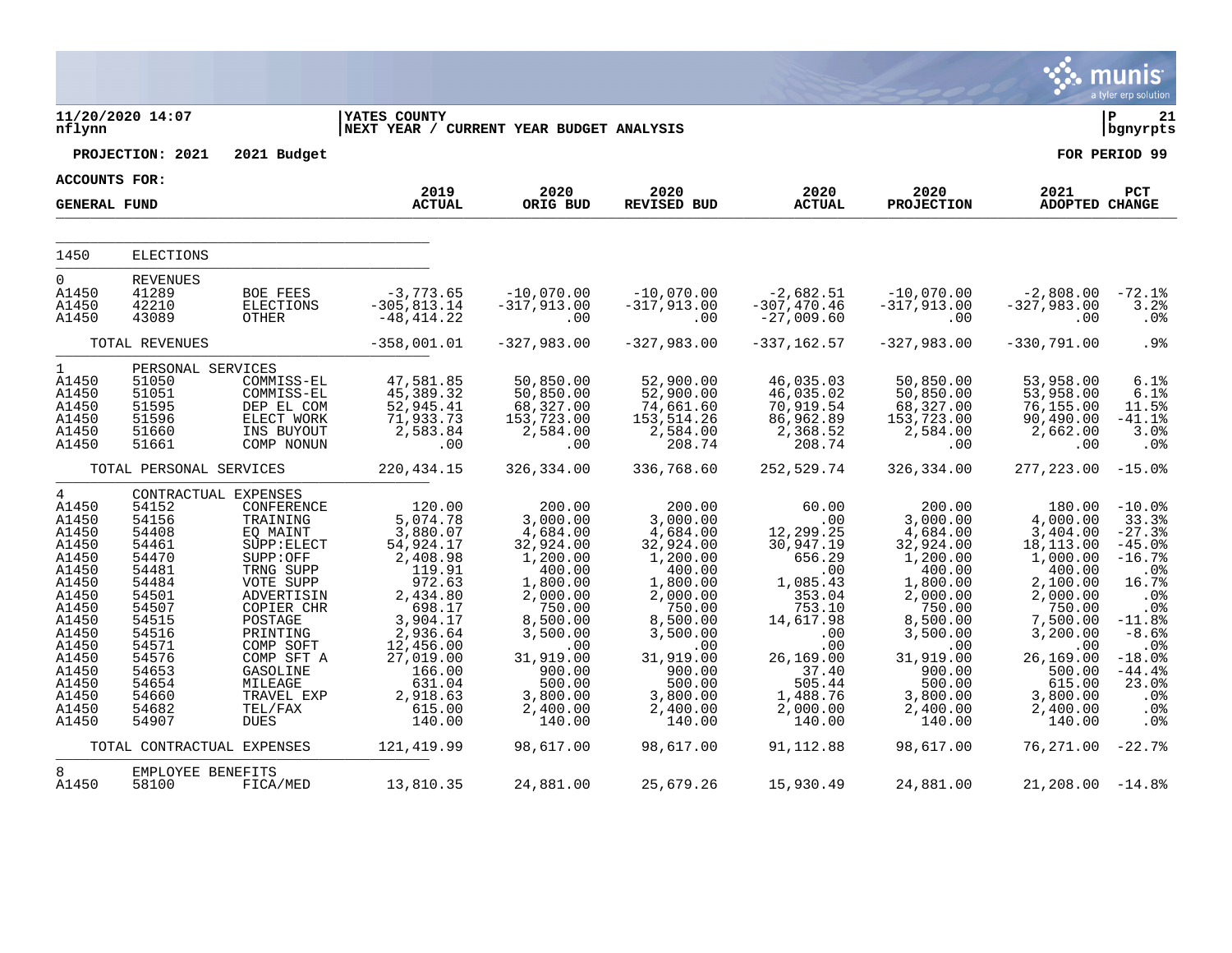11/20/2020 14:07 | YATES COUNTY
nflynn | NEXT YEAR / CURRENT YEAR BUDGET ANALYSIS

**PROJECTION: 2021 2021 Budget** — FOR PERIOD 99

**ACCOUNTS FOR:**

| GENERAL FUND | | | 2019 ACTUAL | 2020 ORIG BUD | 2020 REVISED BUD | 2020 ACTUAL | 2020 PROJECTION | 2021 ADOPTED | PCT CHANGE |
|---|---|---|---|---|---|---|---|---|---|
| 1450 | ELECTIONS | | | | | | | | |
| 0 | REVENUES | | | | | | | | |
| A1450 | 41289 | BOE FEES | -3,773.65 | -10,070.00 | -10,070.00 | -2,682.51 | -10,070.00 | -2,808.00 | -72.1% |
| A1450 | 42210 | ELECTIONS | -305,813.14 | -317,913.00 | -317,913.00 | -307,470.46 | -317,913.00 | -327,983.00 | 3.2% |
| A1450 | 43089 | OTHER | -48,414.22 | .00 | .00 | -27,009.60 | .00 | .00 | .0% |
| | TOTAL REVENUES | | -358,001.01 | -327,983.00 | -327,983.00 | -337,162.57 | -327,983.00 | -330,791.00 | .9% |
| 1 | PERSONAL SERVICES | | | | | | | | |
| A1450 | 51050 | COMMISS-EL | 47,581.85 | 50,850.00 | 52,900.00 | 46,035.03 | 50,850.00 | 53,958.00 | 6.1% |
| A1450 | 51051 | COMMISS-EL | 45,389.32 | 50,850.00 | 52,900.00 | 46,035.02 | 50,850.00 | 53,958.00 | 6.1% |
| A1450 | 51595 | DEP EL COM | 52,945.41 | 68,327.00 | 74,661.60 | 70,919.54 | 68,327.00 | 76,155.00 | 11.5% |
| A1450 | 51596 | ELECT WORK | 71,933.73 | 153,723.00 | 153,514.26 | 86,962.89 | 153,723.00 | 90,490.00 | -41.1% |
| A1450 | 51660 | INS BUYOUT | 2,583.84 | 2,584.00 | 2,584.00 | 2,368.52 | 2,584.00 | 2,662.00 | 3.0% |
| A1450 | 51661 | COMP NONUN | .00 | .00 | 208.74 | 208.74 | .00 | .00 | .0% |
| | TOTAL PERSONAL SERVICES | | 220,434.15 | 326,334.00 | 336,768.60 | 252,529.74 | 326,334.00 | 277,223.00 | -15.0% |
| 4 | CONTRACTUAL EXPENSES | | | | | | | | |
| A1450 | 54152 | CONFERENCE | 120.00 | 200.00 | 200.00 | 60.00 | 200.00 | 180.00 | -10.0% |
| A1450 | 54156 | TRAINING | 5,074.78 | 3,000.00 | 3,000.00 | .00 | 3,000.00 | 4,000.00 | 33.3% |
| A1450 | 54408 | EQ MAINT | 3,880.07 | 4,684.00 | 4,684.00 | 12,299.25 | 4,684.00 | 3,404.00 | -27.3% |
| A1450 | 54461 | SUPP:ELECT | 54,924.17 | 32,924.00 | 32,924.00 | 30,947.19 | 32,924.00 | 18,113.00 | -45.0% |
| A1450 | 54470 | SUPP:OFF | 2,408.98 | 1,200.00 | 1,200.00 | 656.29 | 1,200.00 | 1,000.00 | -16.7% |
| A1450 | 54481 | TRNG SUPP | 119.91 | 400.00 | 400.00 | .00 | 400.00 | 400.00 | .0% |
| A1450 | 54484 | VOTE SUPP | 972.63 | 1,800.00 | 1,800.00 | 1,085.43 | 1,800.00 | 2,100.00 | 16.7% |
| A1450 | 54501 | ADVERTISIN | 2,434.80 | 2,000.00 | 2,000.00 | 353.04 | 2,000.00 | 2,000.00 | .0% |
| A1450 | 54507 | COPIER CHR | 698.17 | 750.00 | 750.00 | 753.10 | 750.00 | 750.00 | .0% |
| A1450 | 54515 | POSTAGE | 3,904.17 | 8,500.00 | 8,500.00 | 14,617.98 | 8,500.00 | 7,500.00 | -11.8% |
| A1450 | 54516 | PRINTING | 2,936.64 | 3,500.00 | 3,500.00 | .00 | 3,500.00 | 3,200.00 | -8.6% |
| A1450 | 54571 | COMP SOFT | 12,456.00 | .00 | .00 | .00 | .00 | .00 | .0% |
| A1450 | 54576 | COMP SFT A | 27,019.00 | 31,919.00 | 31,919.00 | 26,169.00 | 31,919.00 | 26,169.00 | -18.0% |
| A1450 | 54653 | GASOLINE | 166.00 | 900.00 | 900.00 | 37.40 | 900.00 | 500.00 | -44.4% |
| A1450 | 54654 | MILEAGE | 631.04 | 500.00 | 500.00 | 505.44 | 500.00 | 615.00 | 23.0% |
| A1450 | 54660 | TRAVEL EXP | 2,918.63 | 3,800.00 | 3,800.00 | 1,488.76 | 3,800.00 | 3,800.00 | .0% |
| A1450 | 54682 | TEL/FAX | 615.00 | 2,400.00 | 2,400.00 | 2,000.00 | 2,400.00 | 2,400.00 | .0% |
| A1450 | 54907 | DUES | 140.00 | 140.00 | 140.00 | 140.00 | 140.00 | 140.00 | .0% |
| | TOTAL CONTRACTUAL EXPENSES | | 121,419.99 | 98,617.00 | 98,617.00 | 91,112.88 | 98,617.00 | 76,271.00 | -22.7% |
| 8 | EMPLOYEE BENEFITS | | | | | | | | |
| A1450 | 58100 | FICA/MED | 13,810.35 | 24,881.00 | 25,679.26 | 15,930.49 | 24,881.00 | 21,208.00 | -14.8% |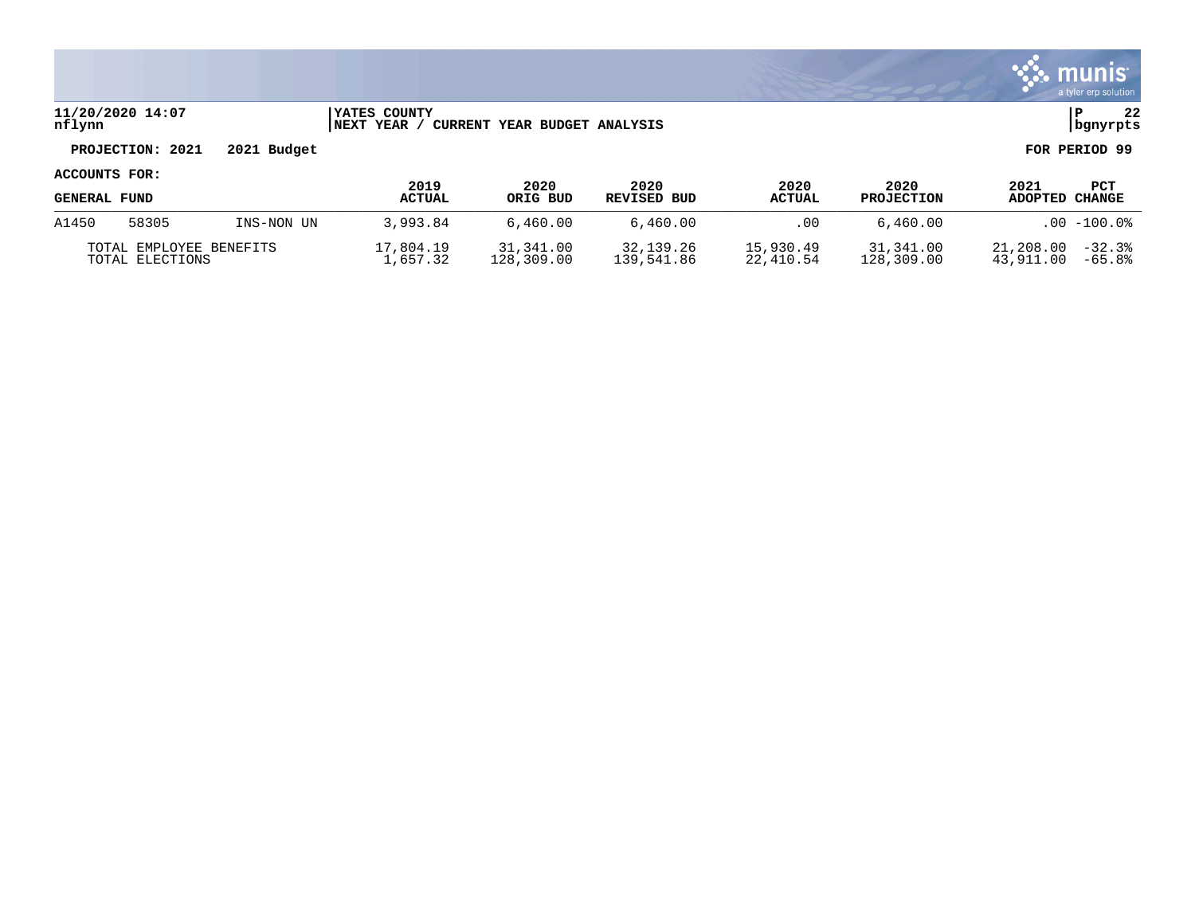11/20/2020 14:07 | YATES COUNTY | P 22
nflynn | NEXT YEAR / CURRENT YEAR BUDGET ANALYSIS | bgnyrpts

**PROJECTION: 2021 2021 Budget** **FOR PERIOD 99**

**ACCOUNTS FOR:**

| GENERAL FUND | | | 2019 ACTUAL | 2020 ORIG BUD | 2020 REVISED BUD | 2020 ACTUAL | 2020 PROJECTION | 2021 ADOPTED | PCT CHANGE |
|---|---|---|---|---|---|---|---|---|---|
| A1450 | 58305 | INS-NON UN | 3,993.84 | 6,460.00 | 6,460.00 | .00 | 6,460.00 | .00 | -100.0% |
| TOTAL EMPLOYEE BENEFITS | | | 17,804.19 | 31,341.00 | 32,139.26 | 15,930.49 | 31,341.00 | 21,208.00 | -32.3% |
| TOTAL ELECTIONS | | | 1,657.32 | 128,309.00 | 139,541.86 | 22,410.54 | 128,309.00 | 43,911.00 | -65.8% |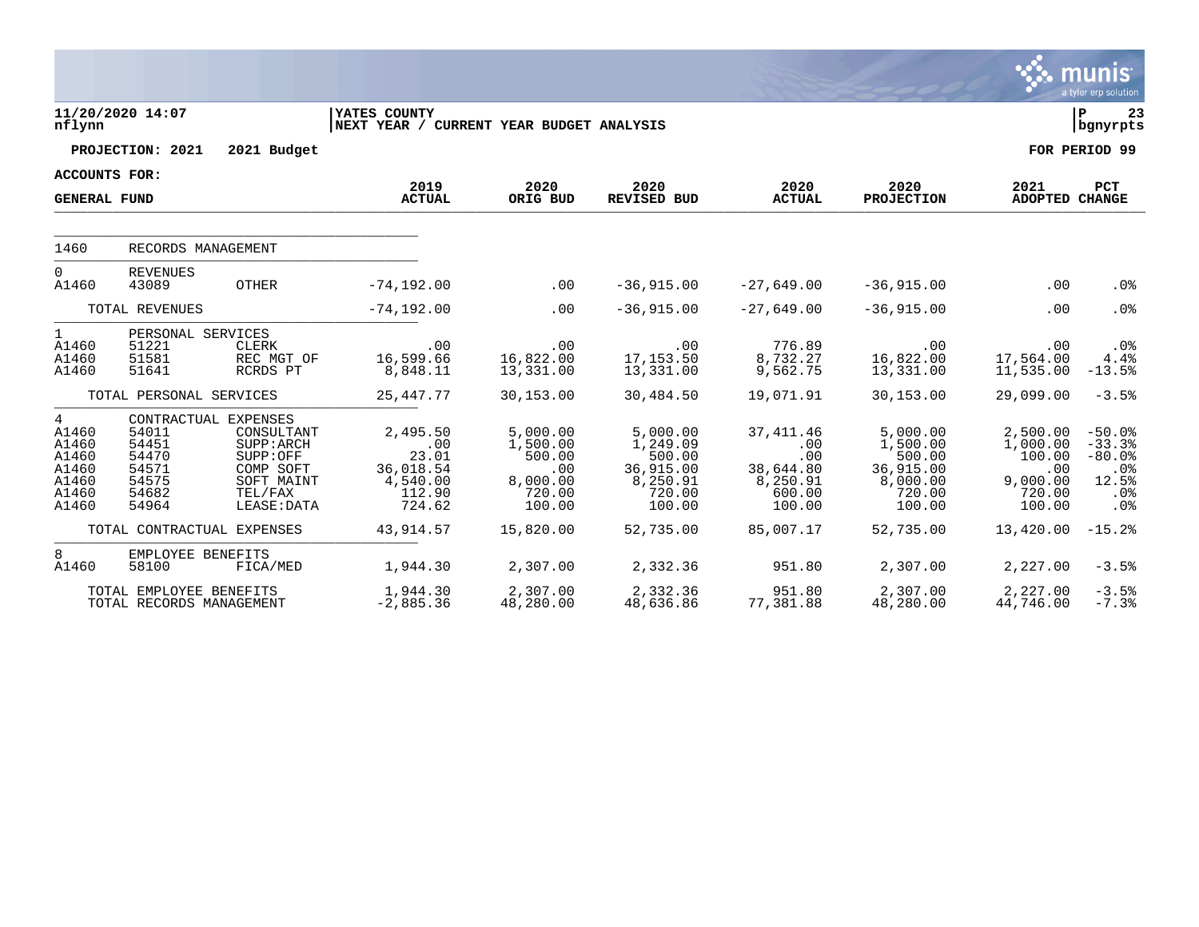11/20/2020 14:07
nflynn

YATES COUNTY
NEXT YEAR / CURRENT YEAR BUDGET ANALYSIS

P 23
bgnyrpts

**PROJECTION: 2021 2021 Budget** **FOR PERIOD 99**

**ACCOUNTS FOR:**

| GENERAL FUND | | | 2019 ACTUAL | 2020 ORIG BUD | 2020 REVISED BUD | 2020 ACTUAL | 2020 PROJECTION | 2021 ADOPTED | PCT CHANGE |
|---|---|---|---|---|---|---|---|---|---|
| 1460 | RECORDS MANAGEMENT | | | | | | | | |
| 0 | REVENUES | | | | | | | | |
| A1460 | 43089 | OTHER | -74,192.00 | .00 | -36,915.00 | -27,649.00 | -36,915.00 | .00 | .0% |
| | TOTAL REVENUES | | -74,192.00 | .00 | -36,915.00 | -27,649.00 | -36,915.00 | .00 | .0% |
| 1 | PERSONAL SERVICES | | | | | | | | |
| A1460 | 51221 | CLERK | .00 | .00 | .00 | 776.89 | .00 | .00 | .0% |
| A1460 | 51581 | REC MGT OF | 16,599.66 | 16,822.00 | 17,153.50 | 8,732.27 | 16,822.00 | 17,564.00 | 4.4% |
| A1460 | 51641 | RCRDS PT | 8,848.11 | 13,331.00 | 13,331.00 | 9,562.75 | 13,331.00 | 11,535.00 | -13.5% |
| | TOTAL PERSONAL SERVICES | | 25,447.77 | 30,153.00 | 30,484.50 | 19,071.91 | 30,153.00 | 29,099.00 | -3.5% |
| 4 | CONTRACTUAL EXPENSES | | | | | | | | |
| A1460 | 54011 | CONSULTANT | 2,495.50 | 5,000.00 | 5,000.00 | 37,411.46 | 5,000.00 | 2,500.00 | -50.0% |
| A1460 | 54451 | SUPP:ARCH | .00 | 1,500.00 | 1,249.09 | .00 | 1,500.00 | 1,000.00 | -33.3% |
| A1460 | 54470 | SUPP:OFF | 23.01 | 500.00 | 500.00 | .00 | 500.00 | 100.00 | -80.0% |
| A1460 | 54571 | COMP SOFT | 36,018.54 | .00 | 36,915.00 | 38,644.80 | 36,915.00 | .00 | .0% |
| A1460 | 54575 | SOFT MAINT | 4,540.00 | 8,000.00 | 8,250.91 | 8,250.91 | 8,000.00 | 9,000.00 | 12.5% |
| A1460 | 54682 | TEL/FAX | 112.90 | 720.00 | 720.00 | 600.00 | 720.00 | 720.00 | .0% |
| A1460 | 54964 | LEASE:DATA | 724.62 | 100.00 | 100.00 | 100.00 | 100.00 | 100.00 | .0% |
| | TOTAL CONTRACTUAL EXPENSES | | 43,914.57 | 15,820.00 | 52,735.00 | 85,007.17 | 52,735.00 | 13,420.00 | -15.2% |
| 8 | EMPLOYEE BENEFITS | | | | | | | | |
| A1460 | 58100 | FICA/MED | 1,944.30 | 2,307.00 | 2,332.36 | 951.80 | 2,307.00 | 2,227.00 | -3.5% |
| | TOTAL EMPLOYEE BENEFITS | | 1,944.30 | 2,307.00 | 2,332.36 | 951.80 | 2,307.00 | 2,227.00 | -3.5% |
| | TOTAL RECORDS MANAGEMENT | | -2,885.36 | 48,280.00 | 48,636.86 | 77,381.88 | 48,280.00 | 44,746.00 | -7.3% |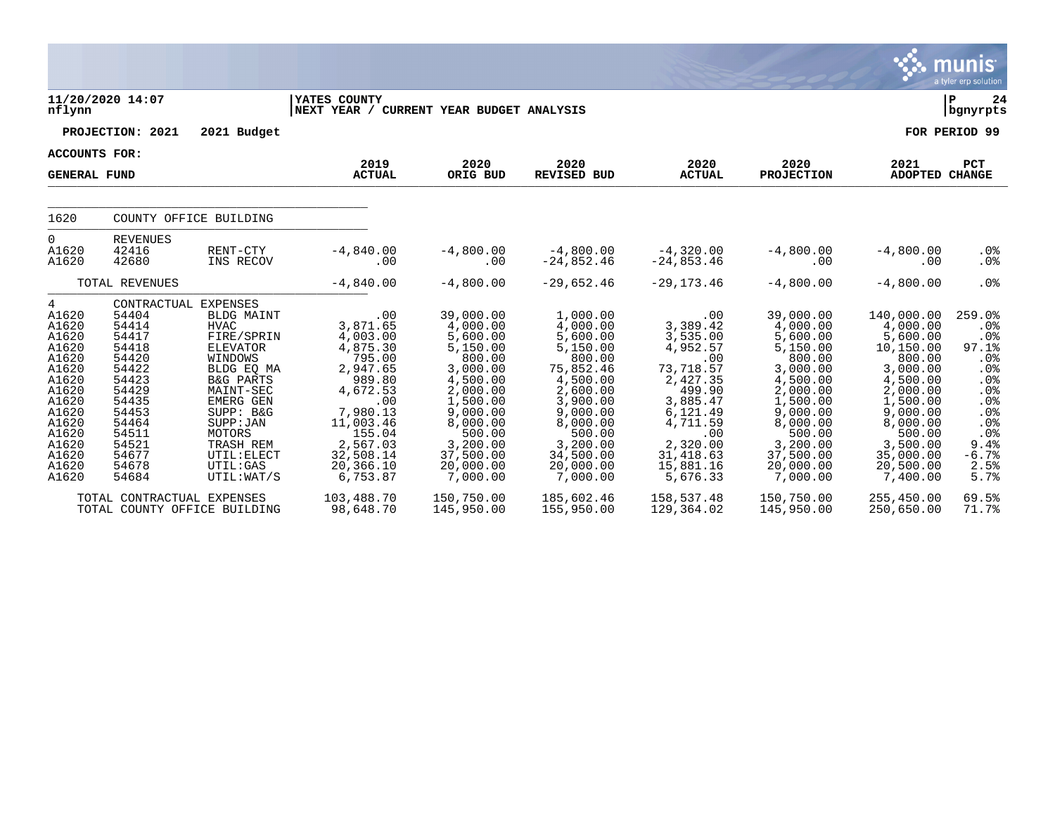**11/20/2020 14:07**
**nflynn**

**YATES COUNTY**
**NEXT YEAR / CURRENT YEAR BUDGET ANALYSIS**

**P 24**
**bgnyrpts**

**PROJECTION: 2021 2021 Budget**

**FOR PERIOD 99**

**ACCOUNTS FOR:**

**GENERAL FUND**

| | | | 2019 ACTUAL | 2020 ORIG BUD | 2020 REVISED BUD | 2020 ACTUAL | 2020 PROJECTION | 2021 ADOPTED | PCT CHANGE |
|---|---|---|---|---|---|---|---|---|---|
| 1620 | COUNTY OFFICE BUILDING | | | | | | | | |
| 0 | REVENUES | | | | | | | | |
| A1620 | 42416 | RENT-CTY | -4,840.00 | -4,800.00 | -4,800.00 | -4,320.00 | -4,800.00 | -4,800.00 | .0% |
| A1620 | 42680 | INS RECOV | .00 | .00 | -24,852.46 | -24,853.46 | .00 | .00 | .0% |
| | TOTAL REVENUES | | -4,840.00 | -4,800.00 | -29,652.46 | -29,173.46 | -4,800.00 | -4,800.00 | .0% |
| 4 | CONTRACTUAL EXPENSES | | | | | | | | |
| A1620 | 54404 | BLDG MAINT | .00 | 39,000.00 | 1,000.00 | .00 | 39,000.00 | 140,000.00 | 259.0% |
| A1620 | 54414 | HVAC | 3,871.65 | 4,000.00 | 4,000.00 | 3,389.42 | 4,000.00 | 4,000.00 | .0% |
| A1620 | 54417 | FIRE/SPRIN | 4,003.00 | 5,600.00 | 5,600.00 | 3,535.00 | 5,600.00 | 5,600.00 | .0% |
| A1620 | 54418 | ELEVATOR | 4,875.30 | 5,150.00 | 5,150.00 | 4,952.57 | 5,150.00 | 10,150.00 | 97.1% |
| A1620 | 54420 | WINDOWS | 795.00 | 800.00 | 800.00 | .00 | 800.00 | 800.00 | .0% |
| A1620 | 54422 | BLDG EQ MA | 2,947.65 | 3,000.00 | 75,852.46 | 73,718.57 | 3,000.00 | 3,000.00 | .0% |
| A1620 | 54423 | B&G PARTS | 989.80 | 4,500.00 | 4,500.00 | 2,427.35 | 4,500.00 | 4,500.00 | .0% |
| A1620 | 54429 | MAINT-SEC | 4,672.53 | 2,000.00 | 2,600.00 | 499.90 | 2,000.00 | 2,000.00 | .0% |
| A1620 | 54435 | EMERG GEN | .00 | 1,500.00 | 3,900.00 | 3,885.47 | 1,500.00 | 1,500.00 | .0% |
| A1620 | 54453 | SUPP: B&G | 7,980.13 | 9,000.00 | 9,000.00 | 6,121.49 | 9,000.00 | 9,000.00 | .0% |
| A1620 | 54464 | SUPP:JAN | 11,003.46 | 8,000.00 | 8,000.00 | 4,711.59 | 8,000.00 | 8,000.00 | .0% |
| A1620 | 54511 | MOTORS | 155.04 | 500.00 | 500.00 | .00 | 500.00 | 500.00 | .0% |
| A1620 | 54521 | TRASH REM | 2,567.03 | 3,200.00 | 3,200.00 | 2,320.00 | 3,200.00 | 3,500.00 | 9.4% |
| A1620 | 54677 | UTIL:ELECT | 32,508.14 | 37,500.00 | 34,500.00 | 31,418.63 | 37,500.00 | 35,000.00 | -6.7% |
| A1620 | 54678 | UTIL:GAS | 20,366.10 | 20,000.00 | 20,000.00 | 15,881.16 | 20,000.00 | 20,500.00 | 2.5% |
| A1620 | 54684 | UTIL:WAT/S | 6,753.87 | 7,000.00 | 7,000.00 | 5,676.33 | 7,000.00 | 7,400.00 | 5.7% |
| | TOTAL CONTRACTUAL EXPENSES | | 103,488.70 | 150,750.00 | 185,602.46 | 158,537.48 | 150,750.00 | 255,450.00 | 69.5% |
| | TOTAL COUNTY OFFICE BUILDING | | 98,648.70 | 145,950.00 | 155,950.00 | 129,364.02 | 145,950.00 | 250,650.00 | 71.7% |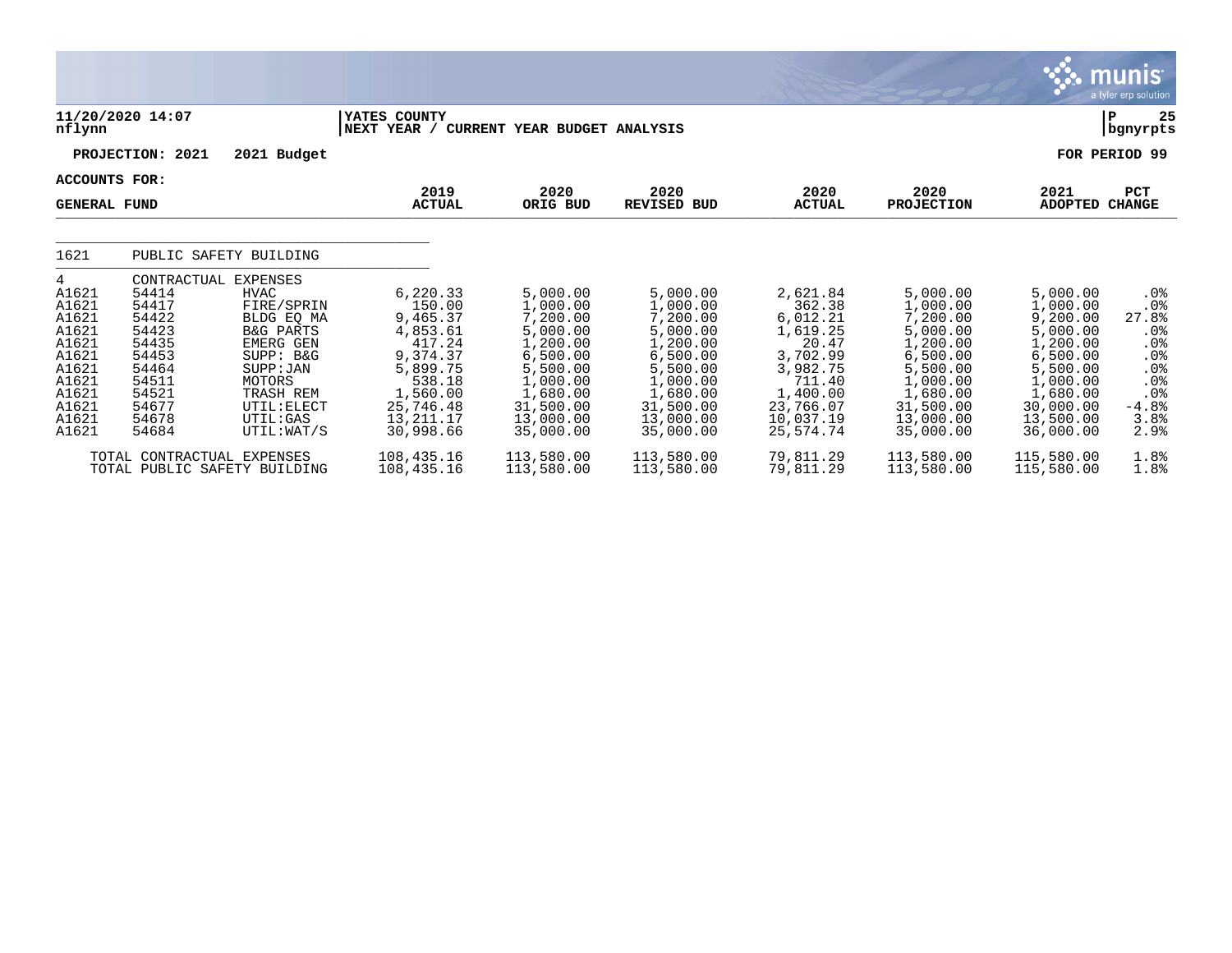11/20/2020 14:07
nflynn

YATES COUNTY
NEXT YEAR / CURRENT YEAR BUDGET ANALYSIS

P 25
bgnyrpts

PROJECTION: 2021 2021 Budget

FOR PERIOD 99

ACCOUNTS FOR:
GENERAL FUND

| | | | 2019 ACTUAL | 2020 ORIG BUD | 2020 REVISED BUD | 2020 ACTUAL | 2020 PROJECTION | 2021 ADOPTED | PCT CHANGE |
|---|---|---|---|---|---|---|---|---|---|
| 1621 | PUBLIC SAFETY BUILDING | | | | | | | | |
| 4 | CONTRACTUAL EXPENSES | | | | | | | | |
| A1621 | 54414 | HVAC | 6,220.33 | 5,000.00 | 5,000.00 | 2,621.84 | 5,000.00 | 5,000.00 | .0% |
| A1621 | 54417 | FIRE/SPRIN | 150.00 | 1,000.00 | 1,000.00 | 362.38 | 1,000.00 | 1,000.00 | .0% |
| A1621 | 54422 | BLDG EQ MA | 9,465.37 | 7,200.00 | 7,200.00 | 6,012.21 | 7,200.00 | 9,200.00 | 27.8% |
| A1621 | 54423 | B&G PARTS | 4,853.61 | 5,000.00 | 5,000.00 | 1,619.25 | 5,000.00 | 5,000.00 | .0% |
| A1621 | 54435 | EMERG GEN | 417.24 | 1,200.00 | 1,200.00 | 20.47 | 1,200.00 | 1,200.00 | .0% |
| A1621 | 54453 | SUPP: B&G | 9,374.37 | 6,500.00 | 6,500.00 | 3,702.99 | 6,500.00 | 6,500.00 | .0% |
| A1621 | 54464 | SUPP:JAN | 5,899.75 | 5,500.00 | 5,500.00 | 3,982.75 | 5,500.00 | 5,500.00 | .0% |
| A1621 | 54511 | MOTORS | 538.18 | 1,000.00 | 1,000.00 | 711.40 | 1,000.00 | 1,000.00 | .0% |
| A1621 | 54521 | TRASH REM | 1,560.00 | 1,680.00 | 1,680.00 | 1,400.00 | 1,680.00 | 1,680.00 | .0% |
| A1621 | 54677 | UTIL:ELECT | 25,746.48 | 31,500.00 | 31,500.00 | 23,766.07 | 31,500.00 | 30,000.00 | -4.8% |
| A1621 | 54678 | UTIL:GAS | 13,211.17 | 13,000.00 | 13,000.00 | 10,037.19 | 13,000.00 | 13,500.00 | 3.8% |
| A1621 | 54684 | UTIL:WAT/S | 30,998.66 | 35,000.00 | 35,000.00 | 25,574.74 | 35,000.00 | 36,000.00 | 2.9% |
| | TOTAL CONTRACTUAL EXPENSES | | 108,435.16 | 113,580.00 | 113,580.00 | 79,811.29 | 113,580.00 | 115,580.00 | 1.8% |
| | TOTAL PUBLIC SAFETY BUILDING | | 108,435.16 | 113,580.00 | 113,580.00 | 79,811.29 | 113,580.00 | 115,580.00 | 1.8% |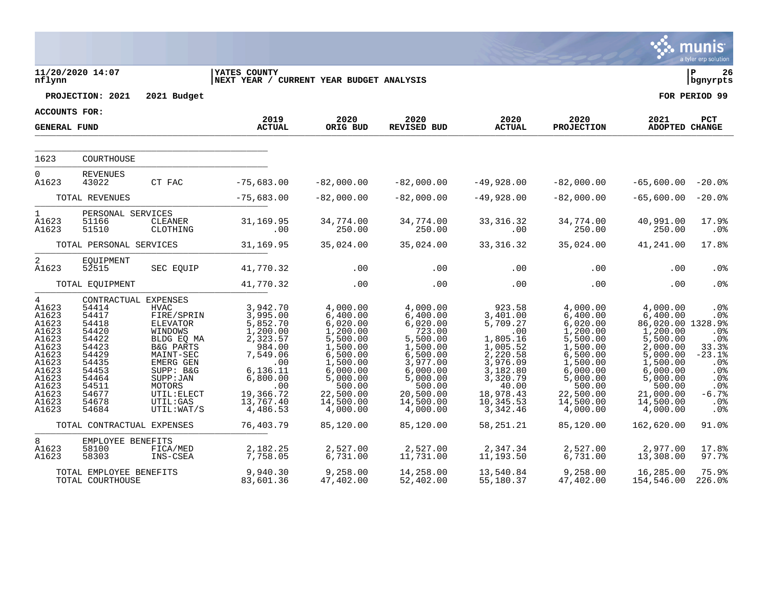11/20/2020 14:07 nflynn | YATES COUNTY — NEXT YEAR / CURRENT YEAR BUDGET ANALYSIS | P 26 bgnyrpts

**PROJECTION: 2021 2021 Budget** | **FOR PERIOD 99**

**ACCOUNTS FOR: GENERAL FUND**

| | | | 2019 ACTUAL | 2020 ORIG BUD | 2020 REVISED BUD | 2020 ACTUAL | 2020 PROJECTION | 2021 ADOPTED | PCT CHANGE |
|---|---|---|---|---|---|---|---|---|---|
| 1623 | COURTHOUSE | | | | | | | | |
| 0 | REVENUES | | | | | | | | |
| A1623 | 43022 | CT FAC | -75,683.00 | -82,000.00 | -82,000.00 | -49,928.00 | -82,000.00 | -65,600.00 | -20.0% |
| | TOTAL REVENUES | | -75,683.00 | -82,000.00 | -82,000.00 | -49,928.00 | -82,000.00 | -65,600.00 | -20.0% |
| 1 | PERSONAL SERVICES | | | | | | | | |
| A1623 | 51166 | CLEANER | 31,169.95 | 34,774.00 | 34,774.00 | 33,316.32 | 34,774.00 | 40,991.00 | 17.9% |
| A1623 | 51510 | CLOTHING | .00 | 250.00 | 250.00 | .00 | 250.00 | 250.00 | .0% |
| | TOTAL PERSONAL SERVICES | | 31,169.95 | 35,024.00 | 35,024.00 | 33,316.32 | 35,024.00 | 41,241.00 | 17.8% |
| 2 | EQUIPMENT | | | | | | | | |
| A1623 | 52515 | SEC EQUIP | 41,770.32 | .00 | .00 | .00 | .00 | .00 | .0% |
| | TOTAL EQUIPMENT | | 41,770.32 | .00 | .00 | .00 | .00 | .00 | .0% |
| 4 | CONTRACTUAL EXPENSES | | | | | | | | |
| A1623 | 54414 | HVAC | 3,942.70 | 4,000.00 | 4,000.00 | 923.58 | 4,000.00 | 4,000.00 | .0% |
| A1623 | 54417 | FIRE/SPRIN | 3,995.00 | 6,400.00 | 6,400.00 | 3,401.00 | 6,400.00 | 6,400.00 | .0% |
| A1623 | 54418 | ELEVATOR | 5,852.70 | 6,020.00 | 6,020.00 | 5,709.27 | 6,020.00 | 86,020.00 | 1328.9% |
| A1623 | 54420 | WINDOWS | 1,200.00 | 1,200.00 | 723.00 | .00 | 1,200.00 | 1,200.00 | .0% |
| A1623 | 54422 | BLDG EQ MA | 2,323.57 | 5,500.00 | 5,500.00 | 1,805.16 | 5,500.00 | 5,500.00 | .0% |
| A1623 | 54423 | B&G PARTS | 984.00 | 1,500.00 | 1,500.00 | 1,005.52 | 1,500.00 | 2,000.00 | 33.3% |
| A1623 | 54429 | MAINT-SEC | 7,549.06 | 6,500.00 | 6,500.00 | 2,220.58 | 6,500.00 | 5,000.00 | -23.1% |
| A1623 | 54435 | EMERG GEN | .00 | 1,500.00 | 3,977.00 | 3,976.09 | 1,500.00 | 1,500.00 | .0% |
| A1623 | 54453 | SUPP: B&G | 6,136.11 | 6,000.00 | 6,000.00 | 3,182.80 | 6,000.00 | 6,000.00 | .0% |
| A1623 | 54464 | SUPP:JAN | 6,800.00 | 5,000.00 | 5,000.00 | 3,320.79 | 5,000.00 | 5,000.00 | .0% |
| A1623 | 54511 | MOTORS | .00 | 500.00 | 500.00 | 40.00 | 500.00 | 500.00 | .0% |
| A1623 | 54677 | UTIL:ELECT | 19,366.72 | 22,500.00 | 20,500.00 | 18,978.43 | 22,500.00 | 21,000.00 | -6.7% |
| A1623 | 54678 | UTIL:GAS | 13,767.40 | 14,500.00 | 14,500.00 | 10,345.53 | 14,500.00 | 14,500.00 | .0% |
| A1623 | 54684 | UTIL:WAT/S | 4,486.53 | 4,000.00 | 4,000.00 | 3,342.46 | 4,000.00 | 4,000.00 | .0% |
| | TOTAL CONTRACTUAL EXPENSES | | 76,403.79 | 85,120.00 | 85,120.00 | 58,251.21 | 85,120.00 | 162,620.00 | 91.0% |
| 8 | EMPLOYEE BENEFITS | | | | | | | | |
| A1623 | 58100 | FICA/MED | 2,182.25 | 2,527.00 | 2,527.00 | 2,347.34 | 2,527.00 | 2,977.00 | 17.8% |
| A1623 | 58303 | INS-CSEA | 7,758.05 | 6,731.00 | 11,731.00 | 11,193.50 | 6,731.00 | 13,308.00 | 97.7% |
| | TOTAL EMPLOYEE BENEFITS | | 9,940.30 | 9,258.00 | 14,258.00 | 13,540.84 | 9,258.00 | 16,285.00 | 75.9% |
| | TOTAL COURTHOUSE | | 83,601.36 | 47,402.00 | 52,402.00 | 55,180.37 | 47,402.00 | 154,546.00 | 226.0% |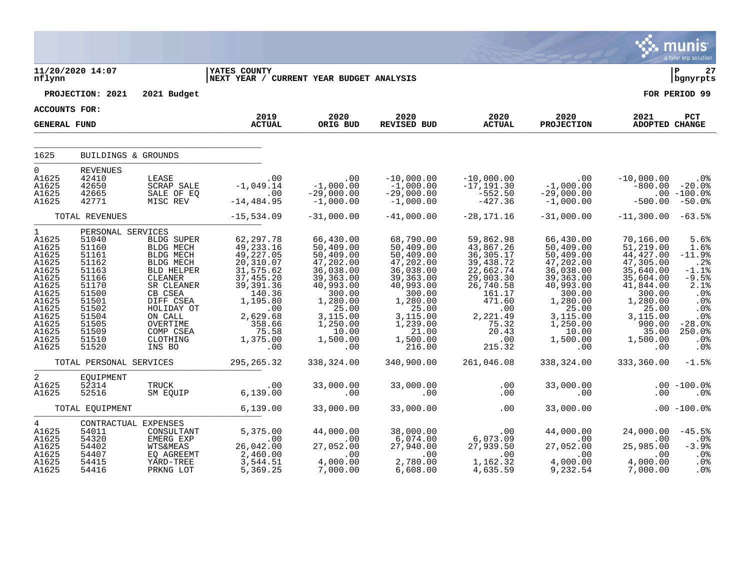**11/20/2020 14:07** | **YATES COUNTY** | **P 27**
**nflynn** | **NEXT YEAR / CURRENT YEAR BUDGET ANALYSIS** | **bgnyrpts**

**PROJECTION: 2021 2021 Budget** | **FOR PERIOD 99**

**ACCOUNTS FOR:**
**GENERAL FUND**

| | | | 2019 ACTUAL | 2020 ORIG BUD | 2020 REVISED BUD | 2020 ACTUAL | 2020 PROJECTION | 2021 ADOPTED | PCT CHANGE |
|---|---|---|---|---|---|---|---|---|---|
| 1625 | BUILDINGS & GROUNDS | | | | | | | | |
| 0 | REVENUES | | | | | | | | |
| A1625 | 42410 | LEASE | .00 | .00 | -10,000.00 | -10,000.00 | .00 | -10,000.00 | .0% |
| A1625 | 42650 | SCRAP SALE | -1,049.14 | -1,000.00 | -1,000.00 | -17,191.30 | -1,000.00 | -800.00 | -20.0% |
| A1625 | 42665 | SALE OF EQ | .00 | -29,000.00 | -29,000.00 | -552.50 | -29,000.00 | .00 | -100.0% |
| A1625 | 42771 | MISC REV | -14,484.95 | -1,000.00 | -1,000.00 | -427.36 | -1,000.00 | -500.00 | -50.0% |
| | TOTAL REVENUES | | -15,534.09 | -31,000.00 | -41,000.00 | -28,171.16 | -31,000.00 | -11,300.00 | -63.5% |
| 1 | PERSONAL SERVICES | | | | | | | | |
| A1625 | 51040 | BLDG SUPER | 62,297.78 | 66,430.00 | 68,790.00 | 59,862.98 | 66,430.00 | 70,166.00 | 5.6% |
| A1625 | 51160 | BLDG MECH | 49,233.16 | 50,409.00 | 50,409.00 | 43,867.26 | 50,409.00 | 51,219.00 | 1.6% |
| A1625 | 51161 | BLDG MECH | 49,227.05 | 50,409.00 | 50,409.00 | 36,305.17 | 50,409.00 | 44,427.00 | -11.9% |
| A1625 | 51162 | BLDG MECH | 20,310.07 | 47,202.00 | 47,202.00 | 39,438.72 | 47,202.00 | 47,305.00 | .2% |
| A1625 | 51163 | BLD HELPER | 31,575.62 | 36,038.00 | 36,038.00 | 22,662.74 | 36,038.00 | 35,640.00 | -1.1% |
| A1625 | 51166 | CLEANER | 37,455.20 | 39,363.00 | 39,363.00 | 29,003.30 | 39,363.00 | 35,604.00 | -9.5% |
| A1625 | 51170 | SR CLEANER | 39,391.36 | 40,993.00 | 40,993.00 | 26,740.58 | 40,993.00 | 41,844.00 | 2.1% |
| A1625 | 51500 | CB CSEA | 140.36 | 300.00 | 300.00 | 161.17 | 300.00 | 300.00 | .0% |
| A1625 | 51501 | DIFF CSEA | 1,195.80 | 1,280.00 | 1,280.00 | 471.60 | 1,280.00 | 1,280.00 | .0% |
| A1625 | 51502 | HOLIDAY OT | .00 | 25.00 | 25.00 | .00 | 25.00 | 25.00 | .0% |
| A1625 | 51504 | ON CALL | 2,629.68 | 3,115.00 | 3,115.00 | 2,221.49 | 3,115.00 | 3,115.00 | .0% |
| A1625 | 51505 | OVERTIME | 358.66 | 1,250.00 | 1,239.00 | 75.32 | 1,250.00 | 900.00 | -28.0% |
| A1625 | 51509 | COMP CSEA | 75.58 | 10.00 | 21.00 | 20.43 | 10.00 | 35.00 | 250.0% |
| A1625 | 51510 | CLOTHING | 1,375.00 | 1,500.00 | 1,500.00 | .00 | 1,500.00 | 1,500.00 | .0% |
| A1625 | 51520 | INS BO | .00 | .00 | 216.00 | 215.32 | .00 | .00 | .0% |
| | TOTAL PERSONAL SERVICES | | 295,265.32 | 338,324.00 | 340,900.00 | 261,046.08 | 338,324.00 | 333,360.00 | -1.5% |
| 2 | EQUIPMENT | | | | | | | | |
| A1625 | 52314 | TRUCK | .00 | 33,000.00 | 33,000.00 | .00 | 33,000.00 | .00 | -100.0% |
| A1625 | 52516 | SM EQUIP | 6,139.00 | .00 | .00 | .00 | .00 | .00 | .0% |
| | TOTAL EQUIPMENT | | 6,139.00 | 33,000.00 | 33,000.00 | .00 | 33,000.00 | .00 | -100.0% |
| 4 | CONTRACTUAL EXPENSES | | | | | | | | |
| A1625 | 54011 | CONSULTANT | 5,375.00 | 44,000.00 | 38,000.00 | .00 | 44,000.00 | 24,000.00 | -45.5% |
| A1625 | 54320 | EMERG EXP | .00 | .00 | 6,074.00 | 6,073.09 | .00 | .00 | .0% |
| A1625 | 54402 | WTS&MEAS | 26,042.00 | 27,052.00 | 27,940.00 | 27,939.50 | 27,052.00 | 25,985.00 | -3.9% |
| A1625 | 54407 | EQ AGREEMT | 2,460.00 | .00 | .00 | .00 | .00 | .00 | .0% |
| A1625 | 54415 | YARD-TREE | 3,544.51 | 4,000.00 | 2,780.00 | 1,162.32 | 4,000.00 | 4,000.00 | .0% |
| A1625 | 54416 | PRKNG LOT | 5,369.25 | 7,000.00 | 6,608.00 | 4,635.59 | 9,232.54 | 7,000.00 | .0% |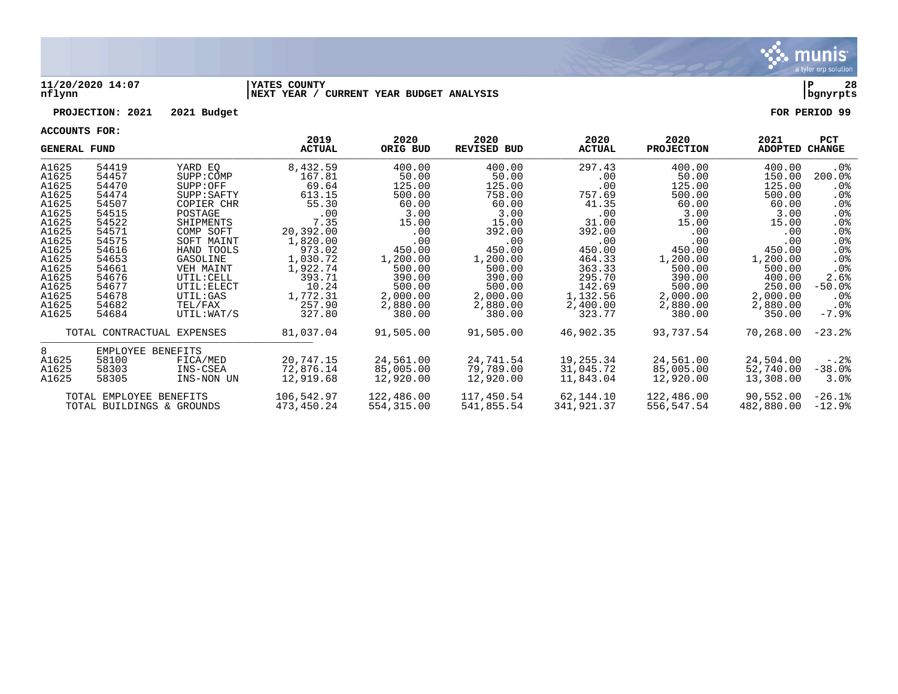11/20/2020 14:07 | YATES COUNTY | P 28
nflynn | NEXT YEAR / CURRENT YEAR BUDGET ANALYSIS | bgnyrpts

**PROJECTION: 2021 2021 Budget** **FOR PERIOD 99**

**ACCOUNTS FOR:**

| GENERAL FUND | | | 2019 ACTUAL | 2020 ORIG BUD | 2020 REVISED BUD | 2020 ACTUAL | 2020 PROJECTION | 2021 ADOPTED | PCT CHANGE |
|---|---|---|---|---|---|---|---|---|---|
| A1625 | 54419 | YARD EQ | 8,432.59 | 400.00 | 400.00 | 297.43 | 400.00 | 400.00 | .0% |
| A1625 | 54457 | SUPP:COMP | 167.81 | 50.00 | 50.00 | .00 | 50.00 | 150.00 | 200.0% |
| A1625 | 54470 | SUPP:OFF | 69.64 | 125.00 | 125.00 | .00 | 125.00 | 125.00 | .0% |
| A1625 | 54474 | SUPP:SAFTY | 613.15 | 500.00 | 758.00 | 757.69 | 500.00 | 500.00 | .0% |
| A1625 | 54507 | COPIER CHR | 55.30 | 60.00 | 60.00 | 41.35 | 60.00 | 60.00 | .0% |
| A1625 | 54515 | POSTAGE | .00 | 3.00 | 3.00 | .00 | 3.00 | 3.00 | .0% |
| A1625 | 54522 | SHIPMENTS | 7.35 | 15.00 | 15.00 | 31.00 | 15.00 | 15.00 | .0% |
| A1625 | 54571 | COMP SOFT | 20,392.00 | .00 | 392.00 | 392.00 | .00 | .00 | .0% |
| A1625 | 54575 | SOFT MAINT | 1,820.00 | .00 | .00 | .00 | .00 | .00 | .0% |
| A1625 | 54616 | HAND TOOLS | 973.02 | 450.00 | 450.00 | 450.00 | 450.00 | 450.00 | .0% |
| A1625 | 54653 | GASOLINE | 1,030.72 | 1,200.00 | 1,200.00 | 464.33 | 1,200.00 | 1,200.00 | .0% |
| A1625 | 54661 | VEH MAINT | 1,922.74 | 500.00 | 500.00 | 363.33 | 500.00 | 500.00 | .0% |
| A1625 | 54676 | UTIL:CELL | 393.71 | 390.00 | 390.00 | 295.70 | 390.00 | 400.00 | 2.6% |
| A1625 | 54677 | UTIL:ELECT | 10.24 | 500.00 | 500.00 | 142.69 | 500.00 | 250.00 | -50.0% |
| A1625 | 54678 | UTIL:GAS | 1,772.31 | 2,000.00 | 2,000.00 | 1,132.56 | 2,000.00 | 2,000.00 | .0% |
| A1625 | 54682 | TEL/FAX | 257.90 | 2,880.00 | 2,880.00 | 2,400.00 | 2,880.00 | 2,880.00 | .0% |
| A1625 | 54684 | UTIL:WAT/S | 327.80 | 380.00 | 380.00 | 323.77 | 380.00 | 350.00 | -7.9% |
| TOTAL CONTRACTUAL EXPENSES | | | 81,037.04 | 91,505.00 | 91,505.00 | 46,902.35 | 93,737.54 | 70,268.00 | -23.2% |
| 8 | EMPLOYEE BENEFITS | | | | | | | | |
| A1625 | 58100 | FICA/MED | 20,747.15 | 24,561.00 | 24,741.54 | 19,255.34 | 24,561.00 | 24,504.00 | -.2% |
| A1625 | 58303 | INS-CSEA | 72,876.14 | 85,005.00 | 79,789.00 | 31,045.72 | 85,005.00 | 52,740.00 | -38.0% |
| A1625 | 58305 | INS-NON UN | 12,919.68 | 12,920.00 | 12,920.00 | 11,843.04 | 12,920.00 | 13,308.00 | 3.0% |
| TOTAL EMPLOYEE BENEFITS | | | 106,542.97 | 122,486.00 | 117,450.54 | 62,144.10 | 122,486.00 | 90,552.00 | -26.1% |
| TOTAL BUILDINGS & GROUNDS | | | 473,450.24 | 554,315.00 | 541,855.54 | 341,921.37 | 556,547.54 | 482,880.00 | -12.9% |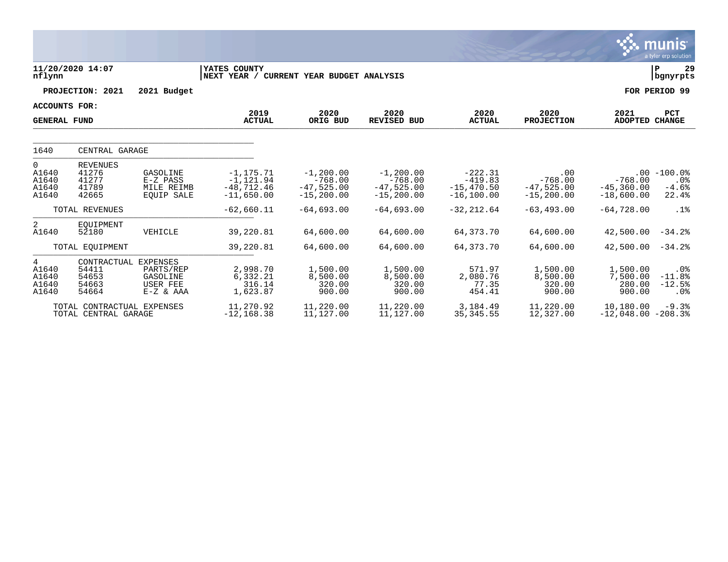**11/20/2020 14:07** | **YATES COUNTY** | **P 29**
**nflynn** | **NEXT YEAR / CURRENT YEAR BUDGET ANALYSIS** | **bgnyrpts**

**PROJECTION: 2021 2021 Budget** | **FOR PERIOD 99**

**ACCOUNTS FOR:**

| GENERAL FUND | | | 2019 ACTUAL | 2020 ORIG BUD | 2020 REVISED BUD | 2020 ACTUAL | 2020 PROJECTION | 2021 ADOPTED | PCT CHANGE |
|---|---|---|---|---|---|---|---|---|---|
| 1640 | CENTRAL GARAGE | | | | | | | | |
| 0 | REVENUES | | | | | | | | |
| A1640 | 41276 | GASOLINE | -1,175.71 | -1,200.00 | -1,200.00 | -222.31 | .00 | .00 | -100.0% |
| A1640 | 41277 | E-Z PASS | -1,121.94 | -768.00 | -768.00 | -419.83 | -768.00 | -768.00 | .0% |
| A1640 | 41789 | MILE REIMB | -48,712.46 | -47,525.00 | -47,525.00 | -15,470.50 | -47,525.00 | -45,360.00 | -4.6% |
| A1640 | 42665 | EQUIP SALE | -11,650.00 | -15,200.00 | -15,200.00 | -16,100.00 | -15,200.00 | -18,600.00 | 22.4% |
| | TOTAL REVENUES | | -62,660.11 | -64,693.00 | -64,693.00 | -32,212.64 | -63,493.00 | -64,728.00 | .1% |
| 2 | EQUIPMENT | | | | | | | | |
| A1640 | 52180 | VEHICLE | 39,220.81 | 64,600.00 | 64,600.00 | 64,373.70 | 64,600.00 | 42,500.00 | -34.2% |
| | TOTAL EQUIPMENT | | 39,220.81 | 64,600.00 | 64,600.00 | 64,373.70 | 64,600.00 | 42,500.00 | -34.2% |
| 4 | CONTRACTUAL EXPENSES | | | | | | | | |
| A1640 | 54411 | PARTS/REP | 2,998.70 | 1,500.00 | 1,500.00 | 571.97 | 1,500.00 | 1,500.00 | .0% |
| A1640 | 54653 | GASOLINE | 6,332.21 | 8,500.00 | 8,500.00 | 2,080.76 | 8,500.00 | 7,500.00 | -11.8% |
| A1640 | 54663 | USER FEE | 316.14 | 320.00 | 320.00 | 77.35 | 320.00 | 280.00 | -12.5% |
| A1640 | 54664 | E-Z & AAA | 1,623.87 | 900.00 | 900.00 | 454.41 | 900.00 | 900.00 | .0% |
| | TOTAL CONTRACTUAL EXPENSES | | 11,270.92 | 11,220.00 | 11,220.00 | 3,184.49 | 11,220.00 | 10,180.00 | -9.3% |
| | TOTAL CENTRAL GARAGE | | -12,168.38 | 11,127.00 | 11,127.00 | 35,345.55 | 12,327.00 | -12,048.00 | -208.3% |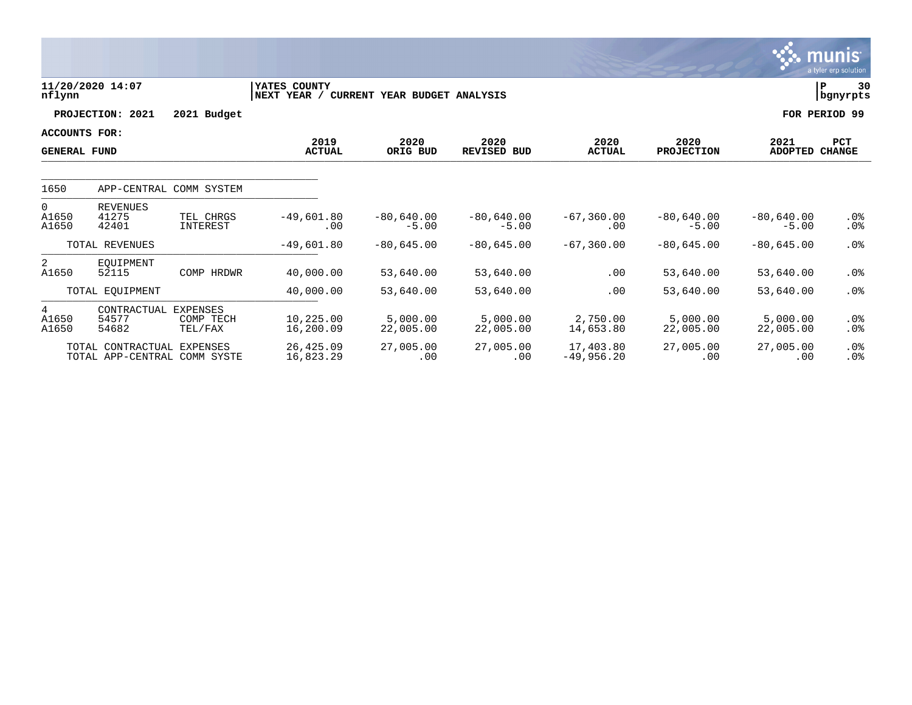11/20/2020 14:07 nflynn | YATES COUNTY | NEXT YEAR / CURRENT YEAR BUDGET ANALYSIS | P 30 bgnyrpts

**PROJECTION: 2021 2021 Budget** — **FOR PERIOD 99**

**ACCOUNTS FOR: GENERAL FUND**

| | | | 2019 ACTUAL | 2020 ORIG BUD | 2020 REVISED BUD | 2020 ACTUAL | 2020 PROJECTION | 2021 ADOPTED | PCT CHANGE |
|---|---|---|---|---|---|---|---|---|---|
| 1650 | APP-CENTRAL COMM SYSTEM | | | | | | | | |
| 0 | REVENUES | | | | | | | | |
| A1650 | 41275 | TEL CHRGS | -49,601.80 | -80,640.00 | -80,640.00 | -67,360.00 | -80,640.00 | -80,640.00 | .0% |
| A1650 | 42401 | INTEREST | .00 | -5.00 | -5.00 | .00 | -5.00 | -5.00 | .0% |
| | TOTAL REVENUES | | -49,601.80 | -80,645.00 | -80,645.00 | -67,360.00 | -80,645.00 | -80,645.00 | .0% |
| 2 | EQUIPMENT | | | | | | | | |
| A1650 | 52115 | COMP HRDWR | 40,000.00 | 53,640.00 | 53,640.00 | .00 | 53,640.00 | 53,640.00 | .0% |
| | TOTAL EQUIPMENT | | 40,000.00 | 53,640.00 | 53,640.00 | .00 | 53,640.00 | 53,640.00 | .0% |
| 4 | CONTRACTUAL EXPENSES | | | | | | | | |
| A1650 | 54577 | COMP TECH | 10,225.00 | 5,000.00 | 5,000.00 | 2,750.00 | 5,000.00 | 5,000.00 | .0% |
| A1650 | 54682 | TEL/FAX | 16,200.09 | 22,005.00 | 22,005.00 | 14,653.80 | 22,005.00 | 22,005.00 | .0% |
| | TOTAL CONTRACTUAL EXPENSES | | 26,425.09 | 27,005.00 | 27,005.00 | 17,403.80 | 27,005.00 | 27,005.00 | .0% |
| | TOTAL APP-CENTRAL COMM SYSTE | | 16,823.29 | .00 | .00 | -49,956.20 | .00 | .00 | .0% |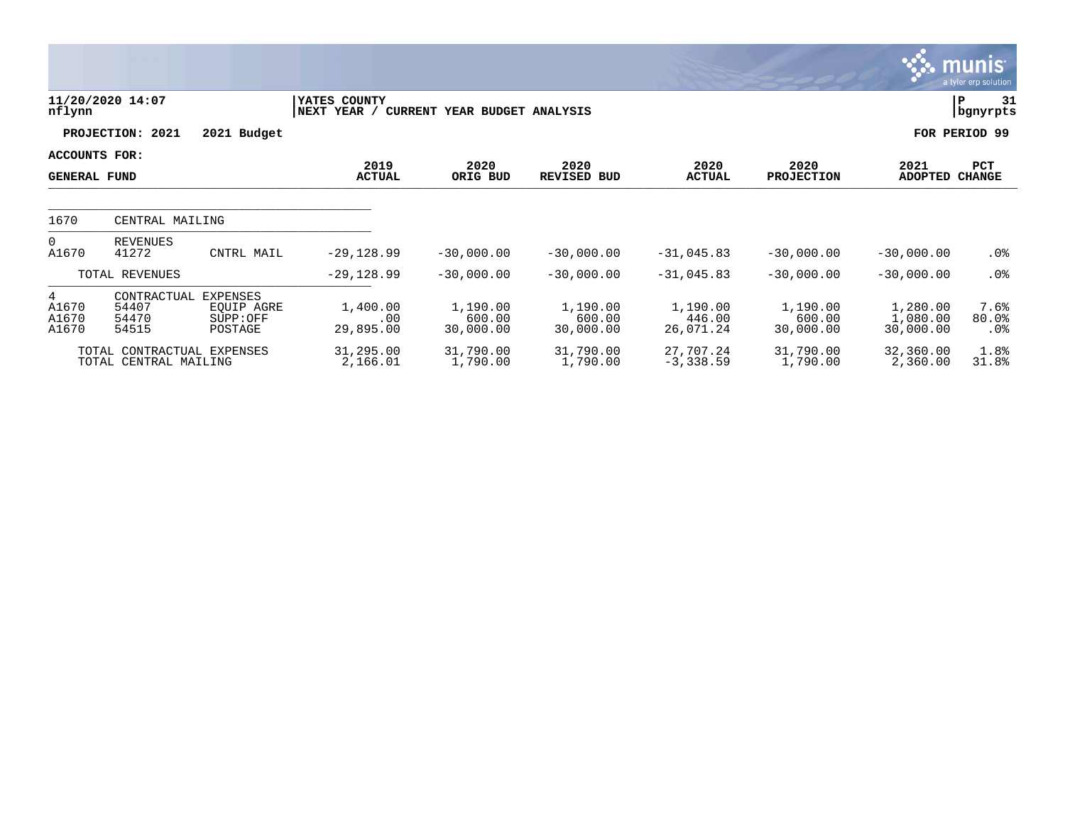**11/20/2020 14:07**
**nflynn**

**YATES COUNTY**
**NEXT YEAR / CURRENT YEAR BUDGET ANALYSIS**

**P 31**
**bgnyrpts**

**PROJECTION: 2021 2021 Budget** **FOR PERIOD 99**

**ACCOUNTS FOR:**
**GENERAL FUND**

| | | | 2019 ACTUAL | 2020 ORIG BUD | 2020 REVISED BUD | 2020 ACTUAL | 2020 PROJECTION | 2021 ADOPTED | PCT CHANGE |
|---|---|---|---|---|---|---|---|---|---|
| 1670 | CENTRAL MAILING | | | | | | | | |
| 0 | REVENUES | | | | | | | | |
| A1670 | 41272 | CNTRL MAIL | -29,128.99 | -30,000.00 | -30,000.00 | -31,045.83 | -30,000.00 | -30,000.00 | .0% |
| | TOTAL REVENUES | | -29,128.99 | -30,000.00 | -30,000.00 | -31,045.83 | -30,000.00 | -30,000.00 | .0% |
| 4 | CONTRACTUAL EXPENSES | | | | | | | | |
| A1670 | 54407 | EQUIP AGRE | 1,400.00 | 1,190.00 | 1,190.00 | 1,190.00 | 1,190.00 | 1,280.00 | 7.6% |
| A1670 | 54470 | SUPP:OFF | .00 | 600.00 | 600.00 | 446.00 | 600.00 | 1,080.00 | 80.0% |
| A1670 | 54515 | POSTAGE | 29,895.00 | 30,000.00 | 30,000.00 | 26,071.24 | 30,000.00 | 30,000.00 | .0% |
| | TOTAL CONTRACTUAL EXPENSES | | 31,295.00 | 31,790.00 | 31,790.00 | 27,707.24 | 31,790.00 | 32,360.00 | 1.8% |
| | TOTAL CENTRAL MAILING | | 2,166.01 | 1,790.00 | 1,790.00 | -3,338.59 | 1,790.00 | 2,360.00 | 31.8% |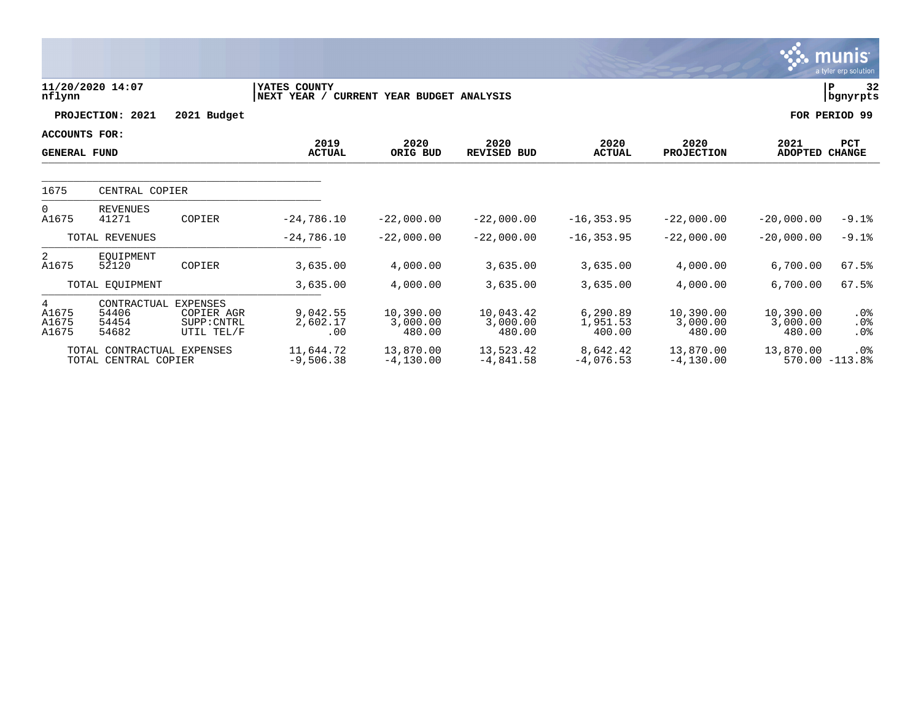**YATES COUNTY**
**NEXT YEAR / CURRENT YEAR BUDGET ANALYSIS**

11/20/2020 14:07
nflynn

P 32
bgnyrpts

**PROJECTION: 2021 2021 Budget** | **FOR PERIOD 99**

**ACCOUNTS FOR:**
**GENERAL FUND**

| | | | 2019 ACTUAL | 2020 ORIG BUD | 2020 REVISED BUD | 2020 ACTUAL | 2020 PROJECTION | 2021 ADOPTED | PCT CHANGE |
|---|---|---|---|---|---|---|---|---|---|
| 1675 | CENTRAL COPIER | | | | | | | | |
| 0 | REVENUES | | | | | | | | |
| A1675 | 41271 | COPIER | -24,786.10 | -22,000.00 | -22,000.00 | -16,353.95 | -22,000.00 | -20,000.00 | -9.1% |
| | TOTAL REVENUES | | -24,786.10 | -22,000.00 | -22,000.00 | -16,353.95 | -22,000.00 | -20,000.00 | -9.1% |
| 2 | EQUIPMENT | | | | | | | | |
| A1675 | 52120 | COPIER | 3,635.00 | 4,000.00 | 3,635.00 | 3,635.00 | 4,000.00 | 6,700.00 | 67.5% |
| | TOTAL EQUIPMENT | | 3,635.00 | 4,000.00 | 3,635.00 | 3,635.00 | 4,000.00 | 6,700.00 | 67.5% |
| 4 | CONTRACTUAL EXPENSES | | | | | | | | |
| A1675 | 54406 | COPIER AGR | 9,042.55 | 10,390.00 | 10,043.42 | 6,290.89 | 10,390.00 | 10,390.00 | .0% |
| A1675 | 54454 | SUPP:CNTRL | 2,602.17 | 3,000.00 | 3,000.00 | 1,951.53 | 3,000.00 | 3,000.00 | .0% |
| A1675 | 54682 | UTIL TEL/F | .00 | 480.00 | 480.00 | 400.00 | 480.00 | 480.00 | .0% |
| | TOTAL CONTRACTUAL EXPENSES | | 11,644.72 | 13,870.00 | 13,523.42 | 8,642.42 | 13,870.00 | 13,870.00 | .0% |
| | TOTAL CENTRAL COPIER | | -9,506.38 | -4,130.00 | -4,841.58 | -4,076.53 | -4,130.00 | 570.00 | -113.8% |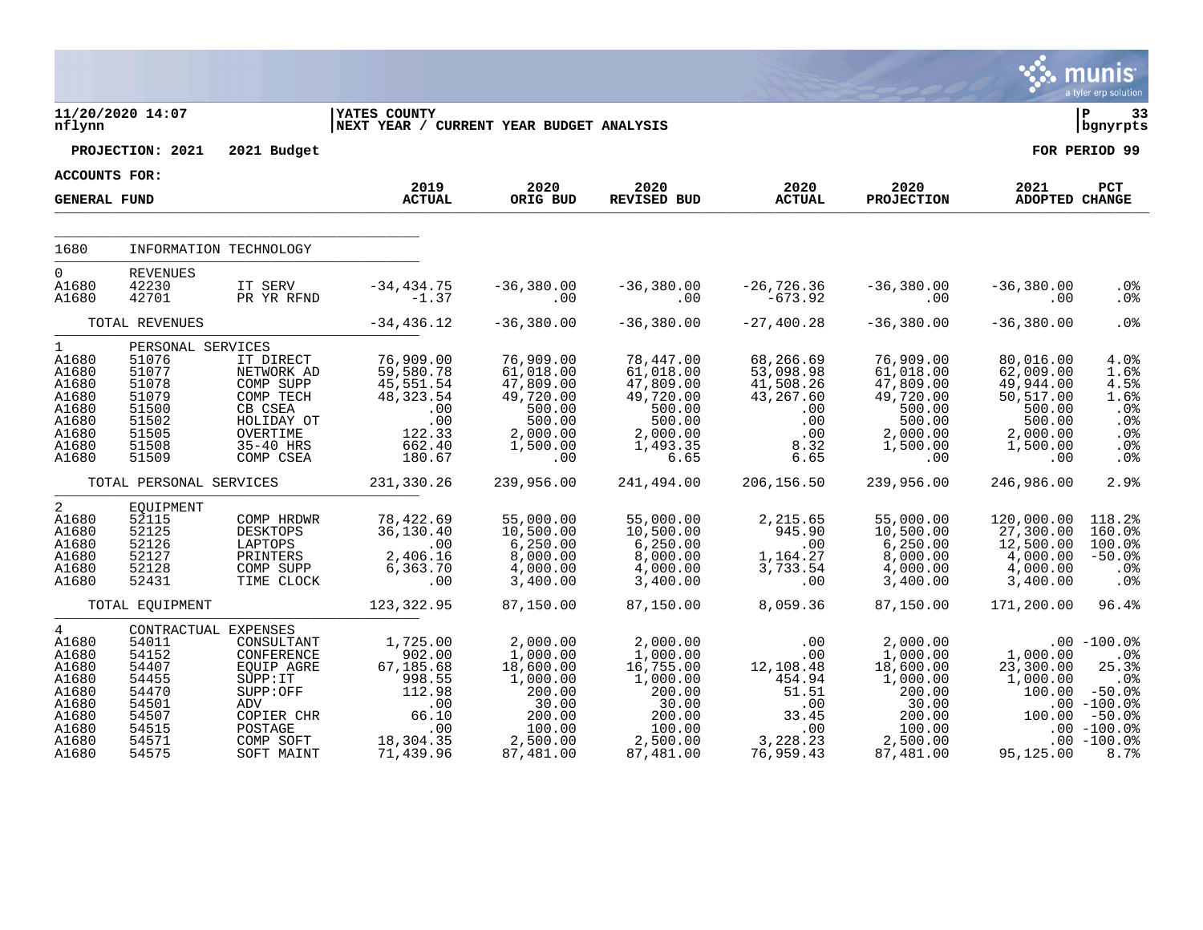11/20/2020 14:07 — nflynn

**YATES COUNTY**
**NEXT YEAR / CURRENT YEAR BUDGET ANALYSIS**

P 33 — bgnyrpts

**PROJECTION: 2021 — 2021 Budget** — **FOR PERIOD 99**

**ACCOUNTS FOR: GENERAL FUND**

| | | | 2019 ACTUAL | 2020 ORIG BUD | 2020 REVISED BUD | 2020 ACTUAL | 2020 PROJECTION | 2021 ADOPTED | PCT CHANGE |
|---|---|---|---|---|---|---|---|---|---|
| 1680 | INFORMATION TECHNOLOGY | | | | | | | | |
| 0 | REVENUES | | | | | | | | |
| A1680 | 42230 | IT SERV | -34,434.75 | -36,380.00 | -36,380.00 | -26,726.36 | -36,380.00 | -36,380.00 | .0% |
| A1680 | 42701 | PR YR RFND | -1.37 | .00 | .00 | -673.92 | .00 | .00 | .0% |
| | TOTAL REVENUES | | -34,436.12 | -36,380.00 | -36,380.00 | -27,400.28 | -36,380.00 | -36,380.00 | .0% |
| 1 | PERSONAL SERVICES | | | | | | | | |
| A1680 | 51076 | IT DIRECT | 76,909.00 | 76,909.00 | 78,447.00 | 68,266.69 | 76,909.00 | 80,016.00 | 4.0% |
| A1680 | 51077 | NETWORK AD | 59,580.78 | 61,018.00 | 61,018.00 | 53,098.98 | 61,018.00 | 62,009.00 | 1.6% |
| A1680 | 51078 | COMP SUPP | 45,551.54 | 47,809.00 | 47,809.00 | 41,508.26 | 47,809.00 | 49,944.00 | 4.5% |
| A1680 | 51079 | COMP TECH | 48,323.54 | 49,720.00 | 49,720.00 | 43,267.60 | 49,720.00 | 50,517.00 | 1.6% |
| A1680 | 51500 | CB CSEA | .00 | 500.00 | 500.00 | .00 | 500.00 | 500.00 | .0% |
| A1680 | 51502 | HOLIDAY OT | .00 | 500.00 | 500.00 | .00 | 500.00 | 500.00 | .0% |
| A1680 | 51505 | OVERTIME | 122.33 | 2,000.00 | 2,000.00 | .00 | 2,000.00 | 2,000.00 | .0% |
| A1680 | 51508 | 35-40 HRS | 662.40 | 1,500.00 | 1,493.35 | 8.32 | 1,500.00 | 1,500.00 | .0% |
| A1680 | 51509 | COMP CSEA | 180.67 | .00 | 6.65 | 6.65 | .00 | .00 | .0% |
| | TOTAL PERSONAL SERVICES | | 231,330.26 | 239,956.00 | 241,494.00 | 206,156.50 | 239,956.00 | 246,986.00 | 2.9% |
| 2 | EQUIPMENT | | | | | | | | |
| A1680 | 52115 | COMP HRDWR | 78,422.69 | 55,000.00 | 55,000.00 | 2,215.65 | 55,000.00 | 120,000.00 | 118.2% |
| A1680 | 52125 | DESKTOPS | 36,130.40 | 10,500.00 | 10,500.00 | 945.90 | 10,500.00 | 27,300.00 | 160.0% |
| A1680 | 52126 | LAPTOPS | .00 | 6,250.00 | 6,250.00 | .00 | 6,250.00 | 12,500.00 | 100.0% |
| A1680 | 52127 | PRINTERS | 2,406.16 | 8,000.00 | 8,000.00 | 1,164.27 | 8,000.00 | 4,000.00 | -50.0% |
| A1680 | 52128 | COMP SUPP | 6,363.70 | 4,000.00 | 4,000.00 | 3,733.54 | 4,000.00 | 4,000.00 | .0% |
| A1680 | 52431 | TIME CLOCK | .00 | 3,400.00 | 3,400.00 | .00 | 3,400.00 | 3,400.00 | .0% |
| | TOTAL EQUIPMENT | | 123,322.95 | 87,150.00 | 87,150.00 | 8,059.36 | 87,150.00 | 171,200.00 | 96.4% |
| 4 | CONTRACTUAL EXPENSES | | | | | | | | |
| A1680 | 54011 | CONSULTANT | 1,725.00 | 2,000.00 | 2,000.00 | .00 | 2,000.00 | .00 | -100.0% |
| A1680 | 54152 | CONFERENCE | 902.00 | 1,000.00 | 1,000.00 | .00 | 1,000.00 | 1,000.00 | .0% |
| A1680 | 54407 | EQUIP AGRE | 67,185.68 | 18,600.00 | 16,755.00 | 12,108.48 | 18,600.00 | 23,300.00 | 25.3% |
| A1680 | 54455 | SUPP:IT | 998.55 | 1,000.00 | 1,000.00 | 454.94 | 1,000.00 | 1,000.00 | .0% |
| A1680 | 54470 | SUPP:OFF | 112.98 | 200.00 | 200.00 | 51.51 | 200.00 | 100.00 | -50.0% |
| A1680 | 54501 | ADV | .00 | 30.00 | 30.00 | .00 | 30.00 | .00 | -100.0% |
| A1680 | 54507 | COPIER CHR | 66.10 | 200.00 | 200.00 | 33.45 | 200.00 | 100.00 | -50.0% |
| A1680 | 54515 | POSTAGE | .00 | 100.00 | 100.00 | .00 | 100.00 | .00 | -100.0% |
| A1680 | 54571 | COMP SOFT | 18,304.35 | 2,500.00 | 2,500.00 | 3,228.23 | 2,500.00 | .00 | -100.0% |
| A1680 | 54575 | SOFT MAINT | 71,439.96 | 87,481.00 | 87,481.00 | 76,959.43 | 87,481.00 | 95,125.00 | 8.7% |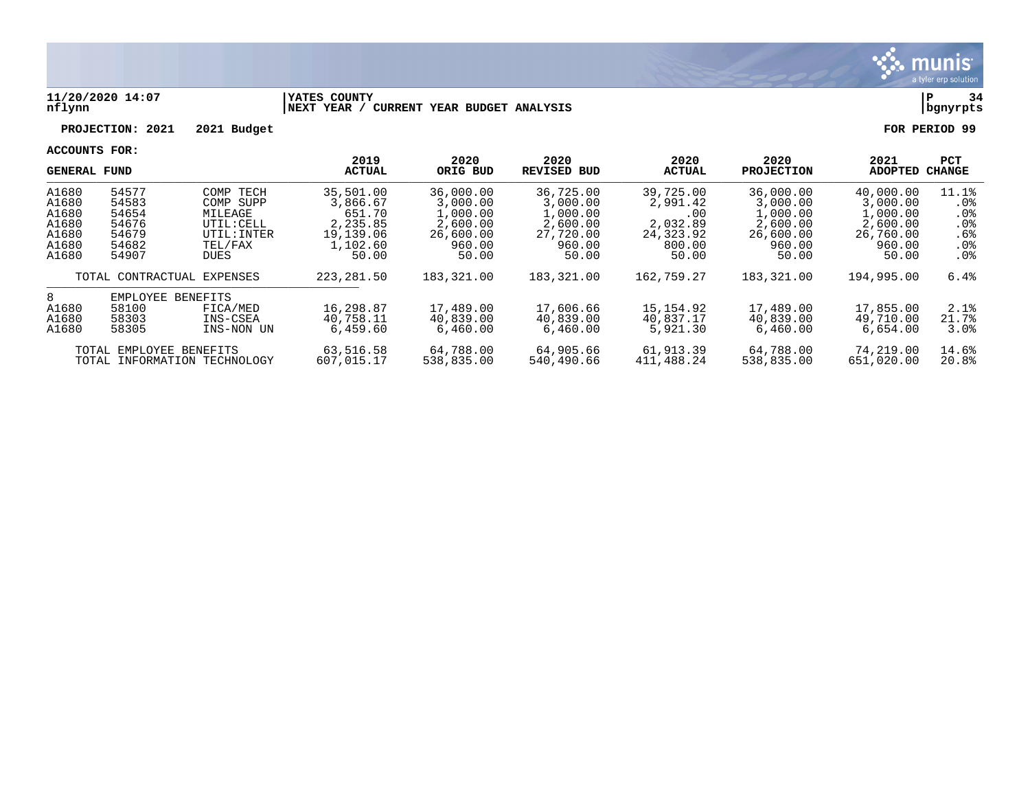**11/20/2020 14:07** | **YATES COUNTY** | **P 34**
**nflynn** | **NEXT YEAR / CURRENT YEAR BUDGET ANALYSIS** | **bgnyrpts**

**PROJECTION: 2021 2021 Budget** | **FOR PERIOD 99**

**ACCOUNTS FOR:**

| GENERAL FUND | | | 2019 ACTUAL | 2020 ORIG BUD | 2020 REVISED BUD | 2020 ACTUAL | 2020 PROJECTION | 2021 ADOPTED | PCT CHANGE |
|---|---|---|---|---|---|---|---|---|---|
| A1680 | 54577 | COMP TECH | 35,501.00 | 36,000.00 | 36,725.00 | 39,725.00 | 36,000.00 | 40,000.00 | 11.1% |
| A1680 | 54583 | COMP SUPP | 3,866.67 | 3,000.00 | 3,000.00 | 2,991.42 | 3,000.00 | 3,000.00 | .0% |
| A1680 | 54654 | MILEAGE | 651.70 | 1,000.00 | 1,000.00 | .00 | 1,000.00 | 1,000.00 | .0% |
| A1680 | 54676 | UTIL:CELL | 2,235.85 | 2,600.00 | 2,600.00 | 2,032.89 | 2,600.00 | 2,600.00 | .0% |
| A1680 | 54679 | UTIL:INTER | 19,139.06 | 26,600.00 | 27,720.00 | 24,323.92 | 26,600.00 | 26,760.00 | .6% |
| A1680 | 54682 | TEL/FAX | 1,102.60 | 960.00 | 960.00 | 800.00 | 960.00 | 960.00 | .0% |
| A1680 | 54907 | DUES | 50.00 | 50.00 | 50.00 | 50.00 | 50.00 | 50.00 | .0% |
| TOTAL CONTRACTUAL EXPENSES | | | 223,281.50 | 183,321.00 | 183,321.00 | 162,759.27 | 183,321.00 | 194,995.00 | 6.4% |
| 8 | EMPLOYEE BENEFITS | | | | | | | | |
| A1680 | 58100 | FICA/MED | 16,298.87 | 17,489.00 | 17,606.66 | 15,154.92 | 17,489.00 | 17,855.00 | 2.1% |
| A1680 | 58303 | INS-CSEA | 40,758.11 | 40,839.00 | 40,839.00 | 40,837.17 | 40,839.00 | 49,710.00 | 21.7% |
| A1680 | 58305 | INS-NON UN | 6,459.60 | 6,460.00 | 6,460.00 | 5,921.30 | 6,460.00 | 6,654.00 | 3.0% |
| TOTAL EMPLOYEE BENEFITS | | | 63,516.58 | 64,788.00 | 64,905.66 | 61,913.39 | 64,788.00 | 74,219.00 | 14.6% |
| TOTAL INFORMATION TECHNOLOGY | | | 607,015.17 | 538,835.00 | 540,490.66 | 411,488.24 | 538,835.00 | 651,020.00 | 20.8% |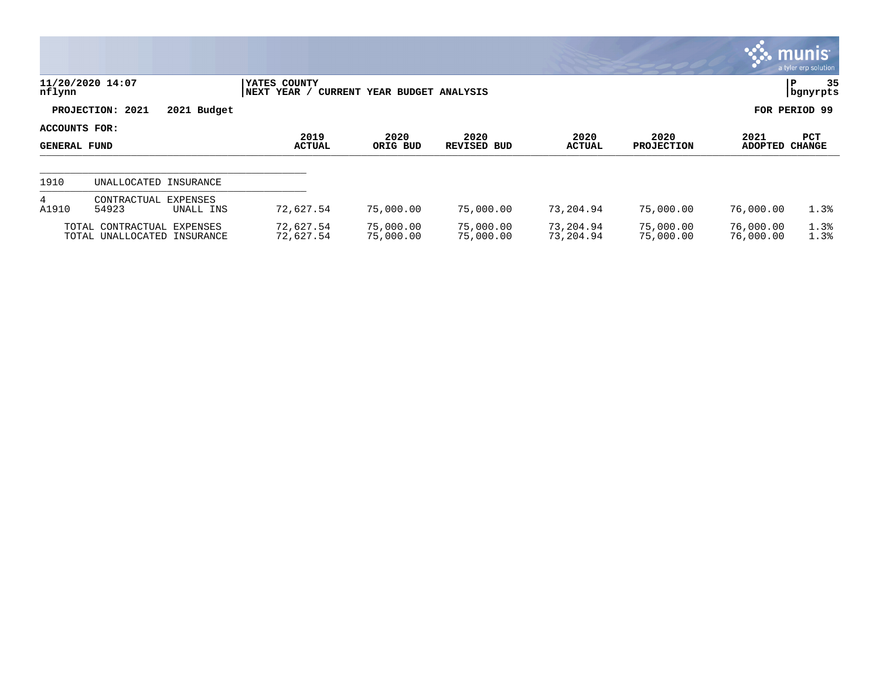11/20/2020 14:07
nflynn

YATES COUNTY
NEXT YEAR / CURRENT YEAR BUDGET ANALYSIS

P 35
bgnyrpts

**PROJECTION: 2021 2021 Budget** **FOR PERIOD 99**

**ACCOUNTS FOR:**

| GENERAL FUND | | | 2019 ACTUAL | 2020 ORIG BUD | 2020 REVISED BUD | 2020 ACTUAL | 2020 PROJECTION | 2021 ADOPTED | PCT CHANGE |
|---|---|---|---|---|---|---|---|---|---|
| 1910 | UNALLOCATED INSURANCE | | | | | | | | |
| 4 | CONTRACTUAL EXPENSES | | | | | | | | |
| A1910 | 54923 | UNALL INS | 72,627.54 | 75,000.00 | 75,000.00 | 73,204.94 | 75,000.00 | 76,000.00 | 1.3% |
| | TOTAL CONTRACTUAL EXPENSES | | 72,627.54 | 75,000.00 | 75,000.00 | 73,204.94 | 75,000.00 | 76,000.00 | 1.3% |
| | TOTAL UNALLOCATED INSURANCE | | 72,627.54 | 75,000.00 | 75,000.00 | 73,204.94 | 75,000.00 | 76,000.00 | 1.3% |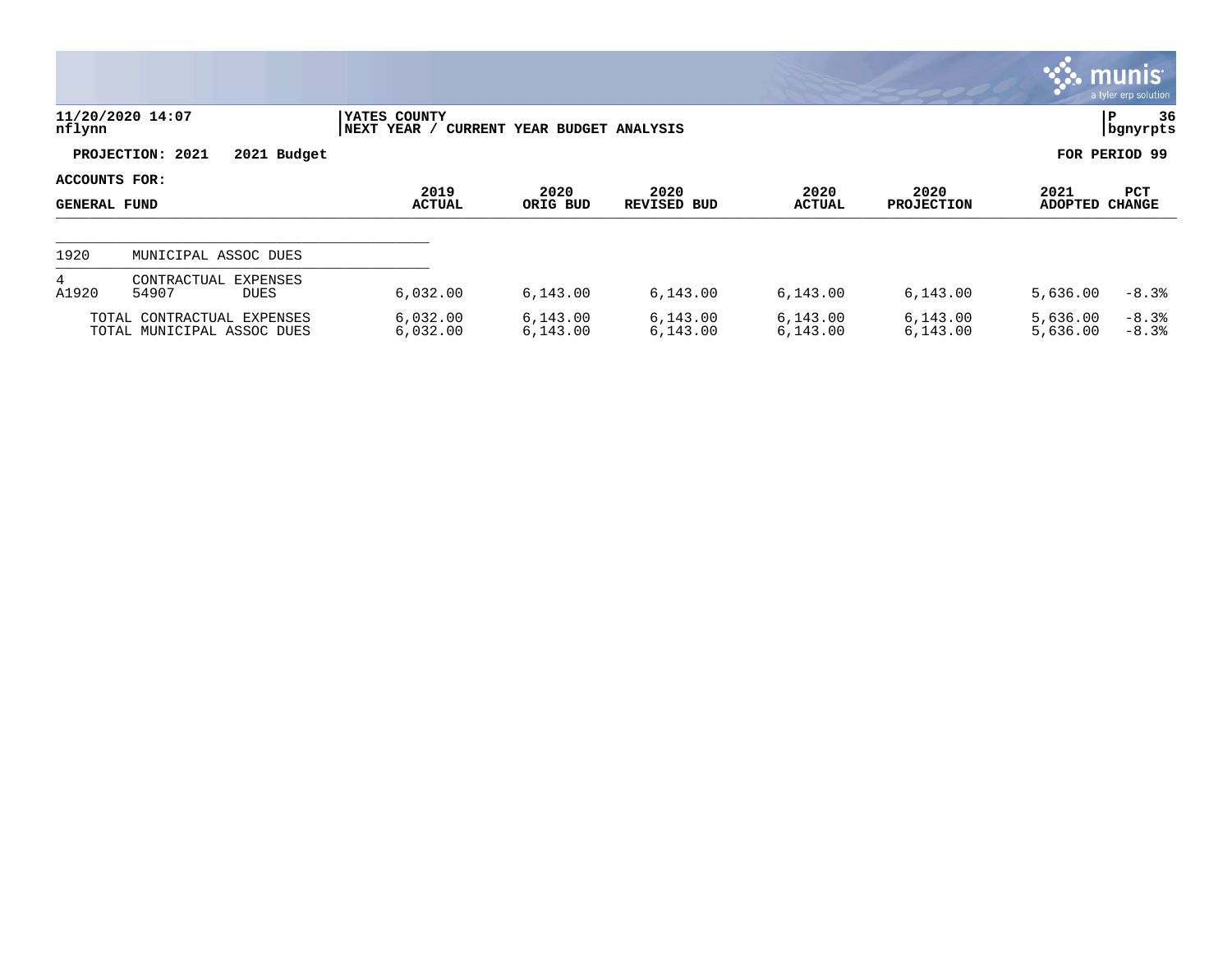11/20/2020 14:07 | YATES COUNTY | P 36
nflynn | NEXT YEAR / CURRENT YEAR BUDGET ANALYSIS | bgnyrpts

**PROJECTION: 2021 2021 Budget** **FOR PERIOD 99**

**ACCOUNTS FOR:**

| GENERAL FUND | | | 2019 ACTUAL | 2020 ORIG BUD | 2020 REVISED BUD | 2020 ACTUAL | 2020 PROJECTION | 2021 ADOPTED | PCT CHANGE |
|---|---|---|---|---|---|---|---|---|---|
| 1920 | MUNICIPAL ASSOC DUES | | | | | | | | |
| 4 | CONTRACTUAL EXPENSES | | | | | | | | |
| A1920 | 54907 | DUES | 6,032.00 | 6,143.00 | 6,143.00 | 6,143.00 | 6,143.00 | 5,636.00 | -8.3% |
| | TOTAL CONTRACTUAL EXPENSES | | 6,032.00 | 6,143.00 | 6,143.00 | 6,143.00 | 6,143.00 | 5,636.00 | -8.3% |
| | TOTAL MUNICIPAL ASSOC DUES | | 6,032.00 | 6,143.00 | 6,143.00 | 6,143.00 | 6,143.00 | 5,636.00 | -8.3% |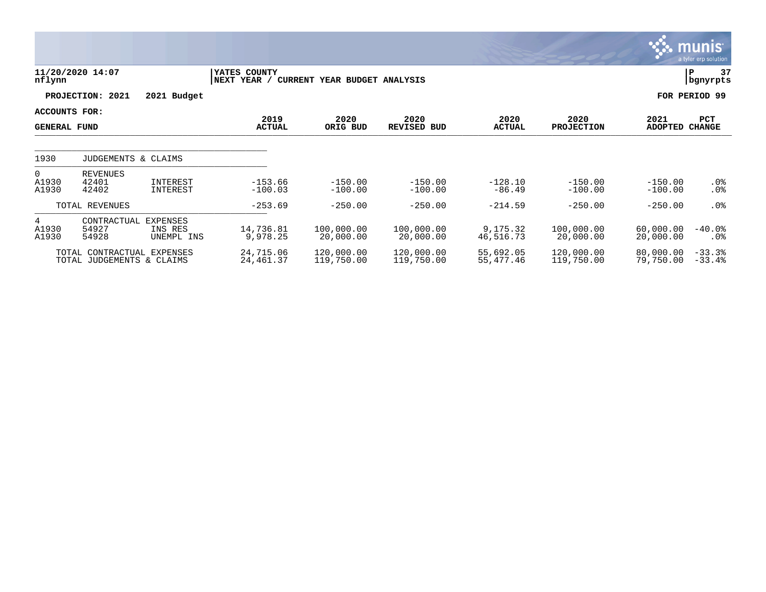11/20/2020 14:07
nflynn

YATES COUNTY
NEXT YEAR / CURRENT YEAR BUDGET ANALYSIS

P 37
bgnyrpts

**PROJECTION: 2021 2021 Budget** **FOR PERIOD 99**

**ACCOUNTS FOR:**

| GENERAL FUND | | | 2019 ACTUAL | 2020 ORIG BUD | 2020 REVISED BUD | 2020 ACTUAL | 2020 PROJECTION | 2021 ADOPTED | PCT CHANGE |
|---|---|---|---|---|---|---|---|---|---|
| 1930 | JUDGEMENTS & CLAIMS | | | | | | | | |
| 0 | REVENUES | | | | | | | | |
| A1930 | 42401 | INTEREST | -153.66 | -150.00 | -150.00 | -128.10 | -150.00 | -150.00 | .0% |
| A1930 | 42402 | INTEREST | -100.03 | -100.00 | -100.00 | -86.49 | -100.00 | -100.00 | .0% |
| | TOTAL REVENUES | | -253.69 | -250.00 | -250.00 | -214.59 | -250.00 | -250.00 | .0% |
| 4 | CONTRACTUAL EXPENSES | | | | | | | | |
| A1930 | 54927 | INS RES | 14,736.81 | 100,000.00 | 100,000.00 | 9,175.32 | 100,000.00 | 60,000.00 | -40.0% |
| A1930 | 54928 | UNEMPL INS | 9,978.25 | 20,000.00 | 20,000.00 | 46,516.73 | 20,000.00 | 20,000.00 | .0% |
| | TOTAL CONTRACTUAL EXPENSES | | 24,715.06 | 120,000.00 | 120,000.00 | 55,692.05 | 120,000.00 | 80,000.00 | -33.3% |
| | TOTAL JUDGEMENTS & CLAIMS | | 24,461.37 | 119,750.00 | 119,750.00 | 55,477.46 | 119,750.00 | 79,750.00 | -33.4% |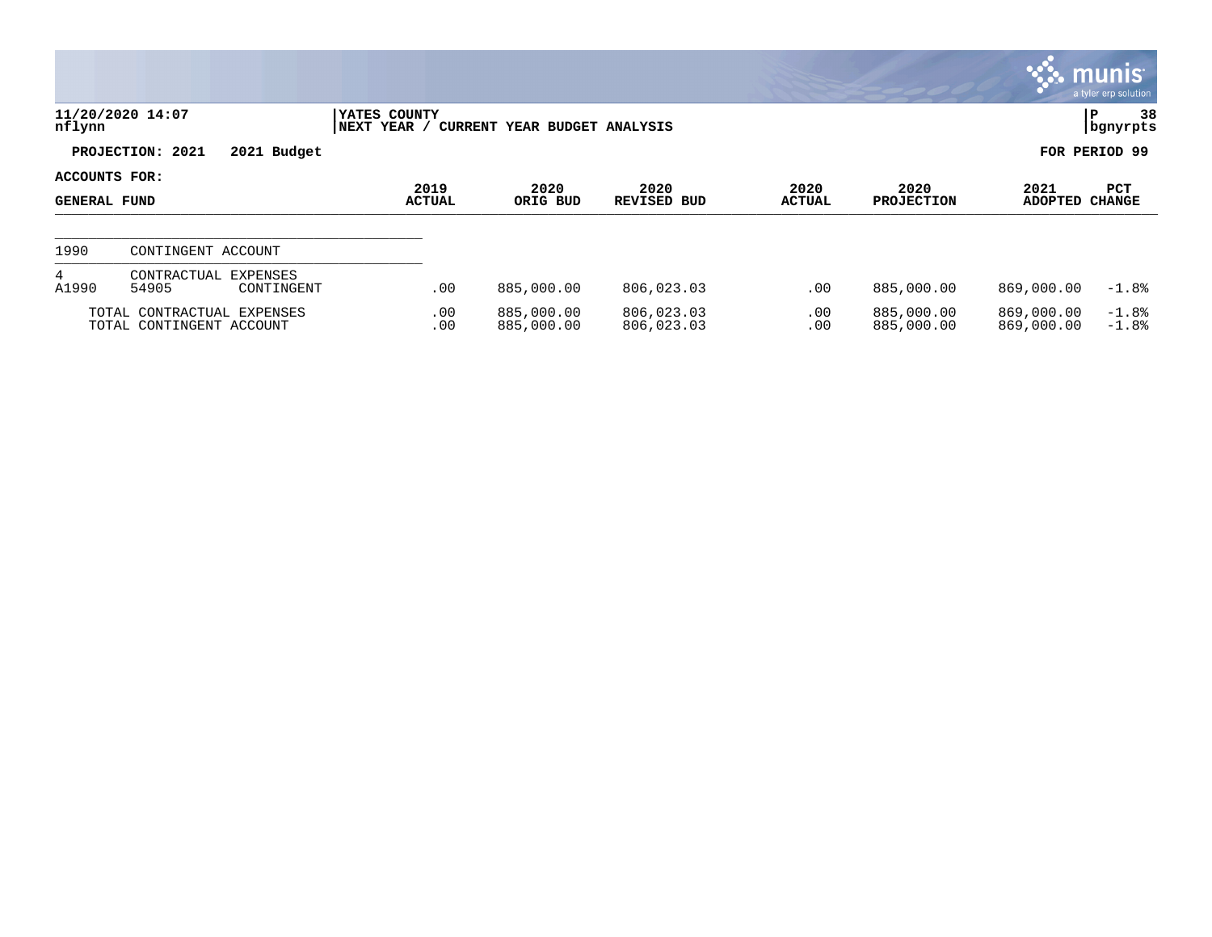11/20/2020 14:07
nflynn

YATES COUNTY
NEXT YEAR / CURRENT YEAR BUDGET ANALYSIS

P 38
bgnyrpts

PROJECTION: 2021 2021 Budget

FOR PERIOD 99

ACCOUNTS FOR:
GENERAL FUND

| | | | 2019 ACTUAL | 2020 ORIG BUD | 2020 REVISED BUD | 2020 ACTUAL | 2020 PROJECTION | 2021 ADOPTED | PCT CHANGE |
|---|---|---|---|---|---|---|---|---|---|
| 1990 | CONTINGENT ACCOUNT | | | | | | | | |
| 4 | CONTRACTUAL EXPENSES | | | | | | | | |
| A1990 | 54905 | CONTINGENT | .00 | 885,000.00 | 806,023.03 | .00 | 885,000.00 | 869,000.00 | -1.8% |
| TOTAL CONTRACTUAL EXPENSES | | | .00 | 885,000.00 | 806,023.03 | .00 | 885,000.00 | 869,000.00 | -1.8% |
| TOTAL CONTINGENT ACCOUNT | | | .00 | 885,000.00 | 806,023.03 | .00 | 885,000.00 | 869,000.00 | -1.8% |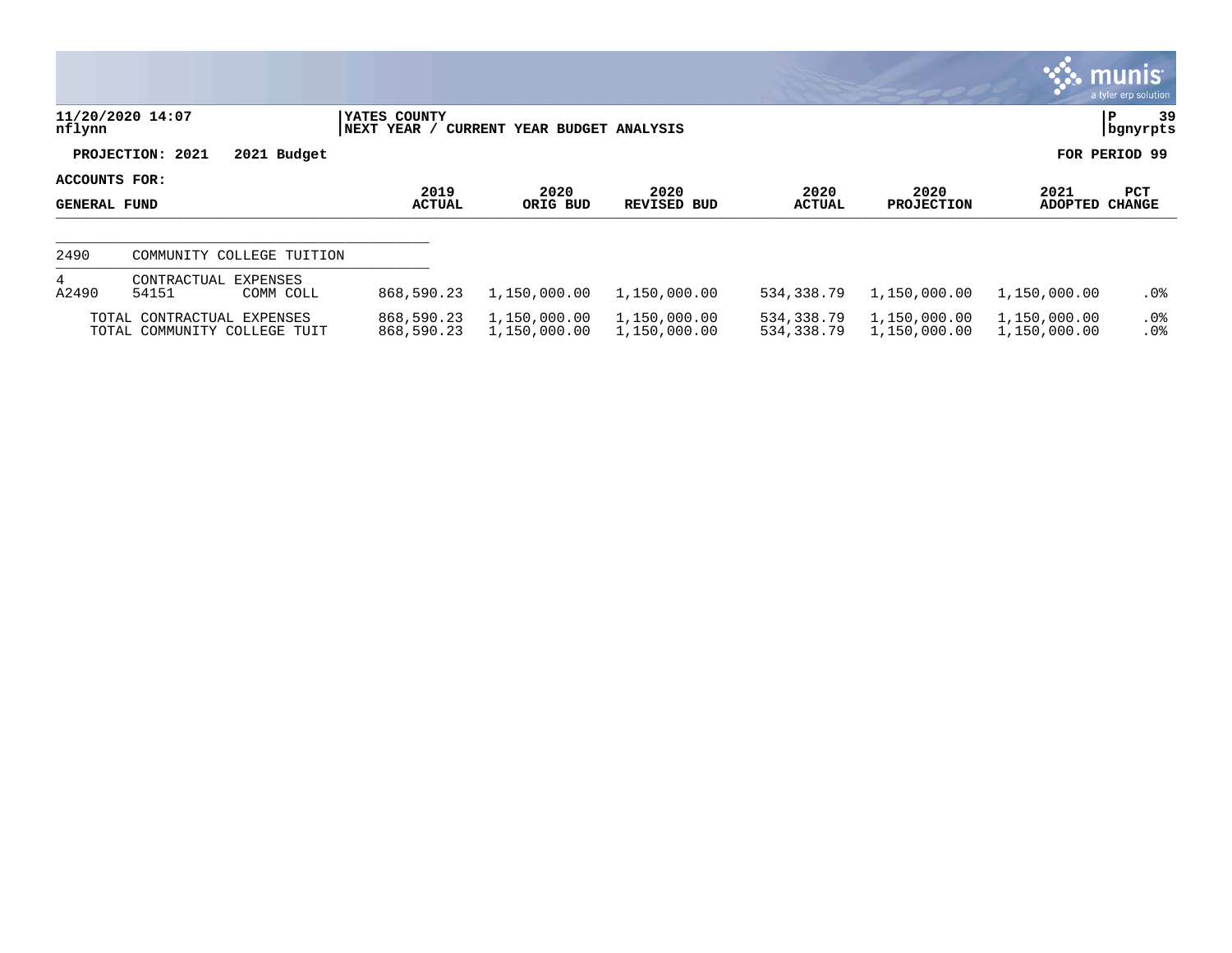11/20/2020 14:07 | YATES COUNTY | P 39
nflynn | NEXT YEAR / CURRENT YEAR BUDGET ANALYSIS | bgnyrpts

PROJECTION: 2021 2021 Budget — FOR PERIOD 99

ACCOUNTS FOR:

| GENERAL FUND | | | 2019 ACTUAL | 2020 ORIG BUD | 2020 REVISED BUD | 2020 ACTUAL | 2020 PROJECTION | 2021 ADOPTED | PCT CHANGE |
|---|---|---|---|---|---|---|---|---|---|
| 2490 | COMMUNITY COLLEGE TUITION | | | | | | | | |
| 4 | CONTRACTUAL EXPENSES | | | | | | | | |
| A2490 | 54151 | COMM COLL | 868,590.23 | 1,150,000.00 | 1,150,000.00 | 534,338.79 | 1,150,000.00 | 1,150,000.00 | .0% |
| | TOTAL CONTRACTUAL EXPENSES | | 868,590.23 | 1,150,000.00 | 1,150,000.00 | 534,338.79 | 1,150,000.00 | 1,150,000.00 | .0% |
| | TOTAL COMMUNITY COLLEGE TUIT | | 868,590.23 | 1,150,000.00 | 1,150,000.00 | 534,338.79 | 1,150,000.00 | 1,150,000.00 | .0% |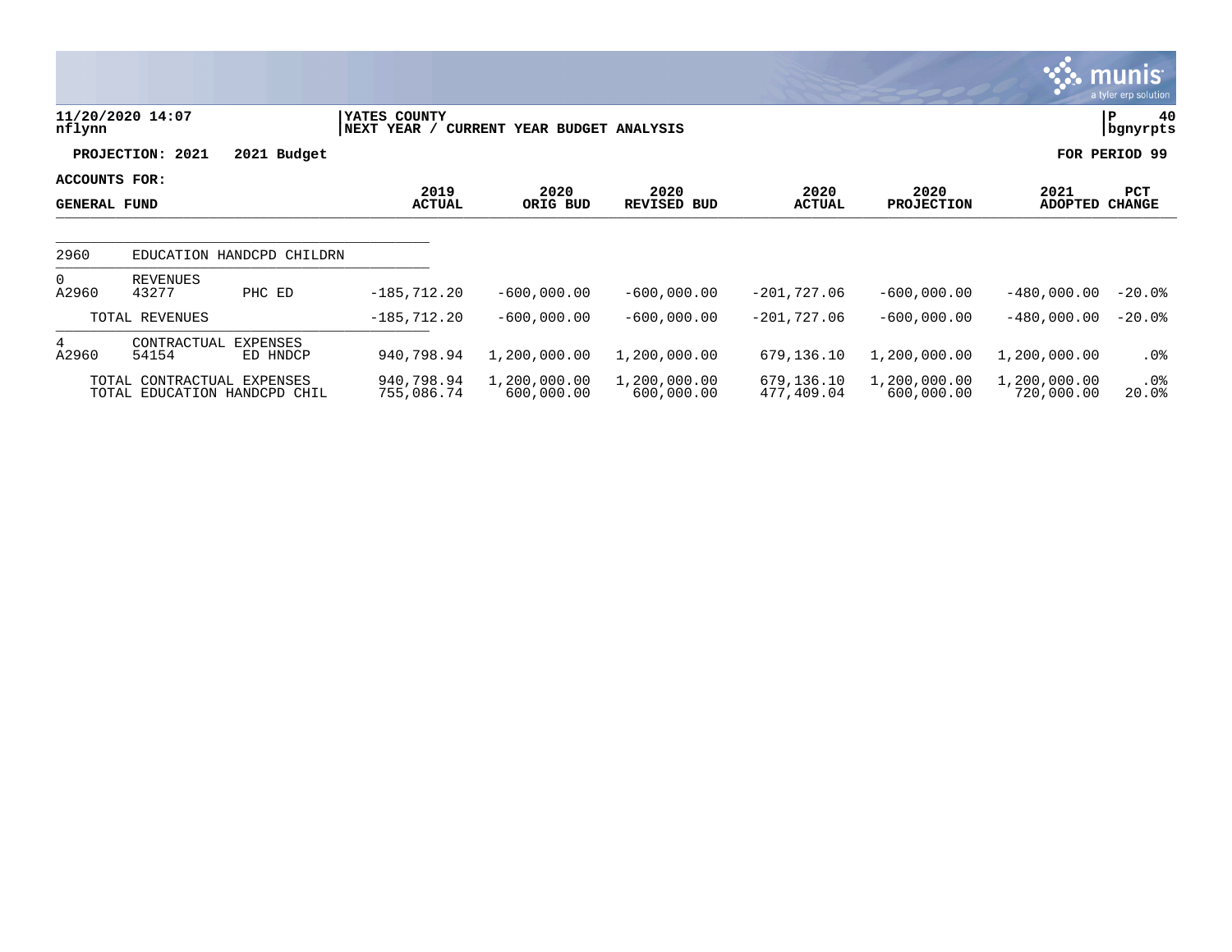**11/20/2020 14:07**
**nflynn**

**YATES COUNTY**
**NEXT YEAR / CURRENT YEAR BUDGET ANALYSIS**

**PROJECTION: 2021 2021 Budget**

**FOR PERIOD 99**

**ACCOUNTS FOR:**
**GENERAL FUND**

| | | | 2019 ACTUAL | 2020 ORIG BUD | 2020 REVISED BUD | 2020 ACTUAL | 2020 PROJECTION | 2021 ADOPTED | PCT CHANGE |
|---|---|---|---|---|---|---|---|---|---|
| 2960 | EDUCATION HANDCPD CHILDRN | | | | | | | | |
| 0 | REVENUES | | | | | | | | |
| A2960 | 43277 | PHC ED | -185,712.20 | -600,000.00 | -600,000.00 | -201,727.06 | -600,000.00 | -480,000.00 | -20.0% |
| | TOTAL REVENUES | | -185,712.20 | -600,000.00 | -600,000.00 | -201,727.06 | -600,000.00 | -480,000.00 | -20.0% |
| 4 | CONTRACTUAL EXPENSES | | | | | | | | |
| A2960 | 54154 | ED HNDCP | 940,798.94 | 1,200,000.00 | 1,200,000.00 | 679,136.10 | 1,200,000.00 | 1,200,000.00 | .0% |
| | TOTAL CONTRACTUAL EXPENSES | | 940,798.94 | 1,200,000.00 | 1,200,000.00 | 679,136.10 | 1,200,000.00 | 1,200,000.00 | .0% |
| | TOTAL EDUCATION HANDCPD CHIL | | 755,086.74 | 600,000.00 | 600,000.00 | 477,409.04 | 600,000.00 | 720,000.00 | 20.0% |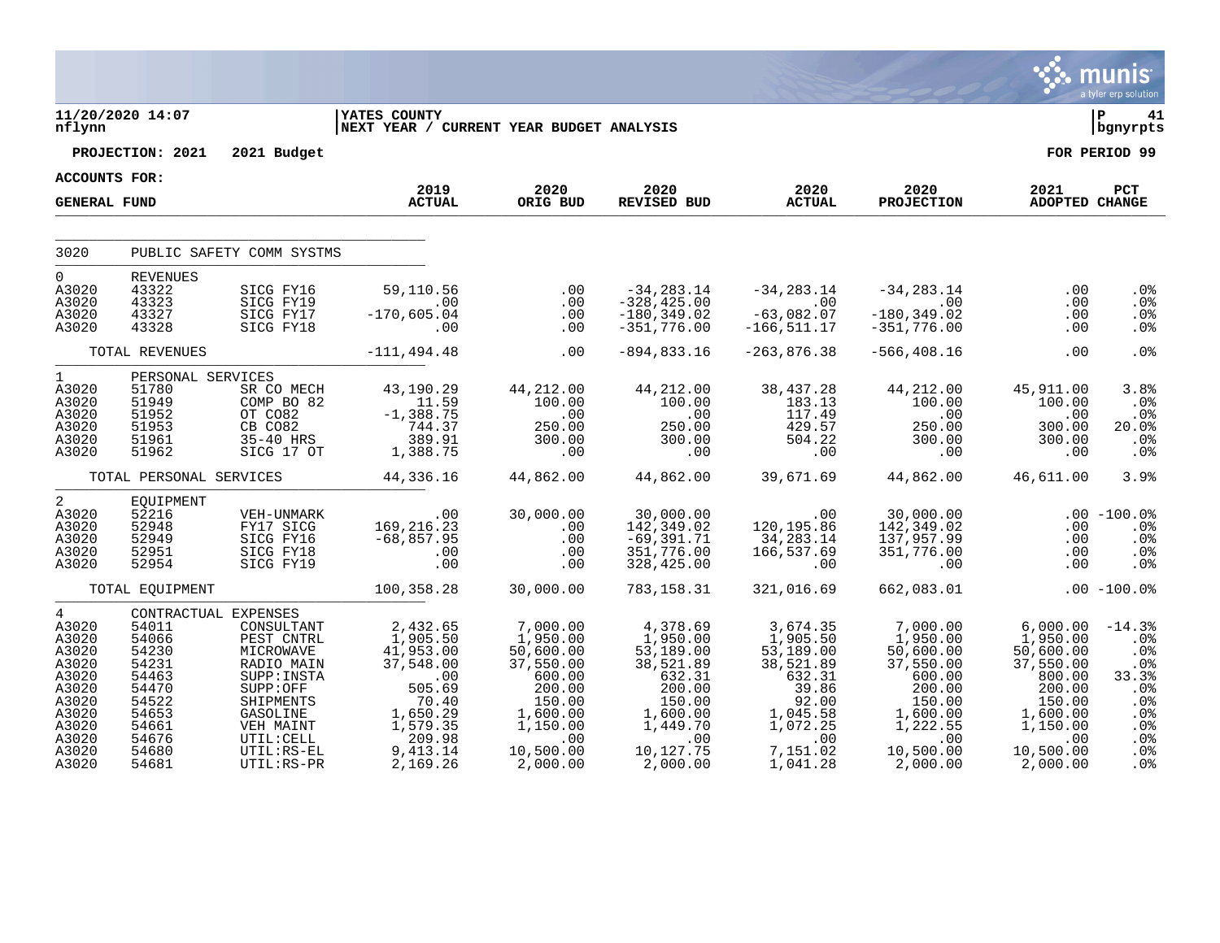**11/20/2020 14:07** | **YATES COUNTY** | **P 41**
**nflynn** | **NEXT YEAR / CURRENT YEAR BUDGET ANALYSIS** | **bgnyrpts**

**PROJECTION: 2021 2021 Budget** — **FOR PERIOD 99**

**ACCOUNTS FOR:**

**GENERAL FUND**

| | | | 2019 ACTUAL | 2020 ORIG BUD | 2020 REVISED BUD | 2020 ACTUAL | 2020 PROJECTION | 2021 ADOPTED | PCT CHANGE |
|---|---|---|---|---|---|---|---|---|---|
| 3020 | PUBLIC SAFETY COMM SYSTMS | | | | | | | | |
| 0 | REVENUES | | | | | | | | |
| A3020 | 43322 | SICG FY16 | 59,110.56 | .00 | -34,283.14 | -34,283.14 | -34,283.14 | .00 | .0% |
| A3020 | 43323 | SICG FY19 | .00 | .00 | -328,425.00 | .00 | .00 | .00 | .0% |
| A3020 | 43327 | SICG FY17 | -170,605.04 | .00 | -180,349.02 | -63,082.07 | -180,349.02 | .00 | .0% |
| A3020 | 43328 | SICG FY18 | .00 | .00 | -351,776.00 | -166,511.17 | -351,776.00 | .00 | .0% |
| | TOTAL REVENUES | | -111,494.48 | .00 | -894,833.16 | -263,876.38 | -566,408.16 | .00 | .0% |
| 1 | PERSONAL SERVICES | | | | | | | | |
| A3020 | 51780 | SR CO MECH | 43,190.29 | 44,212.00 | 44,212.00 | 38,437.28 | 44,212.00 | 45,911.00 | 3.8% |
| A3020 | 51949 | COMP BO 82 | 11.59 | 100.00 | 100.00 | 183.13 | 100.00 | 100.00 | .0% |
| A3020 | 51952 | OT CO82 | -1,388.75 | .00 | .00 | 117.49 | .00 | .00 | .0% |
| A3020 | 51953 | CB CO82 | 744.37 | 250.00 | 250.00 | 429.57 | 250.00 | 300.00 | 20.0% |
| A3020 | 51961 | 35-40 HRS | 389.91 | 300.00 | 300.00 | 504.22 | 300.00 | 300.00 | .0% |
| A3020 | 51962 | SICG 17 OT | 1,388.75 | .00 | .00 | .00 | .00 | .00 | .0% |
| | TOTAL PERSONAL SERVICES | | 44,336.16 | 44,862.00 | 44,862.00 | 39,671.69 | 44,862.00 | 46,611.00 | 3.9% |
| 2 | EQUIPMENT | | | | | | | | |
| A3020 | 52216 | VEH-UNMARK | .00 | 30,000.00 | 30,000.00 | .00 | 30,000.00 | .00 | -100.0% |
| A3020 | 52948 | FY17 SICG | 169,216.23 | .00 | 142,349.02 | 120,195.86 | 142,349.02 | .00 | .0% |
| A3020 | 52949 | SICG FY16 | -68,857.95 | .00 | -69,391.71 | 34,283.14 | 137,957.99 | .00 | .0% |
| A3020 | 52951 | SICG FY18 | .00 | .00 | 351,776.00 | 166,537.69 | 351,776.00 | .00 | .0% |
| A3020 | 52954 | SICG FY19 | .00 | .00 | 328,425.00 | .00 | .00 | .00 | .0% |
| | TOTAL EQUIPMENT | | 100,358.28 | 30,000.00 | 783,158.31 | 321,016.69 | 662,083.01 | .00 | -100.0% |
| 4 | CONTRACTUAL EXPENSES | | | | | | | | |
| A3020 | 54011 | CONSULTANT | 2,432.65 | 7,000.00 | 4,378.69 | 3,674.35 | 7,000.00 | 6,000.00 | -14.3% |
| A3020 | 54066 | PEST CNTRL | 1,905.50 | 1,950.00 | 1,950.00 | 1,905.50 | 1,950.00 | 1,950.00 | .0% |
| A3020 | 54230 | MICROWAVE | 41,953.00 | 50,600.00 | 53,189.00 | 53,189.00 | 50,600.00 | 50,600.00 | .0% |
| A3020 | 54231 | RADIO MAIN | 37,548.00 | 37,550.00 | 38,521.89 | 38,521.89 | 37,550.00 | 37,550.00 | .0% |
| A3020 | 54463 | SUPP:INSTA | .00 | 600.00 | 632.31 | 632.31 | 600.00 | 800.00 | 33.3% |
| A3020 | 54470 | SUPP:OFF | 505.69 | 200.00 | 200.00 | 39.86 | 200.00 | 200.00 | .0% |
| A3020 | 54522 | SHIPMENTS | 70.40 | 150.00 | 150.00 | 92.00 | 150.00 | 150.00 | .0% |
| A3020 | 54653 | GASOLINE | 1,650.29 | 1,600.00 | 1,600.00 | 1,045.58 | 1,600.00 | 1,600.00 | .0% |
| A3020 | 54661 | VEH MAINT | 1,579.35 | 1,150.00 | 1,449.70 | 1,072.25 | 1,222.55 | 1,150.00 | .0% |
| A3020 | 54676 | UTIL:CELL | 209.98 | .00 | .00 | .00 | .00 | .00 | .0% |
| A3020 | 54680 | UTIL:RS-EL | 9,413.14 | 10,500.00 | 10,127.75 | 7,151.02 | 10,500.00 | 10,500.00 | .0% |
| A3020 | 54681 | UTIL:RS-PR | 2,169.26 | 2,000.00 | 2,000.00 | 1,041.28 | 2,000.00 | 2,000.00 | .0% |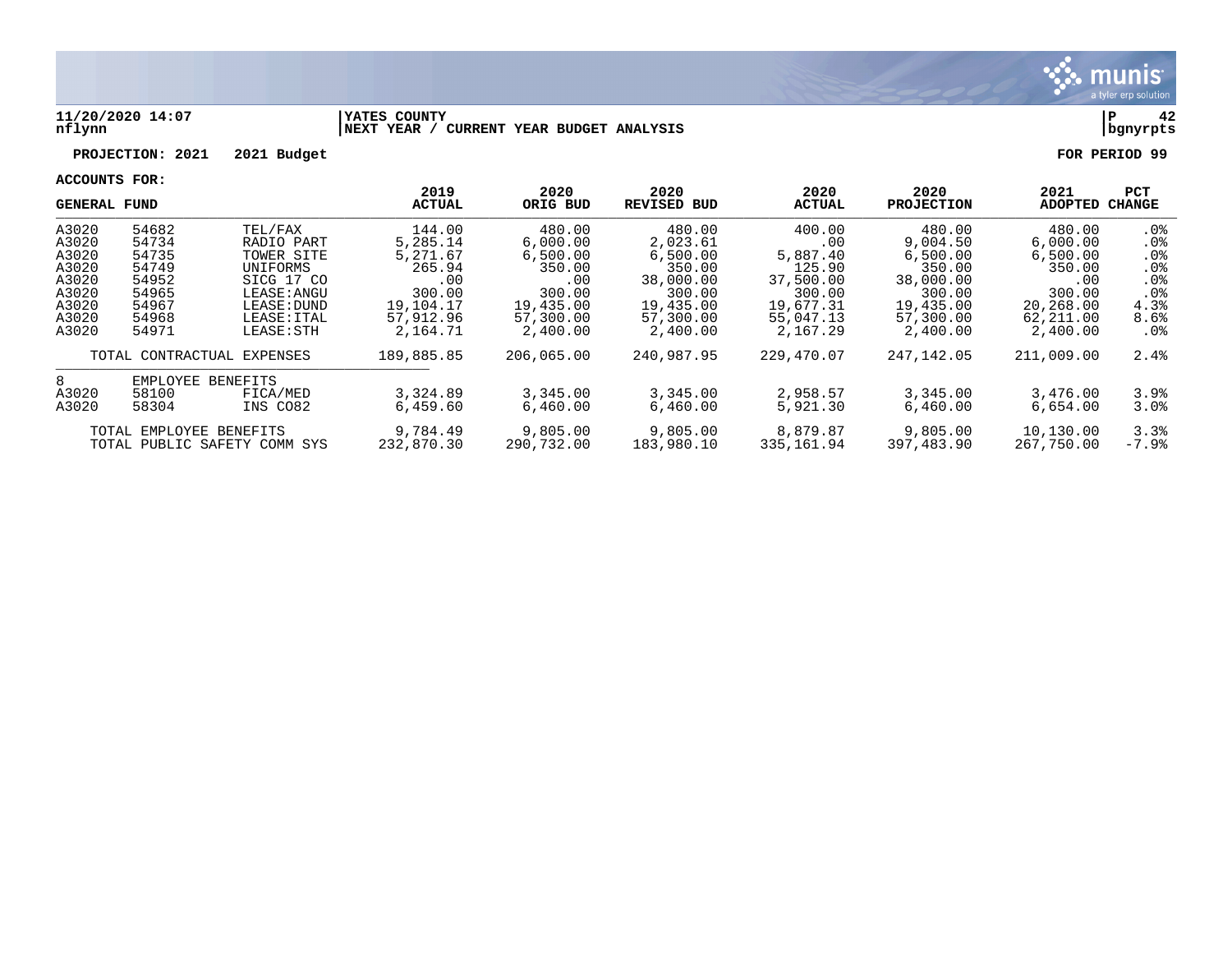**11/20/2020 14:07** | **YATES COUNTY** | **P 42**
nflynn | **NEXT YEAR / CURRENT YEAR BUDGET ANALYSIS** | **bgnyrpts**

**PROJECTION: 2021 2021 Budget** **FOR PERIOD 99**

**ACCOUNTS FOR:**

| GENERAL FUND | | | 2019 ACTUAL | 2020 ORIG BUD | 2020 REVISED BUD | 2020 ACTUAL | 2020 PROJECTION | 2021 ADOPTED | PCT CHANGE |
|---|---|---|---|---|---|---|---|---|---|
| A3020 | 54682 | TEL/FAX | 144.00 | 480.00 | 480.00 | 400.00 | 480.00 | 480.00 | .0% |
| A3020 | 54734 | RADIO PART | 5,285.14 | 6,000.00 | 2,023.61 | .00 | 9,004.50 | 6,000.00 | .0% |
| A3020 | 54735 | TOWER SITE | 5,271.67 | 6,500.00 | 6,500.00 | 5,887.40 | 6,500.00 | 6,500.00 | .0% |
| A3020 | 54749 | UNIFORMS | 265.94 | 350.00 | 350.00 | 125.90 | 350.00 | 350.00 | .0% |
| A3020 | 54952 | SICG 17 CO | .00 | .00 | 38,000.00 | 37,500.00 | 38,000.00 | .00 | .0% |
| A3020 | 54965 | LEASE:ANGU | 300.00 | 300.00 | 300.00 | 300.00 | 300.00 | 300.00 | .0% |
| A3020 | 54967 | LEASE:DUND | 19,104.17 | 19,435.00 | 19,435.00 | 19,677.31 | 19,435.00 | 20,268.00 | 4.3% |
| A3020 | 54968 | LEASE:ITAL | 57,912.96 | 57,300.00 | 57,300.00 | 55,047.13 | 57,300.00 | 62,211.00 | 8.6% |
| A3020 | 54971 | LEASE:STH | 2,164.71 | 2,400.00 | 2,400.00 | 2,167.29 | 2,400.00 | 2,400.00 | .0% |
| | TOTAL CONTRACTUAL EXPENSES | | 189,885.85 | 206,065.00 | 240,987.95 | 229,470.07 | 247,142.05 | 211,009.00 | 2.4% |
| 8 | EMPLOYEE BENEFITS | | | | | | | | |
| A3020 | 58100 | FICA/MED | 3,324.89 | 3,345.00 | 3,345.00 | 2,958.57 | 3,345.00 | 3,476.00 | 3.9% |
| A3020 | 58304 | INS CO82 | 6,459.60 | 6,460.00 | 6,460.00 | 5,921.30 | 6,460.00 | 6,654.00 | 3.0% |
| | TOTAL EMPLOYEE BENEFITS | | 9,784.49 | 9,805.00 | 9,805.00 | 8,879.87 | 9,805.00 | 10,130.00 | 3.3% |
| | TOTAL PUBLIC SAFETY COMM SYS | | 232,870.30 | 290,732.00 | 183,980.10 | 335,161.94 | 397,483.90 | 267,750.00 | -7.9% |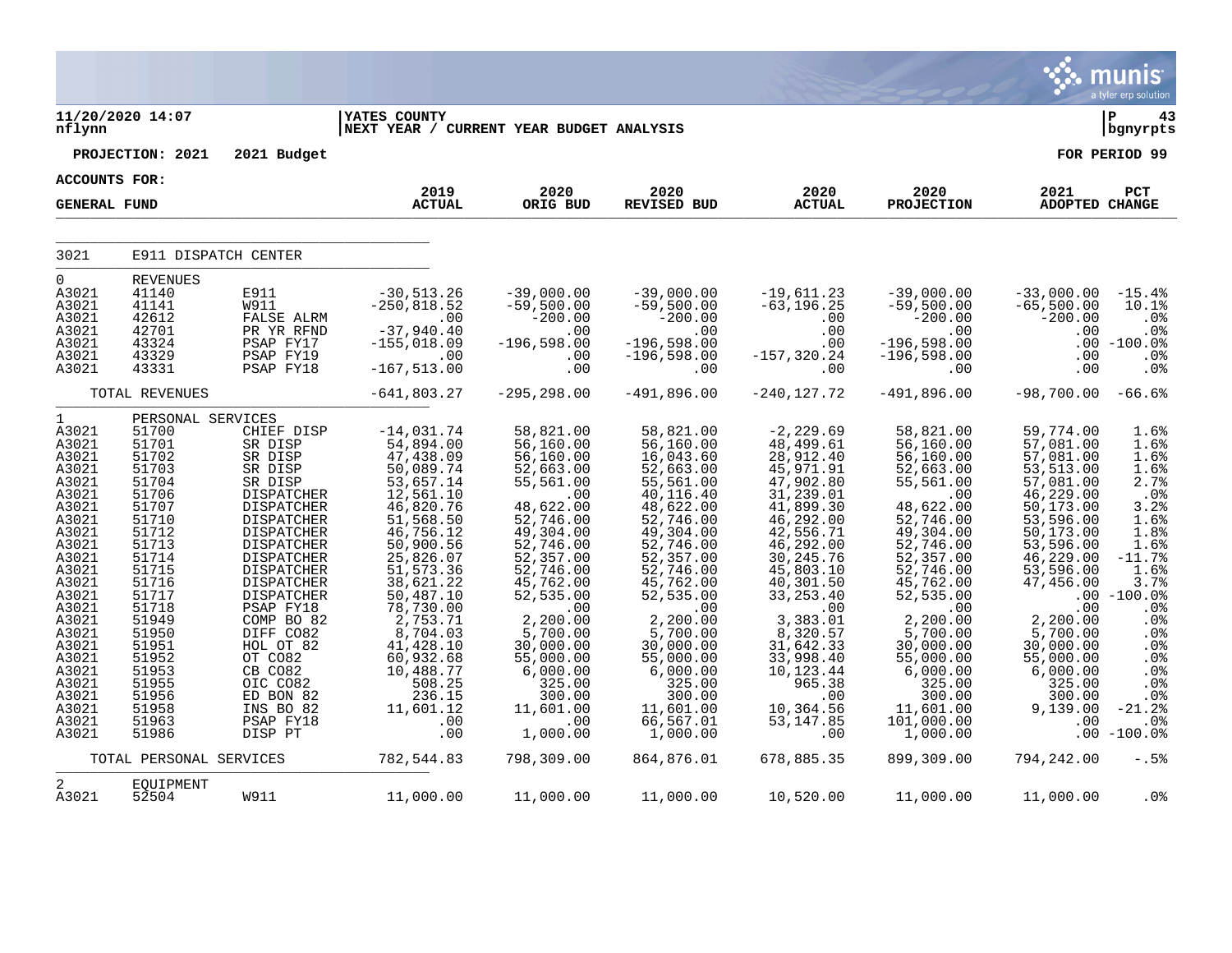11/20/2020 14:07 | YATES COUNTY | P 43
nflynn | NEXT YEAR / CURRENT YEAR BUDGET ANALYSIS | bgnyrpts

**PROJECTION: 2021 2021 Budget** **FOR PERIOD 99**

**ACCOUNTS FOR:**

| GENERAL FUND | | | 2019 ACTUAL | 2020 ORIG BUD | 2020 REVISED BUD | 2020 ACTUAL | 2020 PROJECTION | 2021 ADOPTED | PCT CHANGE |
|---|---|---|---|---|---|---|---|---|---|
| 3021 | E911 DISPATCH CENTER | | | | | | | | |
| 0 | REVENUES | | | | | | | | |
| A3021 | 41140 | E911 | -30,513.26 | -39,000.00 | -39,000.00 | -19,611.23 | -39,000.00 | -33,000.00 | -15.4% |
| A3021 | 41141 | W911 | -250,818.52 | -59,500.00 | -59,500.00 | -63,196.25 | -59,500.00 | -65,500.00 | 10.1% |
| A3021 | 42612 | FALSE ALRM | .00 | -200.00 | -200.00 | .00 | -200.00 | -200.00 | .0% |
| A3021 | 42701 | PR YR RFND | -37,940.40 | .00 | .00 | .00 | .00 | .00 | .0% |
| A3021 | 43324 | PSAP FY17 | -155,018.09 | -196,598.00 | -196,598.00 | .00 | -196,598.00 | .00 | -100.0% |
| A3021 | 43329 | PSAP FY19 | .00 | .00 | -196,598.00 | -157,320.24 | -196,598.00 | .00 | .0% |
| A3021 | 43331 | PSAP FY18 | -167,513.00 | .00 | .00 | .00 | .00 | .00 | .0% |
| | TOTAL REVENUES | | -641,803.27 | -295,298.00 | -491,896.00 | -240,127.72 | -491,896.00 | -98,700.00 | -66.6% |
| 1 | PERSONAL SERVICES | | | | | | | | |
| A3021 | 51700 | CHIEF DISP | -14,031.74 | 58,821.00 | 58,821.00 | -2,229.69 | 58,821.00 | 59,774.00 | 1.6% |
| A3021 | 51701 | SR DISP | 54,894.00 | 56,160.00 | 56,160.00 | 48,499.61 | 56,160.00 | 57,081.00 | 1.6% |
| A3021 | 51702 | SR DISP | 47,438.09 | 56,160.00 | 16,043.60 | 28,912.40 | 56,160.00 | 57,081.00 | 1.6% |
| A3021 | 51703 | SR DISP | 50,089.74 | 52,663.00 | 52,663.00 | 45,971.91 | 52,663.00 | 53,513.00 | 1.6% |
| A3021 | 51704 | SR DISP | 53,657.14 | 55,561.00 | 55,561.00 | 47,902.80 | 55,561.00 | 57,081.00 | 2.7% |
| A3021 | 51706 | DISPATCHER | 12,561.10 | .00 | 40,116.40 | 31,239.01 | .00 | 46,229.00 | .0% |
| A3021 | 51707 | DISPATCHER | 46,820.76 | 48,622.00 | 48,622.00 | 41,899.30 | 48,622.00 | 50,173.00 | 3.2% |
| A3021 | 51710 | DISPATCHER | 51,568.50 | 52,746.00 | 52,746.00 | 46,292.00 | 52,746.00 | 53,596.00 | 1.6% |
| A3021 | 51712 | DISPATCHER | 46,756.12 | 49,304.00 | 49,304.00 | 42,556.71 | 49,304.00 | 50,173.00 | 1.8% |
| A3021 | 51713 | DISPATCHER | 50,900.56 | 52,746.00 | 52,746.00 | 46,292.00 | 52,746.00 | 53,596.00 | 1.6% |
| A3021 | 51714 | DISPATCHER | 25,826.07 | 52,357.00 | 52,357.00 | 30,245.76 | 52,357.00 | 46,229.00 | -11.7% |
| A3021 | 51715 | DISPATCHER | 51,573.36 | 52,746.00 | 52,746.00 | 45,803.10 | 52,746.00 | 53,596.00 | 1.6% |
| A3021 | 51716 | DISPATCHER | 38,621.22 | 45,762.00 | 45,762.00 | 40,301.50 | 45,762.00 | 47,456.00 | 3.7% |
| A3021 | 51717 | DISPATCHER | 50,487.10 | 52,535.00 | 52,535.00 | 33,253.40 | 52,535.00 | .00 | -100.0% |
| A3021 | 51718 | PSAP FY18 | 78,730.00 | .00 | .00 | .00 | .00 | .00 | .0% |
| A3021 | 51949 | COMP BO 82 | 2,753.71 | 2,200.00 | 2,200.00 | 3,383.01 | 2,200.00 | 2,200.00 | .0% |
| A3021 | 51950 | DIFF CO82 | 8,704.03 | 5,700.00 | 5,700.00 | 8,320.57 | 5,700.00 | 5,700.00 | .0% |
| A3021 | 51951 | HOL OT 82 | 41,428.10 | 30,000.00 | 30,000.00 | 31,642.33 | 30,000.00 | 30,000.00 | .0% |
| A3021 | 51952 | OT CO82 | 60,932.68 | 55,000.00 | 55,000.00 | 33,998.40 | 55,000.00 | 55,000.00 | .0% |
| A3021 | 51953 | CB CO82 | 10,488.77 | 6,000.00 | 6,000.00 | 10,123.44 | 6,000.00 | 6,000.00 | .0% |
| A3021 | 51955 | OIC CO82 | 508.25 | 325.00 | 325.00 | 965.38 | 325.00 | 325.00 | .0% |
| A3021 | 51956 | ED BON 82 | 236.15 | 300.00 | 300.00 | .00 | 300.00 | 300.00 | .0% |
| A3021 | 51958 | INS BO 82 | 11,601.12 | 11,601.00 | 11,601.00 | 10,364.56 | 11,601.00 | 9,139.00 | -21.2% |
| A3021 | 51963 | PSAP FY18 | .00 | .00 | 66,567.01 | 53,147.85 | 101,000.00 | .00 | .0% |
| A3021 | 51986 | DISP PT | .00 | 1,000.00 | 1,000.00 | .00 | 1,000.00 | .00 | -100.0% |
| | TOTAL PERSONAL SERVICES | | 782,544.83 | 798,309.00 | 864,876.01 | 678,885.35 | 899,309.00 | 794,242.00 | -.5% |
| 2 | EQUIPMENT | | | | | | | | |
| A3021 | 52504 | W911 | 11,000.00 | 11,000.00 | 11,000.00 | 10,520.00 | 11,000.00 | 11,000.00 | .0% |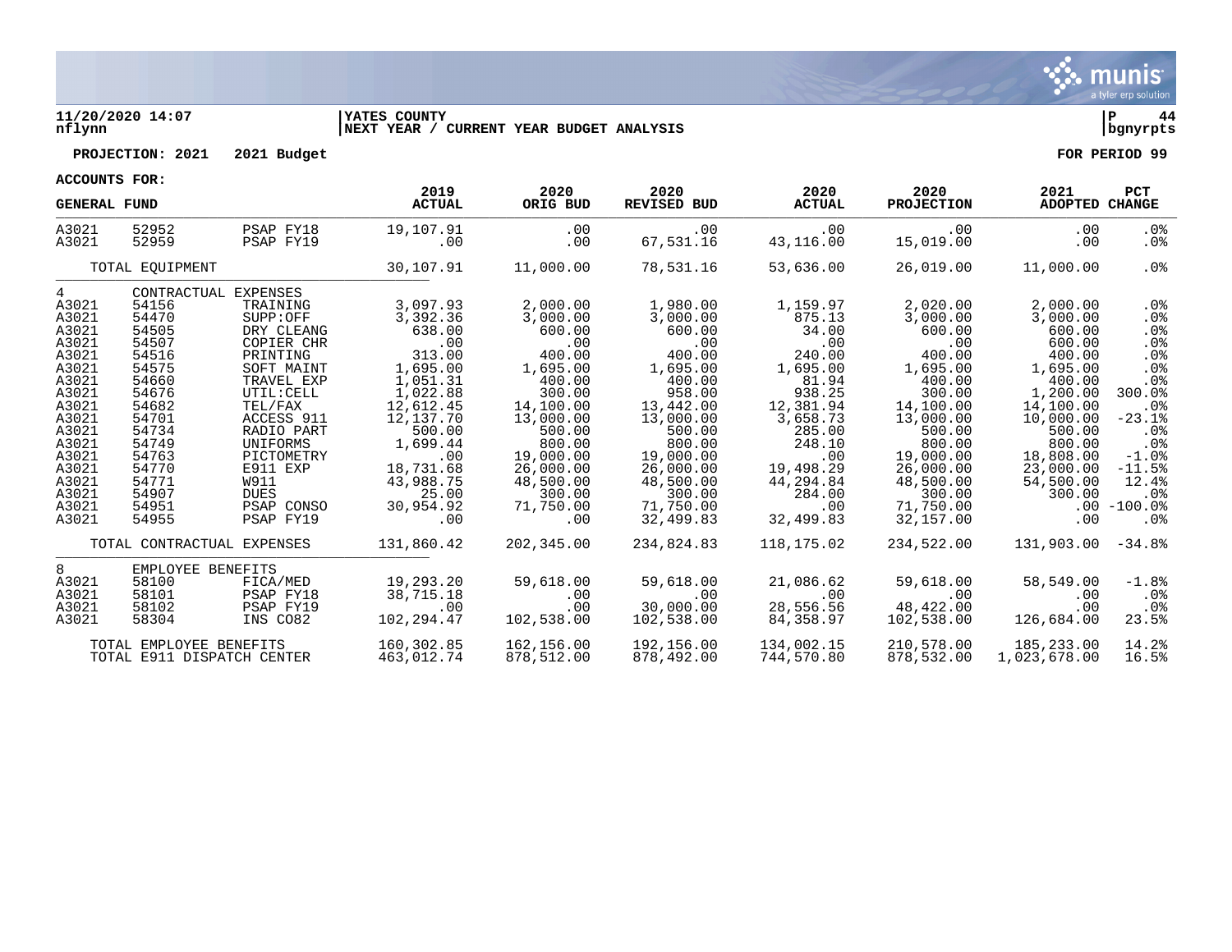YATES COUNTY
NEXT YEAR / CURRENT YEAR BUDGET ANALYSIS

**PROJECTION: 2021 2021 Budget** **FOR PERIOD 99**

**ACCOUNTS FOR:**

| GENERAL FUND | | | 2019 ACTUAL | 2020 ORIG BUD | 2020 REVISED BUD | 2020 ACTUAL | 2020 PROJECTION | 2021 ADOPTED | PCT CHANGE |
|---|---|---|---|---|---|---|---|---|---|
| A3021 | 52952 | PSAP FY18 | 19,107.91 | .00 | .00 | .00 | .00 | .00 | .0% |
| A3021 | 52959 | PSAP FY19 | .00 | .00 | 67,531.16 | 43,116.00 | 15,019.00 | .00 | .0% |
| | TOTAL EQUIPMENT | | 30,107.91 | 11,000.00 | 78,531.16 | 53,636.00 | 26,019.00 | 11,000.00 | .0% |
| 4 | CONTRACTUAL EXPENSES | | | | | | | | |
| A3021 | 54156 | TRAINING | 3,097.93 | 2,000.00 | 1,980.00 | 1,159.97 | 2,020.00 | 2,000.00 | .0% |
| A3021 | 54470 | SUPP:OFF | 3,392.36 | 3,000.00 | 3,000.00 | 875.13 | 3,000.00 | 3,000.00 | .0% |
| A3021 | 54505 | DRY CLEANG | 638.00 | 600.00 | 600.00 | 34.00 | 600.00 | 600.00 | .0% |
| A3021 | 54507 | COPIER CHR | .00 | .00 | .00 | .00 | .00 | 600.00 | .0% |
| A3021 | 54516 | PRINTING | 313.00 | 400.00 | 400.00 | 240.00 | 400.00 | 400.00 | .0% |
| A3021 | 54575 | SOFT MAINT | 1,695.00 | 1,695.00 | 1,695.00 | 1,695.00 | 1,695.00 | 1,695.00 | .0% |
| A3021 | 54660 | TRAVEL EXP | 1,051.31 | 400.00 | 400.00 | 81.94 | 400.00 | 400.00 | .0% |
| A3021 | 54676 | UTIL:CELL | 1,022.88 | 300.00 | 958.00 | 938.25 | 300.00 | 1,200.00 | 300.0% |
| A3021 | 54682 | TEL/FAX | 12,612.45 | 14,100.00 | 13,442.00 | 12,381.94 | 14,100.00 | 14,100.00 | .0% |
| A3021 | 54701 | ACCESS 911 | 12,137.70 | 13,000.00 | 13,000.00 | 3,658.73 | 13,000.00 | 10,000.00 | -23.1% |
| A3021 | 54734 | RADIO PART | 500.00 | 500.00 | 500.00 | 285.00 | 500.00 | 500.00 | .0% |
| A3021 | 54749 | UNIFORMS | 1,699.44 | 800.00 | 800.00 | 248.10 | 800.00 | 800.00 | .0% |
| A3021 | 54763 | PICTOMETRY | .00 | 19,000.00 | 19,000.00 | .00 | 19,000.00 | 18,808.00 | -1.0% |
| A3021 | 54770 | E911 EXP | 18,731.68 | 26,000.00 | 26,000.00 | 19,498.29 | 26,000.00 | 23,000.00 | -11.5% |
| A3021 | 54771 | W911 | 43,988.75 | 48,500.00 | 48,500.00 | 44,294.84 | 48,500.00 | 54,500.00 | 12.4% |
| A3021 | 54907 | DUES | 25.00 | 300.00 | 300.00 | 284.00 | 300.00 | 300.00 | .0% |
| A3021 | 54951 | PSAP CONSO | 30,954.92 | 71,750.00 | 71,750.00 | .00 | 71,750.00 | .00 | -100.0% |
| A3021 | 54955 | PSAP FY19 | .00 | .00 | 32,499.83 | 32,499.83 | 32,157.00 | .00 | .0% |
| | TOTAL CONTRACTUAL EXPENSES | | 131,860.42 | 202,345.00 | 234,824.83 | 118,175.02 | 234,522.00 | 131,903.00 | -34.8% |
| 8 | EMPLOYEE BENEFITS | | | | | | | | |
| A3021 | 58100 | FICA/MED | 19,293.20 | 59,618.00 | 59,618.00 | 21,086.62 | 59,618.00 | 58,549.00 | -1.8% |
| A3021 | 58101 | PSAP FY18 | 38,715.18 | .00 | .00 | .00 | .00 | .00 | .0% |
| A3021 | 58102 | PSAP FY19 | .00 | .00 | 30,000.00 | 28,556.56 | 48,422.00 | .00 | .0% |
| A3021 | 58304 | INS CO82 | 102,294.47 | 102,538.00 | 102,538.00 | 84,358.97 | 102,538.00 | 126,684.00 | 23.5% |
| | TOTAL EMPLOYEE BENEFITS | | 160,302.85 | 162,156.00 | 192,156.00 | 134,002.15 | 210,578.00 | 185,233.00 | 14.2% |
| | TOTAL E911 DISPATCH CENTER | | 463,012.74 | 878,512.00 | 878,492.00 | 744,570.80 | 878,532.00 | 1,023,678.00 | 16.5% |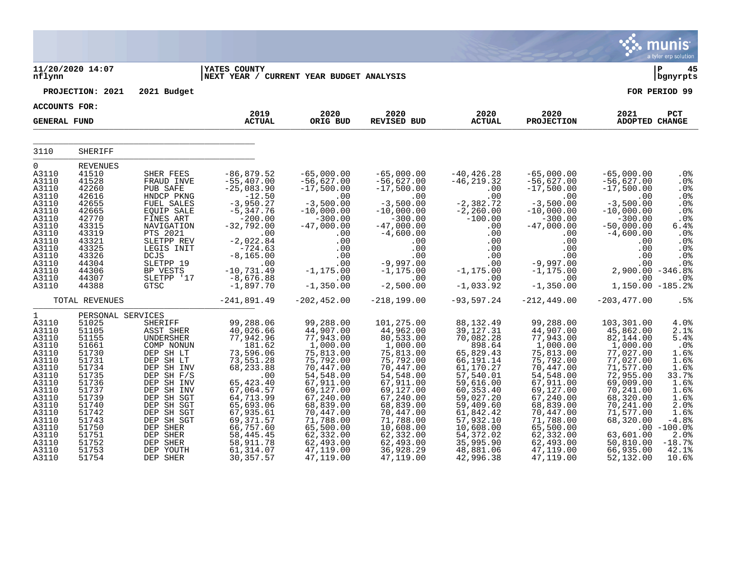11/20/2020 14:07 | YATES COUNTY | P 45
nflynn | NEXT YEAR / CURRENT YEAR BUDGET ANALYSIS | bgnyrpts

**PROJECTION: 2021 2021 Budget** **FOR PERIOD 99**

**ACCOUNTS FOR:**

| GENERAL FUND | | | 2019 ACTUAL | 2020 ORIG BUD | 2020 REVISED BUD | 2020 ACTUAL | 2020 PROJECTION | 2021 ADOPTED | PCT CHANGE |
|---|---|---|---|---|---|---|---|---|---|
| 3110 | SHERIFF | | | | | | | | |
| 0 | REVENUES | | | | | | | | |
| A3110 | 41510 | SHER FEES | -86,879.52 | -65,000.00 | -65,000.00 | -40,426.28 | -65,000.00 | -65,000.00 | .0% |
| A3110 | 41528 | FRAUD INVE | -55,407.00 | -56,627.00 | -56,627.00 | -46,219.32 | -56,627.00 | -56,627.00 | .0% |
| A3110 | 42260 | PUB SAFE | -25,083.90 | -17,500.00 | -17,500.00 | .00 | -17,500.00 | -17,500.00 | .0% |
| A3110 | 42616 | HNDCP PKNG | -12.50 | .00 | .00 | .00 | .00 | .00 | .0% |
| A3110 | 42655 | FUEL SALES | -3,950.27 | -3,500.00 | -3,500.00 | -2,382.72 | -3,500.00 | -3,500.00 | .0% |
| A3110 | 42665 | EQUIP SALE | -5,347.76 | -10,000.00 | -10,000.00 | -2,260.00 | -10,000.00 | -10,000.00 | .0% |
| A3110 | 42770 | FINES ART | -200.00 | -300.00 | -300.00 | -100.00 | -300.00 | -300.00 | .0% |
| A3110 | 43315 | NAVIGATION | -32,792.00 | -47,000.00 | -47,000.00 | .00 | -47,000.00 | -50,000.00 | 6.4% |
| A3110 | 43319 | PTS 2021 | .00 | .00 | -4,600.00 | .00 | .00 | -4,600.00 | .0% |
| A3110 | 43321 | SLETPP REV | -2,022.84 | .00 | .00 | .00 | .00 | .00 | .0% |
| A3110 | 43325 | LEGIS INIT | -724.63 | .00 | .00 | .00 | .00 | .00 | .0% |
| A3110 | 43326 | DCJS | -8,165.00 | .00 | .00 | .00 | .00 | .00 | .0% |
| A3110 | 44304 | SLETPP 19 | .00 | .00 | -9,997.00 | .00 | -9,997.00 | .00 | .0% |
| A3110 | 44306 | BP VESTS | -10,731.49 | -1,175.00 | -1,175.00 | -1,175.00 | -1,175.00 | 2,900.00 | -346.8% |
| A3110 | 44307 | SLETPP '17 | -8,676.88 | .00 | .00 | .00 | .00 | .00 | .0% |
| A3110 | 44388 | GTSC | -1,897.70 | -1,350.00 | -2,500.00 | -1,033.92 | -1,350.00 | 1,150.00 | -185.2% |
| | TOTAL REVENUES | | -241,891.49 | -202,452.00 | -218,199.00 | -93,597.24 | -212,449.00 | -203,477.00 | .5% |
| 1 | PERSONAL SERVICES | | | | | | | | |
| A3110 | 51025 | SHERIFF | 99,288.06 | 99,288.00 | 101,275.00 | 88,132.49 | 99,288.00 | 103,301.00 | 4.0% |
| A3110 | 51105 | ASST SHER | 40,026.66 | 44,907.00 | 44,962.00 | 39,127.31 | 44,907.00 | 45,862.00 | 2.1% |
| A3110 | 51155 | UNDERSHER | 77,942.96 | 77,943.00 | 80,533.00 | 70,082.28 | 77,943.00 | 82,144.00 | 5.4% |
| A3110 | 51661 | COMP NONUN | 181.62 | 1,000.00 | 1,000.00 | 898.64 | 1,000.00 | 1,000.00 | .0% |
| A3110 | 51730 | DEP SH LT | 73,596.06 | 75,813.00 | 75,813.00 | 65,829.43 | 75,813.00 | 77,027.00 | 1.6% |
| A3110 | 51731 | DEP SH LT | 73,551.28 | 75,792.00 | 75,792.00 | 66,191.14 | 75,792.00 | 77,027.00 | 1.6% |
| A3110 | 51734 | DEP SH INV | 68,233.88 | 70,447.00 | 70,447.00 | 61,170.27 | 70,447.00 | 71,577.00 | 1.6% |
| A3110 | 51735 | DEP SH F/S | .00 | 54,548.00 | 54,548.00 | 57,540.01 | 54,548.00 | 72,955.00 | 33.7% |
| A3110 | 51736 | DEP SH INV | 65,423.40 | 67,911.00 | 67,911.00 | 59,616.00 | 67,911.00 | 69,009.00 | 1.6% |
| A3110 | 51737 | DEP SH INV | 67,064.57 | 69,127.00 | 69,127.00 | 60,353.40 | 69,127.00 | 70,241.00 | 1.6% |
| A3110 | 51739 | DEP SH SGT | 64,713.99 | 67,240.00 | 67,240.00 | 59,027.20 | 67,240.00 | 68,320.00 | 1.6% |
| A3110 | 51740 | DEP SH SGT | 65,693.06 | 68,839.00 | 68,839.00 | 59,409.60 | 68,839.00 | 70,241.00 | 2.0% |
| A3110 | 51742 | DEP SH SGT | 67,935.61 | 70,447.00 | 70,447.00 | 61,842.42 | 70,447.00 | 71,577.00 | 1.6% |
| A3110 | 51743 | DEP SH SGT | 69,371.57 | 71,788.00 | 71,788.00 | 57,932.10 | 71,788.00 | 68,320.00 | -4.8% |
| A3110 | 51750 | DEP SHER | 66,757.60 | 65,500.00 | 10,608.00 | 10,608.00 | 65,500.00 | .00 | -100.0% |
| A3110 | 51751 | DEP SHER | 58,445.45 | 62,332.00 | 62,332.00 | 54,372.02 | 62,332.00 | 63,601.00 | 2.0% |
| A3110 | 51752 | DEP SHER | 58,911.78 | 62,493.00 | 62,493.00 | 35,995.90 | 62,493.00 | 50,810.00 | -18.7% |
| A3110 | 51753 | DEP YOUTH | 61,314.07 | 47,119.00 | 36,928.29 | 48,881.06 | 47,119.00 | 66,935.00 | 42.1% |
| A3110 | 51754 | DEP SHER | 30,357.57 | 47,119.00 | 47,119.00 | 42,996.38 | 47,119.00 | 52,132.00 | 10.6% |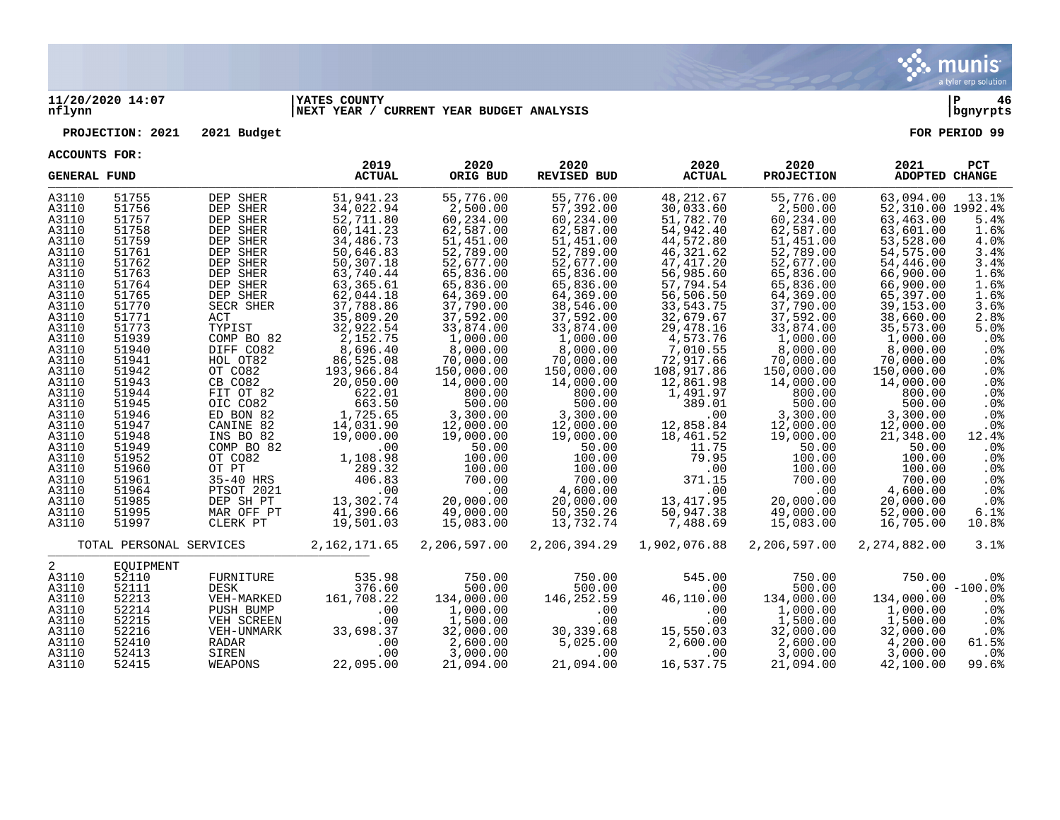**11/20/2020 14:07** | **YATES COUNTY** | **P 46**
**nflynn** | **NEXT YEAR / CURRENT YEAR BUDGET ANALYSIS** | **bgnyrpts**

**PROJECTION: 2021 2021 Budget** **FOR PERIOD 99**

**ACCOUNTS FOR:**

| GENERAL FUND | | | 2019 ACTUAL | 2020 ORIG BUD | 2020 REVISED BUD | 2020 ACTUAL | 2020 PROJECTION | 2021 ADOPTED | PCT CHANGE |
|---|---|---|---|---|---|---|---|---|---|
| A3110 | 51755 | DEP SHER | 51,941.23 | 55,776.00 | 55,776.00 | 48,212.67 | 55,776.00 | 63,094.00 | 13.1% |
| A3110 | 51756 | DEP SHER | 34,022.94 | 2,500.00 | 57,392.00 | 30,033.60 | 2,500.00 | 52,310.00 | 1992.4% |
| A3110 | 51757 | DEP SHER | 52,711.80 | 60,234.00 | 60,234.00 | 51,782.70 | 60,234.00 | 63,463.00 | 5.4% |
| A3110 | 51758 | DEP SHER | 60,141.23 | 62,587.00 | 62,587.00 | 54,942.40 | 62,587.00 | 63,601.00 | 1.6% |
| A3110 | 51759 | DEP SHER | 34,486.73 | 51,451.00 | 51,451.00 | 44,572.80 | 51,451.00 | 53,528.00 | 4.0% |
| A3110 | 51761 | DEP SHER | 50,646.83 | 52,789.00 | 52,789.00 | 46,321.62 | 52,789.00 | 54,575.00 | 3.4% |
| A3110 | 51762 | DEP SHER | 50,307.18 | 52,677.00 | 52,677.00 | 47,417.20 | 52,677.00 | 54,446.00 | 3.4% |
| A3110 | 51763 | DEP SHER | 63,740.44 | 65,836.00 | 65,836.00 | 56,985.60 | 65,836.00 | 66,900.00 | 1.6% |
| A3110 | 51764 | DEP SHER | 63,365.61 | 65,836.00 | 65,836.00 | 57,794.54 | 65,836.00 | 66,900.00 | 1.6% |
| A3110 | 51765 | DEP SHER | 62,044.18 | 64,369.00 | 64,369.00 | 56,506.50 | 64,369.00 | 65,397.00 | 1.6% |
| A3110 | 51770 | SECR SHER | 37,788.86 | 37,790.00 | 38,546.00 | 33,543.75 | 37,790.00 | 39,153.00 | 3.6% |
| A3110 | 51771 | ACT | 35,809.20 | 37,592.00 | 37,592.00 | 32,679.67 | 37,592.00 | 38,660.00 | 2.8% |
| A3110 | 51773 | TYPIST | 32,922.54 | 33,874.00 | 33,874.00 | 29,478.16 | 33,874.00 | 35,573.00 | 5.0% |
| A3110 | 51939 | COMP BO 82 | 2,152.75 | 1,000.00 | 1,000.00 | 4,573.76 | 1,000.00 | 1,000.00 | .0% |
| A3110 | 51940 | DIFF CO82 | 8,696.40 | 8,000.00 | 8,000.00 | 7,010.55 | 8,000.00 | 8,000.00 | .0% |
| A3110 | 51941 | HOL OT82 | 86,525.08 | 70,000.00 | 70,000.00 | 72,917.66 | 70,000.00 | 70,000.00 | .0% |
| A3110 | 51942 | OT CO82 | 193,966.84 | 150,000.00 | 150,000.00 | 108,917.86 | 150,000.00 | 150,000.00 | .0% |
| A3110 | 51943 | CB CO82 | 20,050.00 | 14,000.00 | 14,000.00 | 12,861.98 | 14,000.00 | 14,000.00 | .0% |
| A3110 | 51944 | FIT OT 82 | 622.01 | 800.00 | 800.00 | 1,491.97 | 800.00 | 800.00 | .0% |
| A3110 | 51945 | OIC CO82 | 663.50 | 500.00 | 500.00 | 389.01 | 500.00 | 500.00 | .0% |
| A3110 | 51946 | ED BON 82 | 1,725.65 | 3,300.00 | 3,300.00 | .00 | 3,300.00 | 3,300.00 | .0% |
| A3110 | 51947 | CANINE 82 | 14,031.90 | 12,000.00 | 12,000.00 | 12,858.84 | 12,000.00 | 12,000.00 | .0% |
| A3110 | 51948 | INS BO 82 | 19,000.00 | 19,000.00 | 19,000.00 | 18,461.52 | 19,000.00 | 21,348.00 | 12.4% |
| A3110 | 51949 | COMP BO 82 | .00 | 50.00 | 50.00 | 11.75 | 50.00 | 50.00 | .0% |
| A3110 | 51952 | OT CO82 | 1,108.98 | 100.00 | 100.00 | 79.95 | 100.00 | 100.00 | .0% |
| A3110 | 51960 | OT PT | 289.32 | 100.00 | 100.00 | .00 | 100.00 | 100.00 | .0% |
| A3110 | 51961 | 35-40 HRS | 406.83 | 700.00 | 700.00 | 371.15 | 700.00 | 700.00 | .0% |
| A3110 | 51964 | PTSOT 2021 | .00 | .00 | 4,600.00 | .00 | .00 | 4,600.00 | .0% |
| A3110 | 51985 | DEP SH PT | 13,302.74 | 20,000.00 | 20,000.00 | 13,417.95 | 20,000.00 | 20,000.00 | .0% |
| A3110 | 51995 | MAR OFF PT | 41,390.66 | 49,000.00 | 50,350.26 | 50,947.38 | 49,000.00 | 52,000.00 | 6.1% |
| A3110 | 51997 | CLERK PT | 19,501.03 | 15,083.00 | 13,732.74 | 7,488.69 | 15,083.00 | 16,705.00 | 10.8% |
| | TOTAL PERSONAL SERVICES | | 2,162,171.65 | 2,206,597.00 | 2,206,394.29 | 1,902,076.88 | 2,206,597.00 | 2,274,882.00 | 3.1% |
| 2 | EQUIPMENT | | | | | | | | |
| A3110 | 52110 | FURNITURE | 535.98 | 750.00 | 750.00 | 545.00 | 750.00 | 750.00 | .0% |
| A3110 | 52111 | DESK | 376.60 | 500.00 | 500.00 | .00 | 500.00 | .00 | -100.0% |
| A3110 | 52213 | VEH-MARKED | 161,708.22 | 134,000.00 | 146,252.59 | 46,110.00 | 134,000.00 | 134,000.00 | .0% |
| A3110 | 52214 | PUSH BUMP | .00 | 1,000.00 | .00 | .00 | 1,000.00 | 1,000.00 | .0% |
| A3110 | 52215 | VEH SCREEN | .00 | 1,500.00 | .00 | .00 | 1,500.00 | 1,500.00 | .0% |
| A3110 | 52216 | VEH-UNMARK | 33,698.37 | 32,000.00 | 30,339.68 | 15,550.03 | 32,000.00 | 32,000.00 | .0% |
| A3110 | 52410 | RADAR | .00 | 2,600.00 | 5,025.00 | 2,600.00 | 2,600.00 | 4,200.00 | 61.5% |
| A3110 | 52413 | SIREN | .00 | 3,000.00 | .00 | .00 | 3,000.00 | 3,000.00 | .0% |
| A3110 | 52415 | WEAPONS | 22,095.00 | 21,094.00 | 21,094.00 | 16,537.75 | 21,094.00 | 42,100.00 | 99.6% |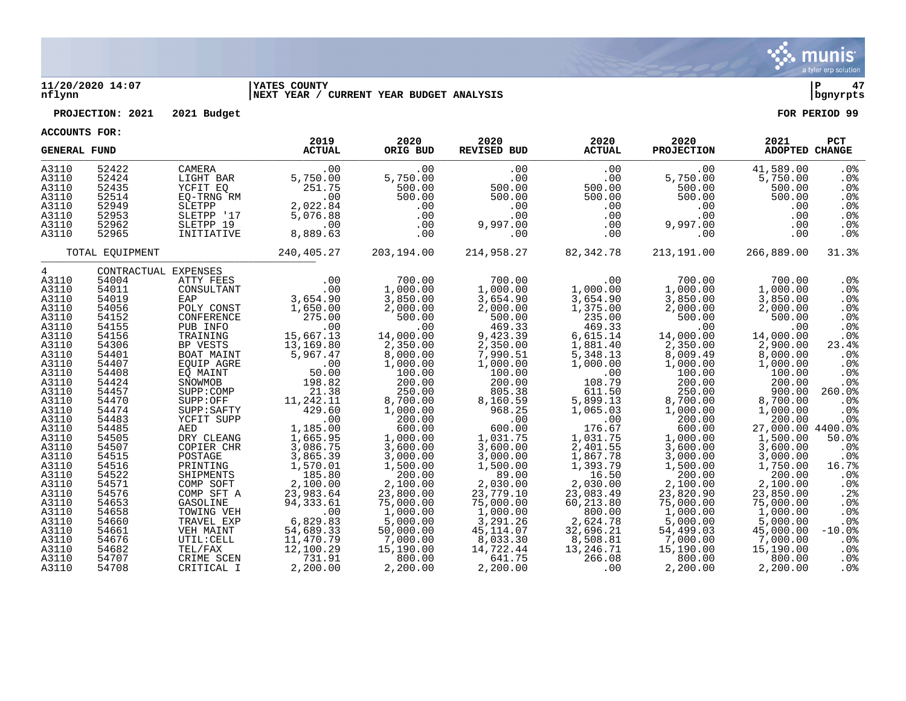**11/20/2020 14:07** | **YATES COUNTY** | **P 47**
**nflynn** | **NEXT YEAR / CURRENT YEAR BUDGET ANALYSIS** | **bgnyrpts**

**PROJECTION: 2021  2021 Budget** | **FOR PERIOD 99**

**ACCOUNTS FOR:**

| GENERAL FUND | | | 2019 ACTUAL | 2020 ORIG BUD | 2020 REVISED BUD | 2020 ACTUAL | 2020 PROJECTION | 2021 ADOPTED | PCT CHANGE |
|---|---|---|---|---|---|---|---|---|---|
| A3110 | 52422 | CAMERA | .00 | .00 | .00 | .00 | .00 | 41,589.00 | .0% |
| A3110 | 52424 | LIGHT BAR | 5,750.00 | 5,750.00 | .00 | .00 | 5,750.00 | 5,750.00 | .0% |
| A3110 | 52435 | YCFIT EQ | 251.75 | 500.00 | 500.00 | 500.00 | 500.00 | 500.00 | .0% |
| A3110 | 52514 | EQ-TRNG RM | .00 | 500.00 | 500.00 | 500.00 | 500.00 | 500.00 | .0% |
| A3110 | 52949 | SLETPP | 2,022.84 | .00 | .00 | .00 | .00 | .00 | .0% |
| A3110 | 52953 | SLETPP '17 | 5,076.88 | .00 | .00 | .00 | .00 | .00 | .0% |
| A3110 | 52962 | SLETPP 19 | .00 | .00 | 9,997.00 | .00 | 9,997.00 | .00 | .0% |
| A3110 | 52965 | INITIATIVE | 8,889.63 | .00 | .00 | .00 | .00 | .00 | .0% |
| | TOTAL EQUIPMENT | | 240,405.27 | 203,194.00 | 214,958.27 | 82,342.78 | 213,191.00 | 266,889.00 | 31.3% |
| 4 | CONTRACTUAL EXPENSES | | | | | | | | |
| A3110 | 54004 | ATTY FEES | .00 | 700.00 | 700.00 | .00 | 700.00 | 700.00 | .0% |
| A3110 | 54011 | CONSULTANT | .00 | 1,000.00 | 1,000.00 | 1,000.00 | 1,000.00 | 1,000.00 | .0% |
| A3110 | 54019 | EAP | 3,654.90 | 3,850.00 | 3,654.90 | 3,654.90 | 3,850.00 | 3,850.00 | .0% |
| A3110 | 54056 | POLY CONST | 1,650.00 | 2,000.00 | 2,000.00 | 1,375.00 | 2,000.00 | 2,000.00 | .0% |
| A3110 | 54152 | CONFERENCE | 275.00 | 500.00 | 500.00 | 235.00 | 500.00 | 500.00 | .0% |
| A3110 | 54155 | PUB INFO | .00 | .00 | 469.33 | 469.33 | .00 | .00 | .0% |
| A3110 | 54156 | TRAINING | 15,667.13 | 14,000.00 | 9,423.39 | 6,615.14 | 14,000.00 | 14,000.00 | .0% |
| A3110 | 54306 | BP VESTS | 13,169.80 | 2,350.00 | 2,350.00 | 1,881.40 | 2,350.00 | 2,900.00 | 23.4% |
| A3110 | 54401 | BOAT MAINT | 5,967.47 | 8,000.00 | 7,990.51 | 5,348.13 | 8,009.49 | 8,000.00 | .0% |
| A3110 | 54407 | EQUIP AGRE | .00 | 1,000.00 | 1,000.00 | 1,000.00 | 1,000.00 | 1,000.00 | .0% |
| A3110 | 54408 | EQ MAINT | 50.00 | 100.00 | 100.00 | .00 | 100.00 | 100.00 | .0% |
| A3110 | 54424 | SNOWMOB | 198.82 | 200.00 | 200.00 | 108.79 | 200.00 | 200.00 | .0% |
| A3110 | 54457 | SUPP:COMP | 21.38 | 250.00 | 805.38 | 611.50 | 250.00 | 900.00 | 260.0% |
| A3110 | 54470 | SUPP:OFF | 11,242.11 | 8,700.00 | 8,160.59 | 5,899.13 | 8,700.00 | 8,700.00 | .0% |
| A3110 | 54474 | SUPP:SAFTY | 429.60 | 1,000.00 | 968.25 | 1,065.03 | 1,000.00 | 1,000.00 | .0% |
| A3110 | 54483 | YCFIT SUPP | .00 | 200.00 | .00 | .00 | 200.00 | 200.00 | .0% |
| A3110 | 54485 | AED | 1,185.00 | 600.00 | 600.00 | 176.67 | 600.00 | 27,000.00 | 4400.0% |
| A3110 | 54505 | DRY CLEANG | 1,665.95 | 1,000.00 | 1,031.75 | 1,031.75 | 1,000.00 | 1,500.00 | 50.0% |
| A3110 | 54507 | COPIER CHR | 3,086.75 | 3,600.00 | 3,600.00 | 2,401.55 | 3,600.00 | 3,600.00 | .0% |
| A3110 | 54515 | POSTAGE | 3,865.39 | 3,000.00 | 3,000.00 | 1,867.78 | 3,000.00 | 3,000.00 | .0% |
| A3110 | 54516 | PRINTING | 1,570.01 | 1,500.00 | 1,500.00 | 1,393.79 | 1,500.00 | 1,750.00 | 16.7% |
| A3110 | 54522 | SHIPMENTS | 185.80 | 200.00 | 89.00 | 16.50 | 200.00 | 200.00 | .0% |
| A3110 | 54571 | COMP SOFT | 2,100.00 | 2,100.00 | 2,030.00 | 2,030.00 | 2,100.00 | 2,100.00 | .0% |
| A3110 | 54576 | COMP SFT A | 23,983.64 | 23,800.00 | 23,779.10 | 23,083.49 | 23,820.90 | 23,850.00 | .2% |
| A3110 | 54653 | GASOLINE | 94,333.61 | 75,000.00 | 75,000.00 | 60,213.80 | 75,000.00 | 75,000.00 | .0% |
| A3110 | 54658 | TOWING VEH | .00 | 1,000.00 | 1,000.00 | 800.00 | 1,000.00 | 1,000.00 | .0% |
| A3110 | 54660 | TRAVEL EXP | 6,829.83 | 5,000.00 | 3,291.26 | 2,624.78 | 5,000.00 | 5,000.00 | .0% |
| A3110 | 54661 | VEH MAINT | 54,689.33 | 50,000.00 | 45,114.07 | 32,696.21 | 54,499.03 | 45,000.00 | -10.0% |
| A3110 | 54676 | UTIL:CELL | 11,470.79 | 7,000.00 | 8,033.30 | 8,508.81 | 7,000.00 | 7,000.00 | .0% |
| A3110 | 54682 | TEL/FAX | 12,100.29 | 15,190.00 | 14,722.44 | 13,246.71 | 15,190.00 | 15,190.00 | .0% |
| A3110 | 54707 | CRIME SCEN | 731.91 | 800.00 | 641.75 | 266.08 | 800.00 | 800.00 | .0% |
| A3110 | 54708 | CRITICAL I | 2,200.00 | 2,200.00 | 2,200.00 | .00 | 2,200.00 | 2,200.00 | .0% |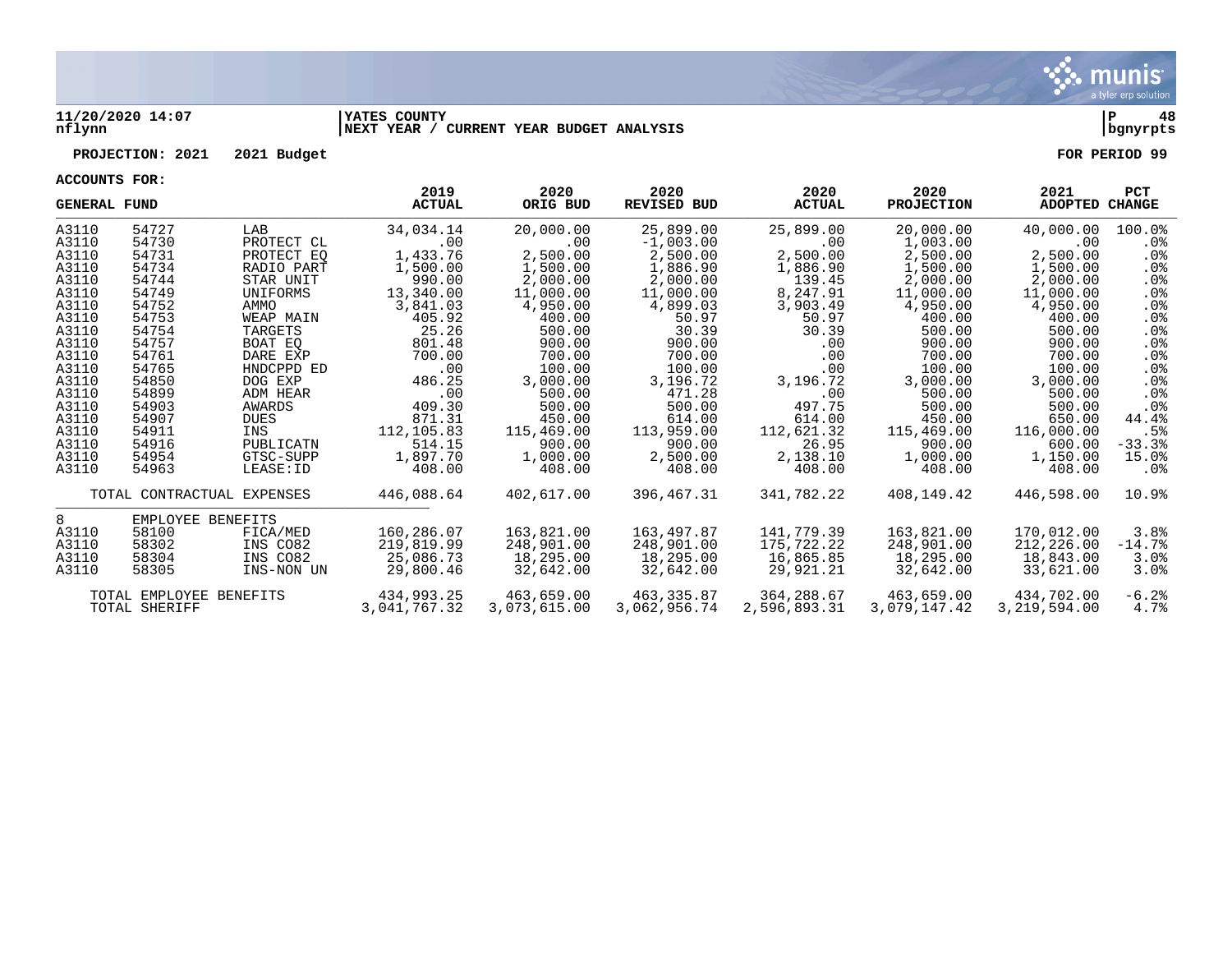**11/20/2020 14:07** | **YATES COUNTY** | **P 48**
**nflynn** | **NEXT YEAR / CURRENT YEAR BUDGET ANALYSIS** | **bgnyrpts**

**PROJECTION: 2021 2021 Budget** | **FOR PERIOD 99**

**ACCOUNTS FOR:**

| GENERAL FUND | | | 2019 ACTUAL | 2020 ORIG BUD | 2020 REVISED BUD | 2020 ACTUAL | 2020 PROJECTION | 2021 ADOPTED | PCT CHANGE |
|---|---|---|---|---|---|---|---|---|---|
| A3110 | 54727 | LAB | 34,034.14 | 20,000.00 | 25,899.00 | 25,899.00 | 20,000.00 | 40,000.00 | 100.0% |
| A3110 | 54730 | PROTECT CL | .00 | .00 | -1,003.00 | .00 | 1,003.00 | .00 | .0% |
| A3110 | 54731 | PROTECT EQ | 1,433.76 | 2,500.00 | 2,500.00 | 2,500.00 | 2,500.00 | 2,500.00 | .0% |
| A3110 | 54734 | RADIO PART | 1,500.00 | 1,500.00 | 1,886.90 | 1,886.90 | 1,500.00 | 1,500.00 | .0% |
| A3110 | 54744 | STAR UNIT | 990.00 | 2,000.00 | 2,000.00 | 139.45 | 2,000.00 | 2,000.00 | .0% |
| A3110 | 54749 | UNIFORMS | 13,340.00 | 11,000.00 | 11,000.00 | 8,247.91 | 11,000.00 | 11,000.00 | .0% |
| A3110 | 54752 | AMMO | 3,841.03 | 4,950.00 | 4,899.03 | 3,903.49 | 4,950.00 | 4,950.00 | .0% |
| A3110 | 54753 | WEAP MAIN | 405.92 | 400.00 | 50.97 | 50.97 | 400.00 | 400.00 | .0% |
| A3110 | 54754 | TARGETS | 25.26 | 500.00 | 30.39 | 30.39 | 500.00 | 500.00 | .0% |
| A3110 | 54757 | BOAT EQ | 801.48 | 900.00 | 900.00 | .00 | 900.00 | 900.00 | .0% |
| A3110 | 54761 | DARE EXP | 700.00 | 700.00 | 700.00 | .00 | 700.00 | 700.00 | .0% |
| A3110 | 54765 | HNDCPPD ED | .00 | 100.00 | 100.00 | .00 | 100.00 | 100.00 | .0% |
| A3110 | 54850 | DOG EXP | 486.25 | 3,000.00 | 3,196.72 | 3,196.72 | 3,000.00 | 3,000.00 | .0% |
| A3110 | 54899 | ADM HEAR | .00 | 500.00 | 471.28 | .00 | 500.00 | 500.00 | .0% |
| A3110 | 54903 | AWARDS | 409.30 | 500.00 | 500.00 | 497.75 | 500.00 | 500.00 | .0% |
| A3110 | 54907 | DUES | 871.31 | 450.00 | 614.00 | 614.00 | 450.00 | 650.00 | 44.4% |
| A3110 | 54911 | INS | 112,105.83 | 115,469.00 | 113,959.00 | 112,621.32 | 115,469.00 | 116,000.00 | .5% |
| A3110 | 54916 | PUBLICATN | 514.15 | 900.00 | 900.00 | 26.95 | 900.00 | 600.00 | -33.3% |
| A3110 | 54954 | GTSC-SUPP | 1,897.70 | 1,000.00 | 2,500.00 | 2,138.10 | 1,000.00 | 1,150.00 | 15.0% |
| A3110 | 54963 | LEASE:ID | 408.00 | 408.00 | 408.00 | 408.00 | 408.00 | 408.00 | .0% |
| | TOTAL CONTRACTUAL EXPENSES | | 446,088.64 | 402,617.00 | 396,467.31 | 341,782.22 | 408,149.42 | 446,598.00 | 10.9% |
| 8 | EMPLOYEE BENEFITS | | | | | | | | |
| A3110 | 58100 | FICA/MED | 160,286.07 | 163,821.00 | 163,497.87 | 141,779.39 | 163,821.00 | 170,012.00 | 3.8% |
| A3110 | 58302 | INS CO82 | 219,819.99 | 248,901.00 | 248,901.00 | 175,722.22 | 248,901.00 | 212,226.00 | -14.7% |
| A3110 | 58304 | INS CO82 | 25,086.73 | 18,295.00 | 18,295.00 | 16,865.85 | 18,295.00 | 18,843.00 | 3.0% |
| A3110 | 58305 | INS-NON UN | 29,800.46 | 32,642.00 | 32,642.00 | 29,921.21 | 32,642.00 | 33,621.00 | 3.0% |
| | TOTAL EMPLOYEE BENEFITS | | 434,993.25 | 463,659.00 | 463,335.87 | 364,288.67 | 463,659.00 | 434,702.00 | -6.2% |
| | TOTAL SHERIFF | | 3,041,767.32 | 3,073,615.00 | 3,062,956.74 | 2,596,893.31 | 3,079,147.42 | 3,219,594.00 | 4.7% |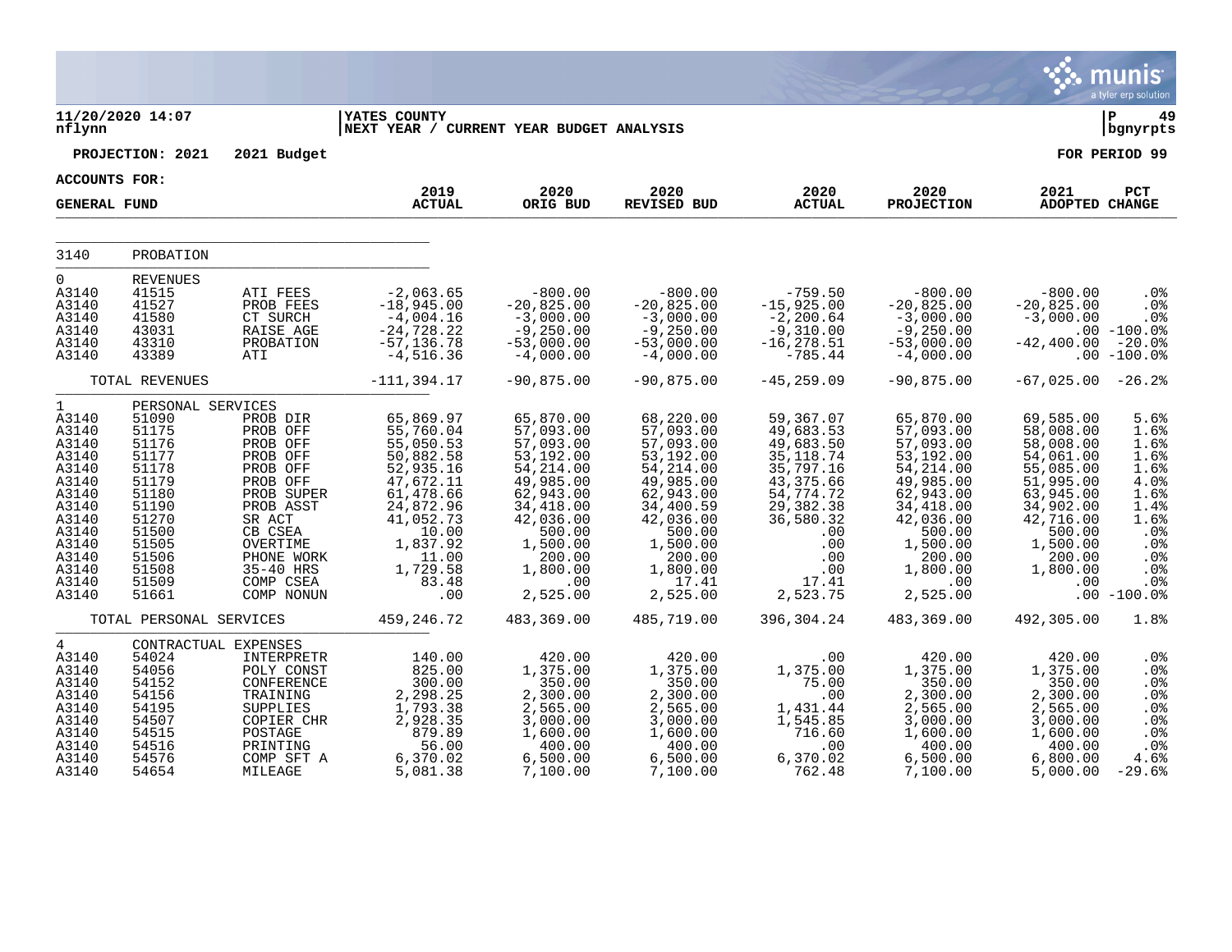11/20/2020 14:07
nflynn

YATES COUNTY
NEXT YEAR / CURRENT YEAR BUDGET ANALYSIS

P 49
bgnyrpts

PROJECTION: 2021 2021 Budget

FOR PERIOD 99

ACCOUNTS FOR:

GENERAL FUND

| | | | 2019 ACTUAL | 2020 ORIG BUD | 2020 REVISED BUD | 2020 ACTUAL | 2020 PROJECTION | 2021 ADOPTED | PCT CHANGE |
|---|---|---|---|---|---|---|---|---|---|
| 3140 | PROBATION | | | | | | | | |
| 0 | REVENUES | | | | | | | | |
| A3140 | 41515 | ATI FEES | -2,063.65 | -800.00 | -800.00 | -759.50 | -800.00 | -800.00 | .0% |
| A3140 | 41527 | PROB FEES | -18,945.00 | -20,825.00 | -20,825.00 | -15,925.00 | -20,825.00 | -20,825.00 | .0% |
| A3140 | 41580 | CT SURCH | -4,004.16 | -3,000.00 | -3,000.00 | -2,200.64 | -3,000.00 | -3,000.00 | .0% |
| A3140 | 43031 | RAISE AGE | -24,728.22 | -9,250.00 | -9,250.00 | -9,310.00 | -9,250.00 | .00 | -100.0% |
| A3140 | 43310 | PROBATION | -57,136.78 | -53,000.00 | -53,000.00 | -16,278.51 | -53,000.00 | -42,400.00 | -20.0% |
| A3140 | 43389 | ATI | -4,516.36 | -4,000.00 | -4,000.00 | -785.44 | -4,000.00 | .00 | -100.0% |
| | TOTAL REVENUES | | -111,394.17 | -90,875.00 | -90,875.00 | -45,259.09 | -90,875.00 | -67,025.00 | -26.2% |
| 1 | PERSONAL SERVICES | | | | | | | | |
| A3140 | 51090 | PROB DIR | 65,869.97 | 65,870.00 | 68,220.00 | 59,367.07 | 65,870.00 | 69,585.00 | 5.6% |
| A3140 | 51175 | PROB OFF | 55,760.04 | 57,093.00 | 57,093.00 | 49,683.53 | 57,093.00 | 58,008.00 | 1.6% |
| A3140 | 51176 | PROB OFF | 55,050.53 | 57,093.00 | 57,093.00 | 49,683.50 | 57,093.00 | 58,008.00 | 1.6% |
| A3140 | 51177 | PROB OFF | 50,882.58 | 53,192.00 | 53,192.00 | 35,118.74 | 53,192.00 | 54,061.00 | 1.6% |
| A3140 | 51178 | PROB OFF | 52,935.16 | 54,214.00 | 54,214.00 | 35,797.16 | 54,214.00 | 55,085.00 | 1.6% |
| A3140 | 51179 | PROB OFF | 47,672.11 | 49,985.00 | 49,985.00 | 43,375.66 | 49,985.00 | 51,995.00 | 4.0% |
| A3140 | 51180 | PROB SUPER | 61,478.66 | 62,943.00 | 62,943.00 | 54,774.72 | 62,943.00 | 63,945.00 | 1.6% |
| A3140 | 51190 | PROB ASST | 24,872.96 | 34,418.00 | 34,400.59 | 29,382.38 | 34,418.00 | 34,902.00 | 1.4% |
| A3140 | 51270 | SR ACT | 41,052.73 | 42,036.00 | 42,036.00 | 36,580.32 | 42,036.00 | 42,716.00 | 1.6% |
| A3140 | 51500 | CB CSEA | 10.00 | 500.00 | 500.00 | .00 | 500.00 | 500.00 | .0% |
| A3140 | 51505 | OVERTIME | 1,837.92 | 1,500.00 | 1,500.00 | .00 | 1,500.00 | 1,500.00 | .0% |
| A3140 | 51506 | PHONE WORK | 11.00 | 200.00 | 200.00 | .00 | 200.00 | 200.00 | .0% |
| A3140 | 51508 | 35-40 HRS | 1,729.58 | 1,800.00 | 1,800.00 | .00 | 1,800.00 | 1,800.00 | .0% |
| A3140 | 51509 | COMP CSEA | 83.48 | .00 | 17.41 | 17.41 | .00 | .00 | .0% |
| A3140 | 51661 | COMP NONUN | .00 | 2,525.00 | 2,525.00 | 2,523.75 | 2,525.00 | .00 | -100.0% |
| | TOTAL PERSONAL SERVICES | | 459,246.72 | 483,369.00 | 485,719.00 | 396,304.24 | 483,369.00 | 492,305.00 | 1.8% |
| 4 | CONTRACTUAL EXPENSES | | | | | | | | |
| A3140 | 54024 | INTERPRETR | 140.00 | 420.00 | 420.00 | .00 | 420.00 | 420.00 | .0% |
| A3140 | 54056 | POLY CONST | 825.00 | 1,375.00 | 1,375.00 | 1,375.00 | 1,375.00 | 1,375.00 | .0% |
| A3140 | 54152 | CONFERENCE | 300.00 | 350.00 | 350.00 | 75.00 | 350.00 | 350.00 | .0% |
| A3140 | 54156 | TRAINING | 2,298.25 | 2,300.00 | 2,300.00 | .00 | 2,300.00 | 2,300.00 | .0% |
| A3140 | 54195 | SUPPLIES | 1,793.38 | 2,565.00 | 2,565.00 | 1,431.44 | 2,565.00 | 2,565.00 | .0% |
| A3140 | 54507 | COPIER CHR | 2,928.35 | 3,000.00 | 3,000.00 | 1,545.85 | 3,000.00 | 3,000.00 | .0% |
| A3140 | 54515 | POSTAGE | 879.89 | 1,600.00 | 1,600.00 | 716.60 | 1,600.00 | 1,600.00 | .0% |
| A3140 | 54516 | PRINTING | 56.00 | 400.00 | 400.00 | .00 | 400.00 | 400.00 | .0% |
| A3140 | 54576 | COMP SFT A | 6,370.02 | 6,500.00 | 6,500.00 | 6,370.02 | 6,500.00 | 6,800.00 | 4.6% |
| A3140 | 54654 | MILEAGE | 5,081.38 | 7,100.00 | 7,100.00 | 762.48 | 7,100.00 | 5,000.00 | -29.6% |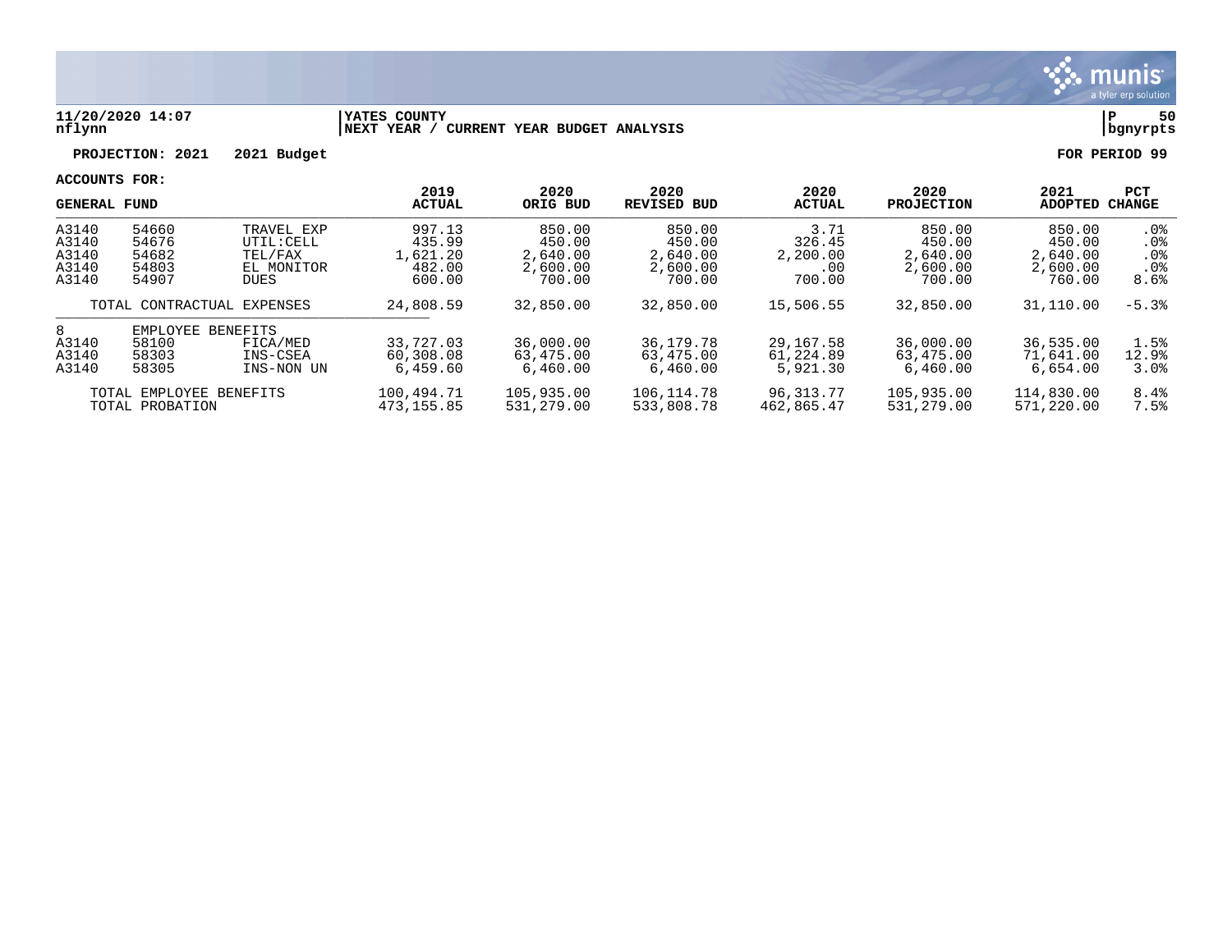11/20/2020 14:07 nflynn | YATES COUNTY | NEXT YEAR / CURRENT YEAR BUDGET ANALYSIS

**PROJECTION: 2021 2021 Budget** **FOR PERIOD 99**

**ACCOUNTS FOR:**

| GENERAL FUND | | | 2019 ACTUAL | 2020 ORIG BUD | 2020 REVISED BUD | 2020 ACTUAL | 2020 PROJECTION | 2021 ADOPTED | PCT CHANGE |
|---|---|---|---|---|---|---|---|---|---|
| A3140 | 54660 | TRAVEL EXP | 997.13 | 850.00 | 850.00 | 3.71 | 850.00 | 850.00 | .0% |
| A3140 | 54676 | UTIL:CELL | 435.99 | 450.00 | 450.00 | 326.45 | 450.00 | 450.00 | .0% |
| A3140 | 54682 | TEL/FAX | 1,621.20 | 2,640.00 | 2,640.00 | 2,200.00 | 2,640.00 | 2,640.00 | .0% |
| A3140 | 54803 | EL MONITOR | 482.00 | 2,600.00 | 2,600.00 | .00 | 2,600.00 | 2,600.00 | .0% |
| A3140 | 54907 | DUES | 600.00 | 700.00 | 700.00 | 700.00 | 700.00 | 760.00 | 8.6% |
| | TOTAL CONTRACTUAL EXPENSES | | 24,808.59 | 32,850.00 | 32,850.00 | 15,506.55 | 32,850.00 | 31,110.00 | -5.3% |
| 8 | EMPLOYEE BENEFITS | | | | | | | | |
| A3140 | 58100 | FICA/MED | 33,727.03 | 36,000.00 | 36,179.78 | 29,167.58 | 36,000.00 | 36,535.00 | 1.5% |
| A3140 | 58303 | INS-CSEA | 60,308.08 | 63,475.00 | 63,475.00 | 61,224.89 | 63,475.00 | 71,641.00 | 12.9% |
| A3140 | 58305 | INS-NON UN | 6,459.60 | 6,460.00 | 6,460.00 | 5,921.30 | 6,460.00 | 6,654.00 | 3.0% |
| | TOTAL EMPLOYEE BENEFITS | | 100,494.71 | 105,935.00 | 106,114.78 | 96,313.77 | 105,935.00 | 114,830.00 | 8.4% |
| | TOTAL PROBATION | | 473,155.85 | 531,279.00 | 533,808.78 | 462,865.47 | 531,279.00 | 571,220.00 | 7.5% |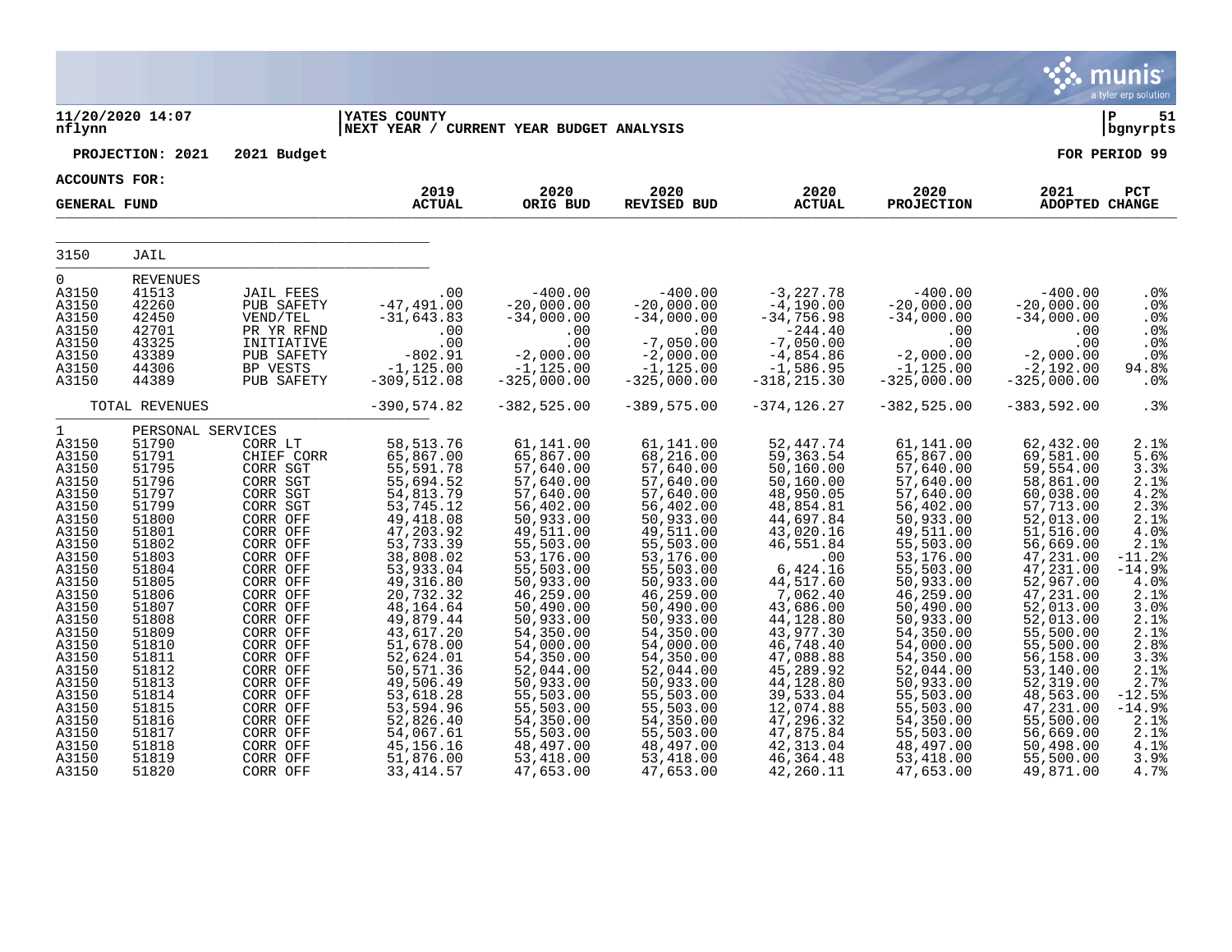11/20/2020 14:07
nflynn

YATES COUNTY
NEXT YEAR / CURRENT YEAR BUDGET ANALYSIS

P 51
bgnyrpts

PROJECTION: 2021 2021 Budget

FOR PERIOD 99

ACCOUNTS FOR:
GENERAL FUND

| | | | 2019 ACTUAL | 2020 ORIG BUD | 2020 REVISED BUD | 2020 ACTUAL | 2020 PROJECTION | 2021 ADOPTED | PCT CHANGE |
|---|---|---|---|---|---|---|---|---|---|
| 3150 | JAIL | | | | | | | | |
| 0 | REVENUES | | | | | | | | |
| A3150 | 41513 | JAIL FEES | .00 | -400.00 | -400.00 | -3,227.78 | -400.00 | -400.00 | .0% |
| A3150 | 42260 | PUB SAFETY | -47,491.00 | -20,000.00 | -20,000.00 | -4,190.00 | -20,000.00 | -20,000.00 | .0% |
| A3150 | 42450 | VEND/TEL | -31,643.83 | -34,000.00 | -34,000.00 | -34,756.98 | -34,000.00 | -34,000.00 | .0% |
| A3150 | 42701 | PR YR RFND | .00 | .00 | .00 | -244.40 | .00 | .00 | .0% |
| A3150 | 43325 | INITIATIVE | .00 | .00 | -7,050.00 | -7,050.00 | .00 | .00 | .0% |
| A3150 | 43389 | PUB SAFETY | -802.91 | -2,000.00 | -2,000.00 | -4,854.86 | -2,000.00 | -2,000.00 | .0% |
| A3150 | 44306 | BP VESTS | -1,125.00 | -1,125.00 | -1,125.00 | -1,586.95 | -1,125.00 | -2,192.00 | 94.8% |
| A3150 | 44389 | PUB SAFETY | -309,512.08 | -325,000.00 | -325,000.00 | -318,215.30 | -325,000.00 | -325,000.00 | .0% |
| | TOTAL REVENUES | | -390,574.82 | -382,525.00 | -389,575.00 | -374,126.27 | -382,525.00 | -383,592.00 | .3% |
| 1 | PERSONAL SERVICES | | | | | | | | |
| A3150 | 51790 | CORR LT | 58,513.76 | 61,141.00 | 61,141.00 | 52,447.74 | 61,141.00 | 62,432.00 | 2.1% |
| A3150 | 51791 | CHIEF CORR | 65,867.00 | 65,867.00 | 68,216.00 | 59,363.54 | 65,867.00 | 69,581.00 | 5.6% |
| A3150 | 51795 | CORR SGT | 55,591.78 | 57,640.00 | 57,640.00 | 50,160.00 | 57,640.00 | 59,554.00 | 3.3% |
| A3150 | 51796 | CORR SGT | 55,694.52 | 57,640.00 | 57,640.00 | 50,160.00 | 57,640.00 | 58,861.00 | 2.1% |
| A3150 | 51797 | CORR SGT | 54,813.79 | 57,640.00 | 57,640.00 | 48,950.05 | 57,640.00 | 60,038.00 | 4.2% |
| A3150 | 51799 | CORR SGT | 53,745.12 | 56,402.00 | 56,402.00 | 48,854.81 | 56,402.00 | 57,713.00 | 2.3% |
| A3150 | 51800 | CORR OFF | 49,418.08 | 50,933.00 | 50,933.00 | 44,697.84 | 50,933.00 | 52,013.00 | 2.1% |
| A3150 | 51801 | CORR OFF | 47,203.92 | 49,511.00 | 49,511.00 | 43,020.16 | 49,511.00 | 51,516.00 | 4.0% |
| A3150 | 51802 | CORR OFF | 53,733.39 | 55,503.00 | 55,503.00 | 46,551.84 | 55,503.00 | 56,669.00 | 2.1% |
| A3150 | 51803 | CORR OFF | 38,808.02 | 53,176.00 | 53,176.00 | .00 | 53,176.00 | 47,231.00 | -11.2% |
| A3150 | 51804 | CORR OFF | 53,933.04 | 55,503.00 | 55,503.00 | 6,424.16 | 55,503.00 | 47,231.00 | -14.9% |
| A3150 | 51805 | CORR OFF | 49,316.80 | 50,933.00 | 50,933.00 | 44,517.60 | 50,933.00 | 52,967.00 | 4.0% |
| A3150 | 51806 | CORR OFF | 20,732.32 | 46,259.00 | 46,259.00 | 7,062.40 | 46,259.00 | 47,231.00 | 2.1% |
| A3150 | 51807 | CORR OFF | 48,164.64 | 50,490.00 | 50,490.00 | 43,686.00 | 50,490.00 | 52,013.00 | 3.0% |
| A3150 | 51808 | CORR OFF | 49,879.44 | 50,933.00 | 50,933.00 | 44,128.80 | 50,933.00 | 52,013.00 | 2.1% |
| A3150 | 51809 | CORR OFF | 43,617.20 | 54,350.00 | 54,350.00 | 43,977.30 | 54,350.00 | 55,500.00 | 2.1% |
| A3150 | 51810 | CORR OFF | 51,678.00 | 54,000.00 | 54,000.00 | 46,748.40 | 54,000.00 | 55,500.00 | 2.8% |
| A3150 | 51811 | CORR OFF | 52,624.01 | 54,350.00 | 54,350.00 | 47,088.88 | 54,350.00 | 56,158.00 | 3.3% |
| A3150 | 51812 | CORR OFF | 50,571.36 | 52,044.00 | 52,044.00 | 45,289.92 | 52,044.00 | 53,140.00 | 2.1% |
| A3150 | 51813 | CORR OFF | 49,506.49 | 50,933.00 | 50,933.00 | 44,128.80 | 50,933.00 | 52,319.00 | 2.7% |
| A3150 | 51814 | CORR OFF | 53,618.28 | 55,503.00 | 55,503.00 | 39,533.04 | 55,503.00 | 48,563.00 | -12.5% |
| A3150 | 51815 | CORR OFF | 53,594.96 | 55,503.00 | 55,503.00 | 12,074.88 | 55,503.00 | 47,231.00 | -14.9% |
| A3150 | 51816 | CORR OFF | 52,826.40 | 54,350.00 | 54,350.00 | 47,296.32 | 54,350.00 | 55,500.00 | 2.1% |
| A3150 | 51817 | CORR OFF | 54,067.61 | 55,503.00 | 55,503.00 | 47,875.84 | 55,503.00 | 56,669.00 | 2.1% |
| A3150 | 51818 | CORR OFF | 45,156.16 | 48,497.00 | 48,497.00 | 42,313.04 | 48,497.00 | 50,498.00 | 4.1% |
| A3150 | 51819 | CORR OFF | 51,876.00 | 53,418.00 | 53,418.00 | 46,364.48 | 53,418.00 | 55,500.00 | 3.9% |
| A3150 | 51820 | CORR OFF | 33,414.57 | 47,653.00 | 47,653.00 | 42,260.11 | 47,653.00 | 49,871.00 | 4.7% |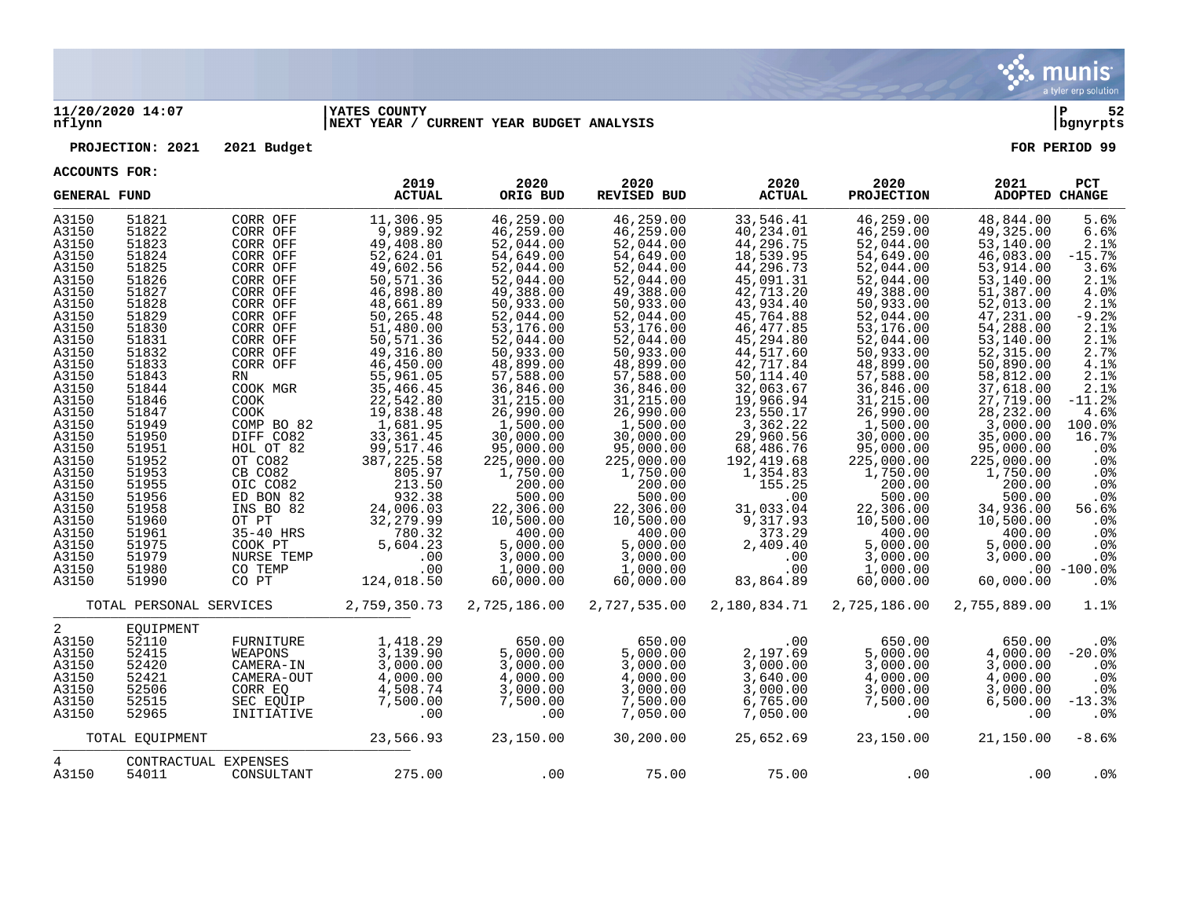**11/20/2020 14:07** | **YATES COUNTY** | **P 52**
**nflynn** | **NEXT YEAR / CURRENT YEAR BUDGET ANALYSIS** | **bgnyrpts**

**PROJECTION: 2021 2021 Budget** — **FOR PERIOD 99**

**ACCOUNTS FOR:**

| GENERAL FUND | | | 2019 ACTUAL | 2020 ORIG BUD | 2020 REVISED BUD | 2020 ACTUAL | 2020 PROJECTION | 2021 ADOPTED | PCT CHANGE |
|---|---|---|---|---|---|---|---|---|---|
| A3150 | 51821 | CORR OFF | 11,306.95 | 46,259.00 | 46,259.00 | 33,546.41 | 46,259.00 | 48,844.00 | 5.6% |
| A3150 | 51822 | CORR OFF | 9,989.92 | 46,259.00 | 46,259.00 | 40,234.01 | 46,259.00 | 49,325.00 | 6.6% |
| A3150 | 51823 | CORR OFF | 49,408.80 | 52,044.00 | 52,044.00 | 44,296.75 | 52,044.00 | 53,140.00 | 2.1% |
| A3150 | 51824 | CORR OFF | 52,624.01 | 54,649.00 | 54,649.00 | 18,539.95 | 54,649.00 | 46,083.00 | -15.7% |
| A3150 | 51825 | CORR OFF | 49,602.56 | 52,044.00 | 52,044.00 | 44,296.73 | 52,044.00 | 53,914.00 | 3.6% |
| A3150 | 51826 | CORR OFF | 50,571.36 | 52,044.00 | 52,044.00 | 45,091.31 | 52,044.00 | 53,140.00 | 2.1% |
| A3150 | 51827 | CORR OFF | 46,898.80 | 49,388.00 | 49,388.00 | 42,713.20 | 49,388.00 | 51,387.00 | 4.0% |
| A3150 | 51828 | CORR OFF | 48,661.89 | 50,933.00 | 50,933.00 | 43,934.40 | 50,933.00 | 52,013.00 | 2.1% |
| A3150 | 51829 | CORR OFF | 50,265.48 | 52,044.00 | 52,044.00 | 45,764.88 | 52,044.00 | 47,231.00 | -9.2% |
| A3150 | 51830 | CORR OFF | 51,480.00 | 53,176.00 | 53,176.00 | 46,477.85 | 53,176.00 | 54,288.00 | 2.1% |
| A3150 | 51831 | CORR OFF | 50,571.36 | 52,044.00 | 52,044.00 | 45,294.80 | 52,044.00 | 53,140.00 | 2.1% |
| A3150 | 51832 | CORR OFF | 49,316.80 | 50,933.00 | 50,933.00 | 44,517.60 | 50,933.00 | 52,315.00 | 2.7% |
| A3150 | 51833 | CORR OFF | 46,450.00 | 48,899.00 | 48,899.00 | 42,717.84 | 48,899.00 | 50,890.00 | 4.1% |
| A3150 | 51843 | RN | 55,961.05 | 57,588.00 | 57,588.00 | 50,114.40 | 57,588.00 | 58,812.00 | 2.1% |
| A3150 | 51844 | COOK MGR | 35,466.45 | 36,846.00 | 36,846.00 | 32,063.67 | 36,846.00 | 37,618.00 | 2.1% |
| A3150 | 51846 | COOK | 22,542.80 | 31,215.00 | 31,215.00 | 19,966.94 | 31,215.00 | 27,719.00 | -11.2% |
| A3150 | 51847 | COOK | 19,838.48 | 26,990.00 | 26,990.00 | 23,550.17 | 26,990.00 | 28,232.00 | 4.6% |
| A3150 | 51949 | COMP BO 82 | 1,681.95 | 1,500.00 | 1,500.00 | 3,362.22 | 1,500.00 | 3,000.00 | 100.0% |
| A3150 | 51950 | DIFF CO82 | 33,361.45 | 30,000.00 | 30,000.00 | 29,960.56 | 30,000.00 | 35,000.00 | 16.7% |
| A3150 | 51951 | HOL OT 82 | 99,517.46 | 95,000.00 | 95,000.00 | 68,486.76 | 95,000.00 | 95,000.00 | .0% |
| A3150 | 51952 | OT CO82 | 387,225.58 | 225,000.00 | 225,000.00 | 192,419.68 | 225,000.00 | 225,000.00 | .0% |
| A3150 | 51953 | CB CO82 | 805.97 | 1,750.00 | 1,750.00 | 1,354.83 | 1,750.00 | 1,750.00 | .0% |
| A3150 | 51955 | OIC CO82 | 213.50 | 200.00 | 200.00 | 155.25 | 200.00 | 200.00 | .0% |
| A3150 | 51956 | ED BON 82 | 932.38 | 500.00 | 500.00 | .00 | 500.00 | 500.00 | .0% |
| A3150 | 51958 | INS BO 82 | 24,006.03 | 22,306.00 | 22,306.00 | 31,033.04 | 22,306.00 | 34,936.00 | 56.6% |
| A3150 | 51960 | OT PT | 32,279.99 | 10,500.00 | 10,500.00 | 9,317.93 | 10,500.00 | 10,500.00 | .0% |
| A3150 | 51961 | 35-40 HRS | 780.32 | 400.00 | 400.00 | 373.29 | 400.00 | 400.00 | .0% |
| A3150 | 51975 | COOK PT | 5,604.23 | 5,000.00 | 5,000.00 | 2,409.40 | 5,000.00 | 5,000.00 | .0% |
| A3150 | 51979 | NURSE TEMP | .00 | 3,000.00 | 3,000.00 | .00 | 3,000.00 | 3,000.00 | .0% |
| A3150 | 51980 | CO TEMP | .00 | 1,000.00 | 1,000.00 | .00 | 1,000.00 | .00 | -100.0% |
| A3150 | 51990 | CO PT | 124,018.50 | 60,000.00 | 60,000.00 | 83,864.89 | 60,000.00 | 60,000.00 | .0% |
| | TOTAL PERSONAL SERVICES | | 2,759,350.73 | 2,725,186.00 | 2,727,535.00 | 2,180,834.71 | 2,725,186.00 | 2,755,889.00 | 1.1% |
| 2 | EQUIPMENT | | | | | | | | |
| A3150 | 52110 | FURNITURE | 1,418.29 | 650.00 | 650.00 | .00 | 650.00 | 650.00 | .0% |
| A3150 | 52415 | WEAPONS | 3,139.90 | 5,000.00 | 5,000.00 | 2,197.69 | 5,000.00 | 4,000.00 | -20.0% |
| A3150 | 52420 | CAMERA-IN | 3,000.00 | 3,000.00 | 3,000.00 | 3,000.00 | 3,000.00 | 3,000.00 | .0% |
| A3150 | 52421 | CAMERA-OUT | 4,000.00 | 4,000.00 | 4,000.00 | 3,640.00 | 4,000.00 | 4,000.00 | .0% |
| A3150 | 52506 | CORR EQ | 4,508.74 | 3,000.00 | 3,000.00 | 3,000.00 | 3,000.00 | 3,000.00 | .0% |
| A3150 | 52515 | SEC EQUIP | 7,500.00 | 7,500.00 | 7,500.00 | 6,765.00 | 7,500.00 | 6,500.00 | -13.3% |
| A3150 | 52965 | INITIATIVE | .00 | .00 | 7,050.00 | 7,050.00 | .00 | .00 | .0% |
| | TOTAL EQUIPMENT | | 23,566.93 | 23,150.00 | 30,200.00 | 25,652.69 | 23,150.00 | 21,150.00 | -8.6% |
| 4 | CONTRACTUAL EXPENSES | | | | | | | | |
| A3150 | 54011 | CONSULTANT | 275.00 | .00 | 75.00 | 75.00 | .00 | .00 | .0% |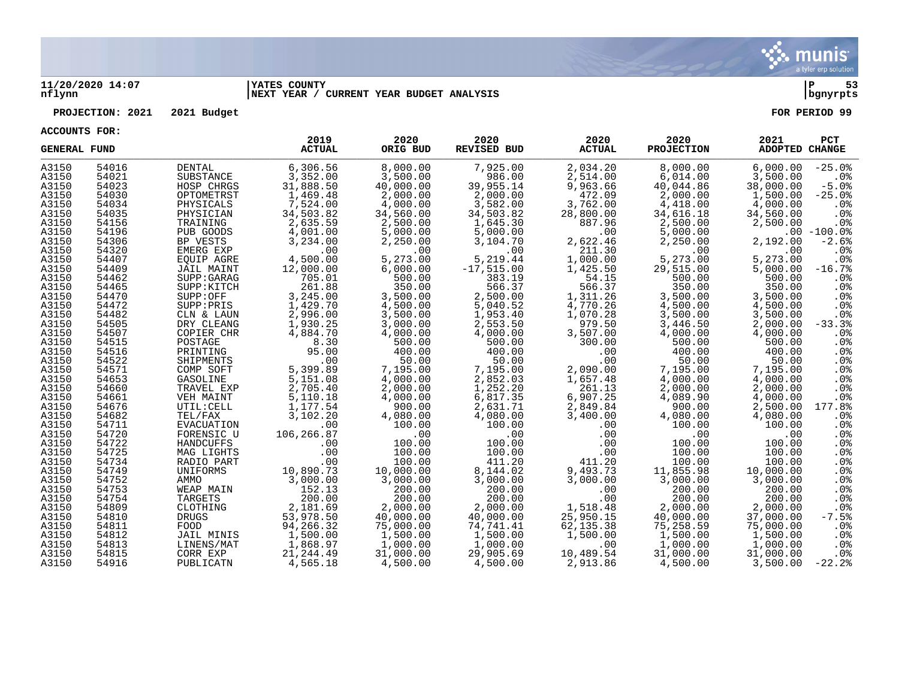**11/20/2020 14:07** | **YATES COUNTY** | **P 53**
**nflynn** | **NEXT YEAR / CURRENT YEAR BUDGET ANALYSIS** | **bgnyrpts**

**PROJECTION: 2021 2021 Budget** | **FOR PERIOD 99**

**ACCOUNTS FOR:**

| GENERAL FUND | | | 2019 ACTUAL | 2020 ORIG BUD | 2020 REVISED BUD | 2020 ACTUAL | 2020 PROJECTION | 2021 ADOPTED | PCT CHANGE |
|---|---|---|---|---|---|---|---|---|---|
| A3150 | 54016 | DENTAL | 6,306.56 | 8,000.00 | 7,925.00 | 2,034.20 | 8,000.00 | 6,000.00 | -25.0% |
| A3150 | 54021 | SUBSTANCE | 3,352.00 | 3,500.00 | 986.00 | 2,514.00 | 6,014.00 | 3,500.00 | .0% |
| A3150 | 54023 | HOSP CHRGS | 31,888.50 | 40,000.00 | 39,955.14 | 9,963.66 | 40,044.86 | 38,000.00 | -5.0% |
| A3150 | 54030 | OPTOMETRST | 1,469.48 | 2,000.00 | 2,000.00 | 472.09 | 2,000.00 | 1,500.00 | -25.0% |
| A3150 | 54034 | PHYSICALS | 7,524.00 | 4,000.00 | 3,582.00 | 3,762.00 | 4,418.00 | 4,000.00 | .0% |
| A3150 | 54035 | PHYSICIAN | 34,503.82 | 34,560.00 | 34,503.82 | 28,800.00 | 34,616.18 | 34,560.00 | .0% |
| A3150 | 54156 | TRAINING | 2,635.59 | 2,500.00 | 1,645.30 | 887.96 | 2,500.00 | 2,500.00 | .0% |
| A3150 | 54196 | PUB GOODS | 4,001.00 | 5,000.00 | 5,000.00 | .00 | 5,000.00 | .00 | -100.0% |
| A3150 | 54306 | BP VESTS | 3,234.00 | 2,250.00 | 3,104.70 | 2,622.46 | 2,250.00 | 2,192.00 | -2.6% |
| A3150 | 54320 | EMERG EXP | .00 | .00 | .00 | 211.30 | .00 | .00 | .0% |
| A3150 | 54407 | EQUIP AGRE | 4,500.00 | 5,273.00 | 5,219.44 | 1,000.00 | 5,273.00 | 5,273.00 | .0% |
| A3150 | 54409 | JAIL MAINT | 12,000.00 | 6,000.00 | -17,515.00 | 1,425.50 | 29,515.00 | 5,000.00 | -16.7% |
| A3150 | 54462 | SUPP:GARAG | 705.01 | 500.00 | 383.19 | 54.15 | 500.00 | 500.00 | .0% |
| A3150 | 54465 | SUPP:KITCH | 261.88 | 350.00 | 566.37 | 566.37 | 350.00 | 350.00 | .0% |
| A3150 | 54470 | SUPP:OFF | 3,245.00 | 3,500.00 | 2,500.00 | 1,311.26 | 3,500.00 | 3,500.00 | .0% |
| A3150 | 54472 | SUPP:PRIS | 1,429.70 | 4,500.00 | 5,040.52 | 4,770.26 | 4,500.00 | 4,500.00 | .0% |
| A3150 | 54482 | CLN & LAUN | 2,996.00 | 3,500.00 | 1,953.40 | 1,070.28 | 3,500.00 | 3,500.00 | .0% |
| A3150 | 54505 | DRY CLEANG | 1,930.25 | 3,000.00 | 2,553.50 | 979.50 | 3,446.50 | 2,000.00 | -33.3% |
| A3150 | 54507 | COPIER CHR | 4,884.70 | 4,000.00 | 4,000.00 | 3,507.00 | 4,000.00 | 4,000.00 | .0% |
| A3150 | 54515 | POSTAGE | 8.30 | 500.00 | 500.00 | 300.00 | 500.00 | 500.00 | .0% |
| A3150 | 54516 | PRINTING | 95.00 | 400.00 | 400.00 | .00 | 400.00 | 400.00 | .0% |
| A3150 | 54522 | SHIPMENTS | .00 | 50.00 | 50.00 | .00 | 50.00 | 50.00 | .0% |
| A3150 | 54571 | COMP SOFT | 5,399.89 | 7,195.00 | 7,195.00 | 2,090.00 | 7,195.00 | 7,195.00 | .0% |
| A3150 | 54653 | GASOLINE | 5,151.08 | 4,000.00 | 2,852.03 | 1,657.48 | 4,000.00 | 4,000.00 | .0% |
| A3150 | 54660 | TRAVEL EXP | 2,705.40 | 2,000.00 | 1,252.20 | 261.13 | 2,000.00 | 2,000.00 | .0% |
| A3150 | 54661 | VEH MAINT | 5,110.18 | 4,000.00 | 6,817.35 | 6,907.25 | 4,089.90 | 4,000.00 | .0% |
| A3150 | 54676 | UTIL:CELL | 1,177.54 | 900.00 | 2,631.71 | 2,849.84 | 900.00 | 2,500.00 | 177.8% |
| A3150 | 54682 | TEL/FAX | 3,102.20 | 4,080.00 | 4,080.00 | 3,400.00 | 4,080.00 | 4,080.00 | .0% |
| A3150 | 54711 | EVACUATION | .00 | 100.00 | 100.00 | .00 | 100.00 | 100.00 | .0% |
| A3150 | 54720 | FORENSIC U | 106,266.87 | .00 | .00 | .00 | .00 | .00 | .0% |
| A3150 | 54722 | HANDCUFFS | .00 | 100.00 | 100.00 | .00 | 100.00 | 100.00 | .0% |
| A3150 | 54725 | MAG LIGHTS | .00 | 100.00 | 100.00 | .00 | 100.00 | 100.00 | .0% |
| A3150 | 54734 | RADIO PART | .00 | 100.00 | 411.20 | 411.20 | 100.00 | 100.00 | .0% |
| A3150 | 54749 | UNIFORMS | 10,890.73 | 10,000.00 | 8,144.02 | 9,493.73 | 11,855.98 | 10,000.00 | .0% |
| A3150 | 54752 | AMMO | 3,000.00 | 3,000.00 | 3,000.00 | 3,000.00 | 3,000.00 | 3,000.00 | .0% |
| A3150 | 54753 | WEAP MAIN | 152.13 | 200.00 | 200.00 | .00 | 200.00 | 200.00 | .0% |
| A3150 | 54754 | TARGETS | 200.00 | 200.00 | 200.00 | .00 | 200.00 | 200.00 | .0% |
| A3150 | 54809 | CLOTHING | 2,181.69 | 2,000.00 | 2,000.00 | 1,518.48 | 2,000.00 | 2,000.00 | .0% |
| A3150 | 54810 | DRUGS | 53,978.50 | 40,000.00 | 40,000.00 | 25,950.15 | 40,000.00 | 37,000.00 | -7.5% |
| A3150 | 54811 | FOOD | 94,266.32 | 75,000.00 | 74,741.41 | 62,135.38 | 75,258.59 | 75,000.00 | .0% |
| A3150 | 54812 | JAIL MINIS | 1,500.00 | 1,500.00 | 1,500.00 | 1,500.00 | 1,500.00 | 1,500.00 | .0% |
| A3150 | 54813 | LINENS/MAT | 1,868.97 | 1,000.00 | 1,000.00 | .00 | 1,000.00 | 1,000.00 | .0% |
| A3150 | 54815 | CORR EXP | 21,244.49 | 31,000.00 | 29,905.69 | 10,489.54 | 31,000.00 | 31,000.00 | .0% |
| A3150 | 54916 | PUBLICATN | 4,565.18 | 4,500.00 | 4,500.00 | 2,913.86 | 4,500.00 | 3,500.00 | -22.2% |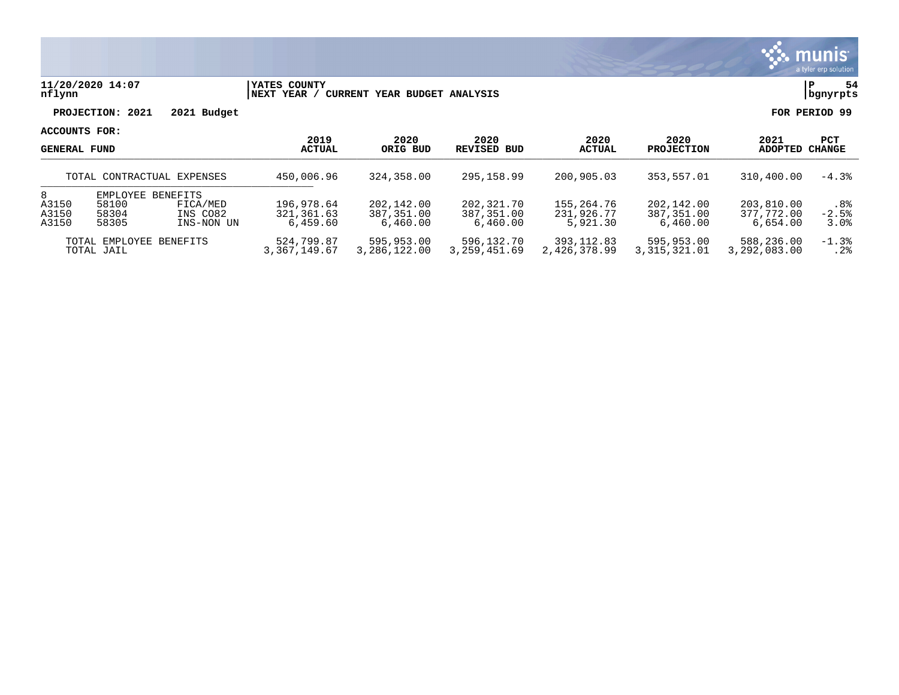**11/20/2020 14:07** | **YATES COUNTY** | **P 54**
**nflynn** | **NEXT YEAR / CURRENT YEAR BUDGET ANALYSIS** | **bgnyrpts**

**PROJECTION: 2021 2021 Budget** **FOR PERIOD 99**

**ACCOUNTS FOR:**

| GENERAL FUND | | | 2019 ACTUAL | 2020 ORIG BUD | 2020 REVISED BUD | 2020 ACTUAL | 2020 PROJECTION | 2021 ADOPTED | PCT CHANGE |
|---|---|---|---|---|---|---|---|---|---|
| TOTAL CONTRACTUAL EXPENSES | | | 450,006.96 | 324,358.00 | 295,158.99 | 200,905.03 | 353,557.01 | 310,400.00 | -4.3% |
| 8 | EMPLOYEE BENEFITS | | | | | | | | |
| A3150 | 58100 | FICA/MED | 196,978.64 | 202,142.00 | 202,321.70 | 155,264.76 | 202,142.00 | 203,810.00 | .8% |
| A3150 | 58304 | INS CO82 | 321,361.63 | 387,351.00 | 387,351.00 | 231,926.77 | 387,351.00 | 377,772.00 | -2.5% |
| A3150 | 58305 | INS-NON UN | 6,459.60 | 6,460.00 | 6,460.00 | 5,921.30 | 6,460.00 | 6,654.00 | 3.0% |
| TOTAL EMPLOYEE BENEFITS | | | 524,799.87 | 595,953.00 | 596,132.70 | 393,112.83 | 595,953.00 | 588,236.00 | -1.3% |
| TOTAL JAIL | | | 3,367,149.67 | 3,286,122.00 | 3,259,451.69 | 2,426,378.99 | 3,315,321.01 | 3,292,083.00 | .2% |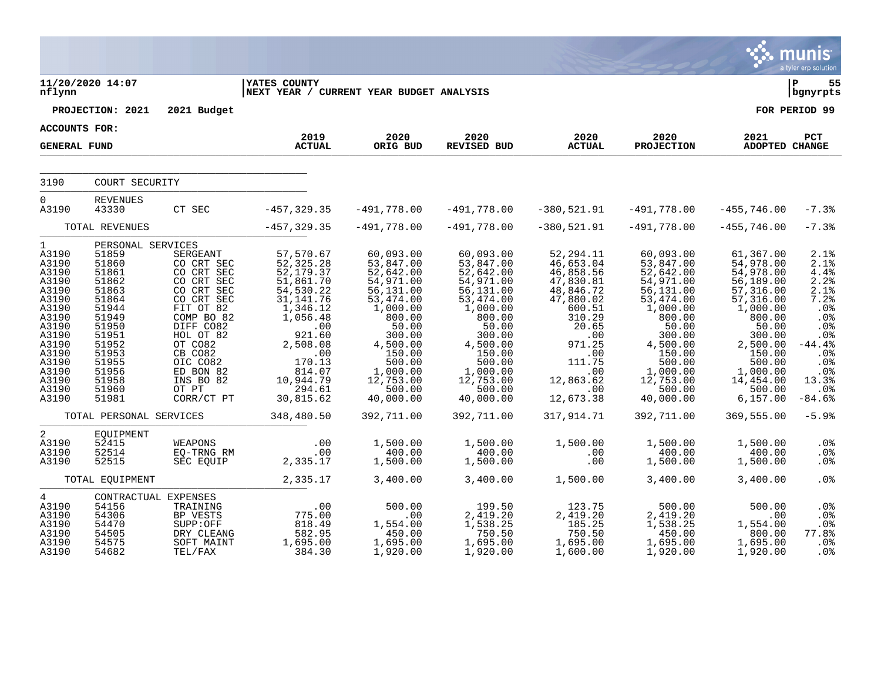11/20/2020 14:07 nflynn | YATES COUNTY — NEXT YEAR / CURRENT YEAR BUDGET ANALYSIS | P 55 bgnyrpts

**PROJECTION: 2021 — 2021 Budget** — FOR PERIOD 99

ACCOUNTS FOR: GENERAL FUND

| | | | 2019 ACTUAL | 2020 ORIG BUD | 2020 REVISED BUD | 2020 ACTUAL | 2020 PROJECTION | 2021 ADOPTED | PCT CHANGE |
|---|---|---|---|---|---|---|---|---|---|
| 3190 | COURT SECURITY | | | | | | | | |
| 0 | REVENUES | | | | | | | | |
| A3190 | 43330 | CT SEC | -457,329.35 | -491,778.00 | -491,778.00 | -380,521.91 | -491,778.00 | -455,746.00 | -7.3% |
| | TOTAL REVENUES | | -457,329.35 | -491,778.00 | -491,778.00 | -380,521.91 | -491,778.00 | -455,746.00 | -7.3% |
| 1 | PERSONAL SERVICES | | | | | | | | |
| A3190 | 51859 | SERGEANT | 57,570.67 | 60,093.00 | 60,093.00 | 52,294.11 | 60,093.00 | 61,367.00 | 2.1% |
| A3190 | 51860 | CO CRT SEC | 52,325.28 | 53,847.00 | 53,847.00 | 46,653.04 | 53,847.00 | 54,978.00 | 2.1% |
| A3190 | 51861 | CO CRT SEC | 52,179.37 | 52,642.00 | 52,642.00 | 46,858.56 | 52,642.00 | 54,978.00 | 4.4% |
| A3190 | 51862 | CO CRT SEC | 51,861.70 | 54,971.00 | 54,971.00 | 47,830.81 | 54,971.00 | 56,189.00 | 2.2% |
| A3190 | 51863 | CO CRT SEC | 54,530.22 | 56,131.00 | 56,131.00 | 48,846.72 | 56,131.00 | 57,316.00 | 2.1% |
| A3190 | 51864 | CO CRT SEC | 31,141.76 | 53,474.00 | 53,474.00 | 47,880.02 | 53,474.00 | 57,316.00 | 7.2% |
| A3190 | 51944 | FIT OT 82 | 1,346.12 | 1,000.00 | 1,000.00 | 600.51 | 1,000.00 | 1,000.00 | .0% |
| A3190 | 51949 | COMP BO 82 | 1,056.48 | 800.00 | 800.00 | 310.29 | 800.00 | 800.00 | .0% |
| A3190 | 51950 | DIFF CO82 | .00 | 50.00 | 50.00 | 20.65 | 50.00 | 50.00 | .0% |
| A3190 | 51951 | HOL OT 82 | 921.60 | 300.00 | 300.00 | .00 | 300.00 | 300.00 | .0% |
| A3190 | 51952 | OT CO82 | 2,508.08 | 4,500.00 | 4,500.00 | 971.25 | 4,500.00 | 2,500.00 | -44.4% |
| A3190 | 51953 | CB CO82 | .00 | 150.00 | 150.00 | .00 | 150.00 | 150.00 | .0% |
| A3190 | 51955 | OIC CO82 | 170.13 | 500.00 | 500.00 | 111.75 | 500.00 | 500.00 | .0% |
| A3190 | 51956 | ED BON 82 | 814.07 | 1,000.00 | 1,000.00 | .00 | 1,000.00 | 1,000.00 | .0% |
| A3190 | 51958 | INS BO 82 | 10,944.79 | 12,753.00 | 12,753.00 | 12,863.62 | 12,753.00 | 14,454.00 | 13.3% |
| A3190 | 51960 | OT PT | 294.61 | 500.00 | 500.00 | .00 | 500.00 | 500.00 | .0% |
| A3190 | 51981 | CORR/CT PT | 30,815.62 | 40,000.00 | 40,000.00 | 12,673.38 | 40,000.00 | 6,157.00 | -84.6% |
| | TOTAL PERSONAL SERVICES | | 348,480.50 | 392,711.00 | 392,711.00 | 317,914.71 | 392,711.00 | 369,555.00 | -5.9% |
| 2 | EQUIPMENT | | | | | | | | |
| A3190 | 52415 | WEAPONS | .00 | 1,500.00 | 1,500.00 | 1,500.00 | 1,500.00 | 1,500.00 | .0% |
| A3190 | 52514 | EQ-TRNG RM | .00 | 400.00 | 400.00 | .00 | 400.00 | 400.00 | .0% |
| A3190 | 52515 | SEC EQUIP | 2,335.17 | 1,500.00 | 1,500.00 | .00 | 1,500.00 | 1,500.00 | .0% |
| | TOTAL EQUIPMENT | | 2,335.17 | 3,400.00 | 3,400.00 | 1,500.00 | 3,400.00 | 3,400.00 | .0% |
| 4 | CONTRACTUAL EXPENSES | | | | | | | | |
| A3190 | 54156 | TRAINING | .00 | 500.00 | 199.50 | 123.75 | 500.00 | 500.00 | .0% |
| A3190 | 54306 | BP VESTS | 775.00 | .00 | 2,419.20 | 2,419.20 | 2,419.20 | .00 | .0% |
| A3190 | 54470 | SUPP:OFF | 818.49 | 1,554.00 | 1,538.25 | 185.25 | 1,538.25 | 1,554.00 | .0% |
| A3190 | 54505 | DRY CLEANG | 582.95 | 450.00 | 750.50 | 750.50 | 450.00 | 800.00 | 77.8% |
| A3190 | 54575 | SOFT MAINT | 1,695.00 | 1,695.00 | 1,695.00 | 1,695.00 | 1,695.00 | 1,695.00 | .0% |
| A3190 | 54682 | TEL/FAX | 384.30 | 1,920.00 | 1,920.00 | 1,600.00 | 1,920.00 | 1,920.00 | .0% |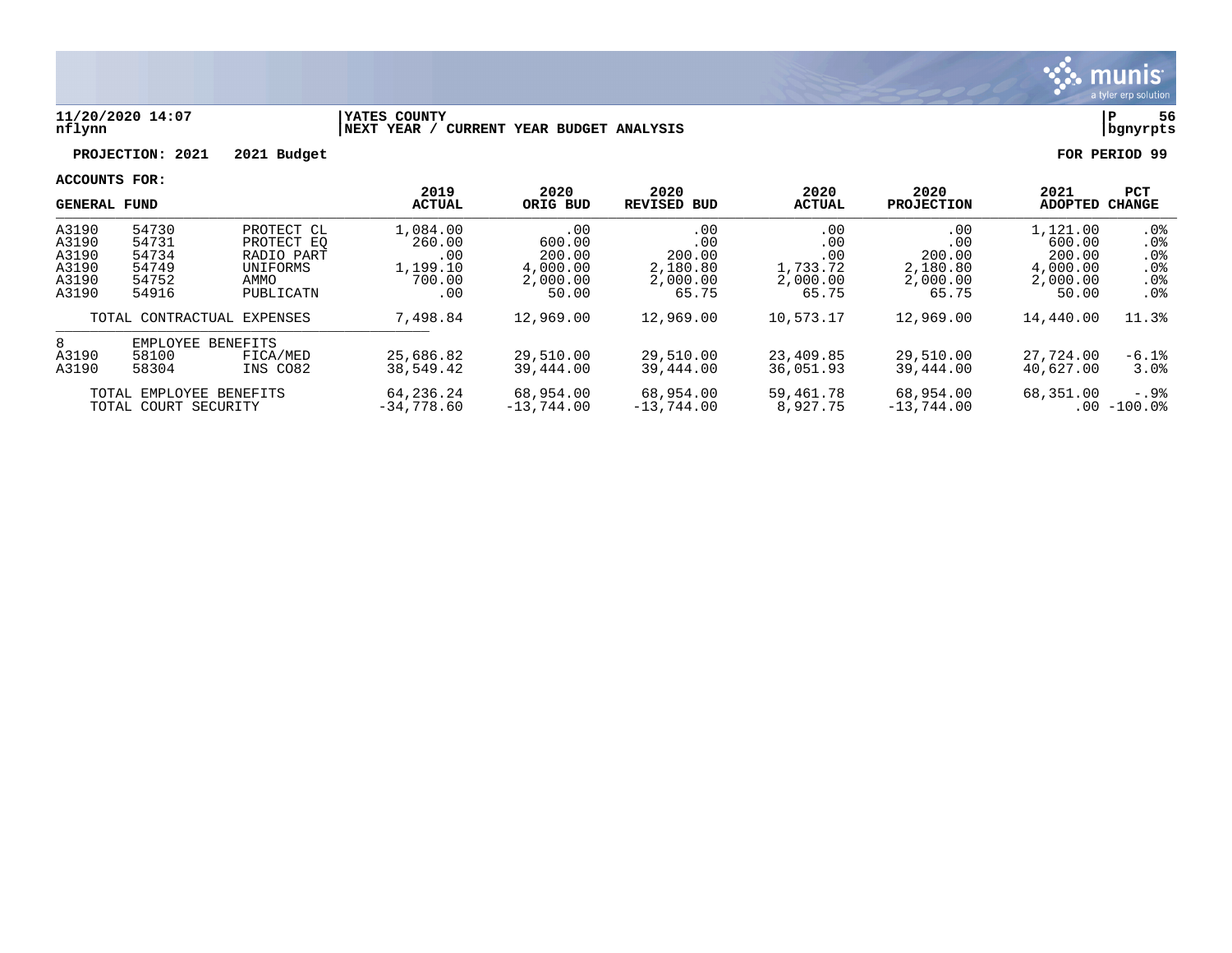11/20/2020 14:07 | YATES COUNTY | P 56
nflynn | NEXT YEAR / CURRENT YEAR BUDGET ANALYSIS | bgnyrpts

**PROJECTION: 2021 2021 Budget** **FOR PERIOD 99**

**ACCOUNTS FOR:**

| GENERAL FUND | | | 2019 ACTUAL | 2020 ORIG BUD | 2020 REVISED BUD | 2020 ACTUAL | 2020 PROJECTION | 2021 ADOPTED | PCT CHANGE |
|---|---|---|---|---|---|---|---|---|---|
| A3190 | 54730 | PROTECT CL | 1,084.00 | .00 | .00 | .00 | .00 | 1,121.00 | .0% |
| A3190 | 54731 | PROTECT EQ | 260.00 | 600.00 | .00 | .00 | .00 | 600.00 | .0% |
| A3190 | 54734 | RADIO PART | .00 | 200.00 | 200.00 | .00 | 200.00 | 200.00 | .0% |
| A3190 | 54749 | UNIFORMS | 1,199.10 | 4,000.00 | 2,180.80 | 1,733.72 | 2,180.80 | 4,000.00 | .0% |
| A3190 | 54752 | AMMO | 700.00 | 2,000.00 | 2,000.00 | 2,000.00 | 2,000.00 | 2,000.00 | .0% |
| A3190 | 54916 | PUBLICATN | .00 | 50.00 | 65.75 | 65.75 | 65.75 | 50.00 | .0% |
| TOTAL CONTRACTUAL EXPENSES | | | 7,498.84 | 12,969.00 | 12,969.00 | 10,573.17 | 12,969.00 | 14,440.00 | 11.3% |
| 8 | EMPLOYEE BENEFITS | | | | | | | | |
| A3190 | 58100 | FICA/MED | 25,686.82 | 29,510.00 | 29,510.00 | 23,409.85 | 29,510.00 | 27,724.00 | -6.1% |
| A3190 | 58304 | INS CO82 | 38,549.42 | 39,444.00 | 39,444.00 | 36,051.93 | 39,444.00 | 40,627.00 | 3.0% |
| TOTAL EMPLOYEE BENEFITS | | | 64,236.24 | 68,954.00 | 68,954.00 | 59,461.78 | 68,954.00 | 68,351.00 | -.9% |
| TOTAL COURT SECURITY | | | -34,778.60 | -13,744.00 | -13,744.00 | 8,927.75 | -13,744.00 | .00 | -100.0% |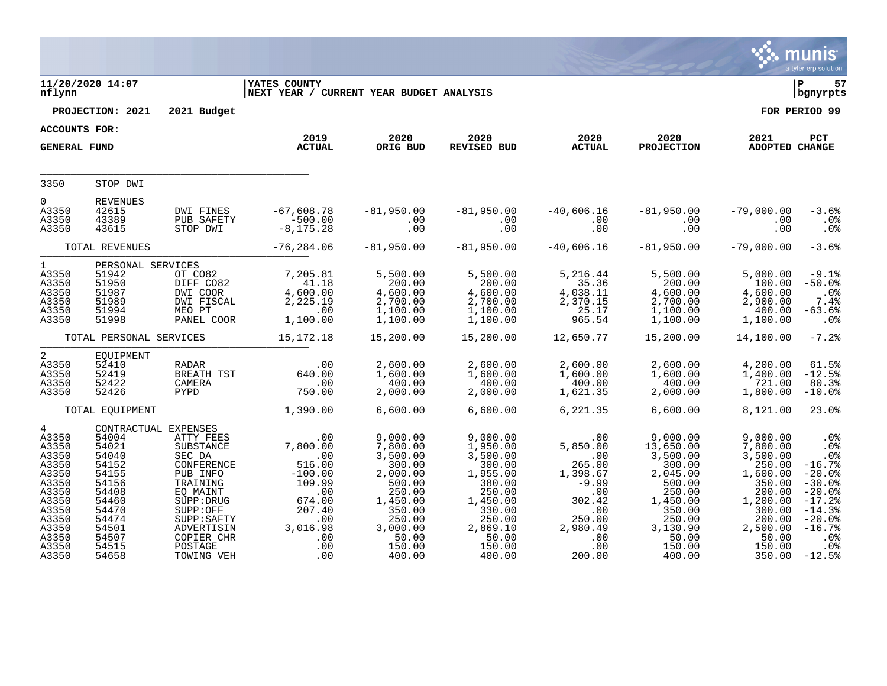11/20/2020 14:07
nflynn

**YATES COUNTY**
**NEXT YEAR / CURRENT YEAR BUDGET ANALYSIS**

P 57
bgnyrpts

**PROJECTION: 2021 2021 Budget** **FOR PERIOD 99**

**ACCOUNTS FOR:**
**GENERAL FUND**

| | | | 2019 ACTUAL | 2020 ORIG BUD | 2020 REVISED BUD | 2020 ACTUAL | 2020 PROJECTION | 2021 ADOPTED | PCT CHANGE |
|---|---|---|---|---|---|---|---|---|---|
| 3350 | STOP DWI | | | | | | | | |
| 0 | REVENUES | | | | | | | | |
| A3350 | 42615 | DWI FINES | -67,608.78 | -81,950.00 | -81,950.00 | -40,606.16 | -81,950.00 | -79,000.00 | -3.6% |
| A3350 | 43389 | PUB SAFETY | -500.00 | .00 | .00 | .00 | .00 | .00 | .0% |
| A3350 | 43615 | STOP DWI | -8,175.28 | .00 | .00 | .00 | .00 | .00 | .0% |
| | TOTAL REVENUES | | -76,284.06 | -81,950.00 | -81,950.00 | -40,606.16 | -81,950.00 | -79,000.00 | -3.6% |
| 1 | PERSONAL SERVICES | | | | | | | | |
| A3350 | 51942 | OT CO82 | 7,205.81 | 5,500.00 | 5,500.00 | 5,216.44 | 5,500.00 | 5,000.00 | -9.1% |
| A3350 | 51950 | DIFF CO82 | 41.18 | 200.00 | 200.00 | 35.36 | 200.00 | 100.00 | -50.0% |
| A3350 | 51987 | DWI COOR | 4,600.00 | 4,600.00 | 4,600.00 | 4,038.11 | 4,600.00 | 4,600.00 | .0% |
| A3350 | 51989 | DWI FISCAL | 2,225.19 | 2,700.00 | 2,700.00 | 2,370.15 | 2,700.00 | 2,900.00 | 7.4% |
| A3350 | 51994 | MEO PT | .00 | 1,100.00 | 1,100.00 | 25.17 | 1,100.00 | 400.00 | -63.6% |
| A3350 | 51998 | PANEL COOR | 1,100.00 | 1,100.00 | 1,100.00 | 965.54 | 1,100.00 | 1,100.00 | .0% |
| | TOTAL PERSONAL SERVICES | | 15,172.18 | 15,200.00 | 15,200.00 | 12,650.77 | 15,200.00 | 14,100.00 | -7.2% |
| 2 | EQUIPMENT | | | | | | | | |
| A3350 | 52410 | RADAR | .00 | 2,600.00 | 2,600.00 | 2,600.00 | 2,600.00 | 4,200.00 | 61.5% |
| A3350 | 52419 | BREATH TST | 640.00 | 1,600.00 | 1,600.00 | 1,600.00 | 1,600.00 | 1,400.00 | -12.5% |
| A3350 | 52422 | CAMERA | .00 | 400.00 | 400.00 | 400.00 | 400.00 | 721.00 | 80.3% |
| A3350 | 52426 | PYPD | 750.00 | 2,000.00 | 2,000.00 | 1,621.35 | 2,000.00 | 1,800.00 | -10.0% |
| | TOTAL EQUIPMENT | | 1,390.00 | 6,600.00 | 6,600.00 | 6,221.35 | 6,600.00 | 8,121.00 | 23.0% |
| 4 | CONTRACTUAL EXPENSES | | | | | | | | |
| A3350 | 54004 | ATTY FEES | .00 | 9,000.00 | 9,000.00 | .00 | 9,000.00 | 9,000.00 | .0% |
| A3350 | 54021 | SUBSTANCE | 7,800.00 | 7,800.00 | 1,950.00 | 5,850.00 | 13,650.00 | 7,800.00 | .0% |
| A3350 | 54040 | SEC DA | .00 | 3,500.00 | 3,500.00 | .00 | 3,500.00 | 3,500.00 | .0% |
| A3350 | 54152 | CONFERENCE | 516.00 | 300.00 | 300.00 | 265.00 | 300.00 | 250.00 | -16.7% |
| A3350 | 54155 | PUB INFO | -100.00 | 2,000.00 | 1,955.00 | 1,398.67 | 2,045.00 | 1,600.00 | -20.0% |
| A3350 | 54156 | TRAINING | 109.99 | 500.00 | 380.00 | -9.99 | 500.00 | 350.00 | -30.0% |
| A3350 | 54408 | EQ MAINT | .00 | 250.00 | 250.00 | .00 | 250.00 | 200.00 | -20.0% |
| A3350 | 54460 | SUPP:DRUG | 674.00 | 1,450.00 | 1,450.00 | 302.42 | 1,450.00 | 1,200.00 | -17.2% |
| A3350 | 54470 | SUPP:OFF | 207.40 | 350.00 | 330.00 | .00 | 350.00 | 300.00 | -14.3% |
| A3350 | 54474 | SUPP:SAFTY | .00 | 250.00 | 250.00 | 250.00 | 250.00 | 200.00 | -20.0% |
| A3350 | 54501 | ADVERTISIN | 3,016.98 | 3,000.00 | 2,869.10 | 2,980.49 | 3,130.90 | 2,500.00 | -16.7% |
| A3350 | 54507 | COPIER CHR | .00 | 50.00 | 50.00 | .00 | 50.00 | 50.00 | .0% |
| A3350 | 54515 | POSTAGE | .00 | 150.00 | 150.00 | .00 | 150.00 | 150.00 | .0% |
| A3350 | 54658 | TOWING VEH | .00 | 400.00 | 400.00 | 200.00 | 400.00 | 350.00 | -12.5% |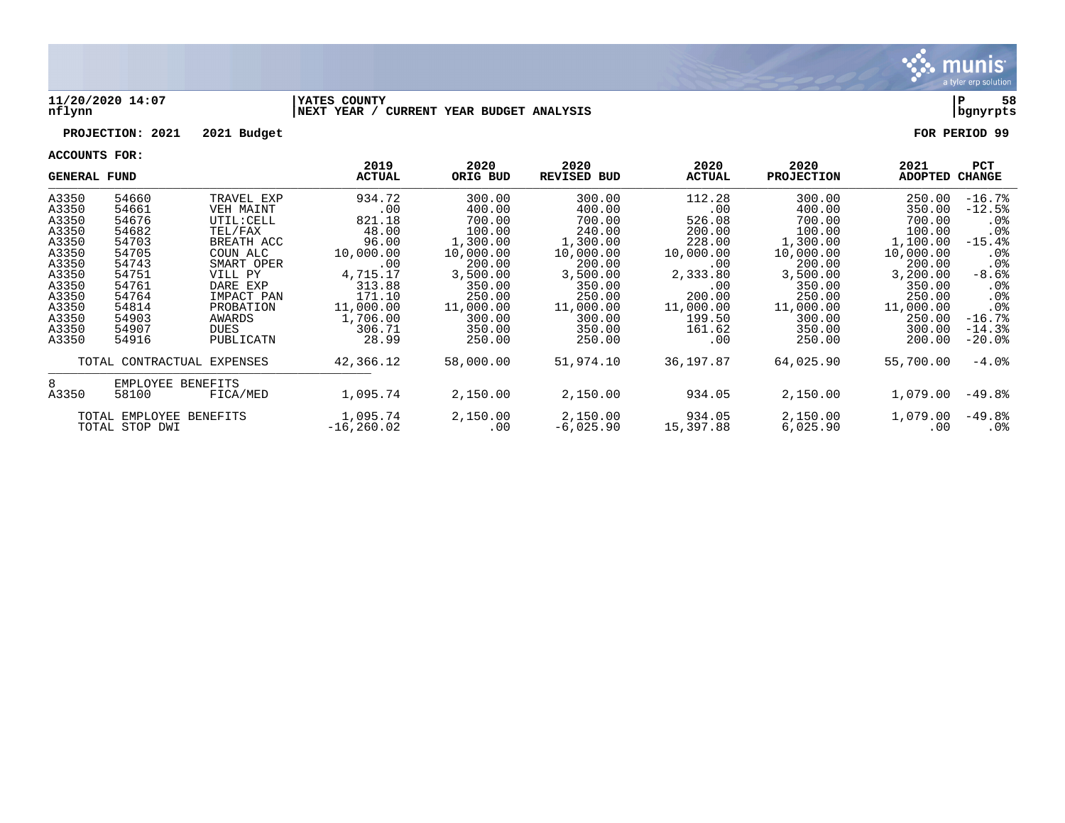**11/20/2020 14:07** | **YATES COUNTY** | **P 58**
**nflynn** | **NEXT YEAR / CURRENT YEAR BUDGET ANALYSIS** | **bgnyrpts**

**PROJECTION: 2021 2021 Budget** | **FOR PERIOD 99**

**ACCOUNTS FOR:**

| GENERAL FUND | | | 2019 ACTUAL | 2020 ORIG BUD | 2020 REVISED BUD | 2020 ACTUAL | 2020 PROJECTION | 2021 ADOPTED | PCT CHANGE |
|---|---|---|---|---|---|---|---|---|---|
| A3350 | 54660 | TRAVEL EXP | 934.72 | 300.00 | 300.00 | 112.28 | 300.00 | 250.00 | -16.7% |
| A3350 | 54661 | VEH MAINT | .00 | 400.00 | 400.00 | .00 | 400.00 | 350.00 | -12.5% |
| A3350 | 54676 | UTIL:CELL | 821.18 | 700.00 | 700.00 | 526.08 | 700.00 | 700.00 | .0% |
| A3350 | 54682 | TEL/FAX | 48.00 | 100.00 | 240.00 | 200.00 | 100.00 | 100.00 | .0% |
| A3350 | 54703 | BREATH ACC | 96.00 | 1,300.00 | 1,300.00 | 228.00 | 1,300.00 | 1,100.00 | -15.4% |
| A3350 | 54705 | COUN ALC | 10,000.00 | 10,000.00 | 10,000.00 | 10,000.00 | 10,000.00 | 10,000.00 | .0% |
| A3350 | 54743 | SMART OPER | .00 | 200.00 | 200.00 | .00 | 200.00 | 200.00 | .0% |
| A3350 | 54751 | VILL PY | 4,715.17 | 3,500.00 | 3,500.00 | 2,333.80 | 3,500.00 | 3,200.00 | -8.6% |
| A3350 | 54761 | DARE EXP | 313.88 | 350.00 | 350.00 | .00 | 350.00 | 350.00 | .0% |
| A3350 | 54764 | IMPACT PAN | 171.10 | 250.00 | 250.00 | 200.00 | 250.00 | 250.00 | .0% |
| A3350 | 54814 | PROBATION | 11,000.00 | 11,000.00 | 11,000.00 | 11,000.00 | 11,000.00 | 11,000.00 | .0% |
| A3350 | 54903 | AWARDS | 1,706.00 | 300.00 | 300.00 | 199.50 | 300.00 | 250.00 | -16.7% |
| A3350 | 54907 | DUES | 306.71 | 350.00 | 350.00 | 161.62 | 350.00 | 300.00 | -14.3% |
| A3350 | 54916 | PUBLICATN | 28.99 | 250.00 | 250.00 | .00 | 250.00 | 200.00 | -20.0% |
| TOTAL CONTRACTUAL EXPENSES | | | 42,366.12 | 58,000.00 | 51,974.10 | 36,197.87 | 64,025.90 | 55,700.00 | -4.0% |
| 8 | EMPLOYEE BENEFITS | | | | | | | | |
| A3350 | 58100 | FICA/MED | 1,095.74 | 2,150.00 | 2,150.00 | 934.05 | 2,150.00 | 1,079.00 | -49.8% |
| TOTAL EMPLOYEE BENEFITS | | | 1,095.74 | 2,150.00 | 2,150.00 | 934.05 | 2,150.00 | 1,079.00 | -49.8% |
| TOTAL STOP DWI | | | -16,260.02 | .00 | -6,025.90 | 15,397.88 | 6,025.90 | .00 | .0% |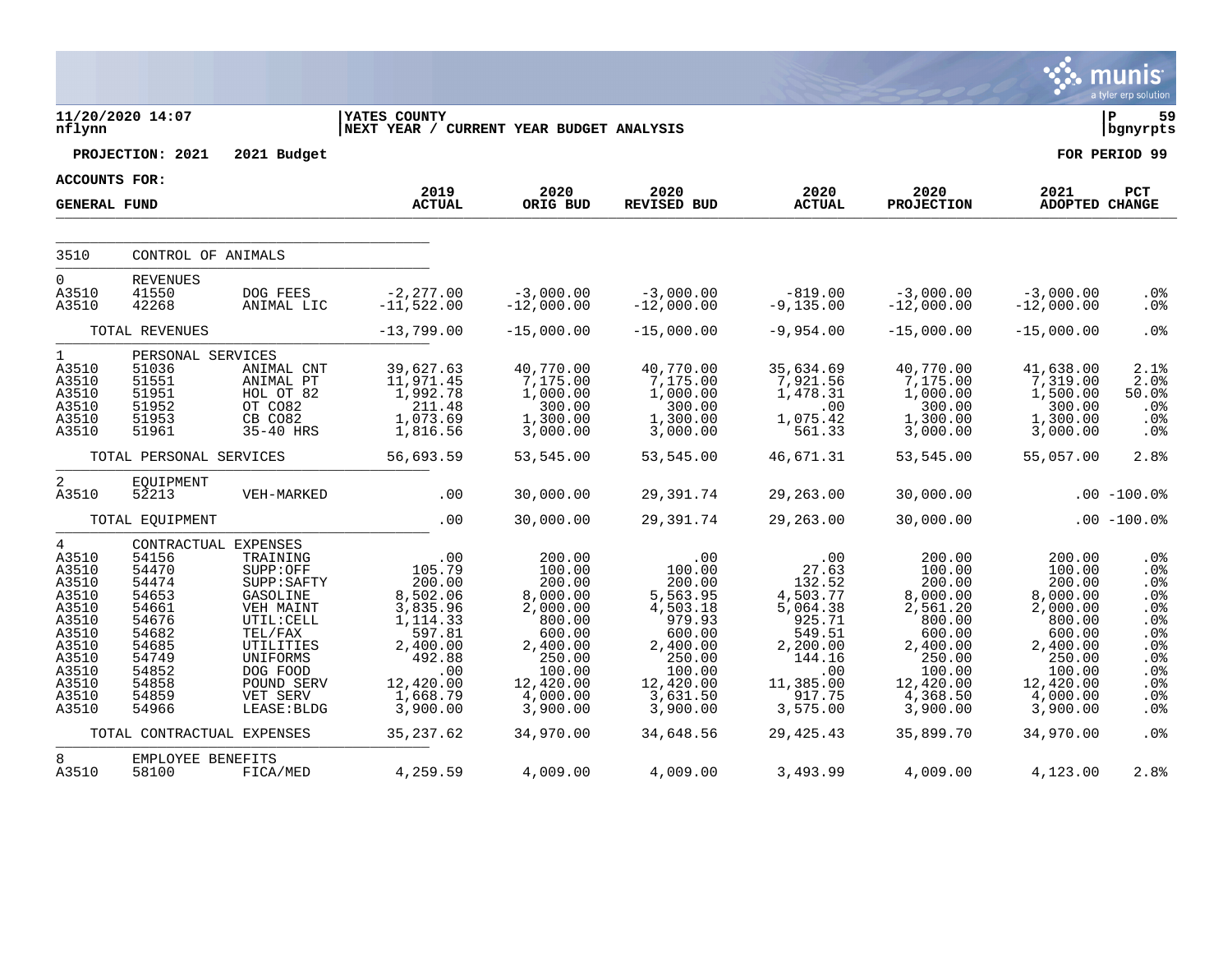YATES COUNTY
NEXT YEAR / CURRENT YEAR BUDGET ANALYSIS

11/20/2020 14:07
nflynn

PROJECTION: 2021 2021 Budget

FOR PERIOD 99

ACCOUNTS FOR:
GENERAL FUND

| | | | 2019 ACTUAL | 2020 ORIG BUD | 2020 REVISED BUD | 2020 ACTUAL | 2020 PROJECTION | 2021 ADOPTED | PCT CHANGE |
|---|---|---|---|---|---|---|---|---|---|
| 3510 | CONTROL OF ANIMALS | | | | | | | | |
| 0 | REVENUES | | | | | | | | |
| A3510 | 41550 | DOG FEES | -2,277.00 | -3,000.00 | -3,000.00 | -819.00 | -3,000.00 | -3,000.00 | .0% |
| A3510 | 42268 | ANIMAL LIC | -11,522.00 | -12,000.00 | -12,000.00 | -9,135.00 | -12,000.00 | -12,000.00 | .0% |
| | TOTAL REVENUES | | -13,799.00 | -15,000.00 | -15,000.00 | -9,954.00 | -15,000.00 | -15,000.00 | .0% |
| 1 | PERSONAL SERVICES | | | | | | | | |
| A3510 | 51036 | ANIMAL CNT | 39,627.63 | 40,770.00 | 40,770.00 | 35,634.69 | 40,770.00 | 41,638.00 | 2.1% |
| A3510 | 51551 | ANIMAL PT | 11,971.45 | 7,175.00 | 7,175.00 | 7,921.56 | 7,175.00 | 7,319.00 | 2.0% |
| A3510 | 51951 | HOL OT 82 | 1,992.78 | 1,000.00 | 1,000.00 | 1,478.31 | 1,000.00 | 1,500.00 | 50.0% |
| A3510 | 51952 | OT CO82 | 211.48 | 300.00 | 300.00 | .00 | 300.00 | 300.00 | .0% |
| A3510 | 51953 | CB CO82 | 1,073.69 | 1,300.00 | 1,300.00 | 1,075.42 | 1,300.00 | 1,300.00 | .0% |
| A3510 | 51961 | 35-40 HRS | 1,816.56 | 3,000.00 | 3,000.00 | 561.33 | 3,000.00 | 3,000.00 | .0% |
| | TOTAL PERSONAL SERVICES | | 56,693.59 | 53,545.00 | 53,545.00 | 46,671.31 | 53,545.00 | 55,057.00 | 2.8% |
| 2 | EQUIPMENT | | | | | | | | |
| A3510 | 52213 | VEH-MARKED | .00 | 30,000.00 | 29,391.74 | 29,263.00 | 30,000.00 | .00 | -100.0% |
| | TOTAL EQUIPMENT | | .00 | 30,000.00 | 29,391.74 | 29,263.00 | 30,000.00 | .00 | -100.0% |
| 4 | CONTRACTUAL EXPENSES | | | | | | | | |
| A3510 | 54156 | TRAINING | .00 | 200.00 | .00 | .00 | 200.00 | 200.00 | .0% |
| A3510 | 54470 | SUPP:OFF | 105.79 | 100.00 | 100.00 | 27.63 | 100.00 | 100.00 | .0% |
| A3510 | 54474 | SUPP:SAFTY | 200.00 | 200.00 | 200.00 | 132.52 | 200.00 | 200.00 | .0% |
| A3510 | 54653 | GASOLINE | 8,502.06 | 8,000.00 | 5,563.95 | 4,503.77 | 8,000.00 | 8,000.00 | .0% |
| A3510 | 54661 | VEH MAINT | 3,835.96 | 2,000.00 | 4,503.18 | 5,064.38 | 2,561.20 | 2,000.00 | .0% |
| A3510 | 54676 | UTIL:CELL | 1,114.33 | 800.00 | 979.93 | 925.71 | 800.00 | 800.00 | .0% |
| A3510 | 54682 | TEL/FAX | 597.81 | 600.00 | 600.00 | 549.51 | 600.00 | 600.00 | .0% |
| A3510 | 54685 | UTILITIES | 2,400.00 | 2,400.00 | 2,400.00 | 2,200.00 | 2,400.00 | 2,400.00 | .0% |
| A3510 | 54749 | UNIFORMS | 492.88 | 250.00 | 250.00 | 144.16 | 250.00 | 250.00 | .0% |
| A3510 | 54852 | DOG FOOD | .00 | 100.00 | 100.00 | .00 | 100.00 | 100.00 | .0% |
| A3510 | 54858 | POUND SERV | 12,420.00 | 12,420.00 | 12,420.00 | 11,385.00 | 12,420.00 | 12,420.00 | .0% |
| A3510 | 54859 | VET SERV | 1,668.79 | 4,000.00 | 3,631.50 | 917.75 | 4,368.50 | 4,000.00 | .0% |
| A3510 | 54966 | LEASE:BLDG | 3,900.00 | 3,900.00 | 3,900.00 | 3,575.00 | 3,900.00 | 3,900.00 | .0% |
| | TOTAL CONTRACTUAL EXPENSES | | 35,237.62 | 34,970.00 | 34,648.56 | 29,425.43 | 35,899.70 | 34,970.00 | .0% |
| 8 | EMPLOYEE BENEFITS | | | | | | | | |
| A3510 | 58100 | FICA/MED | 4,259.59 | 4,009.00 | 4,009.00 | 3,493.99 | 4,009.00 | 4,123.00 | 2.8% |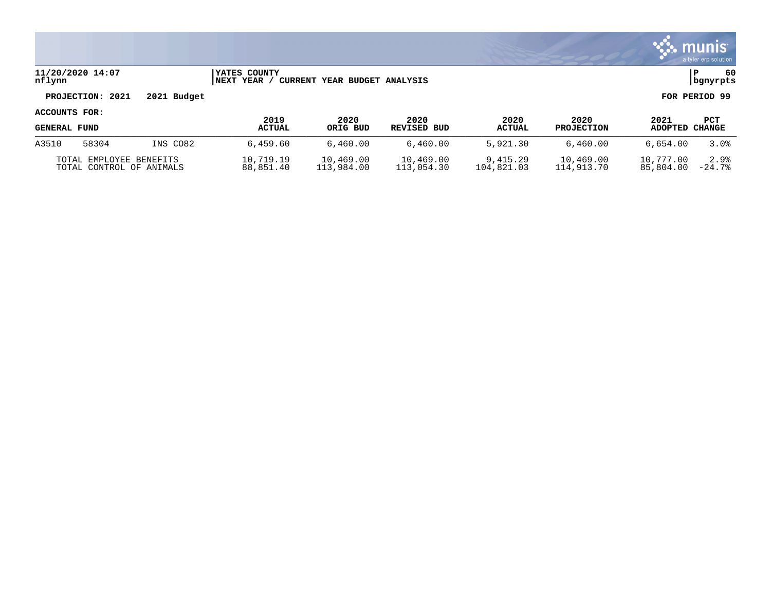**YATES COUNTY**
**NEXT YEAR / CURRENT YEAR BUDGET ANALYSIS**

**PROJECTION: 2021 2021 Budget** **FOR PERIOD 99**

**ACCOUNTS FOR:**

| GENERAL FUND | | | 2019 ACTUAL | 2020 ORIG BUD | 2020 REVISED BUD | 2020 ACTUAL | 2020 PROJECTION | 2021 ADOPTED | PCT CHANGE |
|---|---|---|---|---|---|---|---|---|---|
| A3510 | 58304 | INS CO82 | 6,459.60 | 6,460.00 | 6,460.00 | 5,921.30 | 6,460.00 | 6,654.00 | 3.0% |
| TOTAL EMPLOYEE BENEFITS | | | 10,719.19 | 10,469.00 | 10,469.00 | 9,415.29 | 10,469.00 | 10,777.00 | 2.9% |
| TOTAL CONTROL OF ANIMALS | | | 88,851.40 | 113,984.00 | 113,054.30 | 104,821.03 | 114,913.70 | 85,804.00 | -24.7% |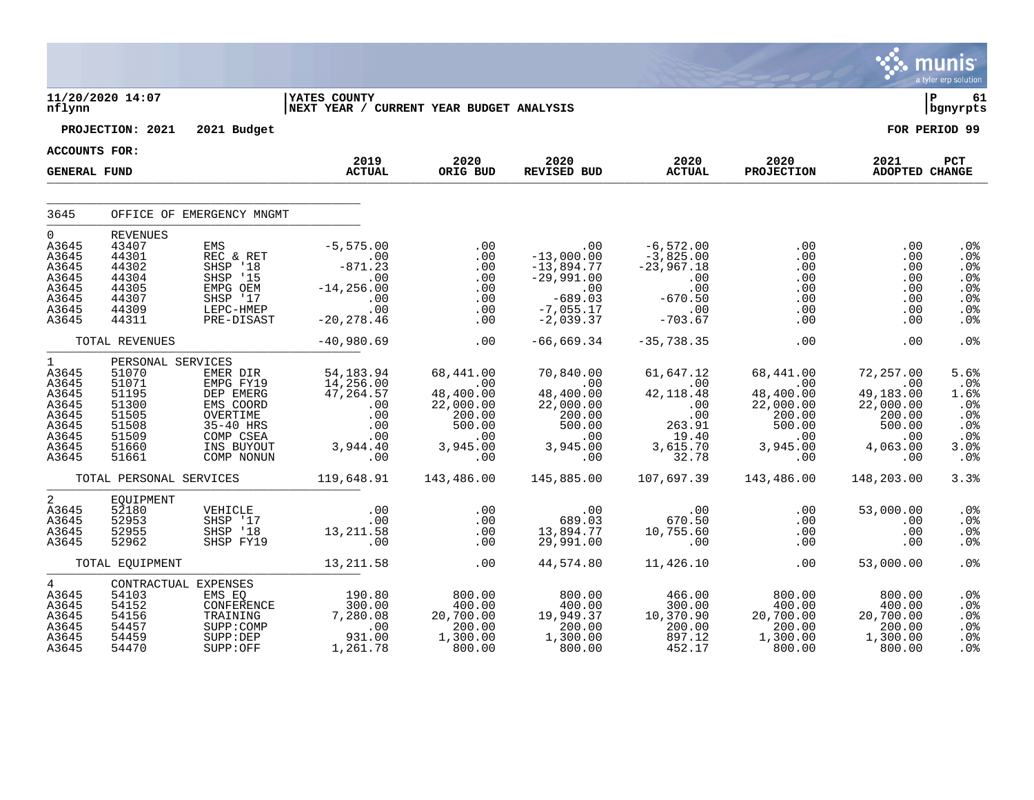**11/20/2020 14:07** | **YATES COUNTY** | **P 61**
**nflynn** | **NEXT YEAR / CURRENT YEAR BUDGET ANALYSIS** | **bgnyrpts**

**PROJECTION: 2021 2021 Budget** — **FOR PERIOD 99**

**ACCOUNTS FOR:**
**GENERAL FUND**

| | | | 2019 ACTUAL | 2020 ORIG BUD | 2020 REVISED BUD | 2020 ACTUAL | 2020 PROJECTION | 2021 ADOPTED | PCT CHANGE |
|---|---|---|---|---|---|---|---|---|---|
| 3645 | OFFICE OF EMERGENCY MNGMT | | | | | | | | |
| 0 | REVENUES | | | | | | | | |
| A3645 | 43407 | EMS | -5,575.00 | .00 | .00 | -6,572.00 | .00 | .00 | .0% |
| A3645 | 44301 | REC & RET | .00 | .00 | -13,000.00 | -3,825.00 | .00 | .00 | .0% |
| A3645 | 44302 | SHSP '18 | -871.23 | .00 | -13,894.77 | -23,967.18 | .00 | .00 | .0% |
| A3645 | 44304 | SHSP '15 | .00 | .00 | -29,991.00 | .00 | .00 | .00 | .0% |
| A3645 | 44305 | EMPG OEM | -14,256.00 | .00 | .00 | .00 | .00 | .00 | .0% |
| A3645 | 44307 | SHSP '17 | .00 | .00 | -689.03 | -670.50 | .00 | .00 | .0% |
| A3645 | 44309 | LEPC-HMEP | .00 | .00 | -7,055.17 | .00 | .00 | .00 | .0% |
| A3645 | 44311 | PRE-DISAST | -20,278.46 | .00 | -2,039.37 | -703.67 | .00 | .00 | .0% |
| | TOTAL REVENUES | | -40,980.69 | .00 | -66,669.34 | -35,738.35 | .00 | .00 | .0% |
| 1 | PERSONAL SERVICES | | | | | | | | |
| A3645 | 51070 | EMER DIR | 54,183.94 | 68,441.00 | 70,840.00 | 61,647.12 | 68,441.00 | 72,257.00 | 5.6% |
| A3645 | 51071 | EMPG FY19 | 14,256.00 | .00 | .00 | .00 | .00 | .00 | .0% |
| A3645 | 51195 | DEP EMERG | 47,264.57 | 48,400.00 | 48,400.00 | 42,118.48 | 48,400.00 | 49,183.00 | 1.6% |
| A3645 | 51300 | EMS COORD | .00 | 22,000.00 | 22,000.00 | .00 | 22,000.00 | 22,000.00 | .0% |
| A3645 | 51505 | OVERTIME | .00 | 200.00 | 200.00 | .00 | 200.00 | 200.00 | .0% |
| A3645 | 51508 | 35-40 HRS | .00 | 500.00 | 500.00 | 263.91 | 500.00 | 500.00 | .0% |
| A3645 | 51509 | COMP CSEA | .00 | .00 | .00 | 19.40 | .00 | .00 | .0% |
| A3645 | 51660 | INS BUYOUT | 3,944.40 | 3,945.00 | 3,945.00 | 3,615.70 | 3,945.00 | 4,063.00 | 3.0% |
| A3645 | 51661 | COMP NONUN | .00 | .00 | .00 | 32.78 | .00 | .00 | .0% |
| | TOTAL PERSONAL SERVICES | | 119,648.91 | 143,486.00 | 145,885.00 | 107,697.39 | 143,486.00 | 148,203.00 | 3.3% |
| 2 | EQUIPMENT | | | | | | | | |
| A3645 | 52180 | VEHICLE | .00 | .00 | .00 | .00 | .00 | 53,000.00 | .0% |
| A3645 | 52953 | SHSP '17 | .00 | .00 | 689.03 | 670.50 | .00 | .00 | .0% |
| A3645 | 52955 | SHSP '18 | 13,211.58 | .00 | 13,894.77 | 10,755.60 | .00 | .00 | .0% |
| A3645 | 52962 | SHSP FY19 | .00 | .00 | 29,991.00 | .00 | .00 | .00 | .0% |
| | TOTAL EQUIPMENT | | 13,211.58 | .00 | 44,574.80 | 11,426.10 | .00 | 53,000.00 | .0% |
| 4 | CONTRACTUAL EXPENSES | | | | | | | | |
| A3645 | 54103 | EMS EQ | 190.80 | 800.00 | 800.00 | 466.00 | 800.00 | 800.00 | .0% |
| A3645 | 54152 | CONFERENCE | 300.00 | 400.00 | 400.00 | 300.00 | 400.00 | 400.00 | .0% |
| A3645 | 54156 | TRAINING | 7,280.08 | 20,700.00 | 19,949.37 | 10,370.90 | 20,700.00 | 20,700.00 | .0% |
| A3645 | 54457 | SUPP:COMP | .00 | 200.00 | 200.00 | 200.00 | 200.00 | 200.00 | .0% |
| A3645 | 54459 | SUPP:DEP | 931.00 | 1,300.00 | 1,300.00 | 897.12 | 1,300.00 | 1,300.00 | .0% |
| A3645 | 54470 | SUPP:OFF | 1,261.78 | 800.00 | 800.00 | 452.17 | 800.00 | 800.00 | .0% |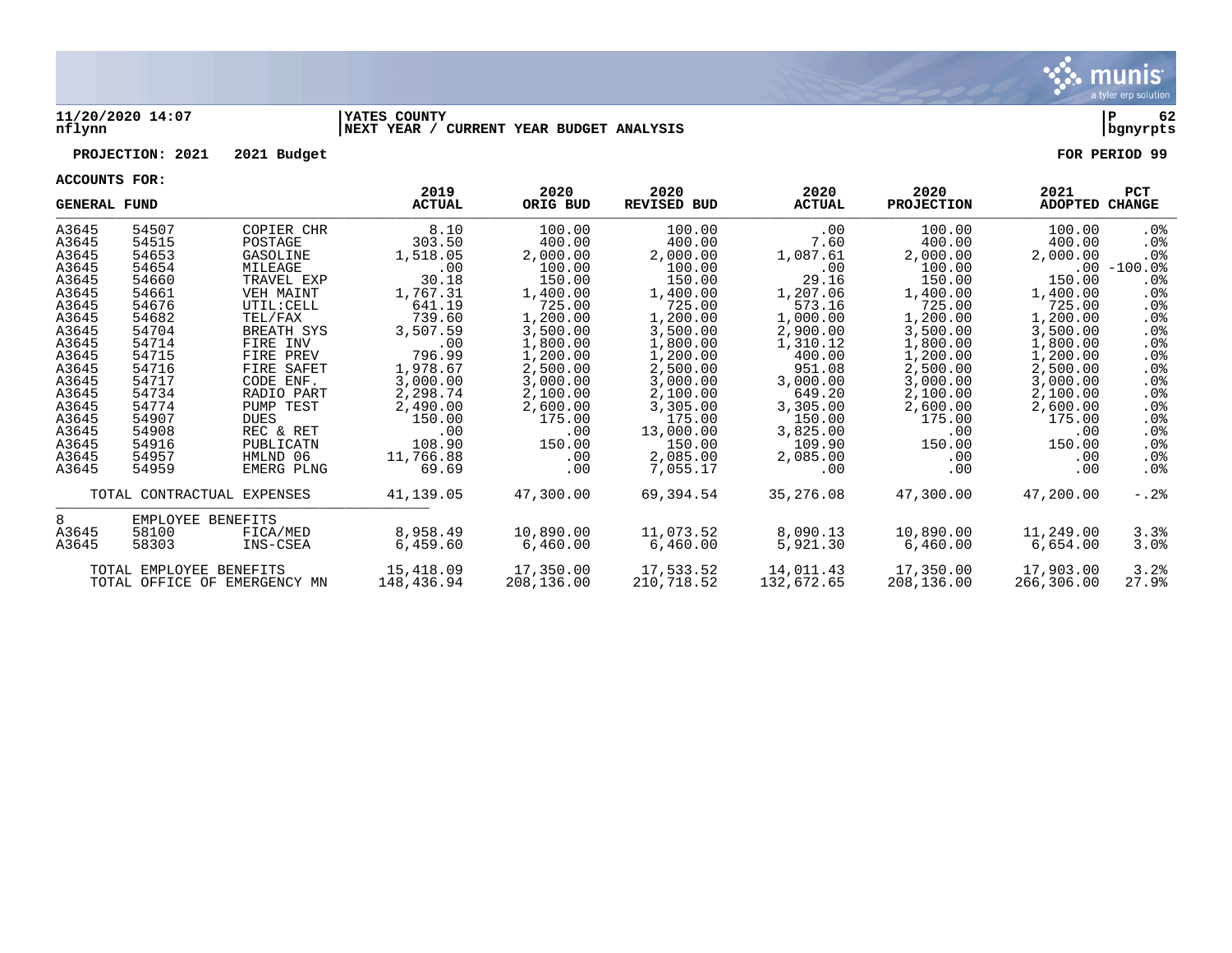**11/20/2020 14:07** | **YATES COUNTY** | **P 62**
**nflynn** | **NEXT YEAR / CURRENT YEAR BUDGET ANALYSIS** | **bgnyrpts**

**PROJECTION: 2021    2021 Budget**    **FOR PERIOD 99**

**ACCOUNTS FOR:**

| GENERAL FUND | | | 2019 ACTUAL | 2020 ORIG BUD | 2020 REVISED BUD | 2020 ACTUAL | 2020 PROJECTION | 2021 ADOPTED | PCT CHANGE |
|---|---|---|---|---|---|---|---|---|---|
| A3645 | 54507 | COPIER CHR | 8.10 | 100.00 | 100.00 | .00 | 100.00 | 100.00 | .0% |
| A3645 | 54515 | POSTAGE | 303.50 | 400.00 | 400.00 | 7.60 | 400.00 | 400.00 | .0% |
| A3645 | 54653 | GASOLINE | 1,518.05 | 2,000.00 | 2,000.00 | 1,087.61 | 2,000.00 | 2,000.00 | .0% |
| A3645 | 54654 | MILEAGE | .00 | 100.00 | 100.00 | .00 | 100.00 | .00 | -100.0% |
| A3645 | 54660 | TRAVEL EXP | 30.18 | 150.00 | 150.00 | 29.16 | 150.00 | 150.00 | .0% |
| A3645 | 54661 | VEH MAINT | 1,767.31 | 1,400.00 | 1,400.00 | 1,207.06 | 1,400.00 | 1,400.00 | .0% |
| A3645 | 54676 | UTIL:CELL | 641.19 | 725.00 | 725.00 | 573.16 | 725.00 | 725.00 | .0% |
| A3645 | 54682 | TEL/FAX | 739.60 | 1,200.00 | 1,200.00 | 1,000.00 | 1,200.00 | 1,200.00 | .0% |
| A3645 | 54704 | BREATH SYS | 3,507.59 | 3,500.00 | 3,500.00 | 2,900.00 | 3,500.00 | 3,500.00 | .0% |
| A3645 | 54714 | FIRE INV | .00 | 1,800.00 | 1,800.00 | 1,310.12 | 1,800.00 | 1,800.00 | .0% |
| A3645 | 54715 | FIRE PREV | 796.99 | 1,200.00 | 1,200.00 | 400.00 | 1,200.00 | 1,200.00 | .0% |
| A3645 | 54716 | FIRE SAFET | 1,978.67 | 2,500.00 | 2,500.00 | 951.08 | 2,500.00 | 2,500.00 | .0% |
| A3645 | 54717 | CODE ENF. | 3,000.00 | 3,000.00 | 3,000.00 | 3,000.00 | 3,000.00 | 3,000.00 | .0% |
| A3645 | 54734 | RADIO PART | 2,298.74 | 2,100.00 | 2,100.00 | 649.20 | 2,100.00 | 2,100.00 | .0% |
| A3645 | 54774 | PUMP TEST | 2,490.00 | 2,600.00 | 3,305.00 | 3,305.00 | 2,600.00 | 2,600.00 | .0% |
| A3645 | 54907 | DUES | 150.00 | 175.00 | 175.00 | 150.00 | 175.00 | 175.00 | .0% |
| A3645 | 54908 | REC & RET | .00 | .00 | 13,000.00 | 3,825.00 | .00 | .00 | .0% |
| A3645 | 54916 | PUBLICATN | 108.90 | 150.00 | 150.00 | 109.90 | 150.00 | 150.00 | .0% |
| A3645 | 54957 | HMLND 06 | 11,766.88 | .00 | 2,085.00 | 2,085.00 | .00 | .00 | .0% |
| A3645 | 54959 | EMERG PLNG | 69.69 | .00 | 7,055.17 | .00 | .00 | .00 | .0% |
| TOTAL CONTRACTUAL EXPENSES | | | 41,139.05 | 47,300.00 | 69,394.54 | 35,276.08 | 47,300.00 | 47,200.00 | -.2% |
| 8 | EMPLOYEE BENEFITS | | | | | | | | |
| A3645 | 58100 | FICA/MED | 8,958.49 | 10,890.00 | 11,073.52 | 8,090.13 | 10,890.00 | 11,249.00 | 3.3% |
| A3645 | 58303 | INS-CSEA | 6,459.60 | 6,460.00 | 6,460.00 | 5,921.30 | 6,460.00 | 6,654.00 | 3.0% |
| TOTAL EMPLOYEE BENEFITS | | | 15,418.09 | 17,350.00 | 17,533.52 | 14,011.43 | 17,350.00 | 17,903.00 | 3.2% |
| TOTAL OFFICE OF EMERGENCY MN | | | 148,436.94 | 208,136.00 | 210,718.52 | 132,672.65 | 208,136.00 | 266,306.00 | 27.9% |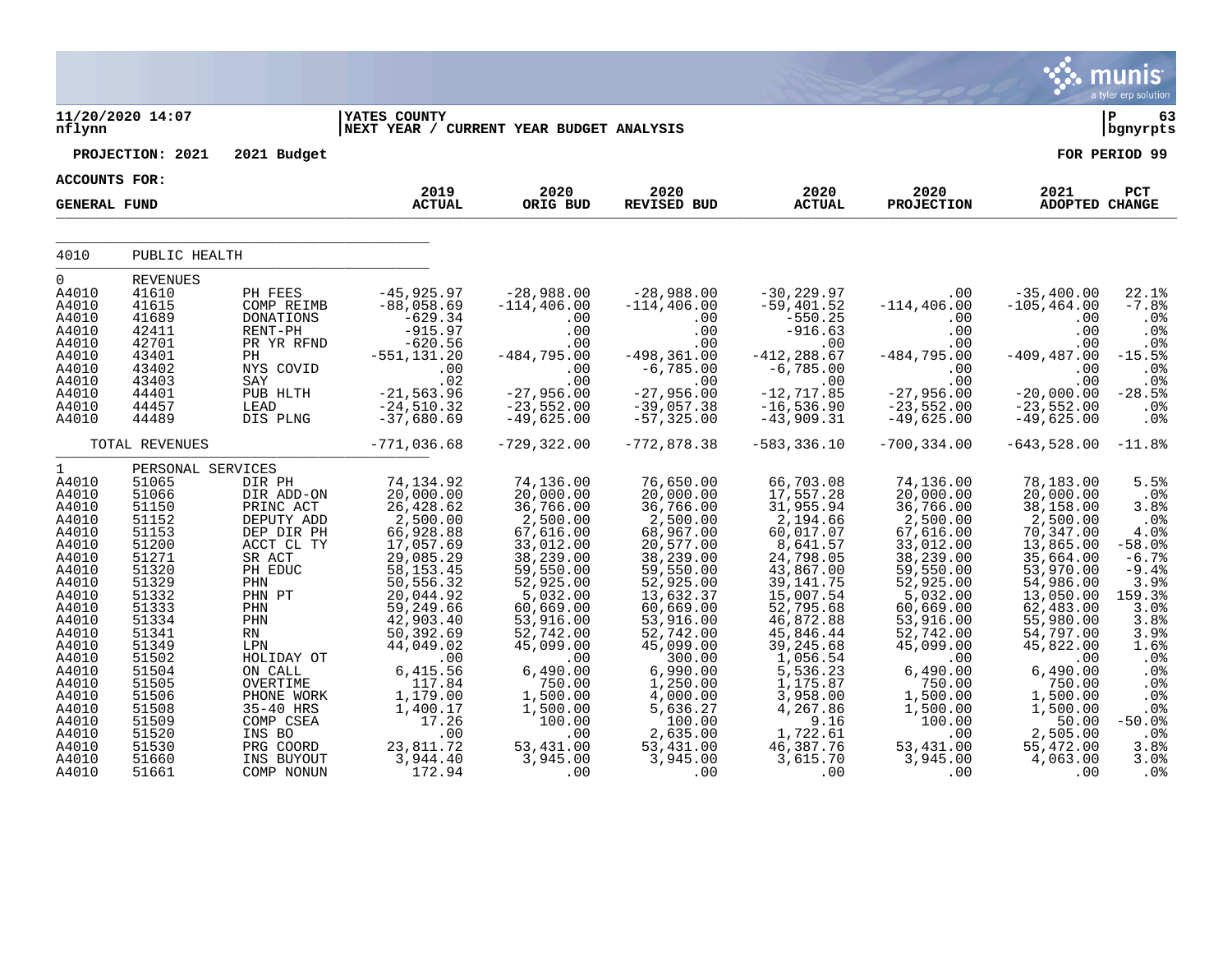11/20/2020 14:07
nflynn

YATES COUNTY
NEXT YEAR / CURRENT YEAR BUDGET ANALYSIS

P 63
bgnyrpts

**PROJECTION: 2021 2021 Budget** **FOR PERIOD 99**

**ACCOUNTS FOR:**

**GENERAL FUND**

| | | | 2019 ACTUAL | 2020 ORIG BUD | 2020 REVISED BUD | 2020 ACTUAL | 2020 PROJECTION | 2021 ADOPTED | PCT CHANGE |
|---|---|---|---|---|---|---|---|---|---|
| 4010 | PUBLIC HEALTH | | | | | | | | |
| 0 | REVENUES | | | | | | | | |
| A4010 | 41610 | PH FEES | -45,925.97 | -28,988.00 | -28,988.00 | -30,229.97 | .00 | -35,400.00 | 22.1% |
| A4010 | 41615 | COMP REIMB | -88,058.69 | -114,406.00 | -114,406.00 | -59,401.52 | -114,406.00 | -105,464.00 | -7.8% |
| A4010 | 41689 | DONATIONS | -629.34 | .00 | .00 | -550.25 | .00 | .00 | .0% |
| A4010 | 42411 | RENT-PH | -915.97 | .00 | .00 | -916.63 | .00 | .00 | .0% |
| A4010 | 42701 | PR YR RFND | -620.56 | .00 | .00 | .00 | .00 | .00 | .0% |
| A4010 | 43401 | PH | -551,131.20 | -484,795.00 | -498,361.00 | -412,288.67 | -484,795.00 | -409,487.00 | -15.5% |
| A4010 | 43402 | NYS COVID | .00 | .00 | -6,785.00 | -6,785.00 | .00 | .00 | .0% |
| A4010 | 43403 | SAY | .02 | .00 | .00 | .00 | .00 | .00 | .0% |
| A4010 | 44401 | PUB HLTH | -21,563.96 | -27,956.00 | -27,956.00 | -12,717.85 | -27,956.00 | -20,000.00 | -28.5% |
| A4010 | 44457 | LEAD | -24,510.32 | -23,552.00 | -39,057.38 | -16,536.90 | -23,552.00 | -23,552.00 | .0% |
| A4010 | 44489 | DIS PLNG | -37,680.69 | -49,625.00 | -57,325.00 | -43,909.31 | -49,625.00 | -49,625.00 | .0% |
| | TOTAL REVENUES | | -771,036.68 | -729,322.00 | -772,878.38 | -583,336.10 | -700,334.00 | -643,528.00 | -11.8% |
| 1 | PERSONAL SERVICES | | | | | | | | |
| A4010 | 51065 | DIR PH | 74,134.92 | 74,136.00 | 76,650.00 | 66,703.08 | 74,136.00 | 78,183.00 | 5.5% |
| A4010 | 51066 | DIR ADD-ON | 20,000.00 | 20,000.00 | 20,000.00 | 17,557.28 | 20,000.00 | 20,000.00 | .0% |
| A4010 | 51150 | PRINC ACT | 26,428.62 | 36,766.00 | 36,766.00 | 31,955.94 | 36,766.00 | 38,158.00 | 3.8% |
| A4010 | 51152 | DEPUTY ADD | 2,500.00 | 2,500.00 | 2,500.00 | 2,194.66 | 2,500.00 | 2,500.00 | .0% |
| A4010 | 51153 | DEP DIR PH | 66,928.88 | 67,616.00 | 68,967.00 | 60,017.07 | 67,616.00 | 70,347.00 | 4.0% |
| A4010 | 51200 | ACCT CL TY | 17,057.69 | 33,012.00 | 20,577.00 | 8,641.57 | 33,012.00 | 13,865.00 | -58.0% |
| A4010 | 51271 | SR ACT | 29,085.29 | 38,239.00 | 38,239.00 | 24,798.05 | 38,239.00 | 35,664.00 | -6.7% |
| A4010 | 51320 | PH EDUC | 58,153.45 | 59,550.00 | 59,550.00 | 43,867.00 | 59,550.00 | 53,970.00 | -9.4% |
| A4010 | 51329 | PHN | 50,556.32 | 52,925.00 | 52,925.00 | 39,141.75 | 52,925.00 | 54,986.00 | 3.9% |
| A4010 | 51332 | PHN PT | 20,044.92 | 5,032.00 | 13,632.37 | 15,007.54 | 5,032.00 | 13,050.00 | 159.3% |
| A4010 | 51333 | PHN | 59,249.66 | 60,669.00 | 60,669.00 | 52,795.68 | 60,669.00 | 62,483.00 | 3.0% |
| A4010 | 51334 | PHN | 42,903.40 | 53,916.00 | 53,916.00 | 46,872.88 | 53,916.00 | 55,980.00 | 3.8% |
| A4010 | 51341 | RN | 50,392.69 | 52,742.00 | 52,742.00 | 45,846.44 | 52,742.00 | 54,797.00 | 3.9% |
| A4010 | 51349 | LPN | 44,049.02 | 45,099.00 | 45,099.00 | 39,245.68 | 45,099.00 | 45,822.00 | 1.6% |
| A4010 | 51502 | HOLIDAY OT | .00 | .00 | 300.00 | 1,056.54 | .00 | .00 | .0% |
| A4010 | 51504 | ON CALL | 6,415.56 | 6,490.00 | 6,990.00 | 5,536.23 | 6,490.00 | 6,490.00 | .0% |
| A4010 | 51505 | OVERTIME | 117.84 | 750.00 | 1,250.00 | 1,175.87 | 750.00 | 750.00 | .0% |
| A4010 | 51506 | PHONE WORK | 1,179.00 | 1,500.00 | 4,000.00 | 3,958.00 | 1,500.00 | 1,500.00 | .0% |
| A4010 | 51508 | 35-40 HRS | 1,400.17 | 1,500.00 | 5,636.27 | 4,267.86 | 1,500.00 | 1,500.00 | .0% |
| A4010 | 51509 | COMP CSEA | 17.26 | 100.00 | 100.00 | 9.16 | 100.00 | 50.00 | -50.0% |
| A4010 | 51520 | INS BO | .00 | .00 | 2,635.00 | 1,722.61 | .00 | 2,505.00 | .0% |
| A4010 | 51530 | PRG COORD | 23,811.72 | 53,431.00 | 53,431.00 | 46,387.76 | 53,431.00 | 55,472.00 | 3.8% |
| A4010 | 51660 | INS BUYOUT | 3,944.40 | 3,945.00 | 3,945.00 | 3,615.70 | 3,945.00 | 4,063.00 | 3.0% |
| A4010 | 51661 | COMP NONUN | 172.94 | .00 | .00 | .00 | .00 | .00 | .0% |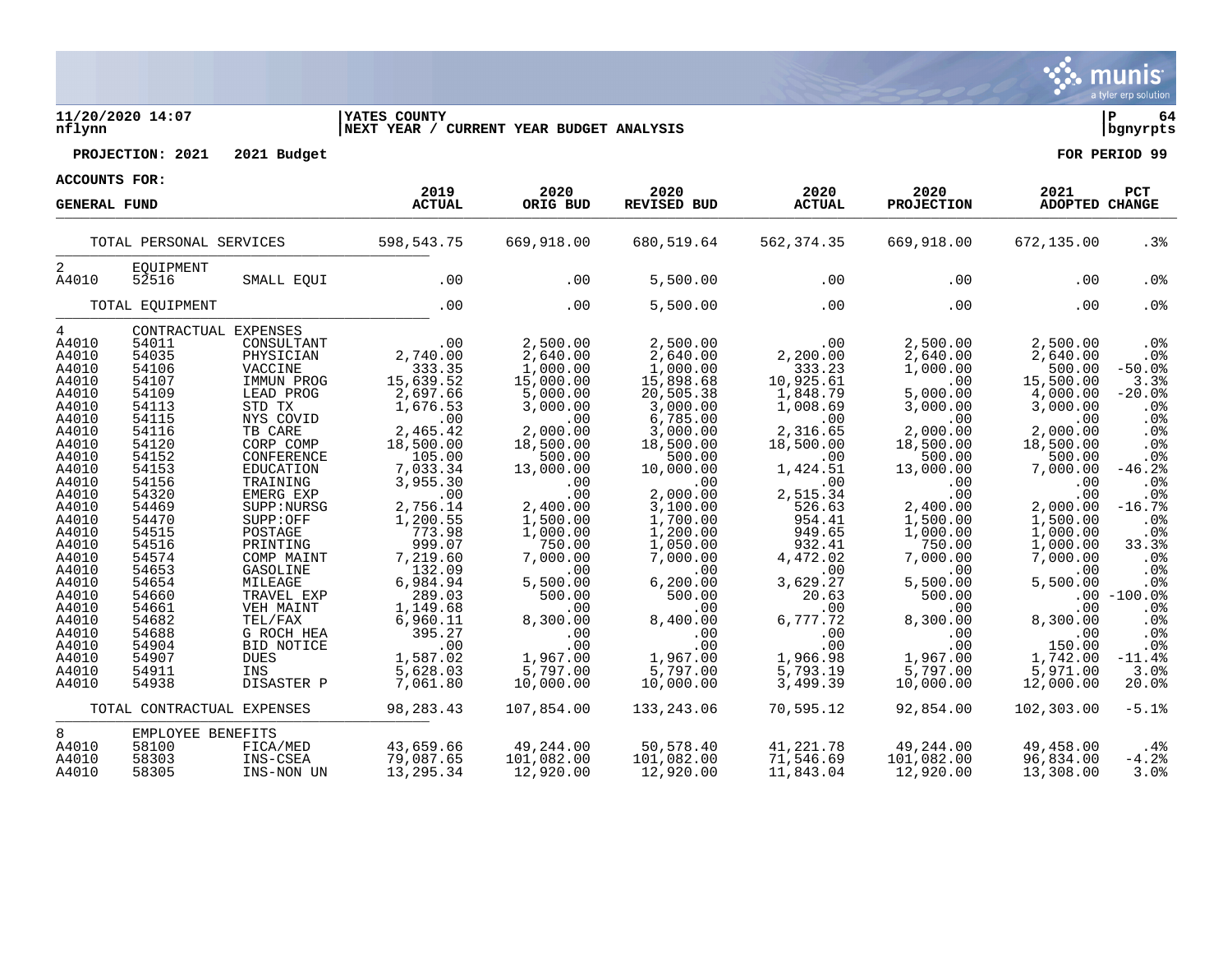11/20/2020 14:07 nflynn | YATES COUNTY NEXT YEAR / CURRENT YEAR BUDGET ANALYSIS | P 64 bgnyrpts

**PROJECTION: 2021 2021 Budget** | **FOR PERIOD 99**

**ACCOUNTS FOR:**

| GENERAL FUND | | | 2019 ACTUAL | 2020 ORIG BUD | 2020 REVISED BUD | 2020 ACTUAL | 2020 PROJECTION | 2021 ADOPTED | PCT CHANGE |
|---|---|---|---|---|---|---|---|---|---|
| TOTAL PERSONAL SERVICES | | | 598,543.75 | 669,918.00 | 680,519.64 | 562,374.35 | 669,918.00 | 672,135.00 | .3% |
| 2 | EQUIPMENT | | | | | | | | |
| A4010 | 52516 | SMALL EQUI | .00 | .00 | 5,500.00 | .00 | .00 | .00 | .0% |
| TOTAL EQUIPMENT | | | .00 | .00 | 5,500.00 | .00 | .00 | .00 | .0% |
| 4 | CONTRACTUAL EXPENSES | | | | | | | | |
| A4010 | 54011 | CONSULTANT | .00 | 2,500.00 | 2,500.00 | .00 | 2,500.00 | 2,500.00 | .0% |
| A4010 | 54035 | PHYSICIAN | 2,740.00 | 2,640.00 | 2,640.00 | 2,200.00 | 2,640.00 | 2,640.00 | .0% |
| A4010 | 54106 | VACCINE | 333.35 | 1,000.00 | 1,000.00 | 333.23 | 1,000.00 | 500.00 | -50.0% |
| A4010 | 54107 | IMMUN PROG | 15,639.52 | 15,000.00 | 15,898.68 | 10,925.61 | .00 | 15,500.00 | 3.3% |
| A4010 | 54109 | LEAD PROG | 2,697.66 | 5,000.00 | 20,505.38 | 1,848.79 | 5,000.00 | 4,000.00 | -20.0% |
| A4010 | 54113 | STD TX | 1,676.53 | 3,000.00 | 3,000.00 | 1,008.69 | 3,000.00 | 3,000.00 | .0% |
| A4010 | 54115 | NYS COVID | .00 | .00 | 6,785.00 | .00 | .00 | .00 | .0% |
| A4010 | 54116 | TB CARE | 2,465.42 | 2,000.00 | 3,000.00 | 2,316.65 | 2,000.00 | 2,000.00 | .0% |
| A4010 | 54120 | CORP COMP | 18,500.00 | 18,500.00 | 18,500.00 | 18,500.00 | 18,500.00 | 18,500.00 | .0% |
| A4010 | 54152 | CONFERENCE | 105.00 | 500.00 | 500.00 | .00 | 500.00 | 500.00 | .0% |
| A4010 | 54153 | EDUCATION | 7,033.34 | 13,000.00 | 10,000.00 | 1,424.51 | 13,000.00 | 7,000.00 | -46.2% |
| A4010 | 54156 | TRAINING | 3,955.30 | .00 | .00 | .00 | .00 | .00 | .0% |
| A4010 | 54320 | EMERG EXP | .00 | .00 | 2,000.00 | 2,515.34 | .00 | .00 | .0% |
| A4010 | 54469 | SUPP:NURSG | 2,756.14 | 2,400.00 | 3,100.00 | 526.63 | 2,400.00 | 2,000.00 | -16.7% |
| A4010 | 54470 | SUPP:OFF | 1,200.55 | 1,500.00 | 1,700.00 | 954.41 | 1,500.00 | 1,500.00 | .0% |
| A4010 | 54515 | POSTAGE | 773.98 | 1,000.00 | 1,200.00 | 949.65 | 1,000.00 | 1,000.00 | .0% |
| A4010 | 54516 | PRINTING | 999.07 | 750.00 | 1,050.00 | 932.41 | 750.00 | 1,000.00 | 33.3% |
| A4010 | 54574 | COMP MAINT | 7,219.60 | 7,000.00 | 7,000.00 | 4,472.02 | 7,000.00 | 7,000.00 | .0% |
| A4010 | 54653 | GASOLINE | 132.09 | .00 | .00 | .00 | .00 | .00 | .0% |
| A4010 | 54654 | MILEAGE | 6,984.94 | 5,500.00 | 6,200.00 | 3,629.27 | 5,500.00 | 5,500.00 | .0% |
| A4010 | 54660 | TRAVEL EXP | 289.03 | 500.00 | 500.00 | 20.63 | 500.00 | .00 | -100.0% |
| A4010 | 54661 | VEH MAINT | 1,149.68 | .00 | .00 | .00 | .00 | .00 | .0% |
| A4010 | 54682 | TEL/FAX | 6,960.11 | 8,300.00 | 8,400.00 | 6,777.72 | 8,300.00 | 8,300.00 | .0% |
| A4010 | 54688 | G ROCH HEA | 395.27 | .00 | .00 | .00 | .00 | .00 | .0% |
| A4010 | 54904 | BID NOTICE | .00 | .00 | .00 | .00 | .00 | 150.00 | .0% |
| A4010 | 54907 | DUES | 1,587.02 | 1,967.00 | 1,967.00 | 1,966.98 | 1,967.00 | 1,742.00 | -11.4% |
| A4010 | 54911 | INS | 5,628.03 | 5,797.00 | 5,797.00 | 5,793.19 | 5,797.00 | 5,971.00 | 3.0% |
| A4010 | 54938 | DISASTER P | 7,061.80 | 10,000.00 | 10,000.00 | 3,499.39 | 10,000.00 | 12,000.00 | 20.0% |
| TOTAL CONTRACTUAL EXPENSES | | | 98,283.43 | 107,854.00 | 133,243.06 | 70,595.12 | 92,854.00 | 102,303.00 | -5.1% |
| 8 | EMPLOYEE BENEFITS | | | | | | | | |
| A4010 | 58100 | FICA/MED | 43,659.66 | 49,244.00 | 50,578.40 | 41,221.78 | 49,244.00 | 49,458.00 | .4% |
| A4010 | 58303 | INS-CSEA | 79,087.65 | 101,082.00 | 101,082.00 | 71,546.69 | 101,082.00 | 96,834.00 | -4.2% |
| A4010 | 58305 | INS-NON UN | 13,295.34 | 12,920.00 | 12,920.00 | 11,843.04 | 12,920.00 | 13,308.00 | 3.0% |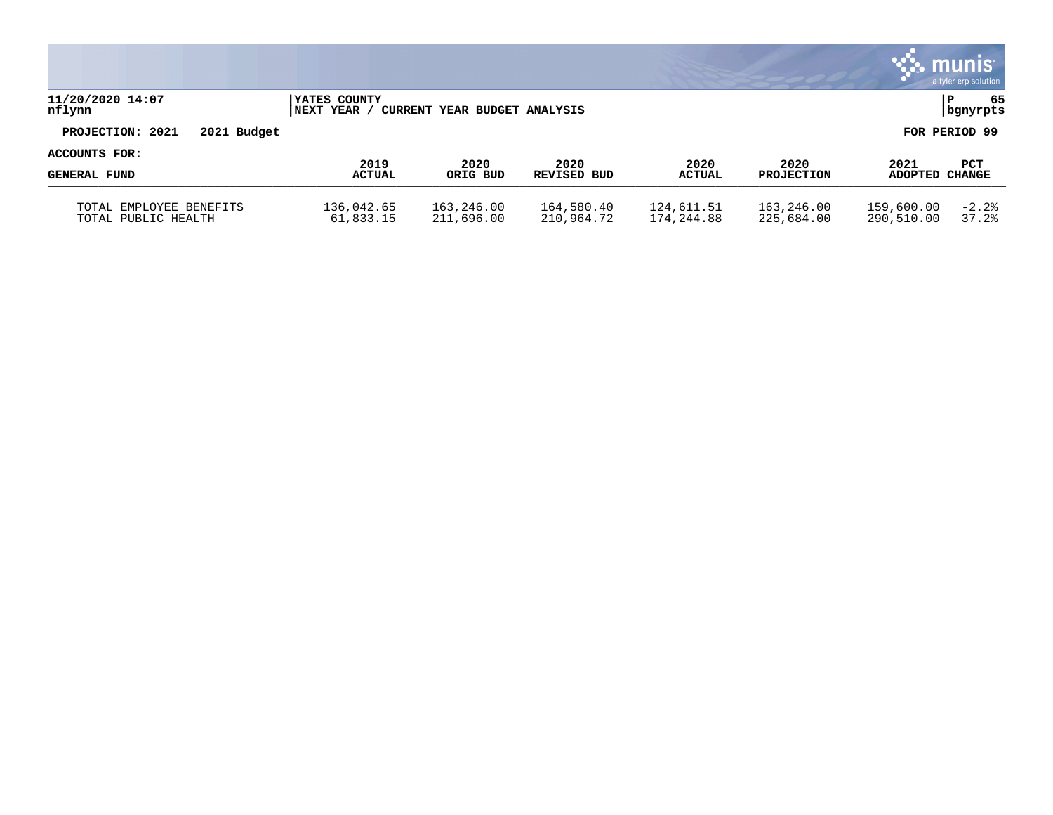**YATES COUNTY**
**NEXT YEAR / CURRENT YEAR BUDGET ANALYSIS**

**PROJECTION: 2021 2021 Budget** **FOR PERIOD 99**

**ACCOUNTS FOR:**

| GENERAL FUND | 2019 ACTUAL | 2020 ORIG BUD | 2020 REVISED BUD | 2020 ACTUAL | 2020 PROJECTION | 2021 ADOPTED | PCT CHANGE |
|---|---|---|---|---|---|---|---|
| TOTAL EMPLOYEE BENEFITS | 136,042.65 | 163,246.00 | 164,580.40 | 124,611.51 | 163,246.00 | 159,600.00 | -2.2% |
| TOTAL PUBLIC HEALTH | 61,833.15 | 211,696.00 | 210,964.72 | 174,244.88 | 225,684.00 | 290,510.00 | 37.2% |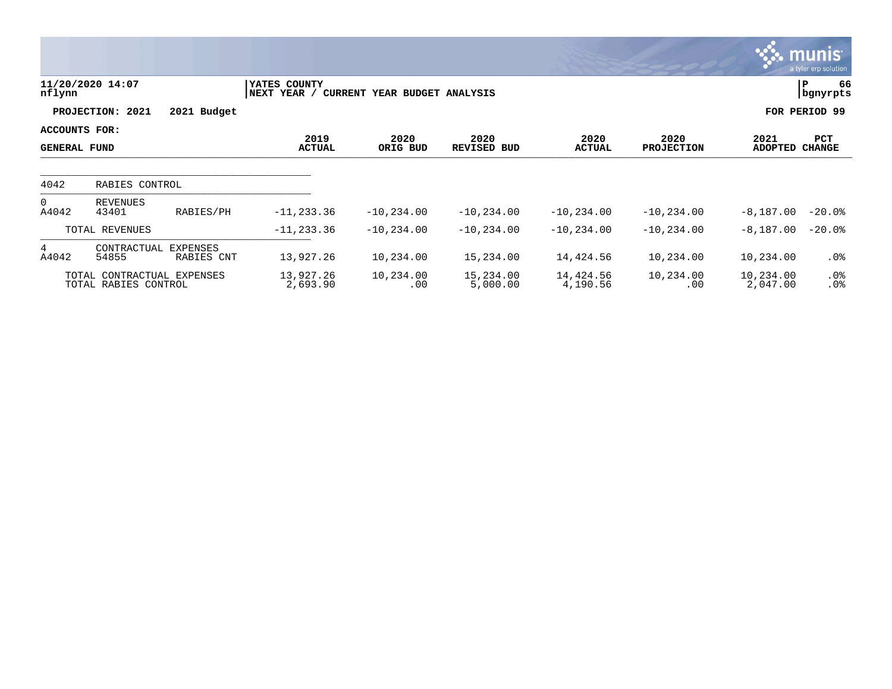**YATES COUNTY**
**NEXT YEAR / CURRENT YEAR BUDGET ANALYSIS**

11/20/2020 14:07
nflynn

P 66
bgnyrpts

**PROJECTION: 2021 2021 Budget**

**FOR PERIOD 99**

**ACCOUNTS FOR:**
**GENERAL FUND**

| | | | 2019 ACTUAL | 2020 ORIG BUD | 2020 REVISED BUD | 2020 ACTUAL | 2020 PROJECTION | 2021 ADOPTED | PCT CHANGE |
|---|---|---|---|---|---|---|---|---|---|
| 4042 | RABIES CONTROL | | | | | | | | |
| 0 | REVENUES | | | | | | | | |
| A4042 | 43401 | RABIES/PH | -11,233.36 | -10,234.00 | -10,234.00 | -10,234.00 | -10,234.00 | -8,187.00 | -20.0% |
| | TOTAL REVENUES | | -11,233.36 | -10,234.00 | -10,234.00 | -10,234.00 | -10,234.00 | -8,187.00 | -20.0% |
| 4 | CONTRACTUAL EXPENSES | | | | | | | | |
| A4042 | 54855 | RABIES CNT | 13,927.26 | 10,234.00 | 15,234.00 | 14,424.56 | 10,234.00 | 10,234.00 | .0% |
| | TOTAL CONTRACTUAL EXPENSES | | 13,927.26 | 10,234.00 | 15,234.00 | 14,424.56 | 10,234.00 | 10,234.00 | .0% |
| | TOTAL RABIES CONTROL | | 2,693.90 | .00 | 5,000.00 | 4,190.56 | .00 | 2,047.00 | .0% |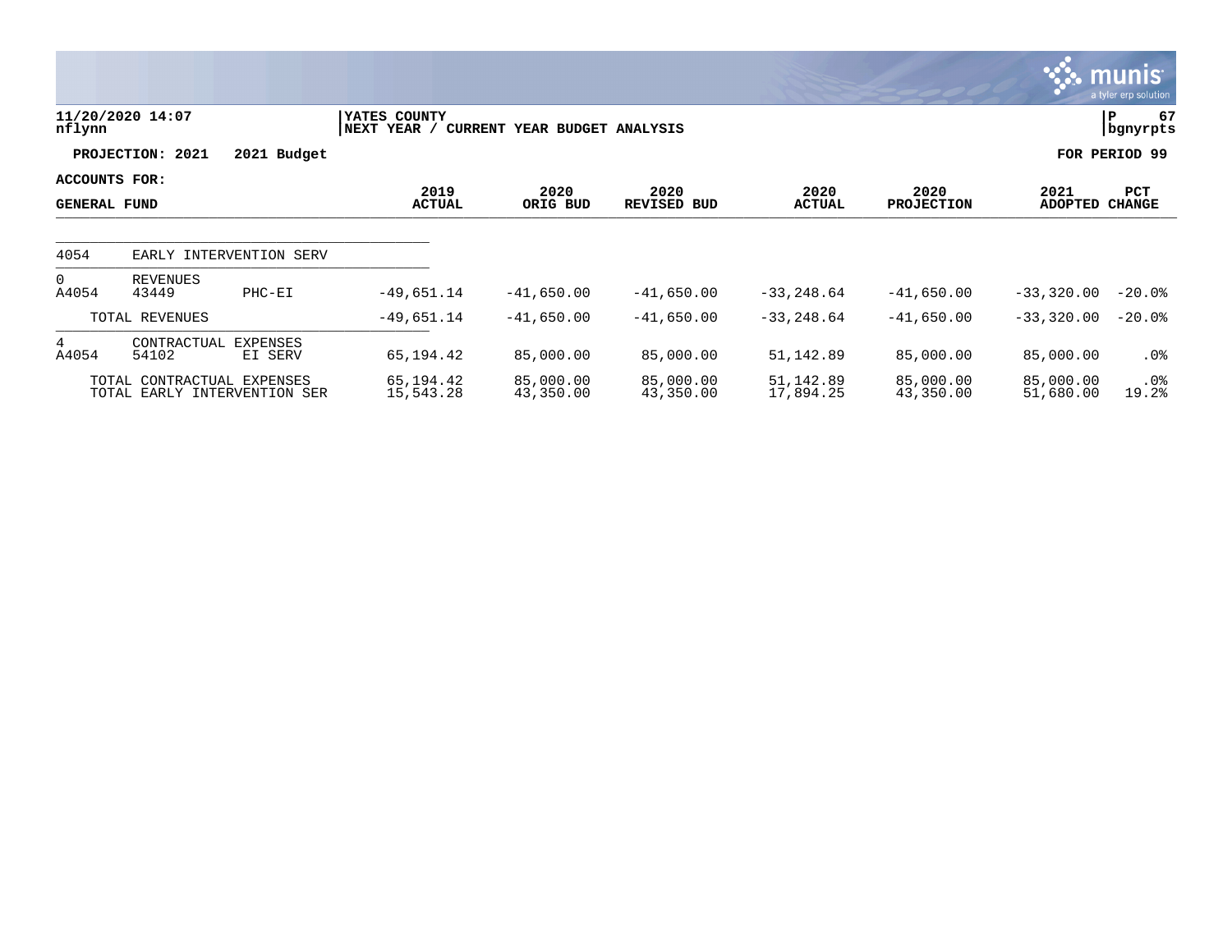11/20/2020 14:07
nflynn

YATES COUNTY
NEXT YEAR / CURRENT YEAR BUDGET ANALYSIS

P 67
bgnyrpts

**PROJECTION: 2021 2021 Budget** **FOR PERIOD 99**

**ACCOUNTS FOR:**

| GENERAL FUND | | | 2019 ACTUAL | 2020 ORIG BUD | 2020 REVISED BUD | 2020 ACTUAL | 2020 PROJECTION | 2021 ADOPTED | PCT CHANGE |
|---|---|---|---|---|---|---|---|---|---|
| 4054 | EARLY INTERVENTION SERV | | | | | | | | |
| 0 | REVENUES | | | | | | | | |
| A4054 | 43449 | PHC-EI | -49,651.14 | -41,650.00 | -41,650.00 | -33,248.64 | -41,650.00 | -33,320.00 | -20.0% |
| | TOTAL REVENUES | | -49,651.14 | -41,650.00 | -41,650.00 | -33,248.64 | -41,650.00 | -33,320.00 | -20.0% |
| 4 | CONTRACTUAL EXPENSES | | | | | | | | |
| A4054 | 54102 | EI SERV | 65,194.42 | 85,000.00 | 85,000.00 | 51,142.89 | 85,000.00 | 85,000.00 | .0% |
| | TOTAL CONTRACTUAL EXPENSES | | 65,194.42 | 85,000.00 | 85,000.00 | 51,142.89 | 85,000.00 | 85,000.00 | .0% |
| | TOTAL EARLY INTERVENTION SER | | 15,543.28 | 43,350.00 | 43,350.00 | 17,894.25 | 43,350.00 | 51,680.00 | 19.2% |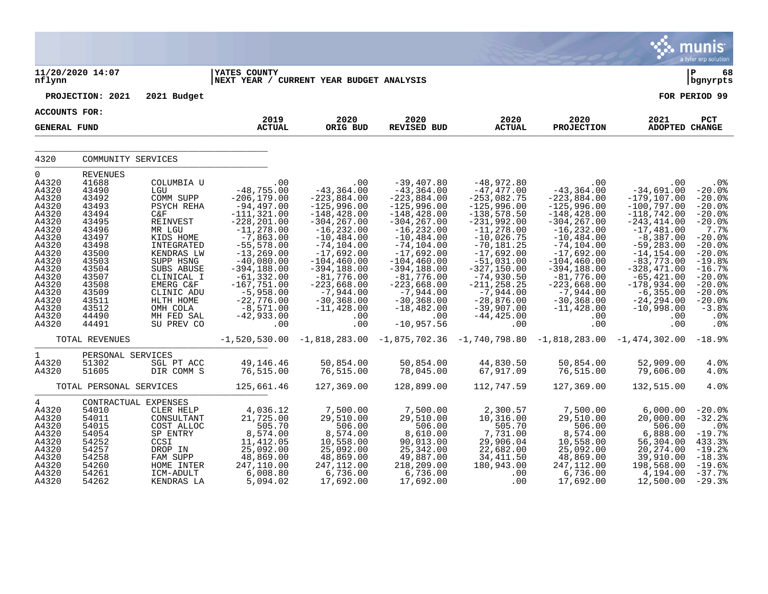11/20/2020 14:07 | YATES COUNTY | P 68
nflynn | NEXT YEAR / CURRENT YEAR BUDGET ANALYSIS | bgnyrpts

PROJECTION: 2021 2021 Budget FOR PERIOD 99

ACCOUNTS FOR:
GENERAL FUND

| | | | 2019 ACTUAL | 2020 ORIG BUD | 2020 REVISED BUD | 2020 ACTUAL | 2020 PROJECTION | 2021 ADOPTED | PCT CHANGE |
|---|---|---|---|---|---|---|---|---|---|
| 4320 | COMMUNITY SERVICES | | | | | | | | |
| 0 | REVENUES | | | | | | | | |
| A4320 | 41688 | COLUMBIA U | .00 | .00 | -39,407.80 | -48,972.80 | .00 | .00 | .0% |
| A4320 | 43490 | LGU | -48,755.00 | -43,364.00 | -43,364.00 | -47,477.00 | -43,364.00 | -34,691.00 | -20.0% |
| A4320 | 43492 | COMM SUPP | -206,179.00 | -223,884.00 | -223,884.00 | -253,082.75 | -223,884.00 | -179,107.00 | -20.0% |
| A4320 | 43493 | PSYCH REHA | -94,497.00 | -125,996.00 | -125,996.00 | -125,996.00 | -125,996.00 | -100,797.00 | -20.0% |
| A4320 | 43494 | C&F | -111,321.00 | -148,428.00 | -148,428.00 | -138,578.50 | -148,428.00 | -118,742.00 | -20.0% |
| A4320 | 43495 | REINVEST | -228,201.00 | -304,267.00 | -304,267.00 | -231,992.00 | -304,267.00 | -243,414.00 | -20.0% |
| A4320 | 43496 | MR LGU | -11,278.00 | -16,232.00 | -16,232.00 | -11,278.00 | -16,232.00 | -17,481.00 | 7.7% |
| A4320 | 43497 | KIDS HOME | -7,863.00 | -10,484.00 | -10,484.00 | -10,026.75 | -10,484.00 | -8,387.00 | -20.0% |
| A4320 | 43498 | INTEGRATED | -55,578.00 | -74,104.00 | -74,104.00 | -70,181.25 | -74,104.00 | -59,283.00 | -20.0% |
| A4320 | 43500 | KENDRAS LW | -13,269.00 | -17,692.00 | -17,692.00 | -17,692.00 | -17,692.00 | -14,154.00 | -20.0% |
| A4320 | 43503 | SUPP HSNG | -40,080.00 | -104,460.00 | -104,460.00 | -51,031.00 | -104,460.00 | -83,773.00 | -19.8% |
| A4320 | 43504 | SUBS ABUSE | -394,188.00 | -394,188.00 | -394,188.00 | -327,150.00 | -394,188.00 | -328,471.00 | -16.7% |
| A4320 | 43507 | CLINICAL I | -61,332.00 | -81,776.00 | -81,776.00 | -74,930.50 | -81,776.00 | -65,421.00 | -20.0% |
| A4320 | 43508 | EMERG C&F | -167,751.00 | -223,668.00 | -223,668.00 | -211,258.25 | -223,668.00 | -178,934.00 | -20.0% |
| A4320 | 43509 | CLINIC ADU | -5,958.00 | -7,944.00 | -7,944.00 | -7,944.00 | -7,944.00 | -6,355.00 | -20.0% |
| A4320 | 43511 | HLTH HOME | -22,776.00 | -30,368.00 | -30,368.00 | -28,876.00 | -30,368.00 | -24,294.00 | -20.0% |
| A4320 | 43512 | OMH COLA | -8,571.00 | -11,428.00 | -18,482.00 | -39,907.00 | -11,428.00 | -10,998.00 | -3.8% |
| A4320 | 44490 | MH FED SAL | -42,933.00 | .00 | .00 | -44,425.00 | .00 | .00 | .0% |
| A4320 | 44491 | SU PREV CO | .00 | .00 | -10,957.56 | .00 | .00 | .00 | .0% |
| | TOTAL REVENUES | | -1,520,530.00 | -1,818,283.00 | -1,875,702.36 | -1,740,798.80 | -1,818,283.00 | -1,474,302.00 | -18.9% |
| 1 | PERSONAL SERVICES | | | | | | | | |
| A4320 | 51302 | SGL PT ACC | 49,146.46 | 50,854.00 | 50,854.00 | 44,830.50 | 50,854.00 | 52,909.00 | 4.0% |
| A4320 | 51605 | DIR COMM S | 76,515.00 | 76,515.00 | 78,045.00 | 67,917.09 | 76,515.00 | 79,606.00 | 4.0% |
| | TOTAL PERSONAL SERVICES | | 125,661.46 | 127,369.00 | 128,899.00 | 112,747.59 | 127,369.00 | 132,515.00 | 4.0% |
| 4 | CONTRACTUAL EXPENSES | | | | | | | | |
| A4320 | 54010 | CLER HELP | 4,036.12 | 7,500.00 | 7,500.00 | 2,300.57 | 7,500.00 | 6,000.00 | -20.0% |
| A4320 | 54011 | CONSULTANT | 21,725.00 | 29,510.00 | 29,510.00 | 10,316.00 | 29,510.00 | 20,000.00 | -32.2% |
| A4320 | 54015 | COST ALLOC | 505.70 | 506.00 | 506.00 | 505.70 | 506.00 | 506.00 | .0% |
| A4320 | 54054 | SP ENTRY | 8,574.00 | 8,574.00 | 8,610.00 | 7,731.00 | 8,574.00 | 6,888.00 | -19.7% |
| A4320 | 54252 | CCSI | 11,412.05 | 10,558.00 | 90,013.00 | 29,906.04 | 10,558.00 | 56,304.00 | 433.3% |
| A4320 | 54257 | DROP IN | 25,092.00 | 25,092.00 | 25,342.00 | 22,682.00 | 25,092.00 | 20,274.00 | -19.2% |
| A4320 | 54258 | FAM SUPP | 48,869.00 | 48,869.00 | 49,887.00 | 34,411.50 | 48,869.00 | 39,910.00 | -18.3% |
| A4320 | 54260 | HOME INTER | 247,110.00 | 247,112.00 | 218,209.00 | 180,943.00 | 247,112.00 | 198,568.00 | -19.6% |
| A4320 | 54261 | ICM-ADULT | 6,008.80 | 6,736.00 | 6,736.00 | .00 | 6,736.00 | 4,194.00 | -37.7% |
| A4320 | 54262 | KENDRAS LA | 5,094.02 | 17,692.00 | 17,692.00 | .00 | 17,692.00 | 12,500.00 | -29.3% |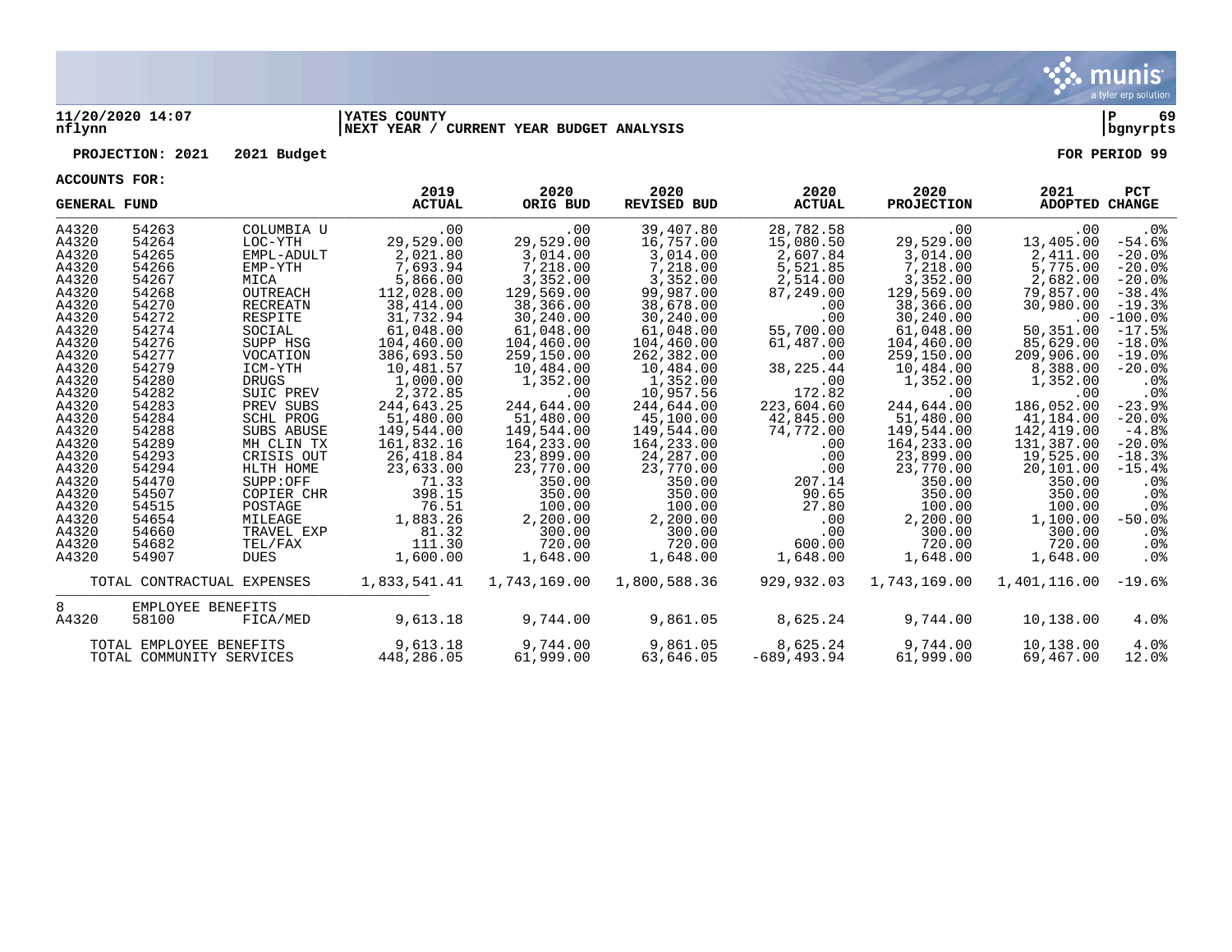**11/20/2020 14:07** | **YATES COUNTY** | **P 69**
**nflynn** | **NEXT YEAR / CURRENT YEAR BUDGET ANALYSIS** | **bgnyrpts**

**PROJECTION: 2021 2021 Budget** | **FOR PERIOD 99**

**ACCOUNTS FOR:**

| GENERAL FUND | | | 2019 ACTUAL | 2020 ORIG BUD | 2020 REVISED BUD | 2020 ACTUAL | 2020 PROJECTION | 2021 ADOPTED | PCT CHANGE |
|---|---|---|---|---|---|---|---|---|---|
| A4320 | 54263 | COLUMBIA U | .00 | .00 | 39,407.80 | 28,782.58 | .00 | .00 | .0% |
| A4320 | 54264 | LOC-YTH | 29,529.00 | 29,529.00 | 16,757.00 | 15,080.50 | 29,529.00 | 13,405.00 | -54.6% |
| A4320 | 54265 | EMPL-ADULT | 2,021.80 | 3,014.00 | 3,014.00 | 2,607.84 | 3,014.00 | 2,411.00 | -20.0% |
| A4320 | 54266 | EMP-YTH | 7,693.94 | 7,218.00 | 7,218.00 | 5,521.85 | 7,218.00 | 5,775.00 | -20.0% |
| A4320 | 54267 | MICA | 5,866.00 | 3,352.00 | 3,352.00 | 2,514.00 | 3,352.00 | 2,682.00 | -20.0% |
| A4320 | 54268 | OUTREACH | 112,028.00 | 129,569.00 | 99,987.00 | 87,249.00 | 129,569.00 | 79,857.00 | -38.4% |
| A4320 | 54270 | RECREATN | 38,414.00 | 38,366.00 | 38,678.00 | .00 | 38,366.00 | 30,980.00 | -19.3% |
| A4320 | 54272 | RESPITE | 31,732.94 | 30,240.00 | 30,240.00 | .00 | 30,240.00 | .00 | -100.0% |
| A4320 | 54274 | SOCIAL | 61,048.00 | 61,048.00 | 61,048.00 | 55,700.00 | 61,048.00 | 50,351.00 | -17.5% |
| A4320 | 54276 | SUPP HSG | 104,460.00 | 104,460.00 | 104,460.00 | 61,487.00 | 104,460.00 | 85,629.00 | -18.0% |
| A4320 | 54277 | VOCATION | 386,693.50 | 259,150.00 | 262,382.00 | .00 | 259,150.00 | 209,906.00 | -19.0% |
| A4320 | 54279 | ICM-YTH | 10,481.57 | 10,484.00 | 10,484.00 | 38,225.44 | 10,484.00 | 8,388.00 | -20.0% |
| A4320 | 54280 | DRUGS | 1,000.00 | 1,352.00 | 1,352.00 | .00 | 1,352.00 | 1,352.00 | .0% |
| A4320 | 54282 | SUIC PREV | 2,372.85 | .00 | 10,957.56 | 172.82 | .00 | .00 | .0% |
| A4320 | 54283 | PREV SUBS | 244,643.25 | 244,644.00 | 244,644.00 | 223,604.60 | 244,644.00 | 186,052.00 | -23.9% |
| A4320 | 54284 | SCHL PROG | 51,480.00 | 51,480.00 | 45,100.00 | 42,845.00 | 51,480.00 | 41,184.00 | -20.0% |
| A4320 | 54288 | SUBS ABUSE | 149,544.00 | 149,544.00 | 149,544.00 | 74,772.00 | 149,544.00 | 142,419.00 | -4.8% |
| A4320 | 54289 | MH CLIN TX | 161,832.16 | 164,233.00 | 164,233.00 | .00 | 164,233.00 | 131,387.00 | -20.0% |
| A4320 | 54293 | CRISIS OUT | 26,418.84 | 23,899.00 | 24,287.00 | .00 | 23,899.00 | 19,525.00 | -18.3% |
| A4320 | 54294 | HLTH HOME | 23,633.00 | 23,770.00 | 23,770.00 | .00 | 23,770.00 | 20,101.00 | -15.4% |
| A4320 | 54470 | SUPP:OFF | 71.33 | 350.00 | 350.00 | 207.14 | 350.00 | 350.00 | .0% |
| A4320 | 54507 | COPIER CHR | 398.15 | 350.00 | 350.00 | 90.65 | 350.00 | 350.00 | .0% |
| A4320 | 54515 | POSTAGE | 76.51 | 100.00 | 100.00 | 27.80 | 100.00 | 100.00 | .0% |
| A4320 | 54654 | MILEAGE | 1,883.26 | 2,200.00 | 2,200.00 | .00 | 2,200.00 | 1,100.00 | -50.0% |
| A4320 | 54660 | TRAVEL EXP | 81.32 | 300.00 | 300.00 | .00 | 300.00 | 300.00 | .0% |
| A4320 | 54682 | TEL/FAX | 111.30 | 720.00 | 720.00 | 600.00 | 720.00 | 720.00 | .0% |
| A4320 | 54907 | DUES | 1,600.00 | 1,648.00 | 1,648.00 | 1,648.00 | 1,648.00 | 1,648.00 | .0% |
| TOTAL CONTRACTUAL EXPENSES | | | 1,833,541.41 | 1,743,169.00 | 1,800,588.36 | 929,932.03 | 1,743,169.00 | 1,401,116.00 | -19.6% |
| 8 | EMPLOYEE BENEFITS | | | | | | | | |
| A4320 | 58100 | FICA/MED | 9,613.18 | 9,744.00 | 9,861.05 | 8,625.24 | 9,744.00 | 10,138.00 | 4.0% |
| TOTAL EMPLOYEE BENEFITS | | | 9,613.18 | 9,744.00 | 9,861.05 | 8,625.24 | 9,744.00 | 10,138.00 | 4.0% |
| TOTAL COMMUNITY SERVICES | | | 448,286.05 | 61,999.00 | 63,646.05 | -689,493.94 | 61,999.00 | 69,467.00 | 12.0% |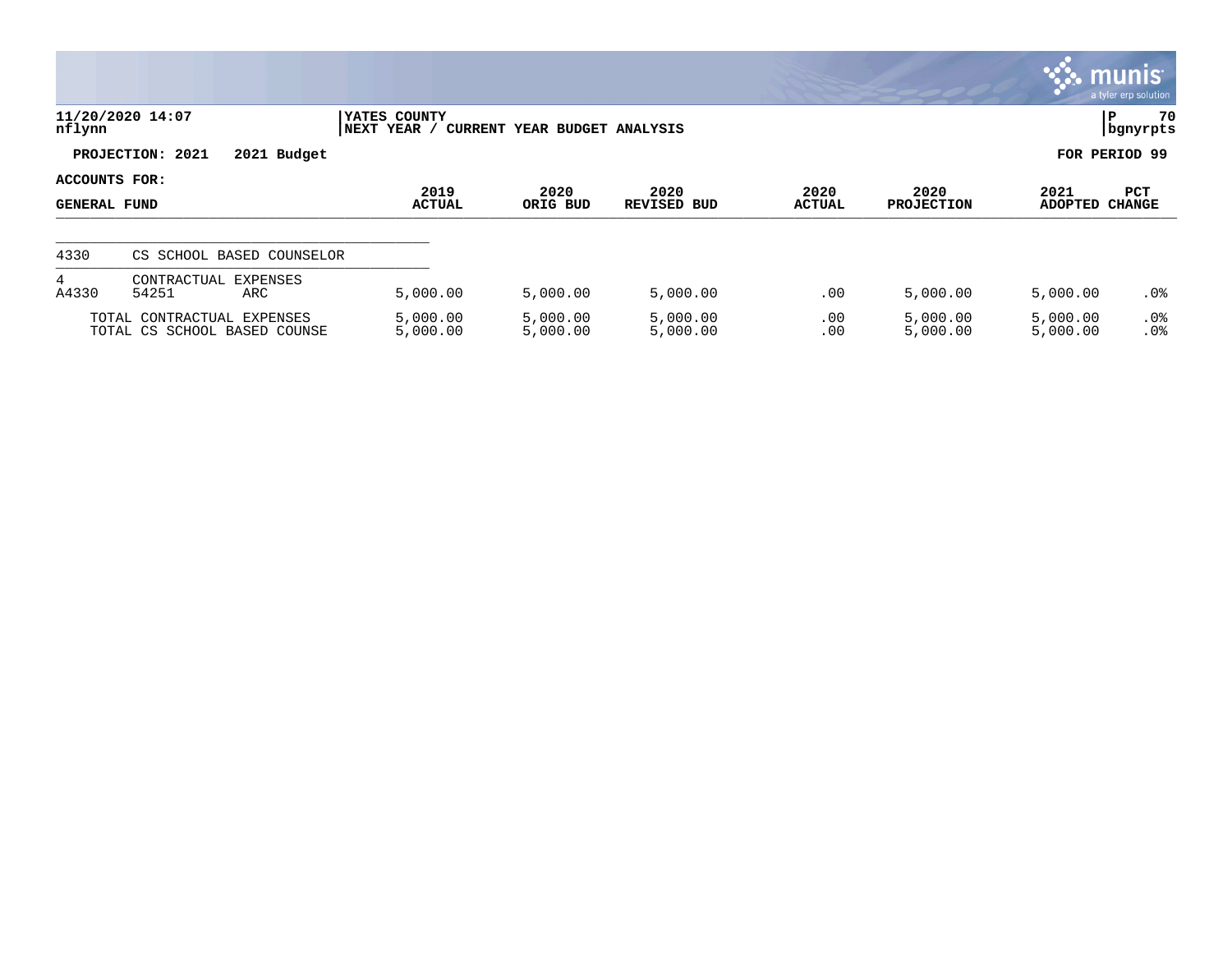**11/20/2020 14:07**
**nflynn**

**YATES COUNTY**
**NEXT YEAR / CURRENT YEAR BUDGET ANALYSIS**

**P 70**
**bgnyrpts**

**PROJECTION: 2021 2021 Budget**

**FOR PERIOD 99**

**ACCOUNTS FOR:**
**GENERAL FUND**

| | | | 2019 ACTUAL | 2020 ORIG BUD | 2020 REVISED BUD | 2020 ACTUAL | 2020 PROJECTION | 2021 ADOPTED | PCT CHANGE |
|---|---|---|---|---|---|---|---|---|---|
| 4330 | CS SCHOOL BASED COUNSELOR | | | | | | | | |
| 4 | CONTRACTUAL EXPENSES | | | | | | | | |
| A4330 | 54251 | ARC | 5,000.00 | 5,000.00 | 5,000.00 | .00 | 5,000.00 | 5,000.00 | .0% |
| TOTAL CONTRACTUAL EXPENSES | | | 5,000.00 | 5,000.00 | 5,000.00 | .00 | 5,000.00 | 5,000.00 | .0% |
| TOTAL CS SCHOOL BASED COUNSE | | | 5,000.00 | 5,000.00 | 5,000.00 | .00 | 5,000.00 | 5,000.00 | .0% |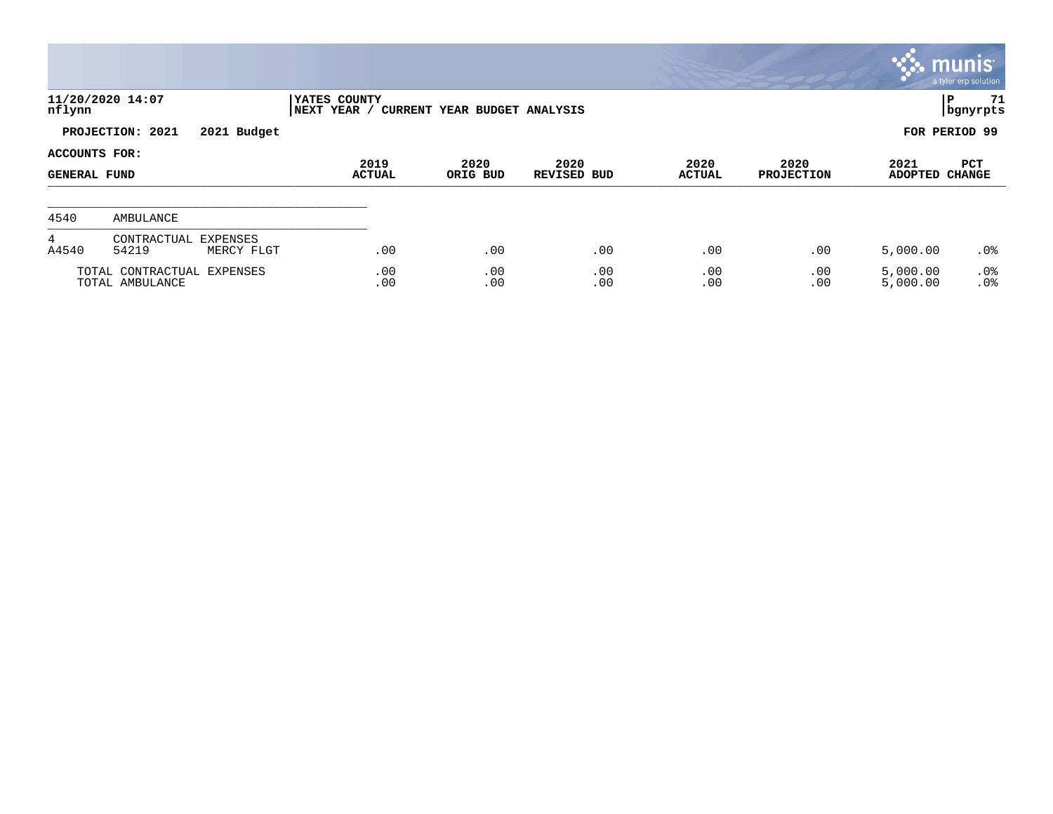YATES COUNTY
NEXT YEAR / CURRENT YEAR BUDGET ANALYSIS

PROJECTION: 2021 2021 Budget

FOR PERIOD 99

ACCOUNTS FOR:

| GENERAL FUND | | | 2019 ACTUAL | 2020 ORIG BUD | 2020 REVISED BUD | 2020 ACTUAL | 2020 PROJECTION | 2021 ADOPTED | PCT CHANGE |
|---|---|---|---|---|---|---|---|---|---|
| 4540 | AMBULANCE | | | | | | | | |
| 4 | CONTRACTUAL EXPENSES | | | | | | | | |
| A4540 | 54219 | MERCY FLGT | .00 | .00 | .00 | .00 | .00 | 5,000.00 | .0% |
| TOTAL CONTRACTUAL EXPENSES | | | .00 | .00 | .00 | .00 | .00 | 5,000.00 | .0% |
| TOTAL AMBULANCE | | | .00 | .00 | .00 | .00 | .00 | 5,000.00 | .0% |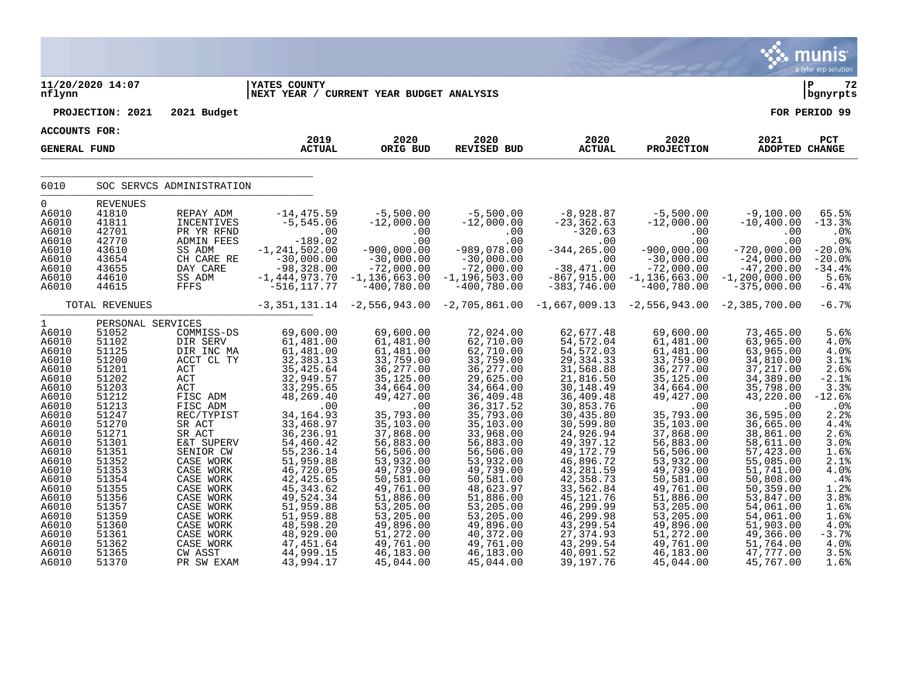**11/20/2020 14:07** | **YATES COUNTY** | **P 72**
**nflynn** | **NEXT YEAR / CURRENT YEAR BUDGET ANALYSIS** | **bgnyrpts**

**PROJECTION: 2021 2021 Budget** | **FOR PERIOD 99**

**ACCOUNTS FOR:**

**GENERAL FUND**

| | | | 2019 ACTUAL | 2020 ORIG BUD | 2020 REVISED BUD | 2020 ACTUAL | 2020 PROJECTION | 2021 ADOPTED | PCT CHANGE |
|---|---|---|---|---|---|---|---|---|---|
| 6010 | SOC SERVCS ADMINISTRATION | | | | | | | | |
| 0 | REVENUES | | | | | | | | |
| A6010 | 41810 | REPAY ADM | -14,475.59 | -5,500.00 | -5,500.00 | -8,928.87 | -5,500.00 | -9,100.00 | 65.5% |
| A6010 | 41811 | INCENTIVES | -5,545.06 | -12,000.00 | -12,000.00 | -23,362.63 | -12,000.00 | -10,400.00 | -13.3% |
| A6010 | 42701 | PR YR RFND | .00 | .00 | .00 | -320.63 | .00 | .00 | .0% |
| A6010 | 42770 | ADMIN FEES | -189.02 | .00 | .00 | .00 | .00 | .00 | .0% |
| A6010 | 43610 | SS ADM | -1,241,502.00 | -900,000.00 | -989,078.00 | -344,265.00 | -900,000.00 | -720,000.00 | -20.0% |
| A6010 | 43654 | CH CARE RE | -30,000.00 | -30,000.00 | -30,000.00 | .00 | -30,000.00 | -24,000.00 | -20.0% |
| A6010 | 43655 | DAY CARE | -98,328.00 | -72,000.00 | -72,000.00 | -38,471.00 | -72,000.00 | -47,200.00 | -34.4% |
| A6010 | 44610 | SS ADM | -1,444,973.70 | -1,136,663.00 | -1,196,503.00 | -867,915.00 | -1,136,663.00 | -1,200,000.00 | 5.6% |
| A6010 | 44615 | FFFS | -516,117.77 | -400,780.00 | -400,780.00 | -383,746.00 | -400,780.00 | -375,000.00 | -6.4% |
| | TOTAL REVENUES | | -3,351,131.14 | -2,556,943.00 | -2,705,861.00 | -1,667,009.13 | -2,556,943.00 | -2,385,700.00 | -6.7% |
| 1 | PERSONAL SERVICES | | | | | | | | |
| A6010 | 51052 | COMMISS-DS | 69,600.00 | 69,600.00 | 72,024.00 | 62,677.48 | 69,600.00 | 73,465.00 | 5.6% |
| A6010 | 51102 | DIR SERV | 61,481.00 | 61,481.00 | 62,710.00 | 54,572.04 | 61,481.00 | 63,965.00 | 4.0% |
| A6010 | 51125 | DIR INC MA | 61,481.00 | 61,481.00 | 62,710.00 | 54,572.03 | 61,481.00 | 63,965.00 | 4.0% |
| A6010 | 51200 | ACCT CL TY | 32,383.13 | 33,759.00 | 33,759.00 | 29,334.33 | 33,759.00 | 34,810.00 | 3.1% |
| A6010 | 51201 | ACT | 35,425.64 | 36,277.00 | 36,277.00 | 31,568.88 | 36,277.00 | 37,217.00 | 2.6% |
| A6010 | 51202 | ACT | 32,949.57 | 35,125.00 | 29,625.00 | 21,816.50 | 35,125.00 | 34,389.00 | -2.1% |
| A6010 | 51203 | ACT | 33,295.65 | 34,664.00 | 34,664.00 | 30,148.49 | 34,664.00 | 35,798.00 | 3.3% |
| A6010 | 51212 | FISC ADM | 48,269.40 | 49,427.00 | 36,409.48 | 36,409.48 | 49,427.00 | 43,220.00 | -12.6% |
| A6010 | 51213 | FISC ADM | .00 | .00 | 36,317.52 | 30,853.76 | .00 | .00 | .0% |
| A6010 | 51247 | REC/TYPIST | 34,164.93 | 35,793.00 | 35,793.00 | 30,435.80 | 35,793.00 | 36,595.00 | 2.2% |
| A6010 | 51270 | SR ACT | 33,468.97 | 35,103.00 | 35,103.00 | 30,599.80 | 35,103.00 | 36,665.00 | 4.4% |
| A6010 | 51271 | SR ACT | 36,236.91 | 37,868.00 | 33,968.00 | 24,926.94 | 37,868.00 | 38,861.00 | 2.6% |
| A6010 | 51301 | E&T SUPERV | 54,460.42 | 56,883.00 | 56,883.00 | 49,397.12 | 56,883.00 | 58,611.00 | 3.0% |
| A6010 | 51351 | SENIOR CW | 55,236.14 | 56,506.00 | 56,506.00 | 49,172.79 | 56,506.00 | 57,423.00 | 1.6% |
| A6010 | 51352 | CASE WORK | 51,959.88 | 53,932.00 | 53,932.00 | 46,896.72 | 53,932.00 | 55,085.00 | 2.1% |
| A6010 | 51353 | CASE WORK | 46,720.05 | 49,739.00 | 49,739.00 | 43,281.59 | 49,739.00 | 51,741.00 | 4.0% |
| A6010 | 51354 | CASE WORK | 42,425.65 | 50,581.00 | 50,581.00 | 42,358.73 | 50,581.00 | 50,808.00 | .4% |
| A6010 | 51355 | CASE WORK | 45,343.62 | 49,761.00 | 48,623.97 | 33,562.84 | 49,761.00 | 50,359.00 | 1.2% |
| A6010 | 51356 | CASE WORK | 49,524.34 | 51,886.00 | 51,886.00 | 45,121.76 | 51,886.00 | 53,847.00 | 3.8% |
| A6010 | 51357 | CASE WORK | 51,959.88 | 53,205.00 | 53,205.00 | 46,299.99 | 53,205.00 | 54,061.00 | 1.6% |
| A6010 | 51359 | CASE WORK | 51,959.88 | 53,205.00 | 53,205.00 | 46,299.98 | 53,205.00 | 54,061.00 | 1.6% |
| A6010 | 51360 | CASE WORK | 48,598.20 | 49,896.00 | 49,896.00 | 43,299.54 | 49,896.00 | 51,903.00 | 4.0% |
| A6010 | 51361 | CASE WORK | 48,929.00 | 51,272.00 | 40,372.00 | 27,374.93 | 51,272.00 | 49,366.00 | -3.7% |
| A6010 | 51362 | CASE WORK | 47,451.64 | 49,761.00 | 49,761.00 | 43,299.54 | 49,761.00 | 51,764.00 | 4.0% |
| A6010 | 51365 | CW ASST | 44,999.15 | 46,183.00 | 46,183.00 | 40,091.52 | 46,183.00 | 47,777.00 | 3.5% |
| A6010 | 51370 | PR SW EXAM | 43,994.17 | 45,044.00 | 45,044.00 | 39,197.76 | 45,044.00 | 45,767.00 | 1.6% |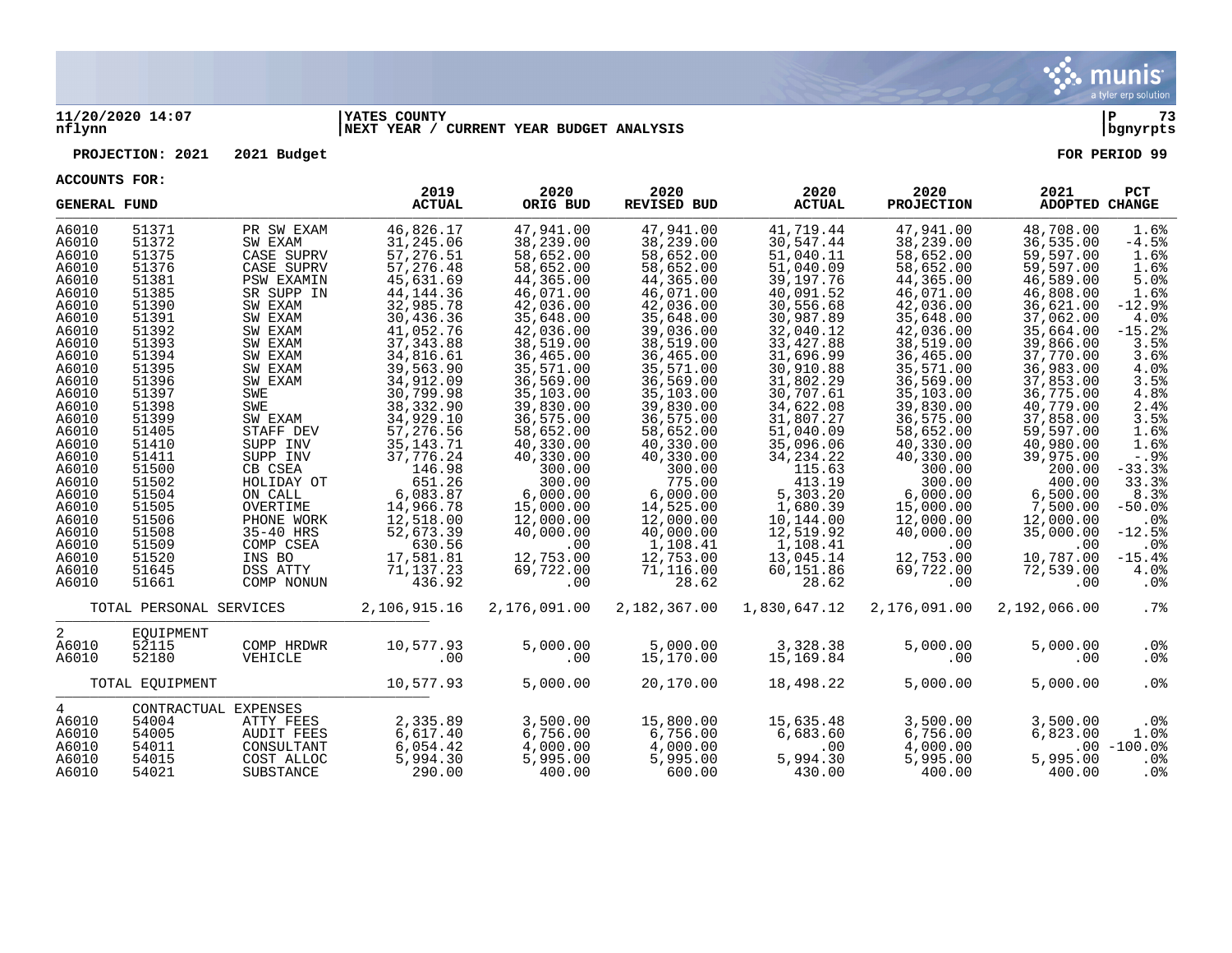**11/20/2020 14:07** | **YATES COUNTY** | **P 73**
**nflynn** | **NEXT YEAR / CURRENT YEAR BUDGET ANALYSIS** | **bgnyrpts**

**PROJECTION: 2021 2021 Budget** — **FOR PERIOD 99**

**ACCOUNTS FOR:**

| GENERAL FUND | | | 2019 ACTUAL | 2020 ORIG BUD | 2020 REVISED BUD | 2020 ACTUAL | 2020 PROJECTION | 2021 ADOPTED | PCT CHANGE |
|---|---|---|---|---|---|---|---|---|---|
| A6010 | 51371 | PR SW EXAM | 46,826.17 | 47,941.00 | 47,941.00 | 41,719.44 | 47,941.00 | 48,708.00 | 1.6% |
| A6010 | 51372 | SW EXAM | 31,245.06 | 38,239.00 | 38,239.00 | 30,547.44 | 38,239.00 | 36,535.00 | -4.5% |
| A6010 | 51375 | CASE SUPRV | 57,276.51 | 58,652.00 | 58,652.00 | 51,040.11 | 58,652.00 | 59,597.00 | 1.6% |
| A6010 | 51376 | CASE SUPRV | 57,276.48 | 58,652.00 | 58,652.00 | 51,040.09 | 58,652.00 | 59,597.00 | 1.6% |
| A6010 | 51381 | PSW EXAMIN | 45,631.69 | 44,365.00 | 44,365.00 | 39,197.76 | 44,365.00 | 46,589.00 | 5.0% |
| A6010 | 51385 | SR SUPP IN | 44,144.36 | 46,071.00 | 46,071.00 | 40,091.52 | 46,071.00 | 46,808.00 | 1.6% |
| A6010 | 51390 | SW EXAM | 32,985.78 | 42,036.00 | 42,036.00 | 30,556.68 | 42,036.00 | 36,621.00 | -12.9% |
| A6010 | 51391 | SW EXAM | 30,436.36 | 35,648.00 | 35,648.00 | 30,987.89 | 35,648.00 | 37,062.00 | 4.0% |
| A6010 | 51392 | SW EXAM | 41,052.76 | 42,036.00 | 39,036.00 | 32,040.12 | 42,036.00 | 35,664.00 | -15.2% |
| A6010 | 51393 | SW EXAM | 37,343.88 | 38,519.00 | 38,519.00 | 33,427.88 | 38,519.00 | 39,866.00 | 3.5% |
| A6010 | 51394 | SW EXAM | 34,816.61 | 36,465.00 | 36,465.00 | 31,696.99 | 36,465.00 | 37,770.00 | 3.6% |
| A6010 | 51395 | SW EXAM | 39,563.90 | 35,571.00 | 35,571.00 | 30,910.88 | 35,571.00 | 36,983.00 | 4.0% |
| A6010 | 51396 | SW EXAM | 34,912.09 | 36,569.00 | 36,569.00 | 31,802.29 | 36,569.00 | 37,853.00 | 3.5% |
| A6010 | 51397 | SWE | 30,799.98 | 35,103.00 | 35,103.00 | 30,707.61 | 35,103.00 | 36,775.00 | 4.8% |
| A6010 | 51398 | SWE | 38,332.90 | 39,830.00 | 39,830.00 | 34,622.08 | 39,830.00 | 40,779.00 | 2.4% |
| A6010 | 51399 | SW EXAM | 34,929.10 | 36,575.00 | 36,575.00 | 31,807.27 | 36,575.00 | 37,858.00 | 3.5% |
| A6010 | 51405 | STAFF DEV | 57,276.56 | 58,652.00 | 58,652.00 | 51,040.09 | 58,652.00 | 59,597.00 | 1.6% |
| A6010 | 51410 | SUPP INV | 35,143.71 | 40,330.00 | 40,330.00 | 35,096.06 | 40,330.00 | 40,980.00 | 1.6% |
| A6010 | 51411 | SUPP INV | 37,776.24 | 40,330.00 | 40,330.00 | 34,234.22 | 40,330.00 | 39,975.00 | -.9% |
| A6010 | 51500 | CB CSEA | 146.98 | 300.00 | 300.00 | 115.63 | 300.00 | 200.00 | -33.3% |
| A6010 | 51502 | HOLIDAY OT | 651.26 | 300.00 | 775.00 | 413.19 | 300.00 | 400.00 | 33.3% |
| A6010 | 51504 | ON CALL | 6,083.87 | 6,000.00 | 6,000.00 | 5,303.20 | 6,000.00 | 6,500.00 | 8.3% |
| A6010 | 51505 | OVERTIME | 14,966.78 | 15,000.00 | 14,525.00 | 1,680.39 | 15,000.00 | 7,500.00 | -50.0% |
| A6010 | 51506 | PHONE WORK | 12,518.00 | 12,000.00 | 12,000.00 | 10,144.00 | 12,000.00 | 12,000.00 | .0% |
| A6010 | 51508 | 35-40 HRS | 52,673.39 | 40,000.00 | 40,000.00 | 12,519.92 | 40,000.00 | 35,000.00 | -12.5% |
| A6010 | 51509 | COMP CSEA | 630.56 | .00 | 1,108.41 | 1,108.41 | .00 | .00 | .0% |
| A6010 | 51520 | INS BO | 17,581.81 | 12,753.00 | 12,753.00 | 13,045.14 | 12,753.00 | 10,787.00 | -15.4% |
| A6010 | 51645 | DSS ATTY | 71,137.23 | 69,722.00 | 71,116.00 | 60,151.86 | 69,722.00 | 72,539.00 | 4.0% |
| A6010 | 51661 | COMP NONUN | 436.92 | .00 | 28.62 | 28.62 | .00 | .00 | .0% |
| TOTAL PERSONAL SERVICES | | | 2,106,915.16 | 2,176,091.00 | 2,182,367.00 | 1,830,647.12 | 2,176,091.00 | 2,192,066.00 | .7% |
| 2 | EQUIPMENT | | | | | | | | |
| A6010 | 52115 | COMP HRDWR | 10,577.93 | 5,000.00 | 5,000.00 | 3,328.38 | 5,000.00 | 5,000.00 | .0% |
| A6010 | 52180 | VEHICLE | .00 | .00 | 15,170.00 | 15,169.84 | .00 | .00 | .0% |
| TOTAL EQUIPMENT | | | 10,577.93 | 5,000.00 | 20,170.00 | 18,498.22 | 5,000.00 | 5,000.00 | .0% |
| 4 | CONTRACTUAL EXPENSES | | | | | | | | |
| A6010 | 54004 | ATTY FEES | 2,335.89 | 3,500.00 | 15,800.00 | 15,635.48 | 3,500.00 | 3,500.00 | .0% |
| A6010 | 54005 | AUDIT FEES | 6,617.40 | 6,756.00 | 6,756.00 | 6,683.60 | 6,756.00 | 6,823.00 | 1.0% |
| A6010 | 54011 | CONSULTANT | 6,054.42 | 4,000.00 | 4,000.00 | .00 | 4,000.00 | .00 | -100.0% |
| A6010 | 54015 | COST ALLOC | 5,994.30 | 5,995.00 | 5,995.00 | 5,994.30 | 5,995.00 | 5,995.00 | .0% |
| A6010 | 54021 | SUBSTANCE | 290.00 | 400.00 | 600.00 | 430.00 | 400.00 | 400.00 | .0% |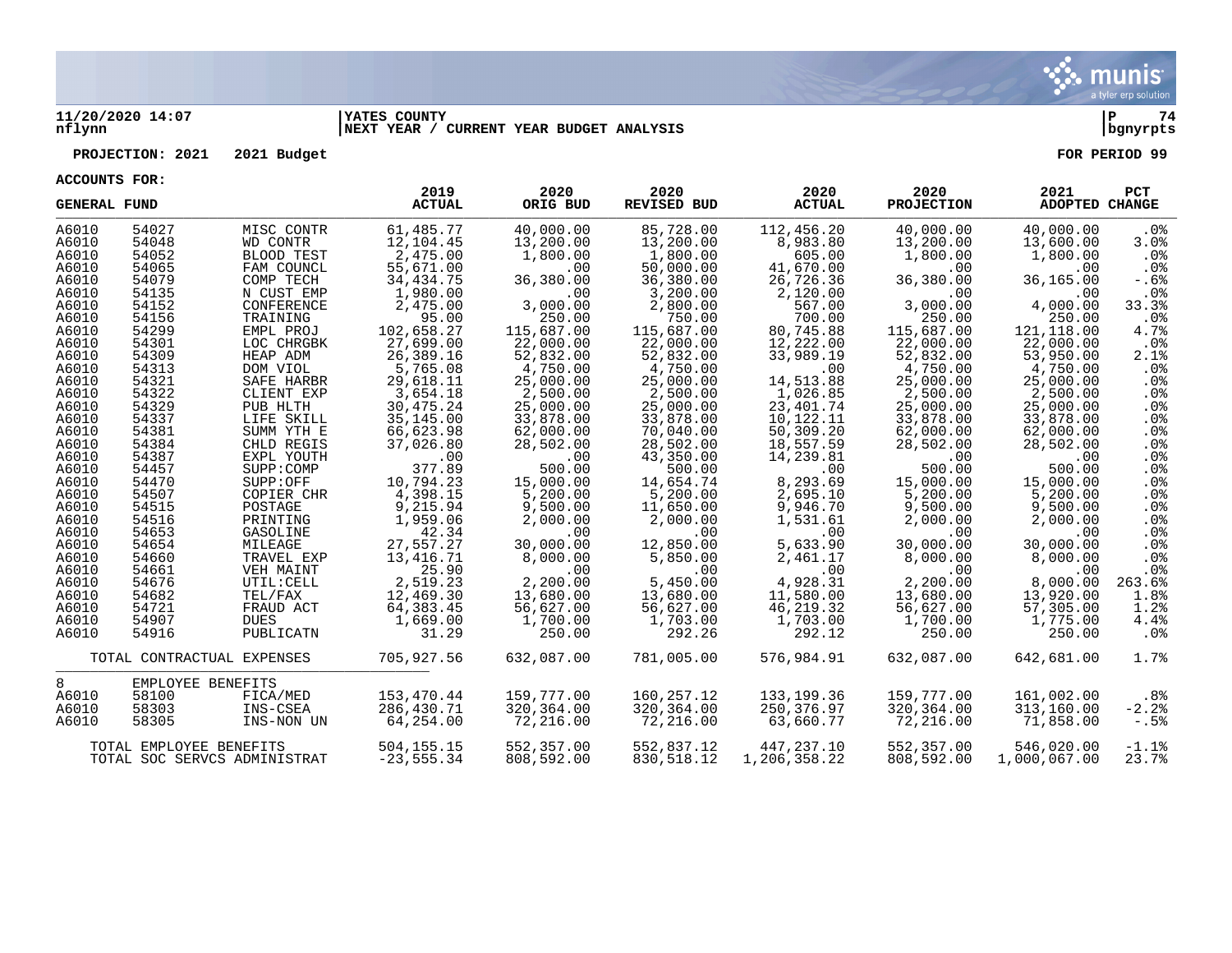**11/20/2020 14:07** | **YATES COUNTY** | **P 74**
**nflynn** | **NEXT YEAR / CURRENT YEAR BUDGET ANALYSIS** | **bgnyrpts**

**PROJECTION: 2021 2021 Budget** **FOR PERIOD 99**

**ACCOUNTS FOR:**

| GENERAL FUND | | | 2019 ACTUAL | 2020 ORIG BUD | 2020 REVISED BUD | 2020 ACTUAL | 2020 PROJECTION | 2021 ADOPTED | PCT CHANGE |
|---|---|---|---|---|---|---|---|---|---|
| A6010 | 54027 | MISC CONTR | 61,485.77 | 40,000.00 | 85,728.00 | 112,456.20 | 40,000.00 | 40,000.00 | .0% |
| A6010 | 54048 | WD CONTR | 12,104.45 | 13,200.00 | 13,200.00 | 8,983.80 | 13,200.00 | 13,600.00 | 3.0% |
| A6010 | 54052 | BLOOD TEST | 2,475.00 | 1,800.00 | 1,800.00 | 605.00 | 1,800.00 | 1,800.00 | .0% |
| A6010 | 54065 | FAM COUNCL | 55,671.00 | .00 | 50,000.00 | 41,670.00 | .00 | .00 | .0% |
| A6010 | 54079 | COMP TECH | 34,434.75 | 36,380.00 | 36,380.00 | 26,726.36 | 36,380.00 | 36,165.00 | -.6% |
| A6010 | 54135 | N CUST EMP | 1,980.00 | .00 | 3,200.00 | 2,120.00 | .00 | .00 | .0% |
| A6010 | 54152 | CONFERENCE | 2,475.00 | 3,000.00 | 2,800.00 | 567.00 | 3,000.00 | 4,000.00 | 33.3% |
| A6010 | 54156 | TRAINING | 95.00 | 250.00 | 750.00 | 700.00 | 250.00 | 250.00 | .0% |
| A6010 | 54299 | EMPL PROJ | 102,658.27 | 115,687.00 | 115,687.00 | 80,745.88 | 115,687.00 | 121,118.00 | 4.7% |
| A6010 | 54301 | LOC CHRGBK | 27,699.00 | 22,000.00 | 22,000.00 | 12,222.00 | 22,000.00 | 22,000.00 | .0% |
| A6010 | 54309 | HEAP ADM | 26,389.16 | 52,832.00 | 52,832.00 | 33,989.19 | 52,832.00 | 53,950.00 | 2.1% |
| A6010 | 54313 | DOM VIOL | 5,765.08 | 4,750.00 | 4,750.00 | .00 | 4,750.00 | 4,750.00 | .0% |
| A6010 | 54321 | SAFE HARBR | 29,618.11 | 25,000.00 | 25,000.00 | 14,513.88 | 25,000.00 | 25,000.00 | .0% |
| A6010 | 54322 | CLIENT EXP | 3,654.18 | 2,500.00 | 2,500.00 | 1,026.85 | 2,500.00 | 2,500.00 | .0% |
| A6010 | 54329 | PUB HLTH | 30,475.24 | 25,000.00 | 25,000.00 | 23,401.74 | 25,000.00 | 25,000.00 | .0% |
| A6010 | 54337 | LIFE SKILL | 35,145.00 | 33,878.00 | 33,878.00 | 10,122.11 | 33,878.00 | 33,878.00 | .0% |
| A6010 | 54381 | SUMM YTH E | 66,623.98 | 62,000.00 | 70,040.00 | 50,309.20 | 62,000.00 | 62,000.00 | .0% |
| A6010 | 54384 | CHLD REGIS | 37,026.80 | 28,502.00 | 28,502.00 | 18,557.59 | 28,502.00 | 28,502.00 | .0% |
| A6010 | 54387 | EXPL YOUTH | .00 | .00 | 43,350.00 | 14,239.81 | .00 | .00 | .0% |
| A6010 | 54457 | SUPP:COMP | 377.89 | 500.00 | 500.00 | .00 | 500.00 | 500.00 | .0% |
| A6010 | 54470 | SUPP:OFF | 10,794.23 | 15,000.00 | 14,654.74 | 8,293.69 | 15,000.00 | 15,000.00 | .0% |
| A6010 | 54507 | COPIER CHR | 4,398.15 | 5,200.00 | 5,200.00 | 2,695.10 | 5,200.00 | 5,200.00 | .0% |
| A6010 | 54515 | POSTAGE | 9,215.94 | 9,500.00 | 11,650.00 | 9,946.70 | 9,500.00 | 9,500.00 | .0% |
| A6010 | 54516 | PRINTING | 1,959.06 | 2,000.00 | 2,000.00 | 1,531.61 | 2,000.00 | 2,000.00 | .0% |
| A6010 | 54653 | GASOLINE | 42.34 | .00 | .00 | .00 | .00 | .00 | .0% |
| A6010 | 54654 | MILEAGE | 27,557.27 | 30,000.00 | 12,850.00 | 5,633.90 | 30,000.00 | 30,000.00 | .0% |
| A6010 | 54660 | TRAVEL EXP | 13,416.71 | 8,000.00 | 5,850.00 | 2,461.17 | 8,000.00 | 8,000.00 | .0% |
| A6010 | 54661 | VEH MAINT | 25.90 | .00 | .00 | .00 | .00 | .00 | .0% |
| A6010 | 54676 | UTIL:CELL | 2,519.23 | 2,200.00 | 5,450.00 | 4,928.31 | 2,200.00 | 8,000.00 | 263.6% |
| A6010 | 54682 | TEL/FAX | 12,469.30 | 13,680.00 | 13,680.00 | 11,580.00 | 13,680.00 | 13,920.00 | 1.8% |
| A6010 | 54721 | FRAUD ACT | 64,383.45 | 56,627.00 | 56,627.00 | 46,219.32 | 56,627.00 | 57,305.00 | 1.2% |
| A6010 | 54907 | DUES | 1,669.00 | 1,700.00 | 1,703.00 | 1,703.00 | 1,700.00 | 1,775.00 | 4.4% |
| A6010 | 54916 | PUBLICATN | 31.29 | 250.00 | 292.26 | 292.12 | 250.00 | 250.00 | .0% |
| TOTAL CONTRACTUAL EXPENSES | | | 705,927.56 | 632,087.00 | 781,005.00 | 576,984.91 | 632,087.00 | 642,681.00 | 1.7% |
| 8 | EMPLOYEE BENEFITS | | | | | | | | |
| A6010 | 58100 | FICA/MED | 153,470.44 | 159,777.00 | 160,257.12 | 133,199.36 | 159,777.00 | 161,002.00 | .8% |
| A6010 | 58303 | INS-CSEA | 286,430.71 | 320,364.00 | 320,364.00 | 250,376.97 | 320,364.00 | 313,160.00 | -2.2% |
| A6010 | 58305 | INS-NON UN | 64,254.00 | 72,216.00 | 72,216.00 | 63,660.77 | 72,216.00 | 71,858.00 | -.5% |
| TOTAL EMPLOYEE BENEFITS | | | 504,155.15 | 552,357.00 | 552,837.12 | 447,237.10 | 552,357.00 | 546,020.00 | -1.1% |
| TOTAL SOC SERVCS ADMINISTRAT | | | -23,555.34 | 808,592.00 | 830,518.12 | 1,206,358.22 | 808,592.00 | 1,000,067.00 | 23.7% |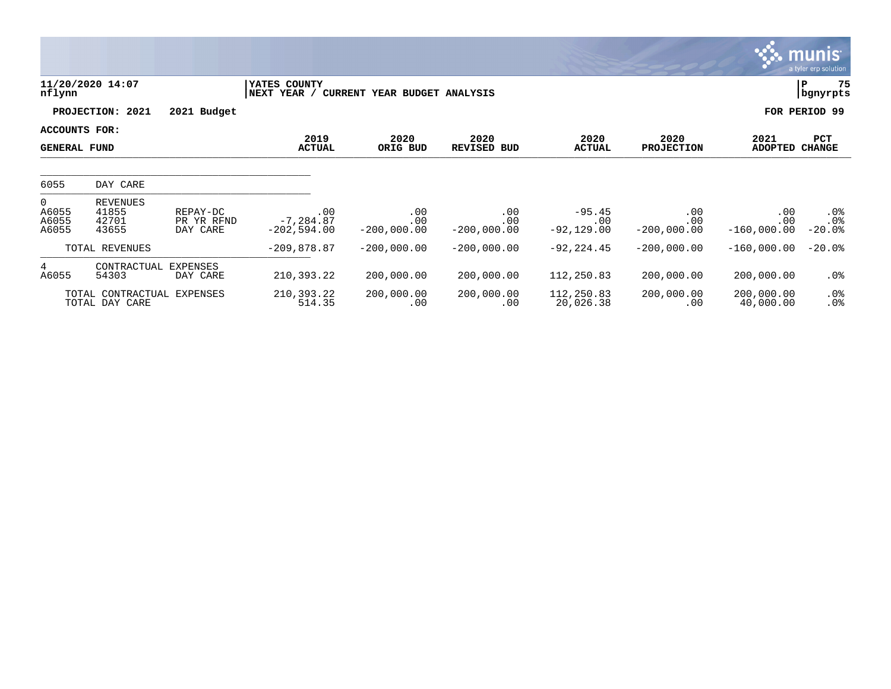**11/20/2020 14:07** | **YATES COUNTY** | **P 75**
**nflynn** | **NEXT YEAR / CURRENT YEAR BUDGET ANALYSIS** | **bgnyrpts**

**PROJECTION: 2021 2021 Budget** — **FOR PERIOD 99**

**ACCOUNTS FOR:**
**GENERAL FUND**

| | | | 2019 ACTUAL | 2020 ORIG BUD | 2020 REVISED BUD | 2020 ACTUAL | 2020 PROJECTION | 2021 ADOPTED | PCT CHANGE |
|---|---|---|---|---|---|---|---|---|---|
| 6055 | DAY CARE | | | | | | | | |
| 0 | REVENUES | | | | | | | | |
| A6055 | 41855 | REPAY-DC | .00 | .00 | .00 | -95.45 | .00 | .00 | .0% |
| A6055 | 42701 | PR YR RFND | -7,284.87 | .00 | .00 | .00 | .00 | .00 | .0% |
| A6055 | 43655 | DAY CARE | -202,594.00 | -200,000.00 | -200,000.00 | -92,129.00 | -200,000.00 | -160,000.00 | -20.0% |
| | TOTAL REVENUES | | -209,878.87 | -200,000.00 | -200,000.00 | -92,224.45 | -200,000.00 | -160,000.00 | -20.0% |
| 4 | CONTRACTUAL EXPENSES | | | | | | | | |
| A6055 | 54303 | DAY CARE | 210,393.22 | 200,000.00 | 200,000.00 | 112,250.83 | 200,000.00 | 200,000.00 | .0% |
| | TOTAL CONTRACTUAL EXPENSES | | 210,393.22 | 200,000.00 | 200,000.00 | 112,250.83 | 200,000.00 | 200,000.00 | .0% |
| | TOTAL DAY CARE | | 514.35 | .00 | .00 | 20,026.38 | .00 | 40,000.00 | .0% |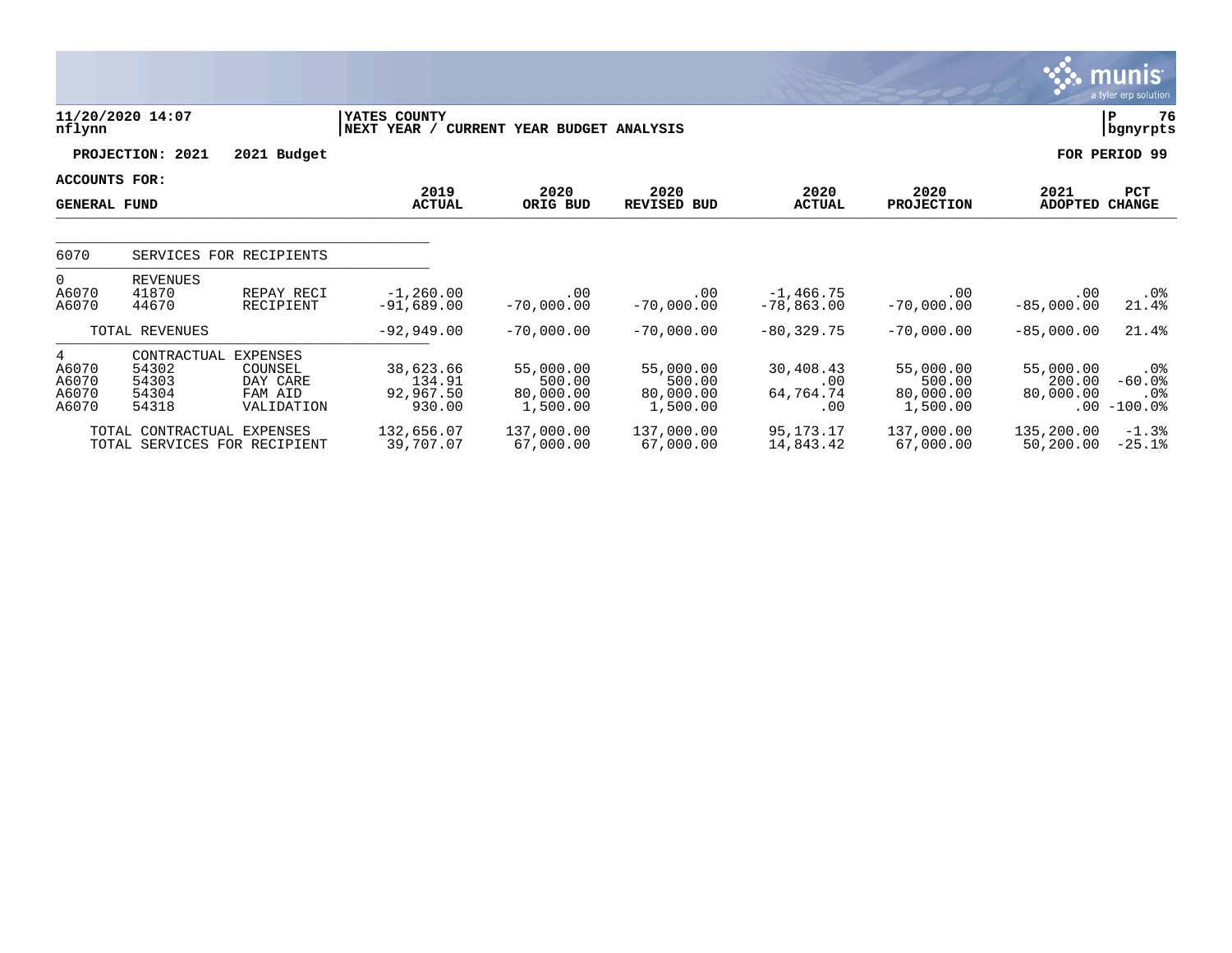11/20/2020 14:07
nflynn

YATES COUNTY
NEXT YEAR / CURRENT YEAR BUDGET ANALYSIS

P 76
bgnyrpts

**PROJECTION: 2021 2021 Budget** **FOR PERIOD 99**

**ACCOUNTS FOR:**

| GENERAL FUND | | | 2019 ACTUAL | 2020 ORIG BUD | 2020 REVISED BUD | 2020 ACTUAL | 2020 PROJECTION | 2021 ADOPTED | PCT CHANGE |
|---|---|---|---|---|---|---|---|---|---|
| 6070 | SERVICES FOR RECIPIENTS | | | | | | | | |
| 0 | REVENUES | | | | | | | | |
| A6070 | 41870 | REPAY RECI | -1,260.00 | .00 | .00 | -1,466.75 | .00 | .00 | .0% |
| A6070 | 44670 | RECIPIENT | -91,689.00 | -70,000.00 | -70,000.00 | -78,863.00 | -70,000.00 | -85,000.00 | 21.4% |
| | TOTAL REVENUES | | -92,949.00 | -70,000.00 | -70,000.00 | -80,329.75 | -70,000.00 | -85,000.00 | 21.4% |
| 4 | CONTRACTUAL EXPENSES | | | | | | | | |
| A6070 | 54302 | COUNSEL | 38,623.66 | 55,000.00 | 55,000.00 | 30,408.43 | 55,000.00 | 55,000.00 | .0% |
| A6070 | 54303 | DAY CARE | 134.91 | 500.00 | 500.00 | .00 | 500.00 | 200.00 | -60.0% |
| A6070 | 54304 | FAM AID | 92,967.50 | 80,000.00 | 80,000.00 | 64,764.74 | 80,000.00 | 80,000.00 | .0% |
| A6070 | 54318 | VALIDATION | 930.00 | 1,500.00 | 1,500.00 | .00 | 1,500.00 | .00 | -100.0% |
| | TOTAL CONTRACTUAL EXPENSES | | 132,656.07 | 137,000.00 | 137,000.00 | 95,173.17 | 137,000.00 | 135,200.00 | -1.3% |
| | TOTAL SERVICES FOR RECIPIENT | | 39,707.07 | 67,000.00 | 67,000.00 | 14,843.42 | 67,000.00 | 50,200.00 | -25.1% |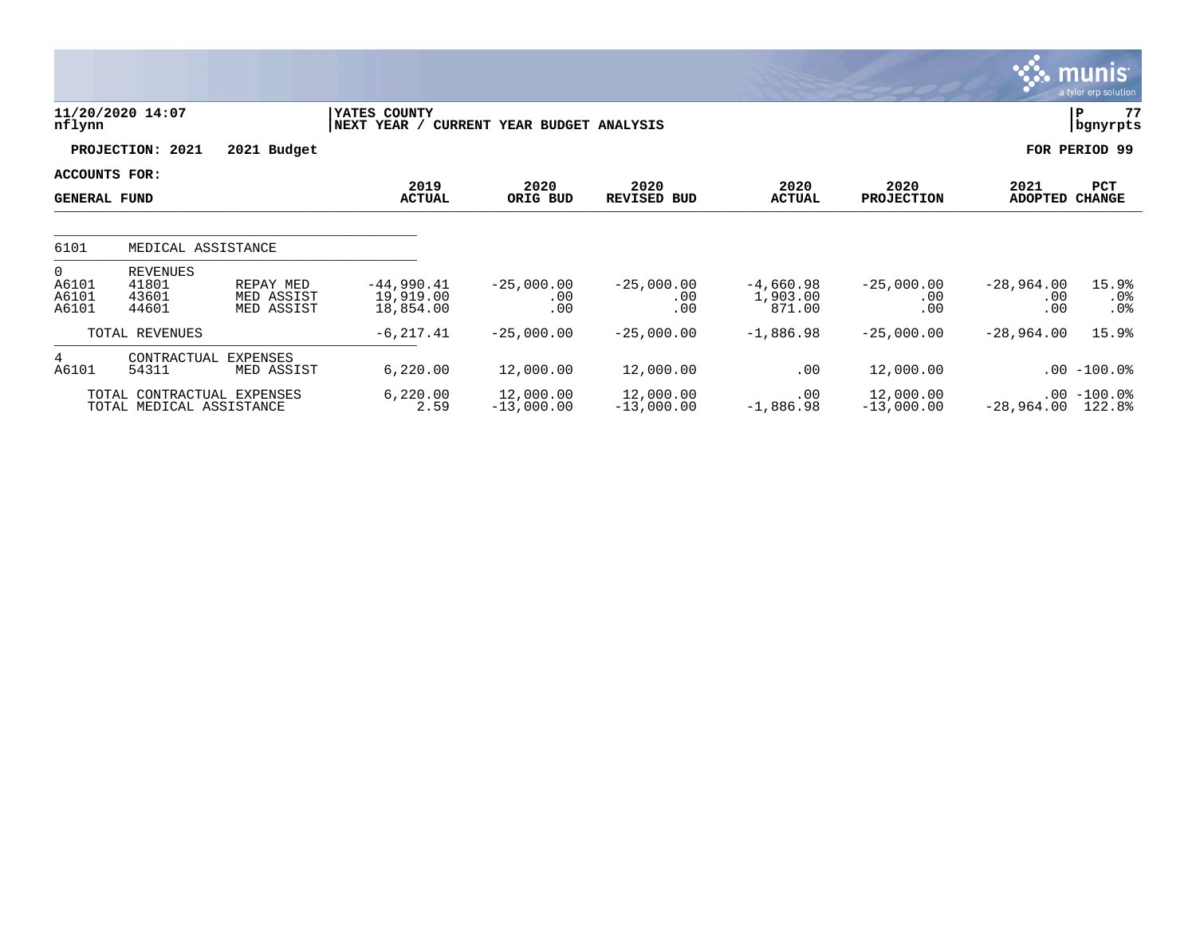**11/20/2020 14:07** | **YATES COUNTY** | **P 77**
**nflynn** | **NEXT YEAR / CURRENT YEAR BUDGET ANALYSIS** | **bgnyrpts**

**PROJECTION: 2021 2021 Budget** | **FOR PERIOD 99**

**ACCOUNTS FOR:**

| GENERAL FUND | | | 2019 ACTUAL | 2020 ORIG BUD | 2020 REVISED BUD | 2020 ACTUAL | 2020 PROJECTION | 2021 ADOPTED | PCT CHANGE |
|---|---|---|---|---|---|---|---|---|---|
| 6101 | MEDICAL ASSISTANCE | | | | | | | | |
| 0 | REVENUES | | | | | | | | |
| A6101 | 41801 | REPAY MED | -44,990.41 | -25,000.00 | -25,000.00 | -4,660.98 | -25,000.00 | -28,964.00 | 15.9% |
| A6101 | 43601 | MED ASSIST | 19,919.00 | .00 | .00 | 1,903.00 | .00 | .00 | .0% |
| A6101 | 44601 | MED ASSIST | 18,854.00 | .00 | .00 | 871.00 | .00 | .00 | .0% |
| | TOTAL REVENUES | | -6,217.41 | -25,000.00 | -25,000.00 | -1,886.98 | -25,000.00 | -28,964.00 | 15.9% |
| 4 | CONTRACTUAL EXPENSES | | | | | | | | |
| A6101 | 54311 | MED ASSIST | 6,220.00 | 12,000.00 | 12,000.00 | .00 | 12,000.00 | .00 | -100.0% |
| | TOTAL CONTRACTUAL EXPENSES | | 6,220.00 | 12,000.00 | 12,000.00 | .00 | 12,000.00 | .00 | -100.0% |
| | TOTAL MEDICAL ASSISTANCE | | 2.59 | -13,000.00 | -13,000.00 | -1,886.98 | -13,000.00 | -28,964.00 | 122.8% |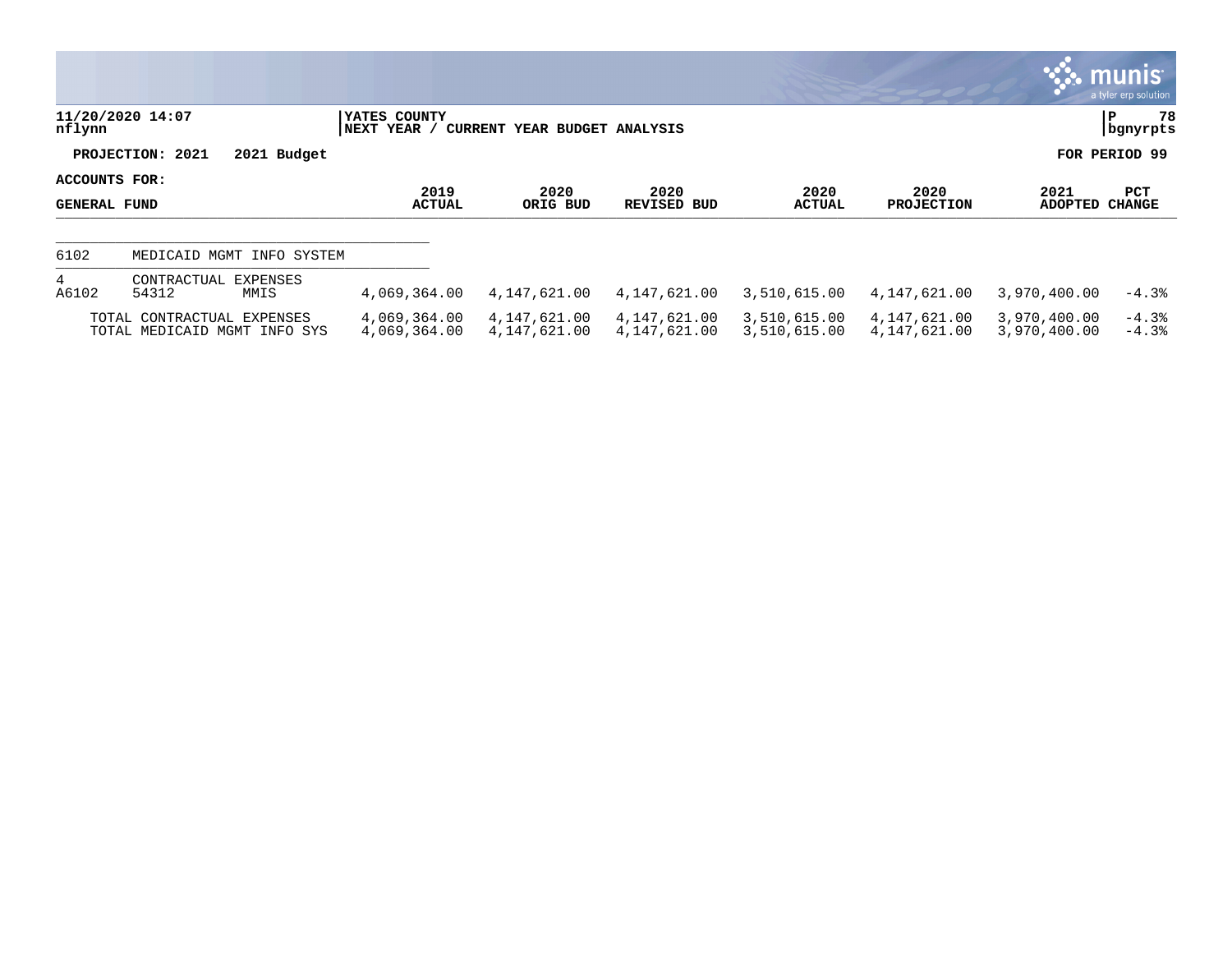**11/20/2020 14:07**
**nflynn**

**YATES COUNTY**
**NEXT YEAR / CURRENT YEAR BUDGET ANALYSIS**

**PROJECTION: 2021 2021 Budget** **FOR PERIOD 99**

**ACCOUNTS FOR:**

| GENERAL FUND | | | 2019 ACTUAL | 2020 ORIG BUD | 2020 REVISED BUD | 2020 ACTUAL | 2020 PROJECTION | 2021 ADOPTED | PCT CHANGE |
|---|---|---|---|---|---|---|---|---|---|
| 6102 | MEDICAID MGMT INFO SYSTEM | | | | | | | | |
| 4 | CONTRACTUAL EXPENSES | | | | | | | | |
| A6102 | 54312 | MMIS | 4,069,364.00 | 4,147,621.00 | 4,147,621.00 | 3,510,615.00 | 4,147,621.00 | 3,970,400.00 | -4.3% |
| | TOTAL CONTRACTUAL EXPENSES | | 4,069,364.00 | 4,147,621.00 | 4,147,621.00 | 3,510,615.00 | 4,147,621.00 | 3,970,400.00 | -4.3% |
| | TOTAL MEDICAID MGMT INFO SYS | | 4,069,364.00 | 4,147,621.00 | 4,147,621.00 | 3,510,615.00 | 4,147,621.00 | 3,970,400.00 | -4.3% |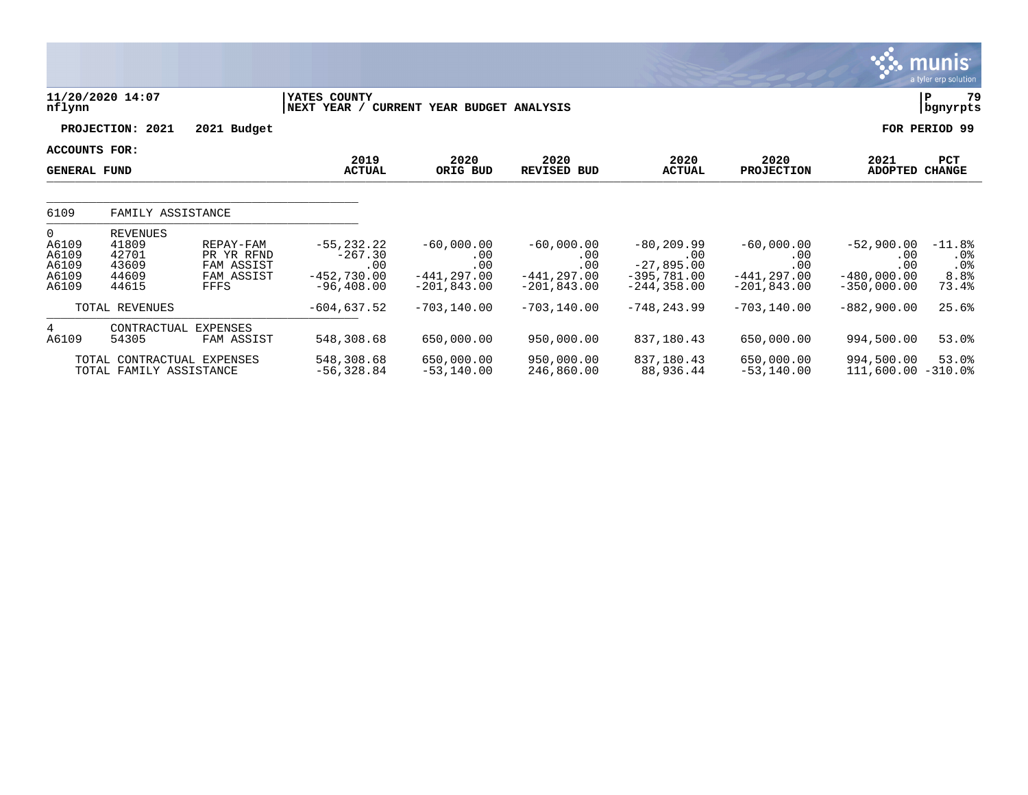**11/20/2020 14:07**
**nflynn**

**YATES COUNTY**
**NEXT YEAR / CURRENT YEAR BUDGET ANALYSIS**

**PROJECTION: 2021 2021 Budget** **FOR PERIOD 99**

**ACCOUNTS FOR:**
**GENERAL FUND**

| | | | 2019 ACTUAL | 2020 ORIG BUD | 2020 REVISED BUD | 2020 ACTUAL | 2020 PROJECTION | 2021 ADOPTED | PCT CHANGE |
|---|---|---|---|---|---|---|---|---|---|
| 6109 | FAMILY ASSISTANCE | | | | | | | | |
| 0 | REVENUES | | | | | | | | |
| A6109 | 41809 | REPAY-FAM | -55,232.22 | -60,000.00 | -60,000.00 | -80,209.99 | -60,000.00 | -52,900.00 | -11.8% |
| A6109 | 42701 | PR YR RFND | -267.30 | .00 | .00 | .00 | .00 | .00 | .0% |
| A6109 | 43609 | FAM ASSIST | .00 | .00 | .00 | -27,895.00 | .00 | .00 | .0% |
| A6109 | 44609 | FAM ASSIST | -452,730.00 | -441,297.00 | -441,297.00 | -395,781.00 | -441,297.00 | -480,000.00 | 8.8% |
| A6109 | 44615 | FFFS | -96,408.00 | -201,843.00 | -201,843.00 | -244,358.00 | -201,843.00 | -350,000.00 | 73.4% |
| | TOTAL REVENUES | | -604,637.52 | -703,140.00 | -703,140.00 | -748,243.99 | -703,140.00 | -882,900.00 | 25.6% |
| 4 | CONTRACTUAL EXPENSES | | | | | | | | |
| A6109 | 54305 | FAM ASSIST | 548,308.68 | 650,000.00 | 950,000.00 | 837,180.43 | 650,000.00 | 994,500.00 | 53.0% |
| | TOTAL CONTRACTUAL EXPENSES | | 548,308.68 | 650,000.00 | 950,000.00 | 837,180.43 | 650,000.00 | 994,500.00 | 53.0% |
| | TOTAL FAMILY ASSISTANCE | | -56,328.84 | -53,140.00 | 246,860.00 | 88,936.44 | -53,140.00 | 111,600.00 | -310.0% |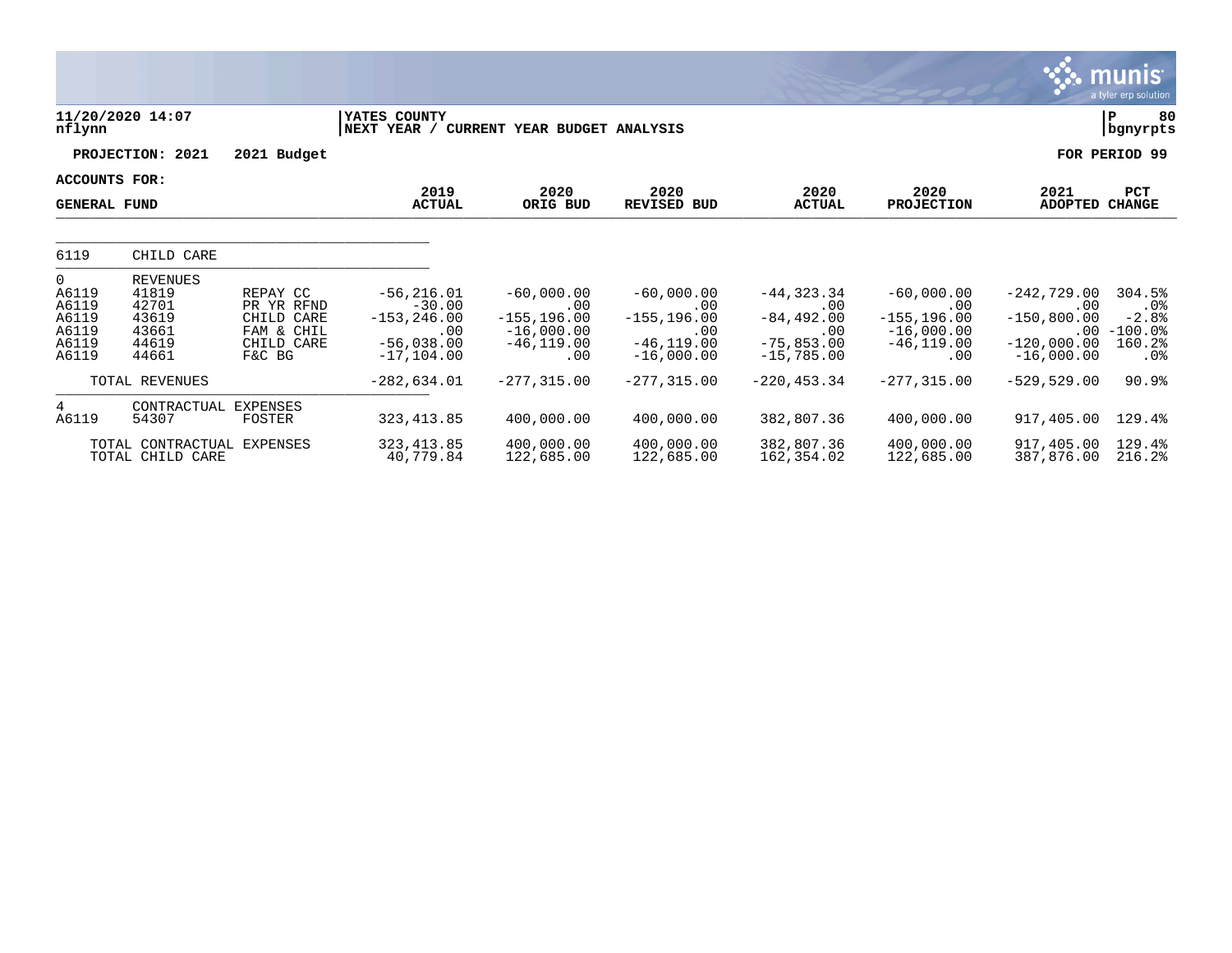11/20/2020 14:07
nflynn

YATES COUNTY
NEXT YEAR / CURRENT YEAR BUDGET ANALYSIS

P 80
bgnyrpts

**PROJECTION: 2021 2021 Budget** — **FOR PERIOD 99**

**ACCOUNTS FOR:**
**GENERAL FUND**

| | | | 2019 ACTUAL | 2020 ORIG BUD | 2020 REVISED BUD | 2020 ACTUAL | 2020 PROJECTION | 2021 ADOPTED | PCT CHANGE |
|---|---|---|---|---|---|---|---|---|---|
| 6119 | CHILD CARE | | | | | | | | |
| 0 | REVENUES | | | | | | | | |
| A6119 | 41819 | REPAY CC | -56,216.01 | -60,000.00 | -60,000.00 | -44,323.34 | -60,000.00 | -242,729.00 | 304.5% |
| A6119 | 42701 | PR YR RFND | -30.00 | .00 | .00 | .00 | .00 | .00 | .0% |
| A6119 | 43619 | CHILD CARE | -153,246.00 | -155,196.00 | -155,196.00 | -84,492.00 | -155,196.00 | -150,800.00 | -2.8% |
| A6119 | 43661 | FAM & CHIL | .00 | -16,000.00 | .00 | .00 | -16,000.00 | .00 | -100.0% |
| A6119 | 44619 | CHILD CARE | -56,038.00 | -46,119.00 | -46,119.00 | -75,853.00 | -46,119.00 | -120,000.00 | 160.2% |
| A6119 | 44661 | F&C BG | -17,104.00 | .00 | -16,000.00 | -15,785.00 | .00 | -16,000.00 | .0% |
| | TOTAL REVENUES | | -282,634.01 | -277,315.00 | -277,315.00 | -220,453.34 | -277,315.00 | -529,529.00 | 90.9% |
| 4 | CONTRACTUAL EXPENSES | | | | | | | | |
| A6119 | 54307 | FOSTER | 323,413.85 | 400,000.00 | 400,000.00 | 382,807.36 | 400,000.00 | 917,405.00 | 129.4% |
| | TOTAL CONTRACTUAL EXPENSES | | 323,413.85 | 400,000.00 | 400,000.00 | 382,807.36 | 400,000.00 | 917,405.00 | 129.4% |
| | TOTAL CHILD CARE | | 40,779.84 | 122,685.00 | 122,685.00 | 162,354.02 | 122,685.00 | 387,876.00 | 216.2% |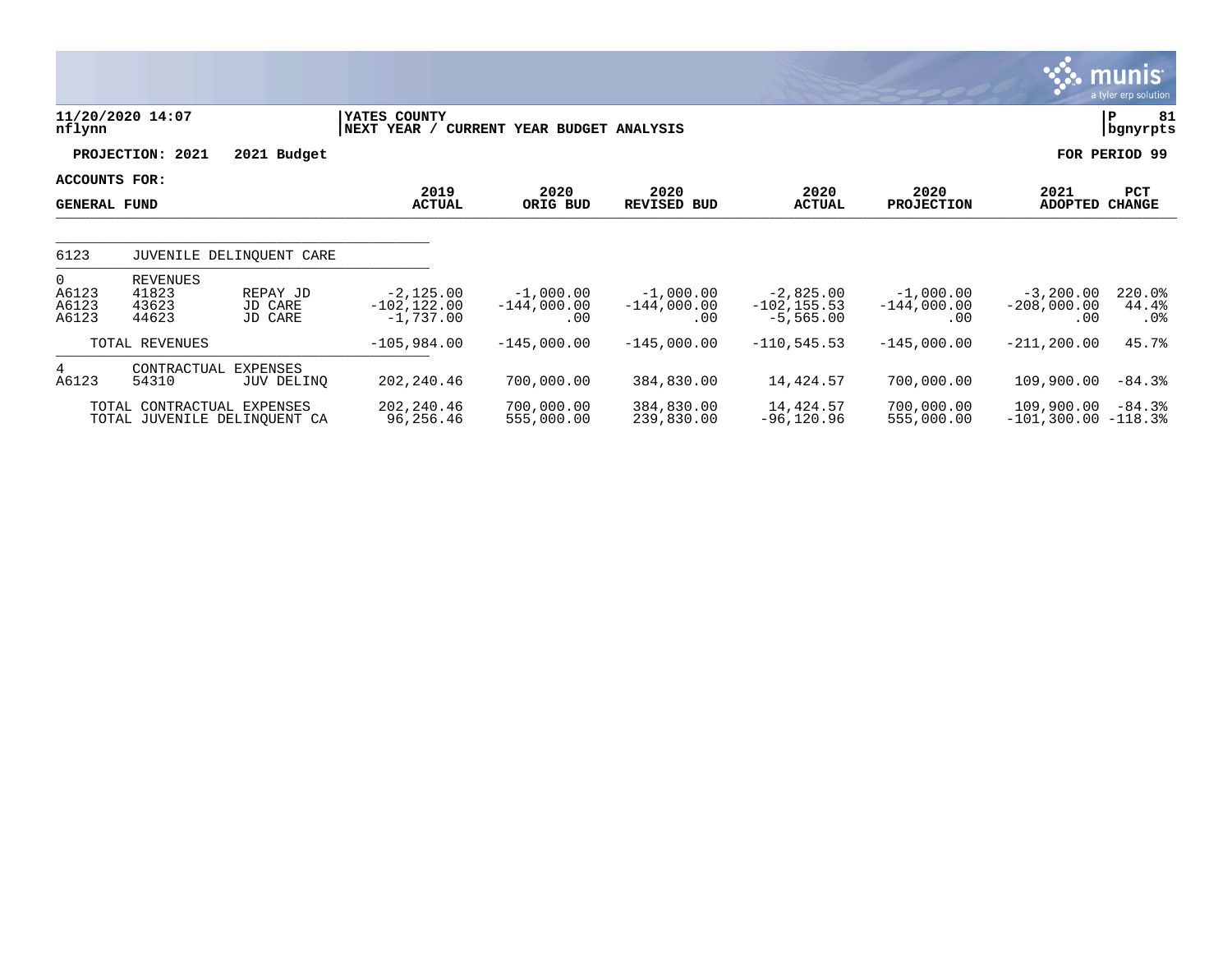**11/20/2020 14:07** | **YATES COUNTY** | **P 81**
**nflynn** | **NEXT YEAR / CURRENT YEAR BUDGET ANALYSIS** | **bgnyrpts**

**PROJECTION: 2021 2021 Budget** **FOR PERIOD 99**

**ACCOUNTS FOR:**
**GENERAL FUND**

| | | | 2019 ACTUAL | 2020 ORIG BUD | 2020 REVISED BUD | 2020 ACTUAL | 2020 PROJECTION | 2021 ADOPTED | PCT CHANGE |
|---|---|---|---|---|---|---|---|---|---|
| 6123 | JUVENILE DELINQUENT CARE | | | | | | | | |
| 0 | REVENUES | | | | | | | | |
| A6123 | 41823 | REPAY JD | -2,125.00 | -1,000.00 | -1,000.00 | -2,825.00 | -1,000.00 | -3,200.00 | 220.0% |
| A6123 | 43623 | JD CARE | -102,122.00 | -144,000.00 | -144,000.00 | -102,155.53 | -144,000.00 | -208,000.00 | 44.4% |
| A6123 | 44623 | JD CARE | -1,737.00 | .00 | .00 | -5,565.00 | .00 | .00 | .0% |
| | TOTAL REVENUES | | -105,984.00 | -145,000.00 | -145,000.00 | -110,545.53 | -145,000.00 | -211,200.00 | 45.7% |
| 4 | CONTRACTUAL EXPENSES | | | | | | | | |
| A6123 | 54310 | JUV DELINQ | 202,240.46 | 700,000.00 | 384,830.00 | 14,424.57 | 700,000.00 | 109,900.00 | -84.3% |
| | TOTAL CONTRACTUAL EXPENSES | | 202,240.46 | 700,000.00 | 384,830.00 | 14,424.57 | 700,000.00 | 109,900.00 | -84.3% |
| | TOTAL JUVENILE DELINQUENT CA | | 96,256.46 | 555,000.00 | 239,830.00 | -96,120.96 | 555,000.00 | -101,300.00 | -118.3% |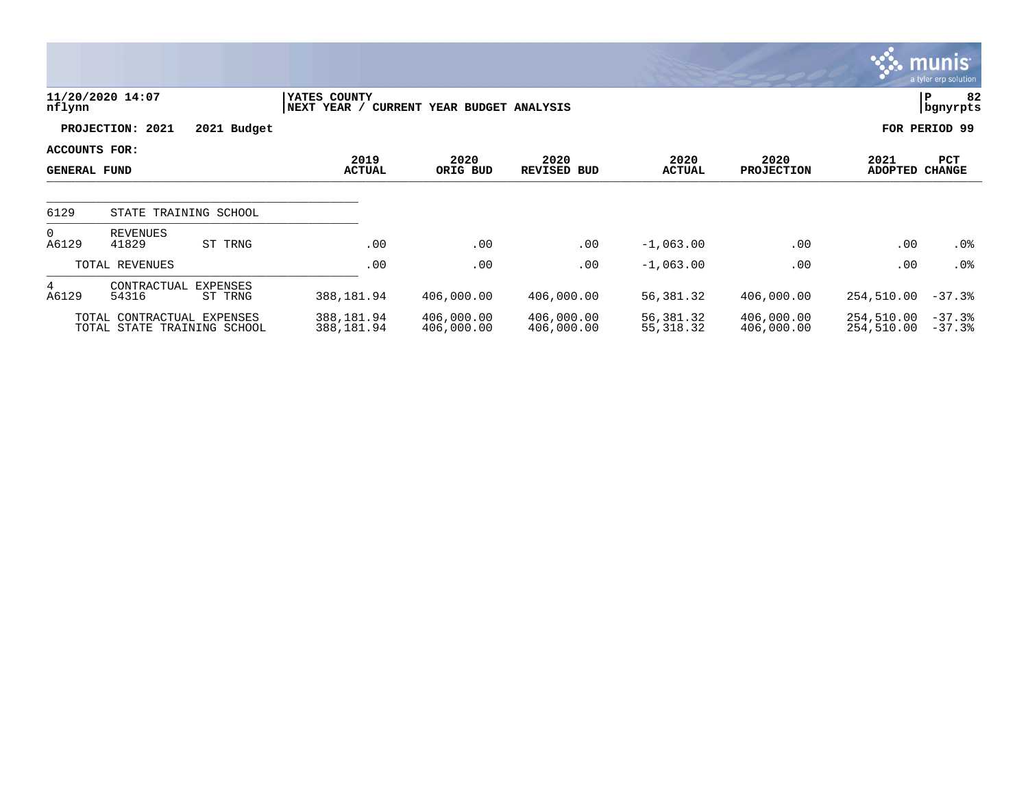11/20/2020 14:07
nflynn

YATES COUNTY
NEXT YEAR / CURRENT YEAR BUDGET ANALYSIS

P 82
bgnyrpts

**PROJECTION: 2021 2021 Budget**

**FOR PERIOD 99**

**ACCOUNTS FOR:**

| GENERAL FUND | | | 2019 ACTUAL | 2020 ORIG BUD | 2020 REVISED BUD | 2020 ACTUAL | 2020 PROJECTION | 2021 ADOPTED | PCT CHANGE |
|---|---|---|---|---|---|---|---|---|---|
| 6129 | STATE TRAINING SCHOOL | | | | | | | | |
| 0 | REVENUES | | | | | | | | |
| A6129 | 41829 | ST TRNG | .00 | .00 | .00 | -1,063.00 | .00 | .00 | .0% |
| | TOTAL REVENUES | | .00 | .00 | .00 | -1,063.00 | .00 | .00 | .0% |
| 4 | CONTRACTUAL EXPENSES | | | | | | | | |
| A6129 | 54316 | ST TRNG | 388,181.94 | 406,000.00 | 406,000.00 | 56,381.32 | 406,000.00 | 254,510.00 | -37.3% |
| | TOTAL CONTRACTUAL EXPENSES | | 388,181.94 | 406,000.00 | 406,000.00 | 56,381.32 | 406,000.00 | 254,510.00 | -37.3% |
| | TOTAL STATE TRAINING SCHOOL | | 388,181.94 | 406,000.00 | 406,000.00 | 55,318.32 | 406,000.00 | 254,510.00 | -37.3% |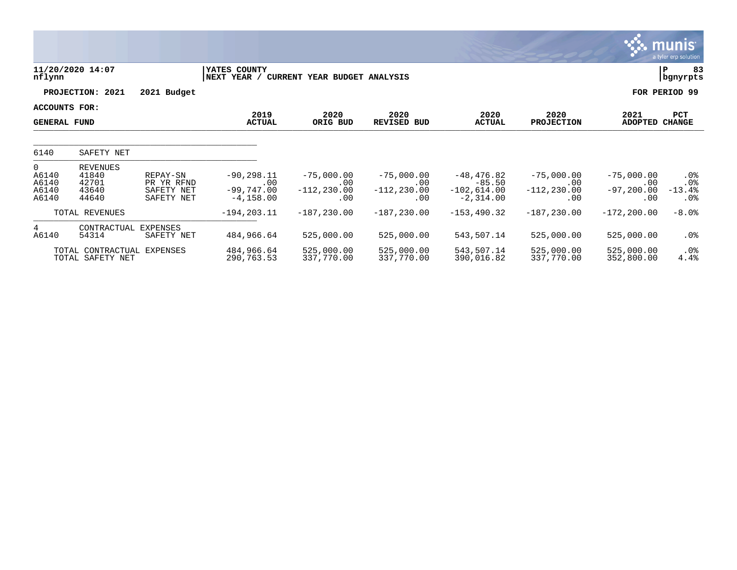11/20/2020 14:07 | YATES COUNTY | P 83
nflynn | NEXT YEAR / CURRENT YEAR BUDGET ANALYSIS | bgnyrpts

**PROJECTION: 2021 2021 Budget** **FOR PERIOD 99**

**ACCOUNTS FOR:**
**GENERAL FUND**

| | | | 2019 ACTUAL | 2020 ORIG BUD | 2020 REVISED BUD | 2020 ACTUAL | 2020 PROJECTION | 2021 ADOPTED | PCT CHANGE |
|---|---|---|---|---|---|---|---|---|---|
| 6140 | SAFETY NET | | | | | | | | |
| 0 | REVENUES | | | | | | | | |
| A6140 | 41840 | REPAY-SN | -90,298.11 | -75,000.00 | -75,000.00 | -48,476.82 | -75,000.00 | -75,000.00 | .0% |
| A6140 | 42701 | PR YR RFND | .00 | .00 | .00 | -85.50 | .00 | .00 | .0% |
| A6140 | 43640 | SAFETY NET | -99,747.00 | -112,230.00 | -112,230.00 | -102,614.00 | -112,230.00 | -97,200.00 | -13.4% |
| A6140 | 44640 | SAFETY NET | -4,158.00 | .00 | .00 | -2,314.00 | .00 | .00 | .0% |
| | TOTAL REVENUES | | -194,203.11 | -187,230.00 | -187,230.00 | -153,490.32 | -187,230.00 | -172,200.00 | -8.0% |
| 4 | CONTRACTUAL EXPENSES | | | | | | | | |
| A6140 | 54314 | SAFETY NET | 484,966.64 | 525,000.00 | 525,000.00 | 543,507.14 | 525,000.00 | 525,000.00 | .0% |
| | TOTAL CONTRACTUAL EXPENSES | | 484,966.64 | 525,000.00 | 525,000.00 | 543,507.14 | 525,000.00 | 525,000.00 | .0% |
| | TOTAL SAFETY NET | | 290,763.53 | 337,770.00 | 337,770.00 | 390,016.82 | 337,770.00 | 352,800.00 | 4.4% |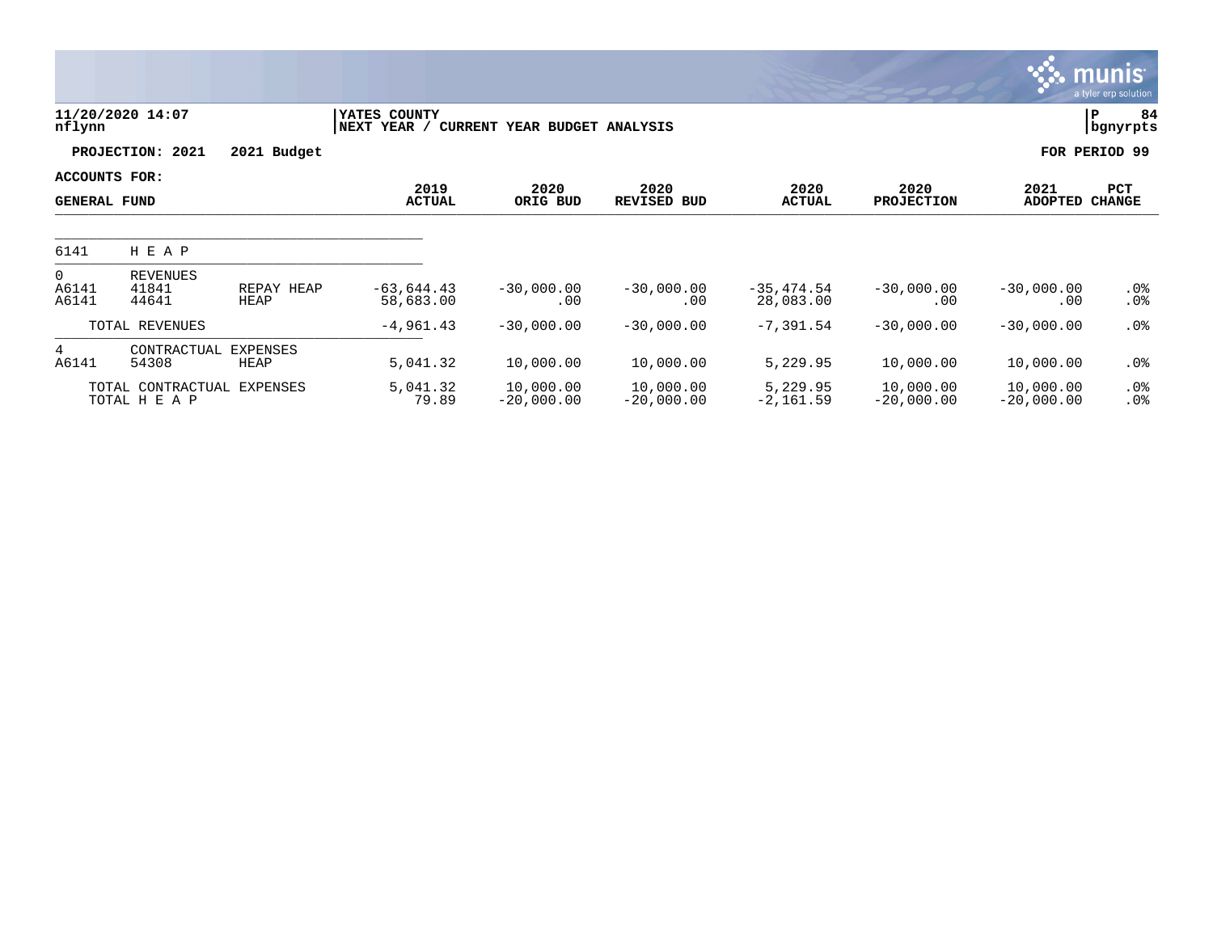11/20/2020 14:07
nflynn

YATES COUNTY
NEXT YEAR / CURRENT YEAR BUDGET ANALYSIS

P 84
bgnyrpts

**PROJECTION: 2021 2021 Budget** **FOR PERIOD 99**

**ACCOUNTS FOR:**

| GENERAL FUND | | | 2019 ACTUAL | 2020 ORIG BUD | 2020 REVISED BUD | 2020 ACTUAL | 2020 PROJECTION | 2021 ADOPTED | PCT CHANGE |
|---|---|---|---|---|---|---|---|---|---|
| 6141 | H E A P | | | | | | | | |
| 0 | REVENUES | | | | | | | | |
| A6141 | 41841 | REPAY HEAP | -63,644.43 | -30,000.00 | -30,000.00 | -35,474.54 | -30,000.00 | -30,000.00 | .0% |
| A6141 | 44641 | HEAP | 58,683.00 | .00 | .00 | 28,083.00 | .00 | .00 | .0% |
| | TOTAL REVENUES | | -4,961.43 | -30,000.00 | -30,000.00 | -7,391.54 | -30,000.00 | -30,000.00 | .0% |
| 4 | CONTRACTUAL EXPENSES | | | | | | | | |
| A6141 | 54308 | HEAP | 5,041.32 | 10,000.00 | 10,000.00 | 5,229.95 | 10,000.00 | 10,000.00 | .0% |
| | TOTAL CONTRACTUAL EXPENSES | | 5,041.32 | 10,000.00 | 10,000.00 | 5,229.95 | 10,000.00 | 10,000.00 | .0% |
| | TOTAL H E A P | | 79.89 | -20,000.00 | -20,000.00 | -2,161.59 | -20,000.00 | -20,000.00 | .0% |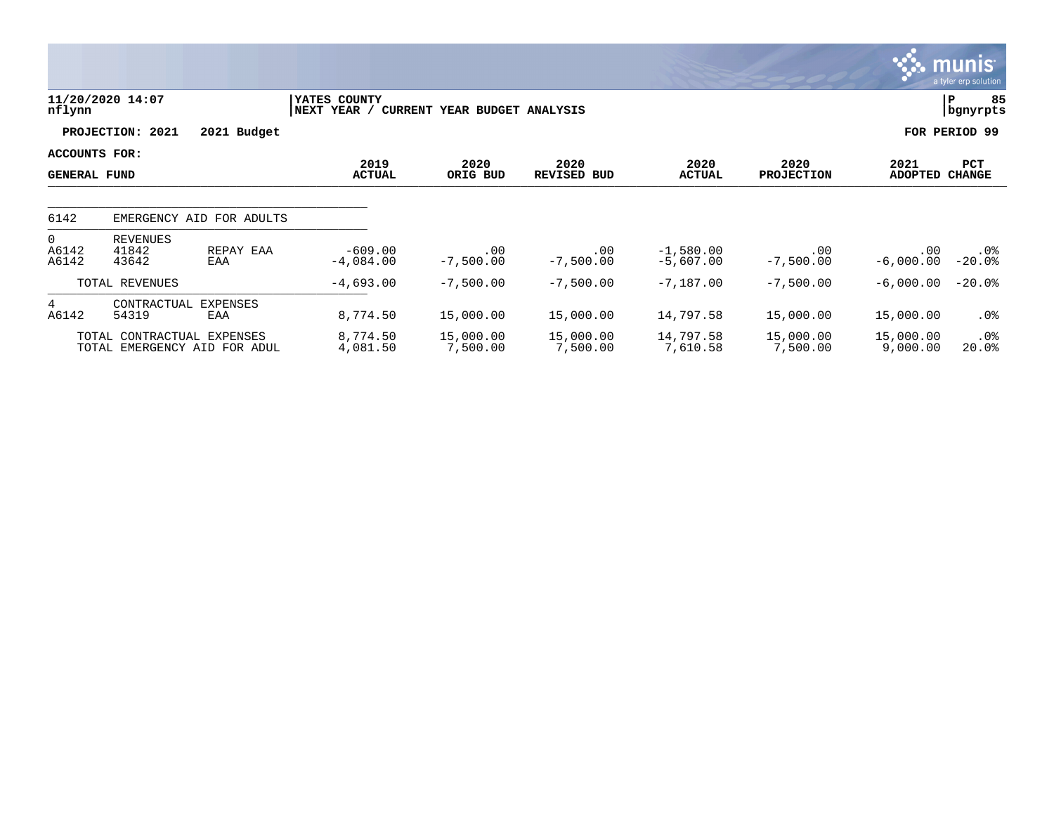**YATES COUNTY**
**NEXT YEAR / CURRENT YEAR BUDGET ANALYSIS**

11/20/2020 14:07
nflynn

**PROJECTION: 2021 2021 Budget** — **FOR PERIOD 99**

**ACCOUNTS FOR: GENERAL FUND**

| | | | 2019 ACTUAL | 2020 ORIG BUD | 2020 REVISED BUD | 2020 ACTUAL | 2020 PROJECTION | 2021 ADOPTED | PCT CHANGE |
|---|---|---|---|---|---|---|---|---|---|
| 6142 | EMERGENCY AID FOR ADULTS | | | | | | | | |
| 0 | REVENUES | | | | | | | | |
| A6142 | 41842 | REPAY EAA | -609.00 | .00 | .00 | -1,580.00 | .00 | .00 | .0% |
| A6142 | 43642 | EAA | -4,084.00 | -7,500.00 | -7,500.00 | -5,607.00 | -7,500.00 | -6,000.00 | -20.0% |
| | TOTAL REVENUES | | -4,693.00 | -7,500.00 | -7,500.00 | -7,187.00 | -7,500.00 | -6,000.00 | -20.0% |
| 4 | CONTRACTUAL EXPENSES | | | | | | | | |
| A6142 | 54319 | EAA | 8,774.50 | 15,000.00 | 15,000.00 | 14,797.58 | 15,000.00 | 15,000.00 | .0% |
| | TOTAL CONTRACTUAL EXPENSES | | 8,774.50 | 15,000.00 | 15,000.00 | 14,797.58 | 15,000.00 | 15,000.00 | .0% |
| | TOTAL EMERGENCY AID FOR ADUL | | 4,081.50 | 7,500.00 | 7,500.00 | 7,610.58 | 7,500.00 | 9,000.00 | 20.0% |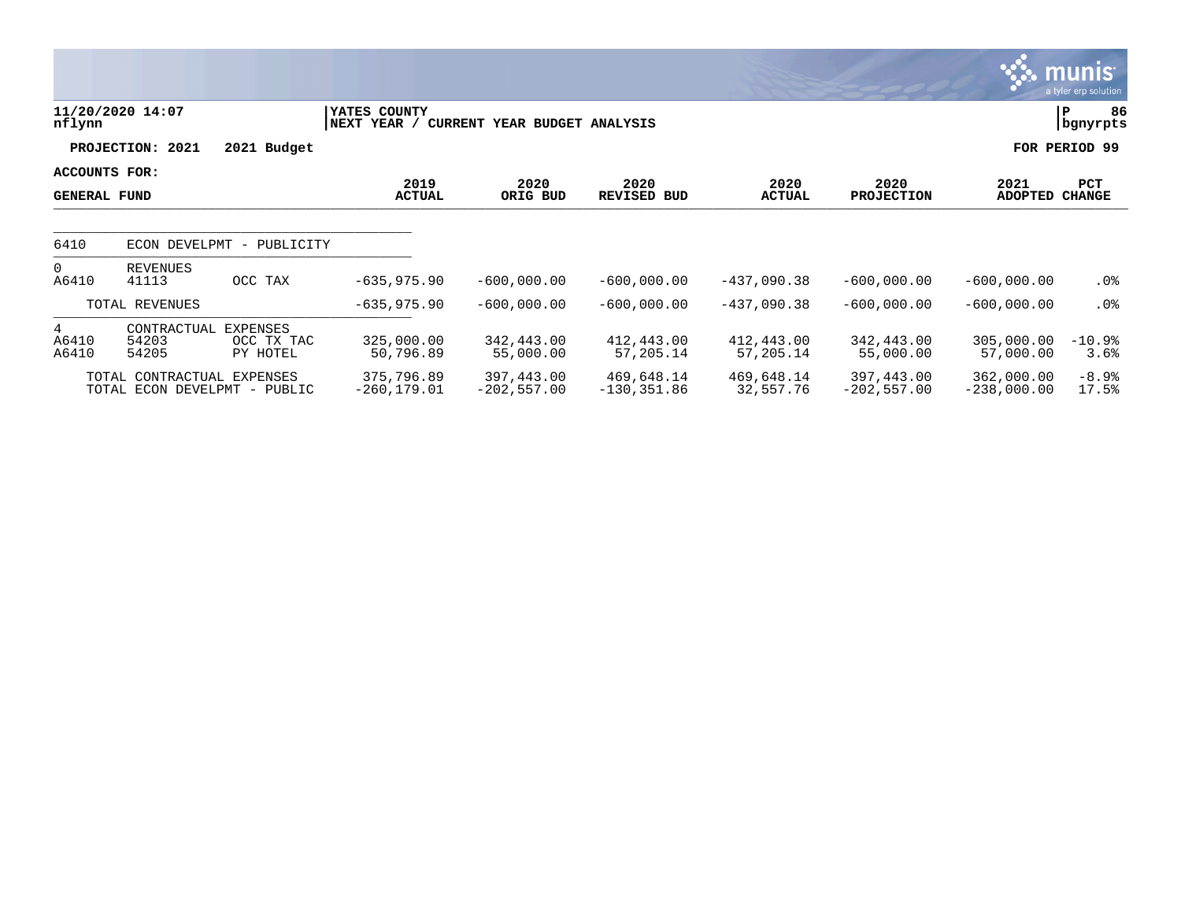**YATES COUNTY**
**NEXT YEAR / CURRENT YEAR BUDGET ANALYSIS**

11/20/2020 14:07
nflynn

P 86
bgnyrpts

**PROJECTION: 2021 2021 Budget** | **FOR PERIOD 99**

**ACCOUNTS FOR: GENERAL FUND**

| | | | 2019 ACTUAL | 2020 ORIG BUD | 2020 REVISED BUD | 2020 ACTUAL | 2020 PROJECTION | 2021 ADOPTED | PCT CHANGE |
|---|---|---|---|---|---|---|---|---|---|
| 6410 | ECON DEVELPMT - PUBLICITY | | | | | | | | |
| 0 | REVENUES | | | | | | | | |
| A6410 | 41113 | OCC TAX | -635,975.90 | -600,000.00 | -600,000.00 | -437,090.38 | -600,000.00 | -600,000.00 | .0% |
| | TOTAL REVENUES | | -635,975.90 | -600,000.00 | -600,000.00 | -437,090.38 | -600,000.00 | -600,000.00 | .0% |
| 4 | CONTRACTUAL EXPENSES | | | | | | | | |
| A6410 | 54203 | OCC TX TAC | 325,000.00 | 342,443.00 | 412,443.00 | 412,443.00 | 342,443.00 | 305,000.00 | -10.9% |
| A6410 | 54205 | PY HOTEL | 50,796.89 | 55,000.00 | 57,205.14 | 57,205.14 | 55,000.00 | 57,000.00 | 3.6% |
| | TOTAL CONTRACTUAL EXPENSES | | 375,796.89 | 397,443.00 | 469,648.14 | 469,648.14 | 397,443.00 | 362,000.00 | -8.9% |
| | TOTAL ECON DEVELPMT - PUBLIC | | -260,179.01 | -202,557.00 | -130,351.86 | 32,557.76 | -202,557.00 | -238,000.00 | 17.5% |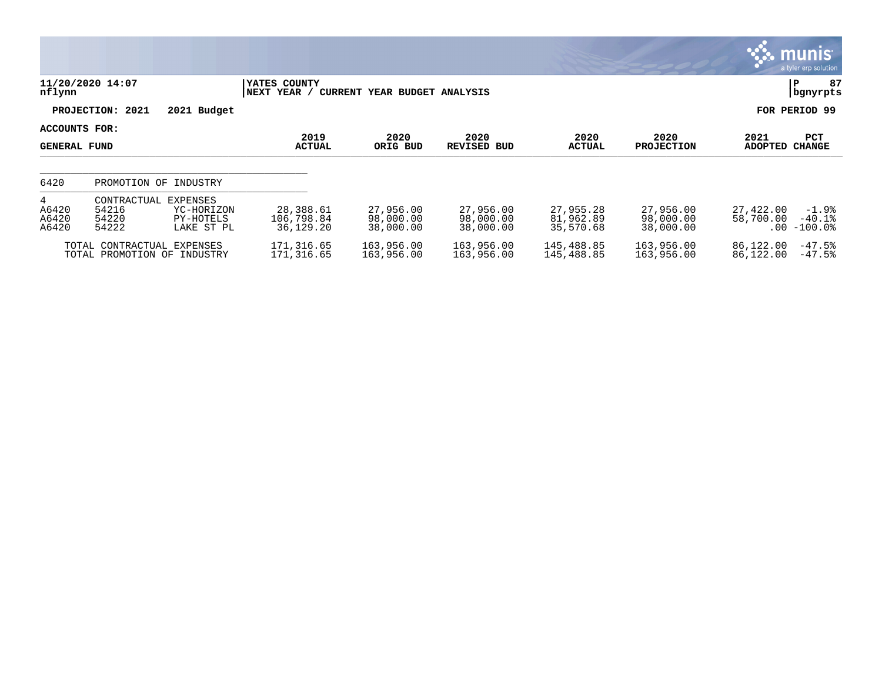11/20/2020 14:07 | YATES COUNTY | P 87
nflynn | NEXT YEAR / CURRENT YEAR BUDGET ANALYSIS | bgnyrpts

PROJECTION: 2021 2021 Budget FOR PERIOD 99

ACCOUNTS FOR:

| GENERAL FUND | | | 2019 ACTUAL | 2020 ORIG BUD | 2020 REVISED BUD | 2020 ACTUAL | 2020 PROJECTION | 2021 ADOPTED | PCT CHANGE |
|---|---|---|---|---|---|---|---|---|---|
| 6420 | PROMOTION OF INDUSTRY | | | | | | | | |
| 4 | CONTRACTUAL EXPENSES | | | | | | | | |
| A6420 | 54216 | YC-HORIZON | 28,388.61 | 27,956.00 | 27,956.00 | 27,955.28 | 27,956.00 | 27,422.00 | -1.9% |
| A6420 | 54220 | PY-HOTELS | 106,798.84 | 98,000.00 | 98,000.00 | 81,962.89 | 98,000.00 | 58,700.00 | -40.1% |
| A6420 | 54222 | LAKE ST PL | 36,129.20 | 38,000.00 | 38,000.00 | 35,570.68 | 38,000.00 | .00 | -100.0% |
| TOTAL CONTRACTUAL EXPENSES | | | 171,316.65 | 163,956.00 | 163,956.00 | 145,488.85 | 163,956.00 | 86,122.00 | -47.5% |
| TOTAL PROMOTION OF INDUSTRY | | | 171,316.65 | 163,956.00 | 163,956.00 | 145,488.85 | 163,956.00 | 86,122.00 | -47.5% |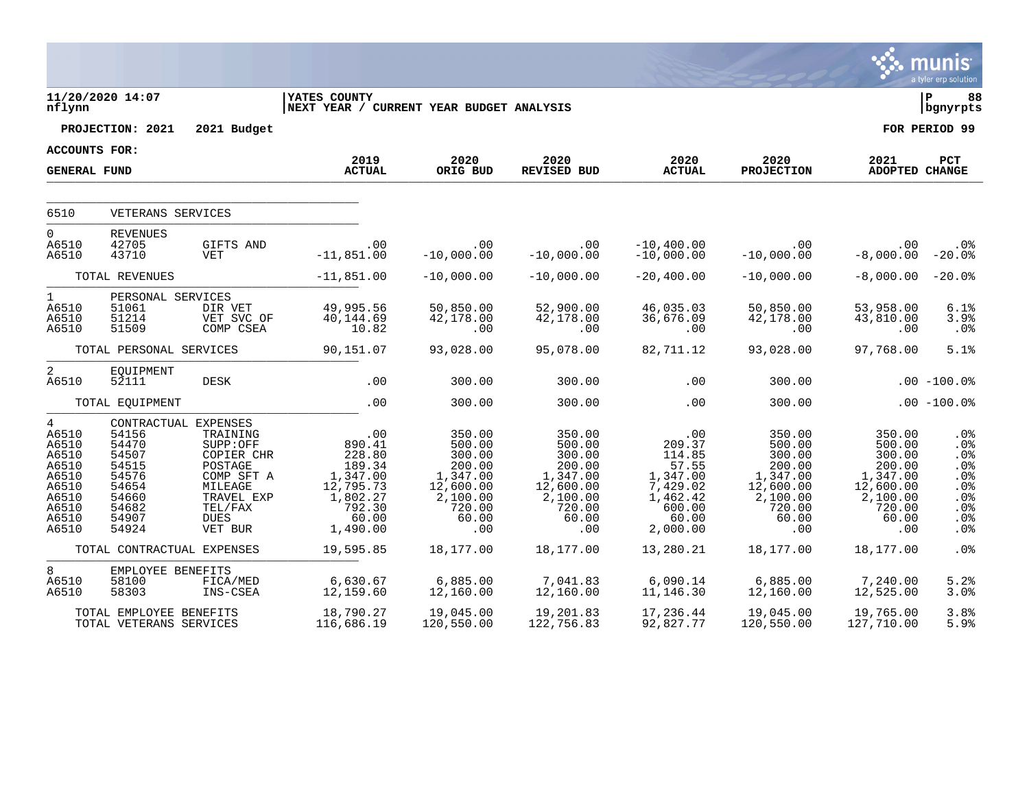11/20/2020 14:07
nflynn

YATES COUNTY
NEXT YEAR / CURRENT YEAR BUDGET ANALYSIS

PROJECTION: 2021 2021 Budget

FOR PERIOD 99

ACCOUNTS FOR:
GENERAL FUND

| | | | 2019 ACTUAL | 2020 ORIG BUD | 2020 REVISED BUD | 2020 ACTUAL | 2020 PROJECTION | 2021 ADOPTED | PCT CHANGE |
|---|---|---|---|---|---|---|---|---|---|
| 6510 | VETERANS SERVICES | | | | | | | | |
| 0 | REVENUES | | | | | | | | |
| A6510 | 42705 | GIFTS AND | .00 | .00 | .00 | -10,400.00 | .00 | .00 | .0% |
| A6510 | 43710 | VET | -11,851.00 | -10,000.00 | -10,000.00 | -10,000.00 | -10,000.00 | -8,000.00 | -20.0% |
| | TOTAL REVENUES | | -11,851.00 | -10,000.00 | -10,000.00 | -20,400.00 | -10,000.00 | -8,000.00 | -20.0% |
| 1 | PERSONAL SERVICES | | | | | | | | |
| A6510 | 51061 | DIR VET | 49,995.56 | 50,850.00 | 52,900.00 | 46,035.03 | 50,850.00 | 53,958.00 | 6.1% |
| A6510 | 51214 | VET SVC OF | 40,144.69 | 42,178.00 | 42,178.00 | 36,676.09 | 42,178.00 | 43,810.00 | 3.9% |
| A6510 | 51509 | COMP CSEA | 10.82 | .00 | .00 | .00 | .00 | .00 | .0% |
| | TOTAL PERSONAL SERVICES | | 90,151.07 | 93,028.00 | 95,078.00 | 82,711.12 | 93,028.00 | 97,768.00 | 5.1% |
| 2 | EQUIPMENT | | | | | | | | |
| A6510 | 52111 | DESK | .00 | 300.00 | 300.00 | .00 | 300.00 | .00 | -100.0% |
| | TOTAL EQUIPMENT | | .00 | 300.00 | 300.00 | .00 | 300.00 | .00 | -100.0% |
| 4 | CONTRACTUAL EXPENSES | | | | | | | | |
| A6510 | 54156 | TRAINING | .00 | 350.00 | 350.00 | .00 | 350.00 | 350.00 | .0% |
| A6510 | 54470 | SUPP:OFF | 890.41 | 500.00 | 500.00 | 209.37 | 500.00 | 500.00 | .0% |
| A6510 | 54507 | COPIER CHR | 228.80 | 300.00 | 300.00 | 114.85 | 300.00 | 300.00 | .0% |
| A6510 | 54515 | POSTAGE | 189.34 | 200.00 | 200.00 | 57.55 | 200.00 | 200.00 | .0% |
| A6510 | 54576 | COMP SFT A | 1,347.00 | 1,347.00 | 1,347.00 | 1,347.00 | 1,347.00 | 1,347.00 | .0% |
| A6510 | 54654 | MILEAGE | 12,795.73 | 12,600.00 | 12,600.00 | 7,429.02 | 12,600.00 | 12,600.00 | .0% |
| A6510 | 54660 | TRAVEL EXP | 1,802.27 | 2,100.00 | 2,100.00 | 1,462.42 | 2,100.00 | 2,100.00 | .0% |
| A6510 | 54682 | TEL/FAX | 792.30 | 720.00 | 720.00 | 600.00 | 720.00 | 720.00 | .0% |
| A6510 | 54907 | DUES | 60.00 | 60.00 | 60.00 | 60.00 | 60.00 | 60.00 | .0% |
| A6510 | 54924 | VET BUR | 1,490.00 | .00 | .00 | 2,000.00 | .00 | .00 | .0% |
| | TOTAL CONTRACTUAL EXPENSES | | 19,595.85 | 18,177.00 | 18,177.00 | 13,280.21 | 18,177.00 | 18,177.00 | .0% |
| 8 | EMPLOYEE BENEFITS | | | | | | | | |
| A6510 | 58100 | FICA/MED | 6,630.67 | 6,885.00 | 7,041.83 | 6,090.14 | 6,885.00 | 7,240.00 | 5.2% |
| A6510 | 58303 | INS-CSEA | 12,159.60 | 12,160.00 | 12,160.00 | 11,146.30 | 12,160.00 | 12,525.00 | 3.0% |
| | TOTAL EMPLOYEE BENEFITS | | 18,790.27 | 19,045.00 | 19,201.83 | 17,236.44 | 19,045.00 | 19,765.00 | 3.8% |
| | TOTAL VETERANS SERVICES | | 116,686.19 | 120,550.00 | 122,756.83 | 92,827.77 | 120,550.00 | 127,710.00 | 5.9% |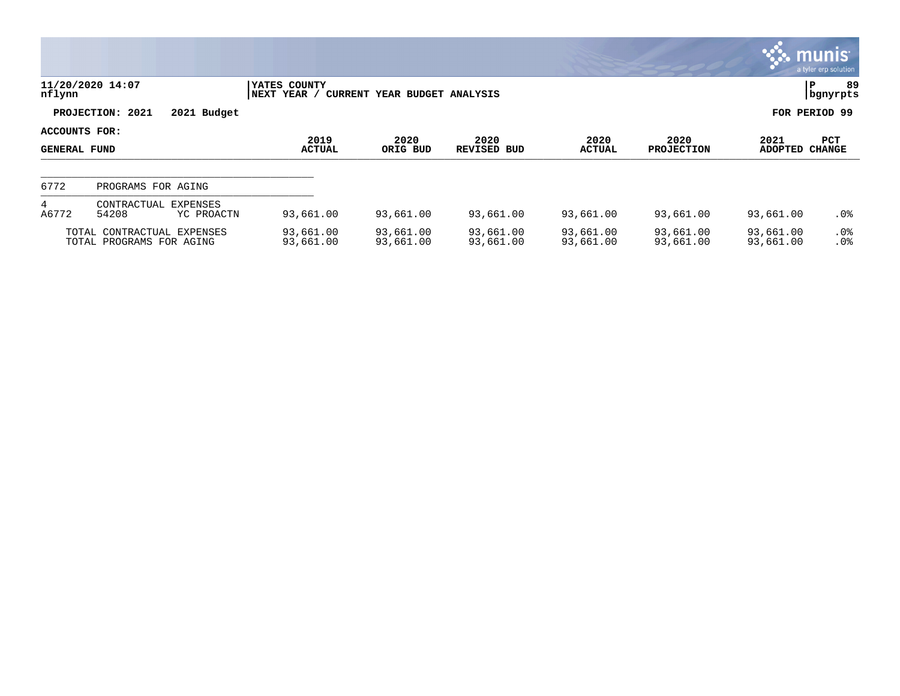11/20/2020 14:07 | YATES COUNTY | P 89
nflynn | NEXT YEAR / CURRENT YEAR BUDGET ANALYSIS | bgnyrpts

**PROJECTION: 2021 2021 Budget** | **FOR PERIOD 99**

**ACCOUNTS FOR:**

| GENERAL FUND | | | 2019 ACTUAL | 2020 ORIG BUD | 2020 REVISED BUD | 2020 ACTUAL | 2020 PROJECTION | 2021 ADOPTED | PCT CHANGE |
|---|---|---|---|---|---|---|---|---|---|
| 6772 | PROGRAMS FOR AGING | | | | | | | | |
| 4 | CONTRACTUAL EXPENSES | | | | | | | | |
| A6772 | 54208 | YC PROACTN | 93,661.00 | 93,661.00 | 93,661.00 | 93,661.00 | 93,661.00 | 93,661.00 | .0% |
| TOTAL CONTRACTUAL EXPENSES | | | 93,661.00 | 93,661.00 | 93,661.00 | 93,661.00 | 93,661.00 | 93,661.00 | .0% |
| TOTAL PROGRAMS FOR AGING | | | 93,661.00 | 93,661.00 | 93,661.00 | 93,661.00 | 93,661.00 | 93,661.00 | .0% |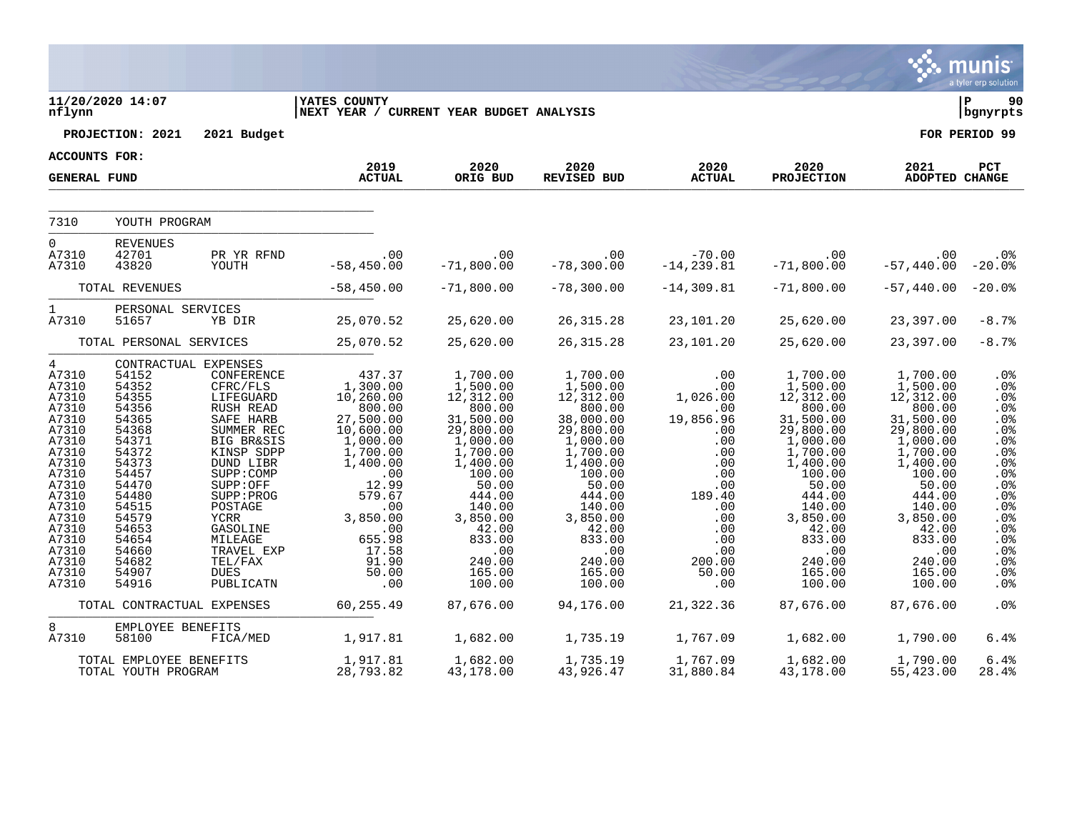11/20/2020 14:07 | YATES COUNTY | P 90
nflynn | NEXT YEAR / CURRENT YEAR BUDGET ANALYSIS | bgnyrpts

**PROJECTION: 2021 2021 Budget** — **FOR PERIOD 99**

**ACCOUNTS FOR:**

| GENERAL FUND | | | 2019 ACTUAL | 2020 ORIG BUD | 2020 REVISED BUD | 2020 ACTUAL | 2020 PROJECTION | 2021 ADOPTED | PCT CHANGE |
|---|---|---|---|---|---|---|---|---|---|
| 7310 | YOUTH PROGRAM | | | | | | | | |
| 0 | REVENUES | | | | | | | | |
| A7310 | 42701 | PR YR RFND | .00 | .00 | .00 | -70.00 | .00 | .00 | .0% |
| A7310 | 43820 | YOUTH | -58,450.00 | -71,800.00 | -78,300.00 | -14,239.81 | -71,800.00 | -57,440.00 | -20.0% |
| | TOTAL REVENUES | | -58,450.00 | -71,800.00 | -78,300.00 | -14,309.81 | -71,800.00 | -57,440.00 | -20.0% |
| 1 | PERSONAL SERVICES | | | | | | | | |
| A7310 | 51657 | YB DIR | 25,070.52 | 25,620.00 | 26,315.28 | 23,101.20 | 25,620.00 | 23,397.00 | -8.7% |
| | TOTAL PERSONAL SERVICES | | 25,070.52 | 25,620.00 | 26,315.28 | 23,101.20 | 25,620.00 | 23,397.00 | -8.7% |
| 4 | CONTRACTUAL EXPENSES | | | | | | | | |
| A7310 | 54152 | CONFERENCE | 437.37 | 1,700.00 | 1,700.00 | .00 | 1,700.00 | 1,700.00 | .0% |
| A7310 | 54352 | CFRC/FLS | 1,300.00 | 1,500.00 | 1,500.00 | .00 | 1,500.00 | 1,500.00 | .0% |
| A7310 | 54355 | LIFEGUARD | 10,260.00 | 12,312.00 | 12,312.00 | 1,026.00 | 12,312.00 | 12,312.00 | .0% |
| A7310 | 54356 | RUSH READ | 800.00 | 800.00 | 800.00 | .00 | 800.00 | 800.00 | .0% |
| A7310 | 54365 | SAFE HARB | 27,500.00 | 31,500.00 | 38,000.00 | 19,856.96 | 31,500.00 | 31,500.00 | .0% |
| A7310 | 54368 | SUMMER REC | 10,600.00 | 29,800.00 | 29,800.00 | .00 | 29,800.00 | 29,800.00 | .0% |
| A7310 | 54371 | BIG BR&SIS | 1,000.00 | 1,000.00 | 1,000.00 | .00 | 1,000.00 | 1,000.00 | .0% |
| A7310 | 54372 | KINSP SDPP | 1,700.00 | 1,700.00 | 1,700.00 | .00 | 1,700.00 | 1,700.00 | .0% |
| A7310 | 54373 | DUND LIBR | 1,400.00 | 1,400.00 | 1,400.00 | .00 | 1,400.00 | 1,400.00 | .0% |
| A7310 | 54457 | SUPP:COMP | .00 | 100.00 | 100.00 | .00 | 100.00 | 100.00 | .0% |
| A7310 | 54470 | SUPP:OFF | 12.99 | 50.00 | 50.00 | .00 | 50.00 | 50.00 | .0% |
| A7310 | 54480 | SUPP:PROG | 579.67 | 444.00 | 444.00 | 189.40 | 444.00 | 444.00 | .0% |
| A7310 | 54515 | POSTAGE | .00 | 140.00 | 140.00 | .00 | 140.00 | 140.00 | .0% |
| A7310 | 54579 | YCRR | 3,850.00 | 3,850.00 | 3,850.00 | .00 | 3,850.00 | 3,850.00 | .0% |
| A7310 | 54653 | GASOLINE | .00 | 42.00 | 42.00 | .00 | 42.00 | 42.00 | .0% |
| A7310 | 54654 | MILEAGE | 655.98 | 833.00 | 833.00 | .00 | 833.00 | 833.00 | .0% |
| A7310 | 54660 | TRAVEL EXP | 17.58 | .00 | .00 | .00 | .00 | .00 | .0% |
| A7310 | 54682 | TEL/FAX | 91.90 | 240.00 | 240.00 | 200.00 | 240.00 | 240.00 | .0% |
| A7310 | 54907 | DUES | 50.00 | 165.00 | 165.00 | 50.00 | 165.00 | 165.00 | .0% |
| A7310 | 54916 | PUBLICATN | .00 | 100.00 | 100.00 | .00 | 100.00 | 100.00 | .0% |
| | TOTAL CONTRACTUAL EXPENSES | | 60,255.49 | 87,676.00 | 94,176.00 | 21,322.36 | 87,676.00 | 87,676.00 | .0% |
| 8 | EMPLOYEE BENEFITS | | | | | | | | |
| A7310 | 58100 | FICA/MED | 1,917.81 | 1,682.00 | 1,735.19 | 1,767.09 | 1,682.00 | 1,790.00 | 6.4% |
| | TOTAL EMPLOYEE BENEFITS | | 1,917.81 | 1,682.00 | 1,735.19 | 1,767.09 | 1,682.00 | 1,790.00 | 6.4% |
| | TOTAL YOUTH PROGRAM | | 28,793.82 | 43,178.00 | 43,926.47 | 31,880.84 | 43,178.00 | 55,423.00 | 28.4% |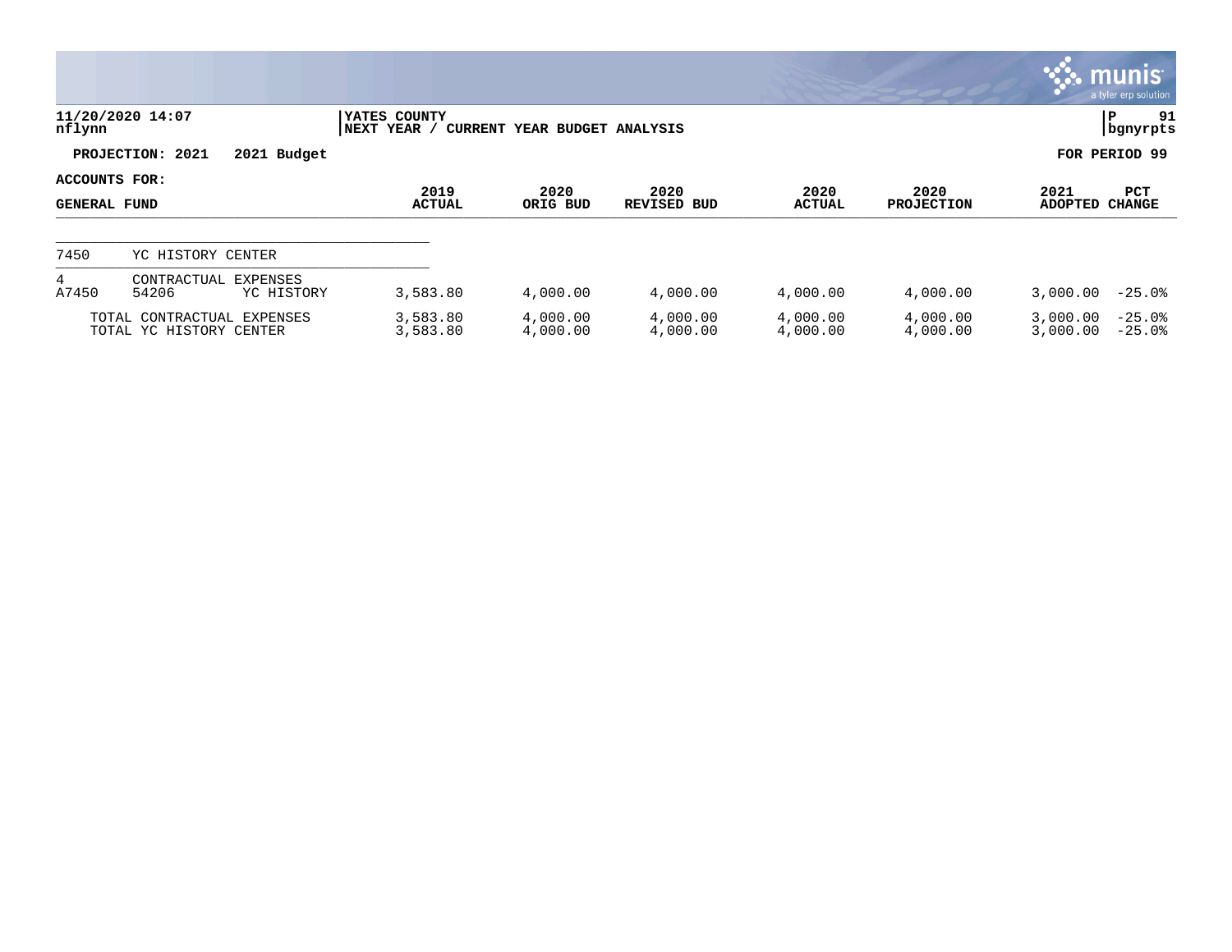**11/20/2020 14:07** | **YATES COUNTY** | **P 91**
**nflynn** | **NEXT YEAR / CURRENT YEAR BUDGET ANALYSIS** | **bgnyrpts**

**PROJECTION: 2021 2021 Budget** — **FOR PERIOD 99**

**ACCOUNTS FOR: GENERAL FUND**

| | | | 2019 ACTUAL | 2020 ORIG BUD | 2020 REVISED BUD | 2020 ACTUAL | 2020 PROJECTION | 2021 ADOPTED | PCT CHANGE |
|---|---|---|---|---|---|---|---|---|---|
| 7450 | YC HISTORY CENTER | | | | | | | | |
| 4 | CONTRACTUAL EXPENSES | | | | | | | | |
| A7450 | 54206 | YC HISTORY | 3,583.80 | 4,000.00 | 4,000.00 | 4,000.00 | 4,000.00 | 3,000.00 | -25.0% |
| TOTAL CONTRACTUAL EXPENSES | | | 3,583.80 | 4,000.00 | 4,000.00 | 4,000.00 | 4,000.00 | 3,000.00 | -25.0% |
| TOTAL YC HISTORY CENTER | | | 3,583.80 | 4,000.00 | 4,000.00 | 4,000.00 | 4,000.00 | 3,000.00 | -25.0% |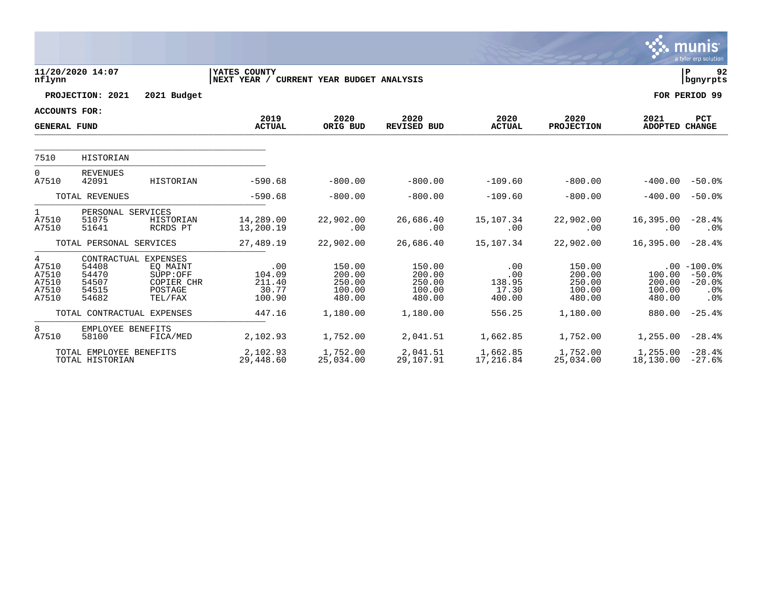11/20/2020 14:07 | YATES COUNTY
nflynn | NEXT YEAR / CURRENT YEAR BUDGET ANALYSIS

**PROJECTION: 2021 2021 Budget** — **FOR PERIOD 99**

**ACCOUNTS FOR: GENERAL FUND**

| | | | 2019 ACTUAL | 2020 ORIG BUD | 2020 REVISED BUD | 2020 ACTUAL | 2020 PROJECTION | 2021 ADOPTED | PCT CHANGE |
|---|---|---|---|---|---|---|---|---|---|
| 7510 | HISTORIAN | | | | | | | | |
| 0 | REVENUES | | | | | | | | |
| A7510 | 42091 | HISTORIAN | -590.68 | -800.00 | -800.00 | -109.60 | -800.00 | -400.00 | -50.0% |
| | TOTAL REVENUES | | -590.68 | -800.00 | -800.00 | -109.60 | -800.00 | -400.00 | -50.0% |
| 1 | PERSONAL SERVICES | | | | | | | | |
| A7510 | 51075 | HISTORIAN | 14,289.00 | 22,902.00 | 26,686.40 | 15,107.34 | 22,902.00 | 16,395.00 | -28.4% |
| A7510 | 51641 | RCRDS PT | 13,200.19 | .00 | .00 | .00 | .00 | .00 | .0% |
| | TOTAL PERSONAL SERVICES | | 27,489.19 | 22,902.00 | 26,686.40 | 15,107.34 | 22,902.00 | 16,395.00 | -28.4% |
| 4 | CONTRACTUAL EXPENSES | | | | | | | | |
| A7510 | 54408 | EQ MAINT | .00 | 150.00 | 150.00 | .00 | 150.00 | .00 | -100.0% |
| A7510 | 54470 | SUPP:OFF | 104.09 | 200.00 | 200.00 | .00 | 200.00 | 100.00 | -50.0% |
| A7510 | 54507 | COPIER CHR | 211.40 | 250.00 | 250.00 | 138.95 | 250.00 | 200.00 | -20.0% |
| A7510 | 54515 | POSTAGE | 30.77 | 100.00 | 100.00 | 17.30 | 100.00 | 100.00 | .0% |
| A7510 | 54682 | TEL/FAX | 100.90 | 480.00 | 480.00 | 400.00 | 480.00 | 480.00 | .0% |
| | TOTAL CONTRACTUAL EXPENSES | | 447.16 | 1,180.00 | 1,180.00 | 556.25 | 1,180.00 | 880.00 | -25.4% |
| 8 | EMPLOYEE BENEFITS | | | | | | | | |
| A7510 | 58100 | FICA/MED | 2,102.93 | 1,752.00 | 2,041.51 | 1,662.85 | 1,752.00 | 1,255.00 | -28.4% |
| | TOTAL EMPLOYEE BENEFITS | | 2,102.93 | 1,752.00 | 2,041.51 | 1,662.85 | 1,752.00 | 1,255.00 | -28.4% |
| | TOTAL HISTORIAN | | 29,448.60 | 25,034.00 | 29,107.91 | 17,216.84 | 25,034.00 | 18,130.00 | -27.6% |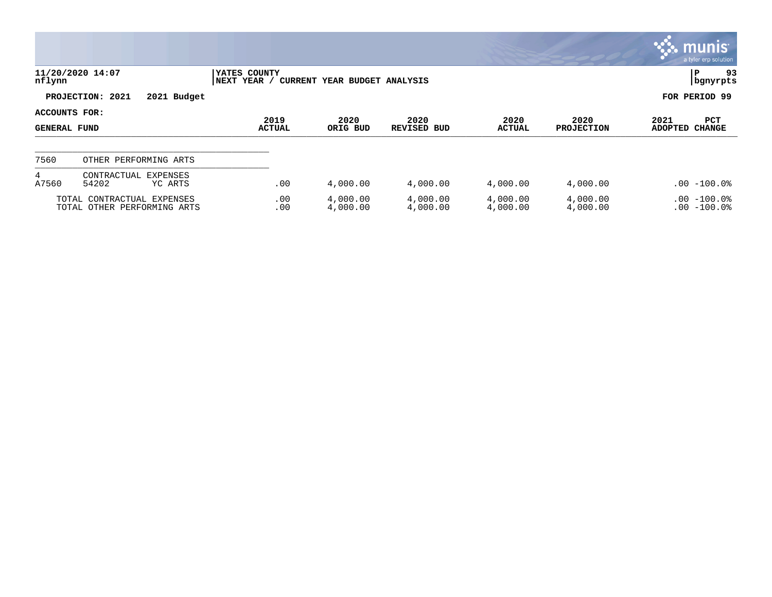**11/20/2020 14:07** | **YATES COUNTY** | **P 93**
**nflynn** | **NEXT YEAR / CURRENT YEAR BUDGET ANALYSIS** | **bgnyrpts**

**PROJECTION: 2021 2021 Budget** | **FOR PERIOD 99**

| ACCOUNTS FOR: GENERAL FUND | 2019 ACTUAL | 2020 ORIG BUD | 2020 REVISED BUD | 2020 ACTUAL | 2020 PROJECTION | 2021 ADOPTED | PCT CHANGE |
|---|---|---|---|---|---|---|---|
| 7560 OTHER PERFORMING ARTS | | | | | | | |
| 4 CONTRACTUAL EXPENSES | | | | | | | |
| A7560 54202 YC ARTS | .00 | 4,000.00 | 4,000.00 | 4,000.00 | 4,000.00 | .00 | -100.0% |
| TOTAL CONTRACTUAL EXPENSES | .00 | 4,000.00 | 4,000.00 | 4,000.00 | 4,000.00 | .00 | -100.0% |
| TOTAL OTHER PERFORMING ARTS | .00 | 4,000.00 | 4,000.00 | 4,000.00 | 4,000.00 | .00 | -100.0% |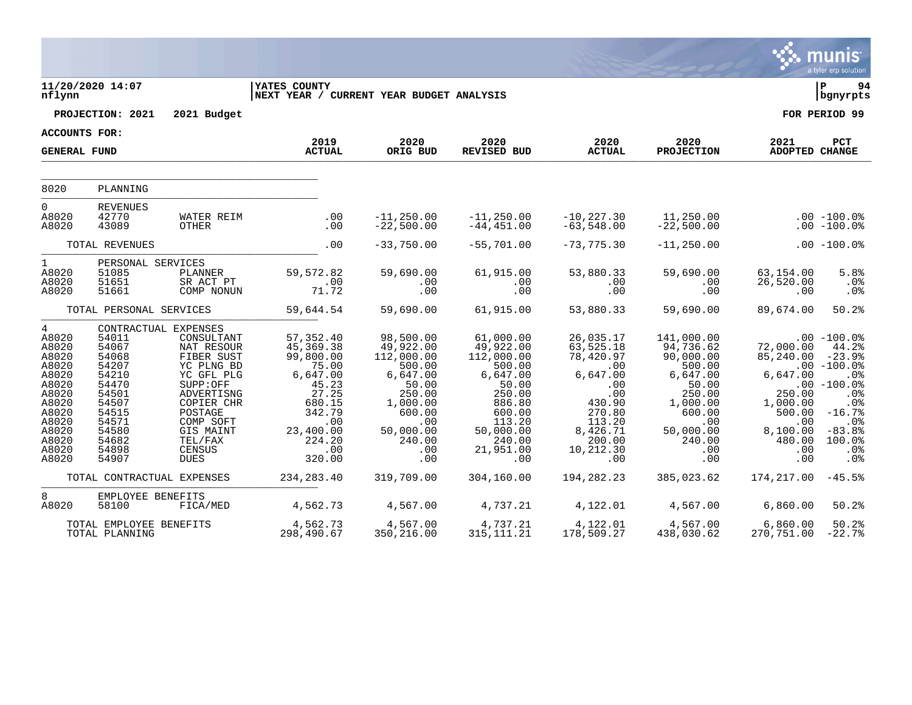**11/20/2020 14:07** | **YATES COUNTY** | **P 94**
**nflynn** | **NEXT YEAR / CURRENT YEAR BUDGET ANALYSIS** | **bgnyrpts**

**PROJECTION: 2021 2021 Budget** — **FOR PERIOD 99**

**ACCOUNTS FOR: GENERAL FUND**

| | | | 2019 ACTUAL | 2020 ORIG BUD | 2020 REVISED BUD | 2020 ACTUAL | 2020 PROJECTION | 2021 ADOPTED | PCT CHANGE |
|---|---|---|---|---|---|---|---|---|---|
| 8020 | PLANNING | | | | | | | | |
| 0 | REVENUES | | | | | | | | |
| A8020 | 42770 | WATER REIM | .00 | -11,250.00 | -11,250.00 | -10,227.30 | 11,250.00 | .00 | -100.0% |
| A8020 | 43089 | OTHER | .00 | -22,500.00 | -44,451.00 | -63,548.00 | -22,500.00 | .00 | -100.0% |
| | TOTAL REVENUES | | .00 | -33,750.00 | -55,701.00 | -73,775.30 | -11,250.00 | .00 | -100.0% |
| 1 | PERSONAL SERVICES | | | | | | | | |
| A8020 | 51085 | PLANNER | 59,572.82 | 59,690.00 | 61,915.00 | 53,880.33 | 59,690.00 | 63,154.00 | 5.8% |
| A8020 | 51651 | SR ACT PT | .00 | .00 | .00 | .00 | .00 | 26,520.00 | .0% |
| A8020 | 51661 | COMP NONUN | 71.72 | .00 | .00 | .00 | .00 | .00 | .0% |
| | TOTAL PERSONAL SERVICES | | 59,644.54 | 59,690.00 | 61,915.00 | 53,880.33 | 59,690.00 | 89,674.00 | 50.2% |
| 4 | CONTRACTUAL EXPENSES | | | | | | | | |
| A8020 | 54011 | CONSULTANT | 57,352.40 | 98,500.00 | 61,000.00 | 26,035.17 | 141,000.00 | .00 | -100.0% |
| A8020 | 54067 | NAT RESOUR | 45,369.38 | 49,922.00 | 49,922.00 | 63,525.18 | 94,736.62 | 72,000.00 | 44.2% |
| A8020 | 54068 | FIBER SUST | 99,800.00 | 112,000.00 | 112,000.00 | 78,420.97 | 90,000.00 | 85,240.00 | -23.9% |
| A8020 | 54207 | YC PLNG BD | 75.00 | 500.00 | 500.00 | .00 | 500.00 | .00 | -100.0% |
| A8020 | 54210 | YC GFL PLG | 6,647.00 | 6,647.00 | 6,647.00 | 6,647.00 | 6,647.00 | 6,647.00 | .0% |
| A8020 | 54470 | SUPP:OFF | 45.23 | 50.00 | 50.00 | .00 | 50.00 | .00 | -100.0% |
| A8020 | 54501 | ADVERTISNG | 27.25 | 250.00 | 250.00 | .00 | 250.00 | 250.00 | .0% |
| A8020 | 54507 | COPIER CHR | 680.15 | 1,000.00 | 886.80 | 430.90 | 1,000.00 | 1,000.00 | .0% |
| A8020 | 54515 | POSTAGE | 342.79 | 600.00 | 600.00 | 270.80 | 600.00 | 500.00 | -16.7% |
| A8020 | 54571 | COMP SOFT | .00 | .00 | 113.20 | 113.20 | .00 | .00 | .0% |
| A8020 | 54580 | GIS MAINT | 23,400.00 | 50,000.00 | 50,000.00 | 8,426.71 | 50,000.00 | 8,100.00 | -83.8% |
| A8020 | 54682 | TEL/FAX | 224.20 | 240.00 | 240.00 | 200.00 | 240.00 | 480.00 | 100.0% |
| A8020 | 54898 | CENSUS | .00 | .00 | 21,951.00 | 10,212.30 | .00 | .00 | .0% |
| A8020 | 54907 | DUES | 320.00 | .00 | .00 | .00 | .00 | .00 | .0% |
| | TOTAL CONTRACTUAL EXPENSES | | 234,283.40 | 319,709.00 | 304,160.00 | 194,282.23 | 385,023.62 | 174,217.00 | -45.5% |
| 8 | EMPLOYEE BENEFITS | | | | | | | | |
| A8020 | 58100 | FICA/MED | 4,562.73 | 4,567.00 | 4,737.21 | 4,122.01 | 4,567.00 | 6,860.00 | 50.2% |
| | TOTAL EMPLOYEE BENEFITS | | 4,562.73 | 4,567.00 | 4,737.21 | 4,122.01 | 4,567.00 | 6,860.00 | 50.2% |
| | TOTAL PLANNING | | 298,490.67 | 350,216.00 | 315,111.21 | 178,509.27 | 438,030.62 | 270,751.00 | -22.7% |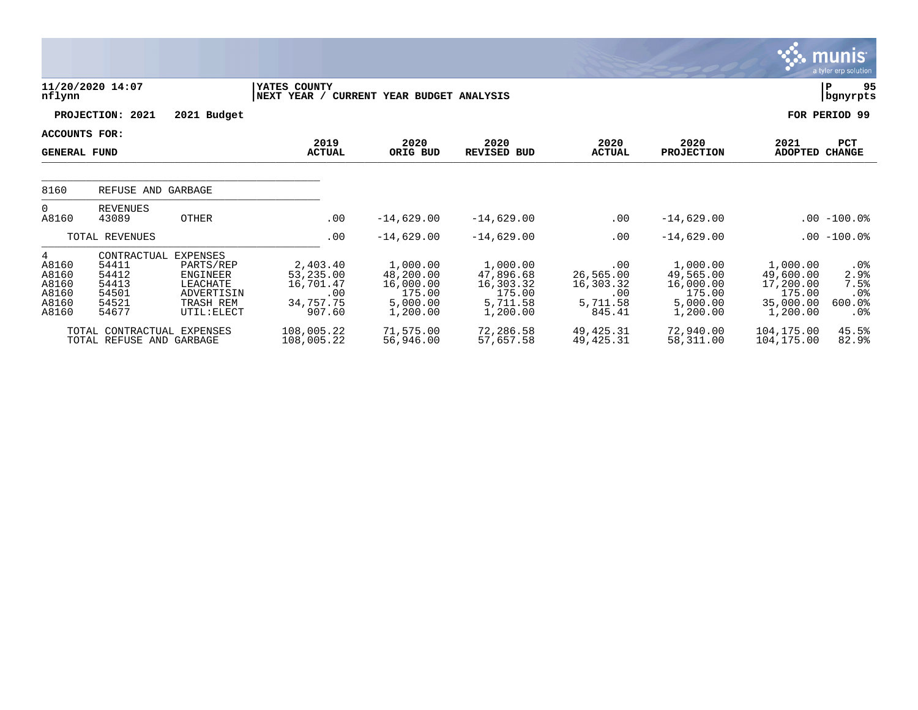11/20/2020 14:07
nflynn

YATES COUNTY
NEXT YEAR / CURRENT YEAR BUDGET ANALYSIS

P 95
bgnyrpts

**PROJECTION: 2021 2021 Budget** **FOR PERIOD 99**

**ACCOUNTS FOR:**

| GENERAL FUND | | | 2019 ACTUAL | 2020 ORIG BUD | 2020 REVISED BUD | 2020 ACTUAL | 2020 PROJECTION | 2021 ADOPTED | PCT CHANGE |
|---|---|---|---|---|---|---|---|---|---|
| 8160 | REFUSE AND GARBAGE | | | | | | | | |
| 0 | REVENUES | | | | | | | | |
| A8160 | 43089 | OTHER | .00 | -14,629.00 | -14,629.00 | .00 | -14,629.00 | .00 | -100.0% |
| | TOTAL REVENUES | | .00 | -14,629.00 | -14,629.00 | .00 | -14,629.00 | .00 | -100.0% |
| 4 | CONTRACTUAL EXPENSES | | | | | | | | |
| A8160 | 54411 | PARTS/REP | 2,403.40 | 1,000.00 | 1,000.00 | .00 | 1,000.00 | 1,000.00 | .0% |
| A8160 | 54412 | ENGINEER | 53,235.00 | 48,200.00 | 47,896.68 | 26,565.00 | 49,565.00 | 49,600.00 | 2.9% |
| A8160 | 54413 | LEACHATE | 16,701.47 | 16,000.00 | 16,303.32 | 16,303.32 | 16,000.00 | 17,200.00 | 7.5% |
| A8160 | 54501 | ADVERTISIN | .00 | 175.00 | 175.00 | .00 | 175.00 | 175.00 | .0% |
| A8160 | 54521 | TRASH REM | 34,757.75 | 5,000.00 | 5,711.58 | 5,711.58 | 5,000.00 | 35,000.00 | 600.0% |
| A8160 | 54677 | UTIL:ELECT | 907.60 | 1,200.00 | 1,200.00 | 845.41 | 1,200.00 | 1,200.00 | .0% |
| | TOTAL CONTRACTUAL EXPENSES | | 108,005.22 | 71,575.00 | 72,286.58 | 49,425.31 | 72,940.00 | 104,175.00 | 45.5% |
| | TOTAL REFUSE AND GARBAGE | | 108,005.22 | 56,946.00 | 57,657.58 | 49,425.31 | 58,311.00 | 104,175.00 | 82.9% |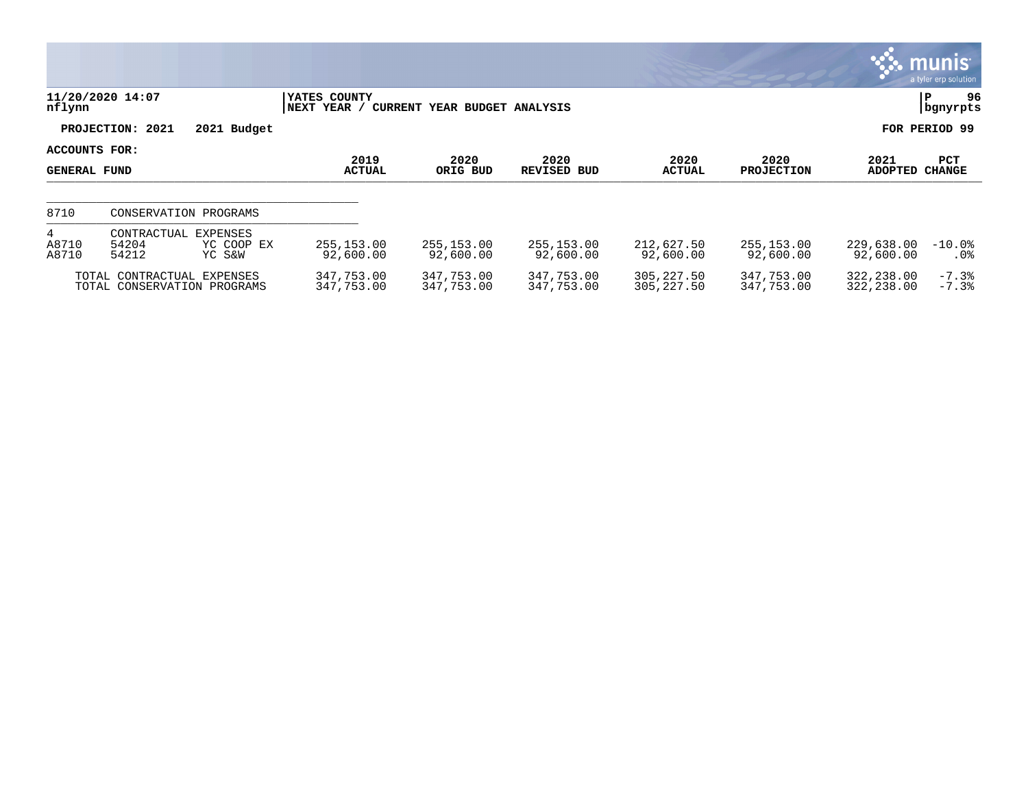**YATES COUNTY**
**NEXT YEAR / CURRENT YEAR BUDGET ANALYSIS**

11/20/2020 14:07
nflynn

P 96
bgnyrpts

**PROJECTION: 2021 2021 Budget** **FOR PERIOD 99**

**ACCOUNTS FOR:**
**GENERAL FUND**

| | | | 2019 ACTUAL | 2020 ORIG BUD | 2020 REVISED BUD | 2020 ACTUAL | 2020 PROJECTION | 2021 ADOPTED | PCT CHANGE |
|---|---|---|---|---|---|---|---|---|---|
| 8710 | CONSERVATION PROGRAMS | | | | | | | | |
| 4 | CONTRACTUAL EXPENSES | | | | | | | | |
| A8710 | 54204 | YC COOP EX | 255,153.00 | 255,153.00 | 255,153.00 | 212,627.50 | 255,153.00 | 229,638.00 | -10.0% |
| A8710 | 54212 | YC S&W | 92,600.00 | 92,600.00 | 92,600.00 | 92,600.00 | 92,600.00 | 92,600.00 | .0% |
| TOTAL CONTRACTUAL EXPENSES | | | 347,753.00 | 347,753.00 | 347,753.00 | 305,227.50 | 347,753.00 | 322,238.00 | -7.3% |
| TOTAL CONSERVATION PROGRAMS | | | 347,753.00 | 347,753.00 | 347,753.00 | 305,227.50 | 347,753.00 | 322,238.00 | -7.3% |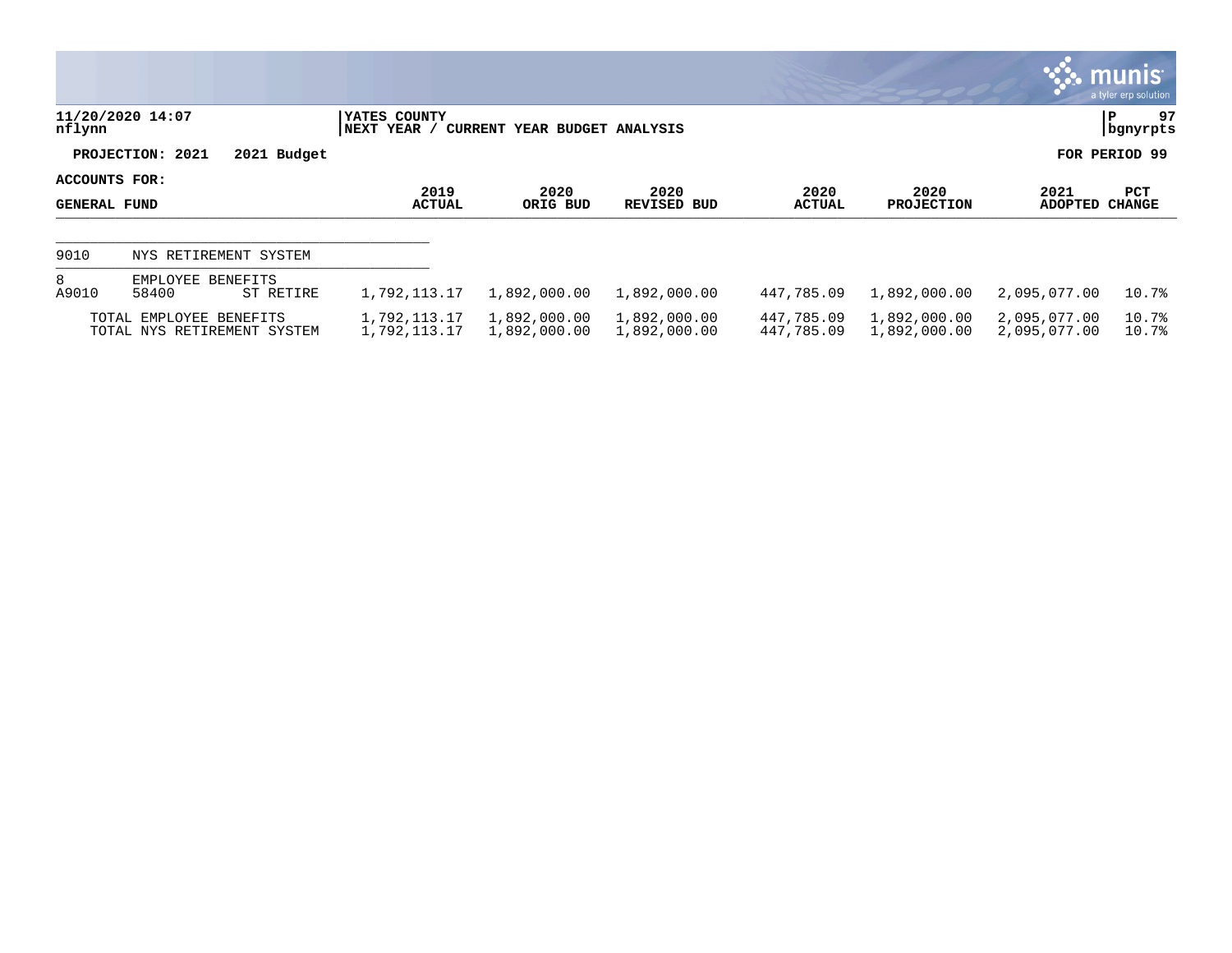11/20/2020 14:07
nflynn

YATES COUNTY
NEXT YEAR / CURRENT YEAR BUDGET ANALYSIS

P 97
bgnyrpts

**PROJECTION: 2021    2021 Budget**

**FOR PERIOD 99**

**ACCOUNTS FOR:**

| GENERAL FUND | | | 2019 ACTUAL | 2020 ORIG BUD | 2020 REVISED BUD | 2020 ACTUAL | 2020 PROJECTION | 2021 ADOPTED | PCT CHANGE |
|---|---|---|---|---|---|---|---|---|---|
| 9010 | NYS RETIREMENT SYSTEM | | | | | | | | |
| 8 | EMPLOYEE BENEFITS | | | | | | | | |
| A9010 | 58400 | ST RETIRE | 1,792,113.17 | 1,892,000.00 | 1,892,000.00 | 447,785.09 | 1,892,000.00 | 2,095,077.00 | 10.7% |
| | TOTAL EMPLOYEE BENEFITS | | 1,792,113.17 | 1,892,000.00 | 1,892,000.00 | 447,785.09 | 1,892,000.00 | 2,095,077.00 | 10.7% |
| | TOTAL NYS RETIREMENT SYSTEM | | 1,792,113.17 | 1,892,000.00 | 1,892,000.00 | 447,785.09 | 1,892,000.00 | 2,095,077.00 | 10.7% |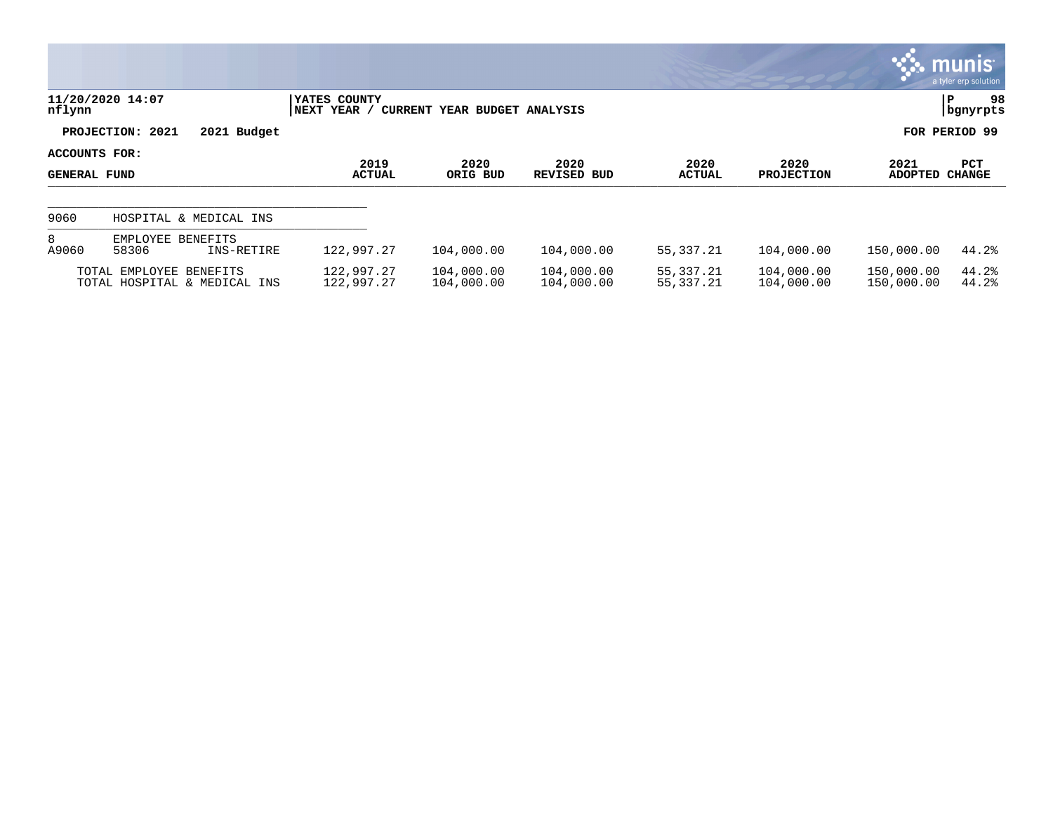**11/20/2020 14:07**
**nflynn**

**YATES COUNTY**
**NEXT YEAR / CURRENT YEAR BUDGET ANALYSIS**

**P 98**
**bgnyrpts**

**PROJECTION: 2021 2021 Budget** | **FOR PERIOD 99**

**ACCOUNTS FOR:**
**GENERAL FUND**

| | | | 2019 ACTUAL | 2020 ORIG BUD | 2020 REVISED BUD | 2020 ACTUAL | 2020 PROJECTION | 2021 ADOPTED | PCT CHANGE |
|---|---|---|---|---|---|---|---|---|---|
| 9060 | HOSPITAL & MEDICAL INS | | | | | | | | |
| 8 | EMPLOYEE BENEFITS | | | | | | | | |
| A9060 | 58306 | INS-RETIRE | 122,997.27 | 104,000.00 | 104,000.00 | 55,337.21 | 104,000.00 | 150,000.00 | 44.2% |
| | TOTAL EMPLOYEE BENEFITS | | 122,997.27 | 104,000.00 | 104,000.00 | 55,337.21 | 104,000.00 | 150,000.00 | 44.2% |
| | TOTAL HOSPITAL & MEDICAL INS | | 122,997.27 | 104,000.00 | 104,000.00 | 55,337.21 | 104,000.00 | 150,000.00 | 44.2% |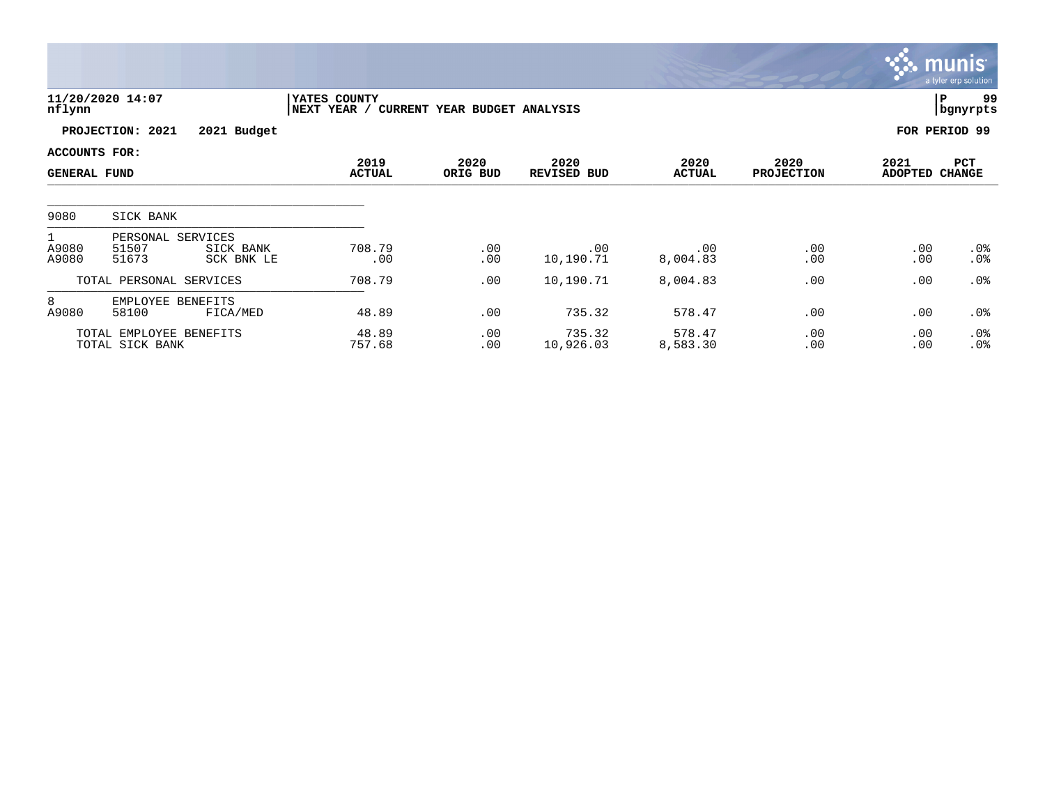**11/20/2020 14:07** | **YATES COUNTY**
**nflynn** | **NEXT YEAR / CURRENT YEAR BUDGET ANALYSIS** | **P 99** | **bgnyrpts**

**PROJECTION: 2021 2021 Budget** | **FOR PERIOD 99**

**ACCOUNTS FOR:**

| GENERAL FUND | | | 2019 ACTUAL | 2020 ORIG BUD | 2020 REVISED BUD | 2020 ACTUAL | 2020 PROJECTION | 2021 ADOPTED | PCT CHANGE |
|---|---|---|---|---|---|---|---|---|---|
| 9080 | SICK BANK | | | | | | | | |
| 1 | PERSONAL SERVICES | | | | | | | | |
| A9080 | 51507 | SICK BANK | 708.79 | .00 | .00 | .00 | .00 | .00 | .0% |
| A9080 | 51673 | SCK BNK LE | .00 | .00 | 10,190.71 | 8,004.83 | .00 | .00 | .0% |
| | TOTAL PERSONAL SERVICES | | 708.79 | .00 | 10,190.71 | 8,004.83 | .00 | .00 | .0% |
| 8 | EMPLOYEE BENEFITS | | | | | | | | |
| A9080 | 58100 | FICA/MED | 48.89 | .00 | 735.32 | 578.47 | .00 | .00 | .0% |
| | TOTAL EMPLOYEE BENEFITS | | 48.89 | .00 | 735.32 | 578.47 | .00 | .00 | .0% |
| | TOTAL SICK BANK | | 757.68 | .00 | 10,926.03 | 8,583.30 | .00 | .00 | .0% |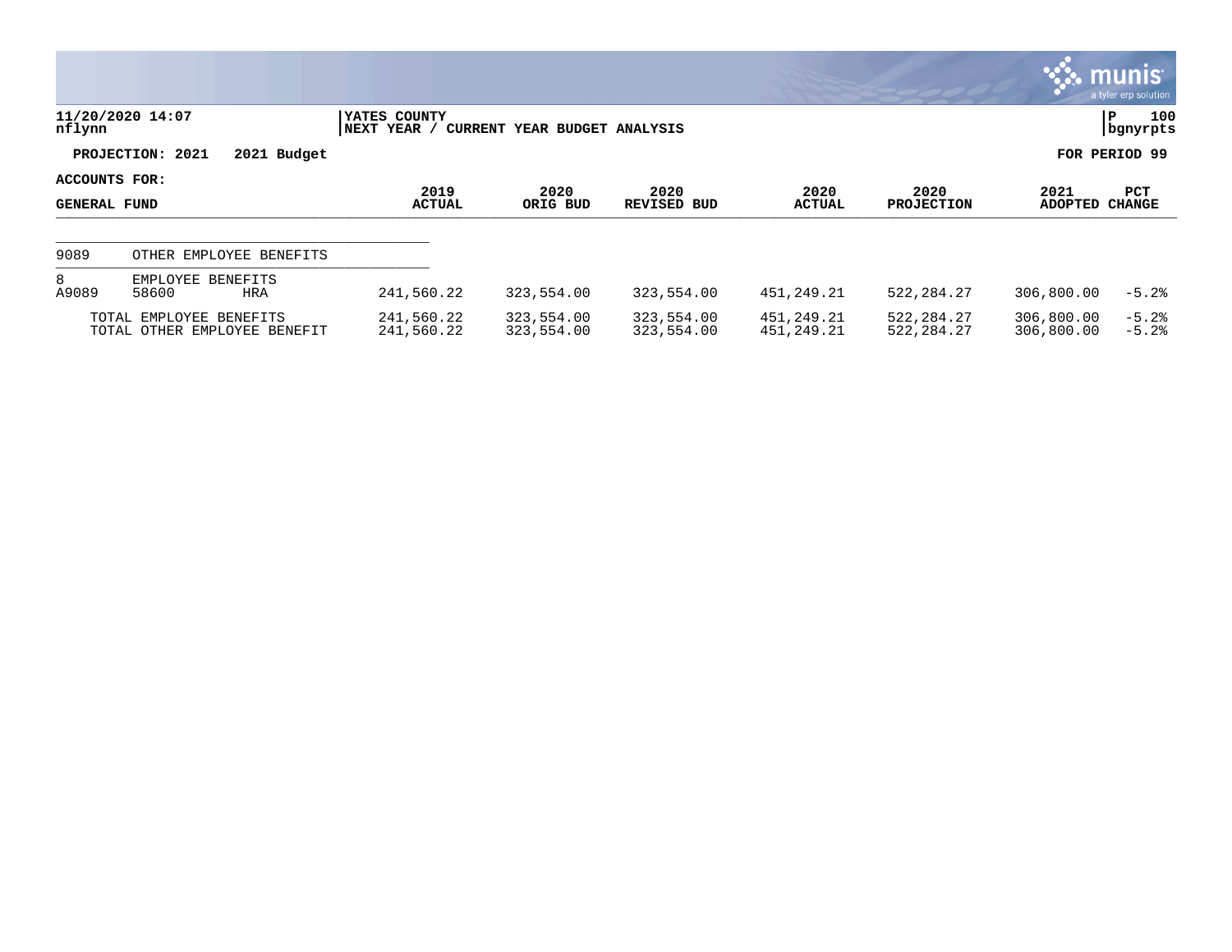11/20/2020 14:07
nflynn

YATES COUNTY
NEXT YEAR / CURRENT YEAR BUDGET ANALYSIS

P 100
bgnyrpts

**PROJECTION: 2021 2021 Budget** **FOR PERIOD 99**

| ACCOUNTS FOR: GENERAL FUND | | | 2019 ACTUAL | 2020 ORIG BUD | 2020 REVISED BUD | 2020 ACTUAL | 2020 PROJECTION | 2021 ADOPTED | PCT CHANGE |
|---|---|---|---|---|---|---|---|---|---|
| 9089 | OTHER EMPLOYEE BENEFITS | | | | | | | | |
| 8 | EMPLOYEE BENEFITS | | | | | | | | |
| A9089 | 58600 | HRA | 241,560.22 | 323,554.00 | 323,554.00 | 451,249.21 | 522,284.27 | 306,800.00 | -5.2% |
| | TOTAL EMPLOYEE BENEFITS | | 241,560.22 | 323,554.00 | 323,554.00 | 451,249.21 | 522,284.27 | 306,800.00 | -5.2% |
| | TOTAL OTHER EMPLOYEE BENEFIT | | 241,560.22 | 323,554.00 | 323,554.00 | 451,249.21 | 522,284.27 | 306,800.00 | -5.2% |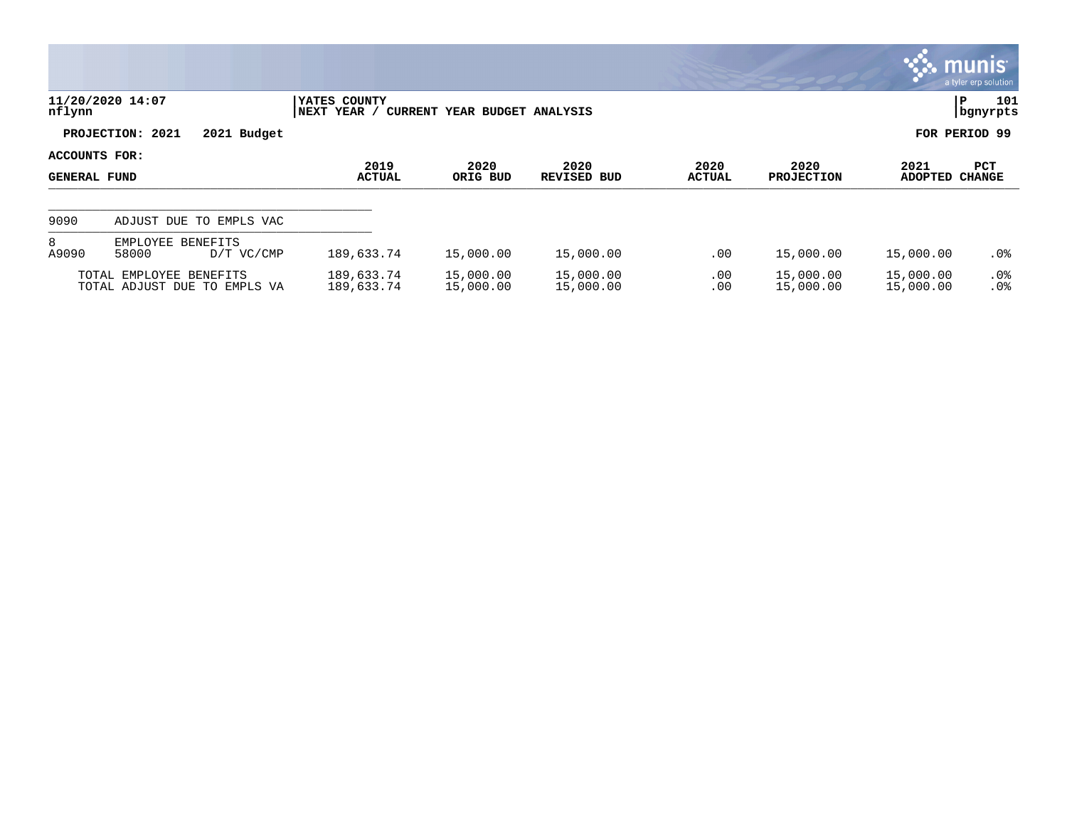11/20/2020 14:07
nflynn

YATES COUNTY
NEXT YEAR / CURRENT YEAR BUDGET ANALYSIS

P 101
bgnyrpts

**PROJECTION: 2021 2021 Budget** | **FOR PERIOD 99**

**ACCOUNTS FOR:**
**GENERAL FUND**

| | | | 2019 ACTUAL | 2020 ORIG BUD | 2020 REVISED BUD | 2020 ACTUAL | 2020 PROJECTION | 2021 ADOPTED | PCT CHANGE |
|---|---|---|---|---|---|---|---|---|---|
| 9090 | ADJUST DUE TO EMPLS VAC | | | | | | | | |
| 8 | EMPLOYEE BENEFITS | | | | | | | | |
| A9090 | 58000 | D/T VC/CMP | 189,633.74 | 15,000.00 | 15,000.00 | .00 | 15,000.00 | 15,000.00 | .0% |
| | TOTAL EMPLOYEE BENEFITS | | 189,633.74 | 15,000.00 | 15,000.00 | .00 | 15,000.00 | 15,000.00 | .0% |
| | TOTAL ADJUST DUE TO EMPLS VA | | 189,633.74 | 15,000.00 | 15,000.00 | .00 | 15,000.00 | 15,000.00 | .0% |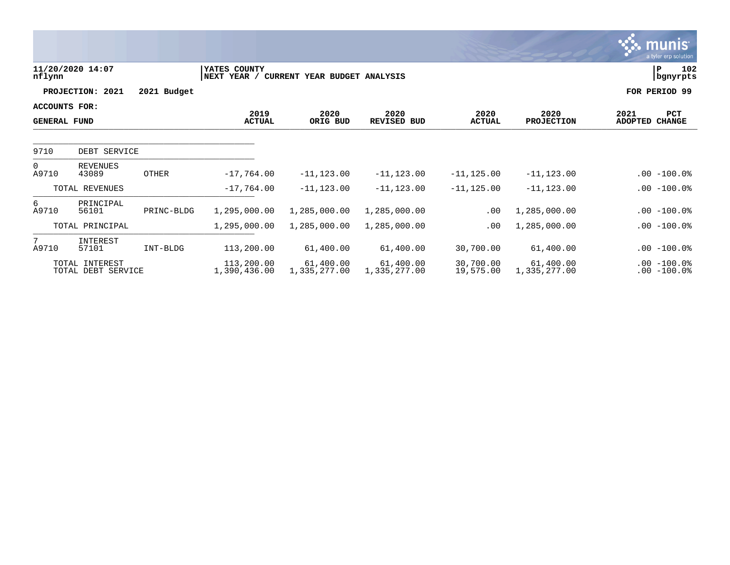11/20/2020 14:07
nflynn

YATES COUNTY
NEXT YEAR / CURRENT YEAR BUDGET ANALYSIS

P 102
bgnyrpts

**PROJECTION: 2021 2021 Budget** **FOR PERIOD 99**

**ACCOUNTS FOR:**

| GENERAL FUND | | | 2019 ACTUAL | 2020 ORIG BUD | 2020 REVISED BUD | 2020 ACTUAL | 2020 PROJECTION | 2021 ADOPTED | PCT CHANGE |
|---|---|---|---|---|---|---|---|---|---|
| 9710 | DEBT SERVICE | | | | | | | | |
| 0 A9710 | REVENUES 43089 | OTHER | -17,764.00 | -11,123.00 | -11,123.00 | -11,125.00 | -11,123.00 | .00 | -100.0% |
| | TOTAL REVENUES | | -17,764.00 | -11,123.00 | -11,123.00 | -11,125.00 | -11,123.00 | .00 | -100.0% |
| 6 A9710 | PRINCIPAL 56101 | PRINC-BLDG | 1,295,000.00 | 1,285,000.00 | 1,285,000.00 | .00 | 1,285,000.00 | .00 | -100.0% |
| | TOTAL PRINCIPAL | | 1,295,000.00 | 1,285,000.00 | 1,285,000.00 | .00 | 1,285,000.00 | .00 | -100.0% |
| 7 A9710 | INTEREST 57101 | INT-BLDG | 113,200.00 | 61,400.00 | 61,400.00 | 30,700.00 | 61,400.00 | .00 | -100.0% |
| | TOTAL INTEREST | | 113,200.00 | 61,400.00 | 61,400.00 | 30,700.00 | 61,400.00 | .00 | -100.0% |
| | TOTAL DEBT SERVICE | | 1,390,436.00 | 1,335,277.00 | 1,335,277.00 | 19,575.00 | 1,335,277.00 | .00 | -100.0% |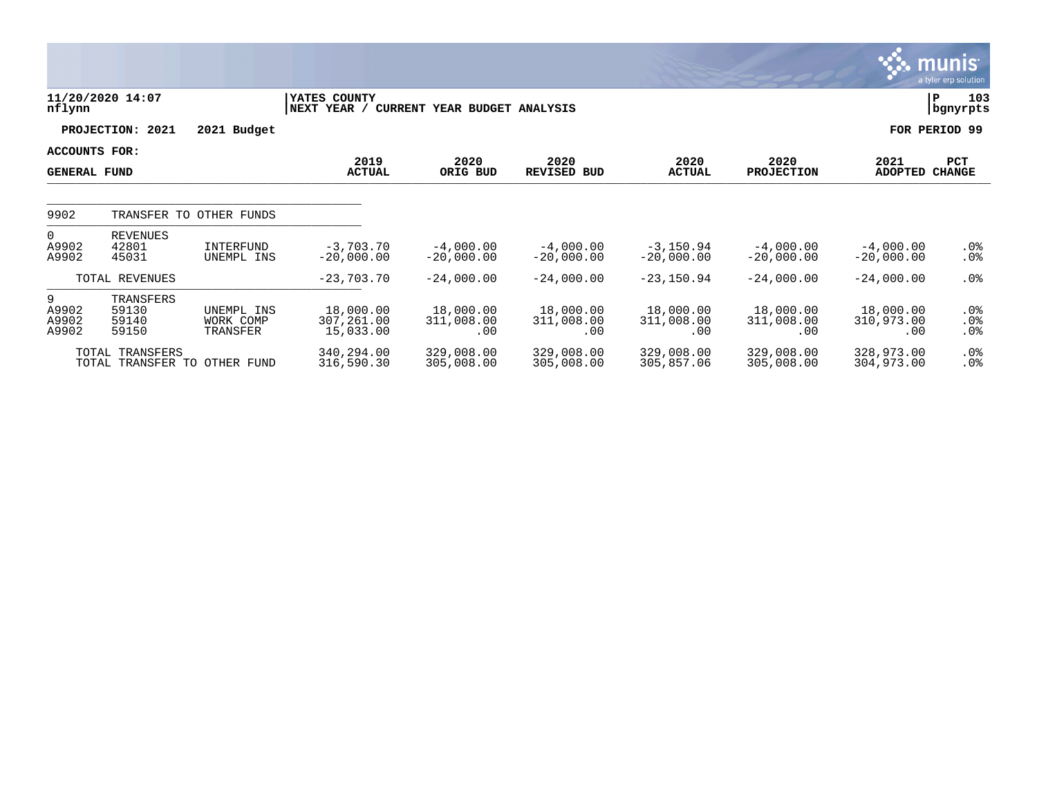**11/20/2020 14:07**
**nflynn**

**YATES COUNTY**
**NEXT YEAR / CURRENT YEAR BUDGET ANALYSIS**

**P 103**
**bgnyrpts**

**PROJECTION: 2021 2021 Budget**

**FOR PERIOD 99**

**ACCOUNTS FOR:**
**GENERAL FUND**

| | | | 2019 ACTUAL | 2020 ORIG BUD | 2020 REVISED BUD | 2020 ACTUAL | 2020 PROJECTION | 2021 ADOPTED | PCT CHANGE |
|---|---|---|---|---|---|---|---|---|---|
| 9902 | TRANSFER TO OTHER FUNDS | | | | | | | | |
| 0 | REVENUES | | | | | | | | |
| A9902 | 42801 | INTERFUND | -3,703.70 | -4,000.00 | -4,000.00 | -3,150.94 | -4,000.00 | -4,000.00 | .0% |
| A9902 | 45031 | UNEMPL INS | -20,000.00 | -20,000.00 | -20,000.00 | -20,000.00 | -20,000.00 | -20,000.00 | .0% |
| | TOTAL REVENUES | | -23,703.70 | -24,000.00 | -24,000.00 | -23,150.94 | -24,000.00 | -24,000.00 | .0% |
| 9 | TRANSFERS | | | | | | | | |
| A9902 | 59130 | UNEMPL INS | 18,000.00 | 18,000.00 | 18,000.00 | 18,000.00 | 18,000.00 | 18,000.00 | .0% |
| A9902 | 59140 | WORK COMP | 307,261.00 | 311,008.00 | 311,008.00 | 311,008.00 | 311,008.00 | 310,973.00 | .0% |
| A9902 | 59150 | TRANSFER | 15,033.00 | .00 | .00 | .00 | .00 | .00 | .0% |
| | TOTAL TRANSFERS | | 340,294.00 | 329,008.00 | 329,008.00 | 329,008.00 | 329,008.00 | 328,973.00 | .0% |
| | TOTAL TRANSFER TO OTHER FUND | | 316,590.30 | 305,008.00 | 305,008.00 | 305,857.06 | 305,008.00 | 304,973.00 | .0% |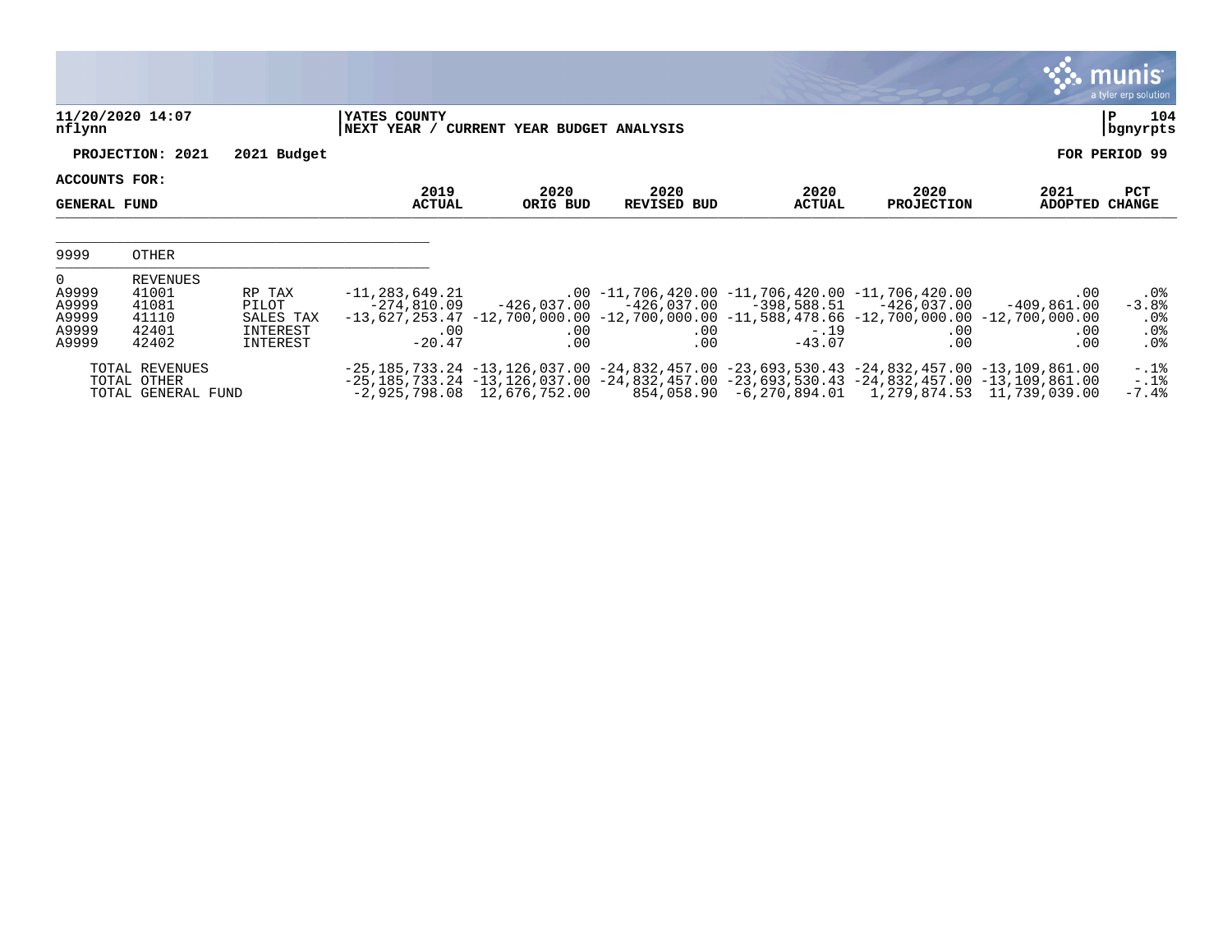**11/20/2020 14:07** | **YATES COUNTY** | **P 104**
**nflynn** | **NEXT YEAR / CURRENT YEAR BUDGET ANALYSIS** | **bgnyrpts**

**PROJECTION: 2021 2021 Budget** **FOR PERIOD 99**

**ACCOUNTS FOR:**

**GENERAL FUND**

| | | | 2019 ACTUAL | 2020 ORIG BUD | 2020 REVISED BUD | 2020 ACTUAL | 2020 PROJECTION | 2021 ADOPTED | PCT CHANGE |
|---|---|---|---|---|---|---|---|---|---|
| 9999 | OTHER | | | | | | | | |
| 0 | REVENUES | | | | | | | | |
| A9999 | 41001 | RP TAX | -11,283,649.21 | .00 | -11,706,420.00 | -11,706,420.00 | -11,706,420.00 | .00 | .0% |
| A9999 | 41081 | PILOT | -274,810.09 | -426,037.00 | -426,037.00 | -398,588.51 | -426,037.00 | -409,861.00 | -3.8% |
| A9999 | 41110 | SALES TAX | -13,627,253.47 | -12,700,000.00 | -12,700,000.00 | -11,588,478.66 | -12,700,000.00 | -12,700,000.00 | .0% |
| A9999 | 42401 | INTEREST | .00 | .00 | .00 | -.19 | .00 | .00 | .0% |
| A9999 | 42402 | INTEREST | -20.47 | .00 | .00 | -43.07 | .00 | .00 | .0% |
| | TOTAL REVENUES | | -25,185,733.24 | -13,126,037.00 | -24,832,457.00 | -23,693,530.43 | -24,832,457.00 | -13,109,861.00 | -.1% |
| | TOTAL OTHER | | -25,185,733.24 | -13,126,037.00 | -24,832,457.00 | -23,693,530.43 | -24,832,457.00 | -13,109,861.00 | -.1% |
| | TOTAL GENERAL FUND | | -2,925,798.08 | 12,676,752.00 | 854,058.90 | -6,270,894.01 | 1,279,874.53 | 11,739,039.00 | -7.4% |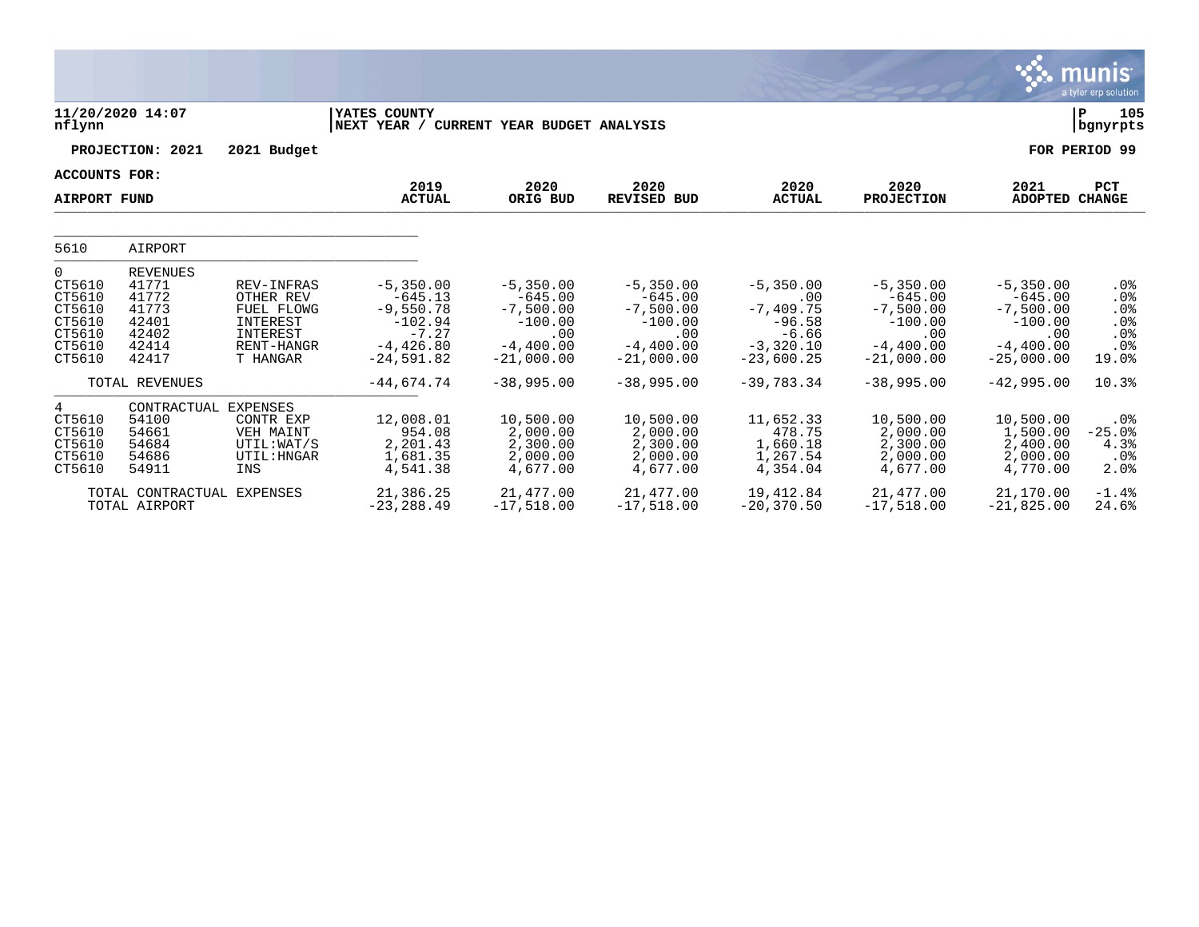**11/20/2020 14:07** | **YATES COUNTY** | **P 105**
**nflynn** | **NEXT YEAR / CURRENT YEAR BUDGET ANALYSIS** | **bgnyrpts**

**PROJECTION: 2021 2021 Budget** — **FOR PERIOD 99**

**ACCOUNTS FOR:**

| AIRPORT FUND | | | 2019 ACTUAL | 2020 ORIG BUD | 2020 REVISED BUD | 2020 ACTUAL | 2020 PROJECTION | 2021 ADOPTED | PCT CHANGE |
|---|---|---|---|---|---|---|---|---|---|
| 5610 | AIRPORT | | | | | | | | |
| 0 | REVENUES | | | | | | | | |
| CT5610 | 41771 | REV-INFRAS | -5,350.00 | -5,350.00 | -5,350.00 | -5,350.00 | -5,350.00 | -5,350.00 | .0% |
| CT5610 | 41772 | OTHER REV | -645.13 | -645.00 | -645.00 | .00 | -645.00 | -645.00 | .0% |
| CT5610 | 41773 | FUEL FLOWG | -9,550.78 | -7,500.00 | -7,500.00 | -7,409.75 | -7,500.00 | -7,500.00 | .0% |
| CT5610 | 42401 | INTEREST | -102.94 | -100.00 | -100.00 | -96.58 | -100.00 | -100.00 | .0% |
| CT5610 | 42402 | INTEREST | -7.27 | .00 | .00 | -6.66 | .00 | .00 | .0% |
| CT5610 | 42414 | RENT-HANGR | -4,426.80 | -4,400.00 | -4,400.00 | -3,320.10 | -4,400.00 | -4,400.00 | .0% |
| CT5610 | 42417 | T HANGAR | -24,591.82 | -21,000.00 | -21,000.00 | -23,600.25 | -21,000.00 | -25,000.00 | 19.0% |
| | TOTAL REVENUES | | -44,674.74 | -38,995.00 | -38,995.00 | -39,783.34 | -38,995.00 | -42,995.00 | 10.3% |
| 4 | CONTRACTUAL EXPENSES | | | | | | | | |
| CT5610 | 54100 | CONTR EXP | 12,008.01 | 10,500.00 | 10,500.00 | 11,652.33 | 10,500.00 | 10,500.00 | .0% |
| CT5610 | 54661 | VEH MAINT | 954.08 | 2,000.00 | 2,000.00 | 478.75 | 2,000.00 | 1,500.00 | -25.0% |
| CT5610 | 54684 | UTIL:WAT/S | 2,201.43 | 2,300.00 | 2,300.00 | 1,660.18 | 2,300.00 | 2,400.00 | 4.3% |
| CT5610 | 54686 | UTIL:HNGAR | 1,681.35 | 2,000.00 | 2,000.00 | 1,267.54 | 2,000.00 | 2,000.00 | .0% |
| CT5610 | 54911 | INS | 4,541.38 | 4,677.00 | 4,677.00 | 4,354.04 | 4,677.00 | 4,770.00 | 2.0% |
| | TOTAL CONTRACTUAL EXPENSES | | 21,386.25 | 21,477.00 | 21,477.00 | 19,412.84 | 21,477.00 | 21,170.00 | -1.4% |
| | TOTAL AIRPORT | | -23,288.49 | -17,518.00 | -17,518.00 | -20,370.50 | -17,518.00 | -21,825.00 | 24.6% |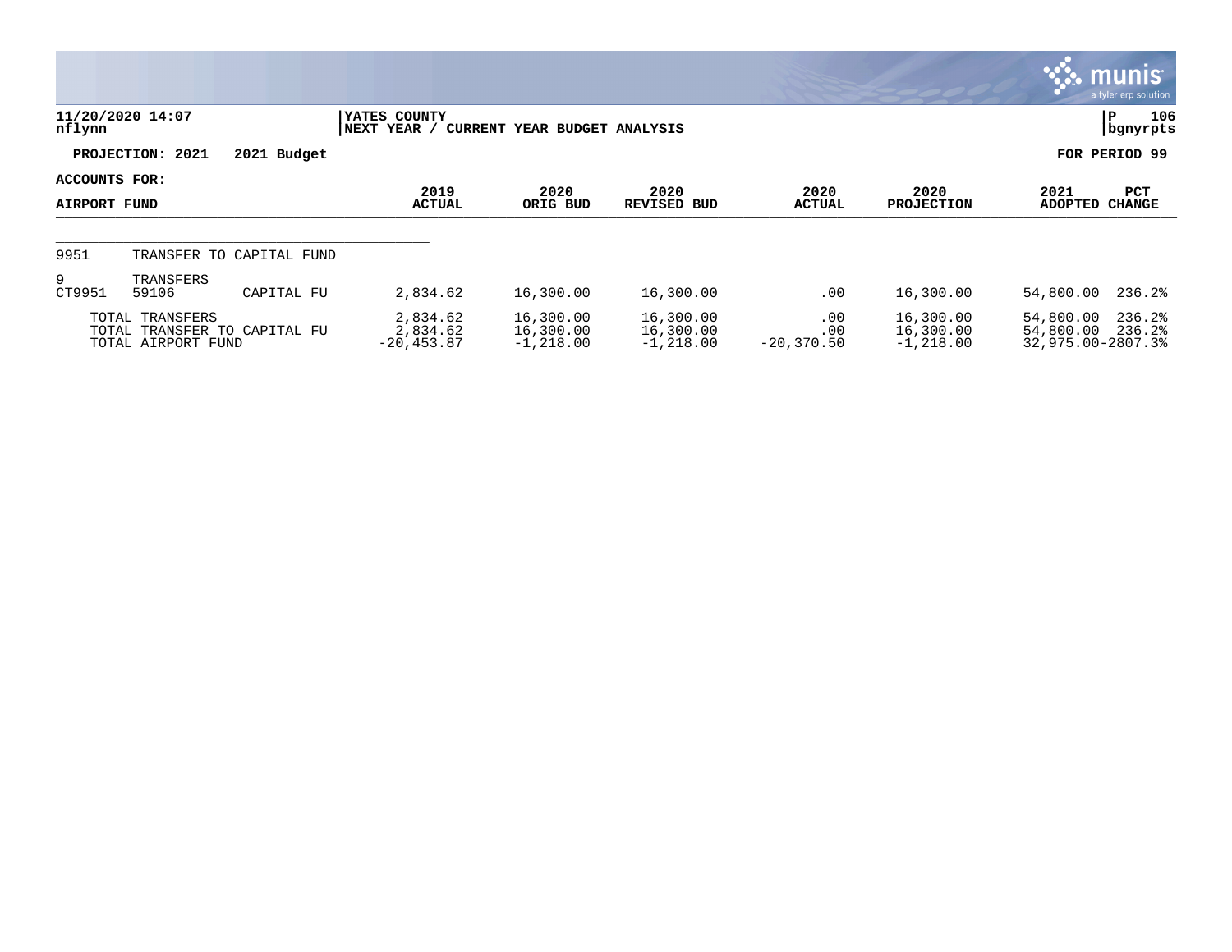11/20/2020 14:07
nflynn

YATES COUNTY
NEXT YEAR / CURRENT YEAR BUDGET ANALYSIS

P 106
bgnyrpts

**PROJECTION: 2021 2021 Budget** **FOR PERIOD 99**

**ACCOUNTS FOR:**

| AIRPORT FUND | | | 2019 ACTUAL | 2020 ORIG BUD | 2020 REVISED BUD | 2020 ACTUAL | 2020 PROJECTION | 2021 ADOPTED | PCT CHANGE |
|---|---|---|---|---|---|---|---|---|---|
| 9951 | TRANSFER TO CAPITAL FUND | | | | | | | | |
| 9 | TRANSFERS | | | | | | | | |
| CT9951 | 59106 | CAPITAL FU | 2,834.62 | 16,300.00 | 16,300.00 | .00 | 16,300.00 | 54,800.00 | 236.2% |
| | TOTAL TRANSFERS | | 2,834.62 | 16,300.00 | 16,300.00 | .00 | 16,300.00 | 54,800.00 | 236.2% |
| | TOTAL TRANSFER TO CAPITAL FU | | 2,834.62 | 16,300.00 | 16,300.00 | .00 | 16,300.00 | 54,800.00 | 236.2% |
| | TOTAL AIRPORT FUND | | -20,453.87 | -1,218.00 | -1,218.00 | -20,370.50 | -1,218.00 | 32,975.00 | -2807.3% |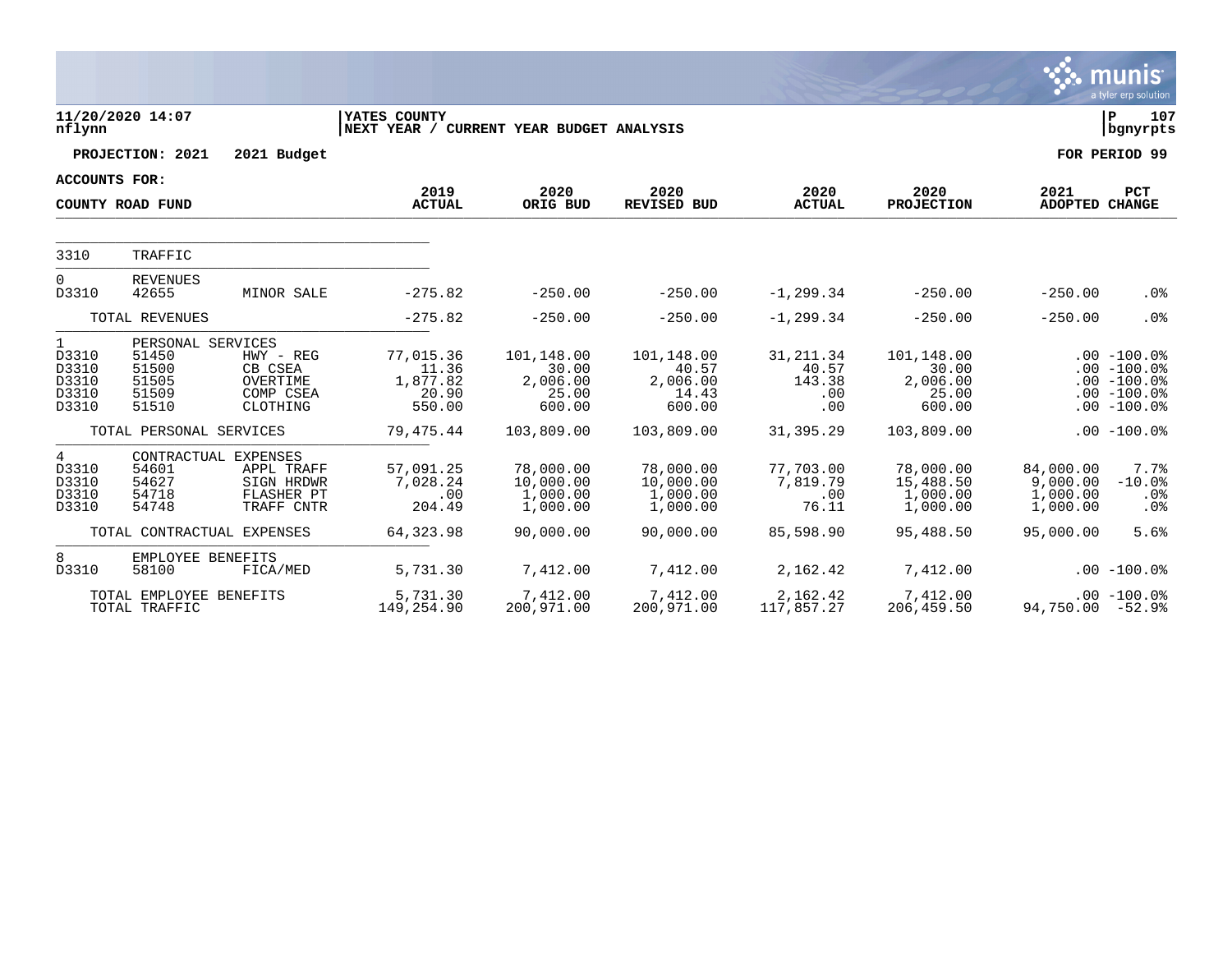11/20/2020 14:07
nflynn

YATES COUNTY
NEXT YEAR / CURRENT YEAR BUDGET ANALYSIS

P 107
bgnyrpts

**PROJECTION: 2021 2021 Budget** **FOR PERIOD 99**

**ACCOUNTS FOR:**

| COUNTY ROAD FUND | | | 2019 ACTUAL | 2020 ORIG BUD | 2020 REVISED BUD | 2020 ACTUAL | 2020 PROJECTION | 2021 ADOPTED | PCT CHANGE |
|---|---|---|---|---|---|---|---|---|---|
| 3310 | TRAFFIC | | | | | | | | |
| 0 | REVENUES | | | | | | | | |
| D3310 | 42655 | MINOR SALE | -275.82 | -250.00 | -250.00 | -1,299.34 | -250.00 | -250.00 | .0% |
| | TOTAL REVENUES | | -275.82 | -250.00 | -250.00 | -1,299.34 | -250.00 | -250.00 | .0% |
| 1 | PERSONAL SERVICES | | | | | | | | |
| D3310 | 51450 | HWY - REG | 77,015.36 | 101,148.00 | 101,148.00 | 31,211.34 | 101,148.00 | .00 | -100.0% |
| D3310 | 51500 | CB CSEA | 11.36 | 30.00 | 40.57 | 40.57 | 30.00 | .00 | -100.0% |
| D3310 | 51505 | OVERTIME | 1,877.82 | 2,006.00 | 2,006.00 | 143.38 | 2,006.00 | .00 | -100.0% |
| D3310 | 51509 | COMP CSEA | 20.90 | 25.00 | 14.43 | .00 | 25.00 | .00 | -100.0% |
| D3310 | 51510 | CLOTHING | 550.00 | 600.00 | 600.00 | .00 | 600.00 | .00 | -100.0% |
| | TOTAL PERSONAL SERVICES | | 79,475.44 | 103,809.00 | 103,809.00 | 31,395.29 | 103,809.00 | .00 | -100.0% |
| 4 | CONTRACTUAL EXPENSES | | | | | | | | |
| D3310 | 54601 | APPL TRAFF | 57,091.25 | 78,000.00 | 78,000.00 | 77,703.00 | 78,000.00 | 84,000.00 | 7.7% |
| D3310 | 54627 | SIGN HRDWR | 7,028.24 | 10,000.00 | 10,000.00 | 7,819.79 | 15,488.50 | 9,000.00 | -10.0% |
| D3310 | 54718 | FLASHER PT | .00 | 1,000.00 | 1,000.00 | .00 | 1,000.00 | 1,000.00 | .0% |
| D3310 | 54748 | TRAFF CNTR | 204.49 | 1,000.00 | 1,000.00 | 76.11 | 1,000.00 | 1,000.00 | .0% |
| | TOTAL CONTRACTUAL EXPENSES | | 64,323.98 | 90,000.00 | 90,000.00 | 85,598.90 | 95,488.50 | 95,000.00 | 5.6% |
| 8 | EMPLOYEE BENEFITS | | | | | | | | |
| D3310 | 58100 | FICA/MED | 5,731.30 | 7,412.00 | 7,412.00 | 2,162.42 | 7,412.00 | .00 | -100.0% |
| | TOTAL EMPLOYEE BENEFITS | | 5,731.30 | 7,412.00 | 7,412.00 | 2,162.42 | 7,412.00 | .00 | -100.0% |
| | TOTAL TRAFFIC | | 149,254.90 | 200,971.00 | 200,971.00 | 117,857.27 | 206,459.50 | 94,750.00 | -52.9% |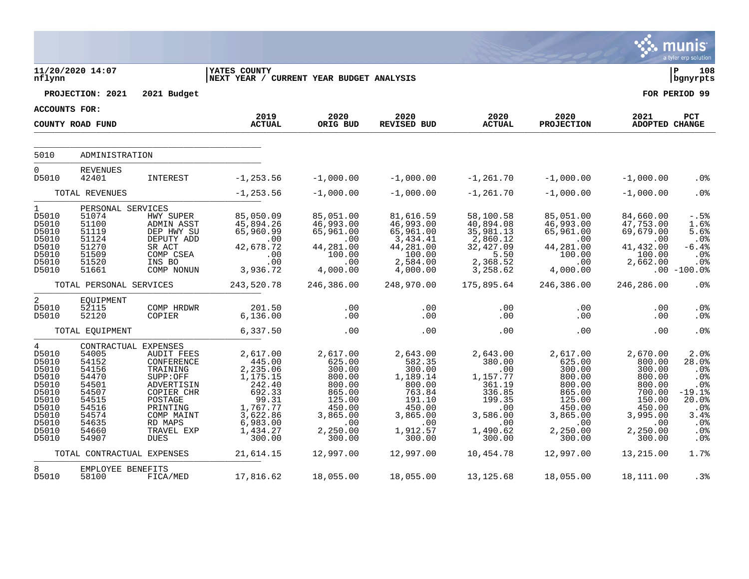11/20/2020 14:07
nflynn

YATES COUNTY
NEXT YEAR / CURRENT YEAR BUDGET ANALYSIS

P 108
bgnyrpts

PROJECTION: 2021 2021 Budget

FOR PERIOD 99

ACCOUNTS FOR:

| COUNTY ROAD FUND | | | 2019 ACTUAL | 2020 ORIG BUD | 2020 REVISED BUD | 2020 ACTUAL | 2020 PROJECTION | 2021 ADOPTED | PCT CHANGE |
|---|---|---|---|---|---|---|---|---|---|
| 5010 | ADMINISTRATION | | | | | | | | |
| 0 | REVENUES | | | | | | | | |
| D5010 | 42401 | INTEREST | -1,253.56 | -1,000.00 | -1,000.00 | -1,261.70 | -1,000.00 | -1,000.00 | .0% |
| | TOTAL REVENUES | | -1,253.56 | -1,000.00 | -1,000.00 | -1,261.70 | -1,000.00 | -1,000.00 | .0% |
| 1 | PERSONAL SERVICES | | | | | | | | |
| D5010 | 51074 | HWY SUPER | 85,050.09 | 85,051.00 | 81,616.59 | 58,100.58 | 85,051.00 | 84,660.00 | -.5% |
| D5010 | 51100 | ADMIN ASST | 45,894.26 | 46,993.00 | 46,993.00 | 40,894.08 | 46,993.00 | 47,753.00 | 1.6% |
| D5010 | 51119 | DEP HWY SU | 65,960.99 | 65,961.00 | 65,961.00 | 35,981.13 | 65,961.00 | 69,679.00 | 5.6% |
| D5010 | 51124 | DEPUTY ADD | .00 | .00 | 3,434.41 | 2,860.12 | .00 | .00 | .0% |
| D5010 | 51270 | SR ACT | 42,678.72 | 44,281.00 | 44,281.00 | 32,427.09 | 44,281.00 | 41,432.00 | -6.4% |
| D5010 | 51509 | COMP CSEA | .00 | 100.00 | 100.00 | 5.50 | 100.00 | 100.00 | .0% |
| D5010 | 51520 | INS BO | .00 | .00 | 2,584.00 | 2,368.52 | .00 | 2,662.00 | .0% |
| D5010 | 51661 | COMP NONUN | 3,936.72 | 4,000.00 | 4,000.00 | 3,258.62 | 4,000.00 | .00 | -100.0% |
| | TOTAL PERSONAL SERVICES | | 243,520.78 | 246,386.00 | 248,970.00 | 175,895.64 | 246,386.00 | 246,286.00 | .0% |
| 2 | EQUIPMENT | | | | | | | | |
| D5010 | 52115 | COMP HRDWR | 201.50 | .00 | .00 | .00 | .00 | .00 | .0% |
| D5010 | 52120 | COPIER | 6,136.00 | .00 | .00 | .00 | .00 | .00 | .0% |
| | TOTAL EQUIPMENT | | 6,337.50 | .00 | .00 | .00 | .00 | .00 | .0% |
| 4 | CONTRACTUAL EXPENSES | | | | | | | | |
| D5010 | 54005 | AUDIT FEES | 2,617.00 | 2,617.00 | 2,643.00 | 2,643.00 | 2,617.00 | 2,670.00 | 2.0% |
| D5010 | 54152 | CONFERENCE | 445.00 | 625.00 | 582.35 | 380.00 | 625.00 | 800.00 | 28.0% |
| D5010 | 54156 | TRAINING | 2,235.06 | 300.00 | 300.00 | .00 | 300.00 | 300.00 | .0% |
| D5010 | 54470 | SUPP:OFF | 1,175.15 | 800.00 | 1,189.14 | 1,157.77 | 800.00 | 800.00 | .0% |
| D5010 | 54501 | ADVERTISIN | 242.40 | 800.00 | 800.00 | 361.19 | 800.00 | 800.00 | .0% |
| D5010 | 54507 | COPIER CHR | 692.33 | 865.00 | 763.84 | 336.85 | 865.00 | 700.00 | -19.1% |
| D5010 | 54515 | POSTAGE | 99.31 | 125.00 | 191.10 | 199.35 | 125.00 | 150.00 | 20.0% |
| D5010 | 54516 | PRINTING | 1,767.77 | 450.00 | 450.00 | .00 | 450.00 | 450.00 | .0% |
| D5010 | 54574 | COMP MAINT | 3,622.86 | 3,865.00 | 3,865.00 | 3,586.00 | 3,865.00 | 3,995.00 | 3.4% |
| D5010 | 54635 | RD MAPS | 6,983.00 | .00 | .00 | .00 | .00 | .00 | .0% |
| D5010 | 54660 | TRAVEL EXP | 1,434.27 | 2,250.00 | 1,912.57 | 1,490.62 | 2,250.00 | 2,250.00 | .0% |
| D5010 | 54907 | DUES | 300.00 | 300.00 | 300.00 | 300.00 | 300.00 | 300.00 | .0% |
| | TOTAL CONTRACTUAL EXPENSES | | 21,614.15 | 12,997.00 | 12,997.00 | 10,454.78 | 12,997.00 | 13,215.00 | 1.7% |
| 8 | EMPLOYEE BENEFITS | | | | | | | | |
| D5010 | 58100 | FICA/MED | 17,816.62 | 18,055.00 | 18,055.00 | 13,125.68 | 18,055.00 | 18,111.00 | .3% |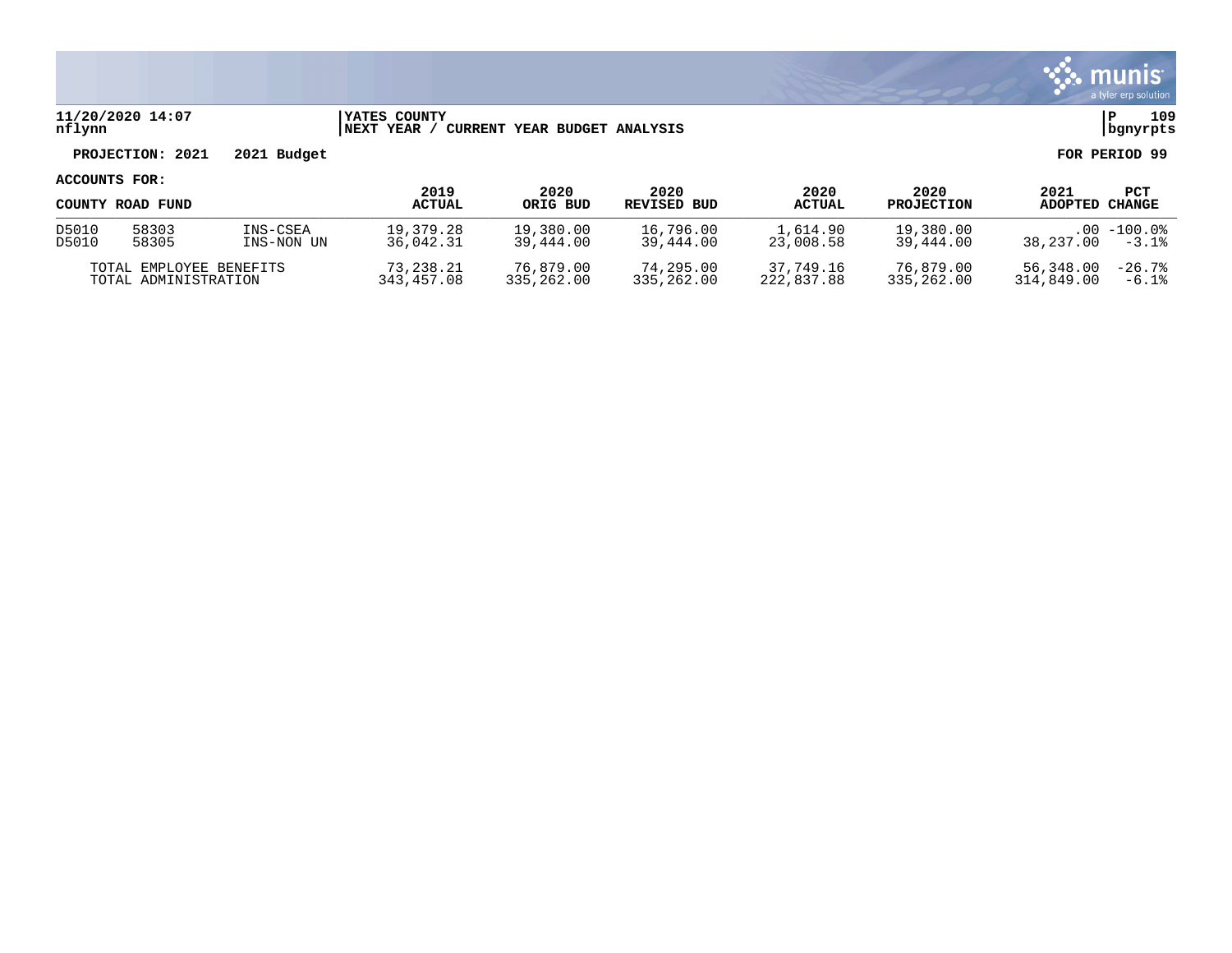11/20/2020 14:07 nflynn | YATES COUNTY NEXT YEAR / CURRENT YEAR BUDGET ANALYSIS | P 109 bgnyrpts

**PROJECTION: 2021 2021 Budget** **FOR PERIOD 99**

**ACCOUNTS FOR:**

| COUNTY ROAD FUND | | | 2019 ACTUAL | 2020 ORIG BUD | 2020 REVISED BUD | 2020 ACTUAL | 2020 PROJECTION | 2021 ADOPTED | PCT CHANGE |
|---|---|---|---|---|---|---|---|---|---|
| D5010 | 58303 | INS-CSEA | 19,379.28 | 19,380.00 | 16,796.00 | 1,614.90 | 19,380.00 | .00 | -100.0% |
| D5010 | 58305 | INS-NON UN | 36,042.31 | 39,444.00 | 39,444.00 | 23,008.58 | 39,444.00 | 38,237.00 | -3.1% |
| TOTAL EMPLOYEE BENEFITS | | | 73,238.21 | 76,879.00 | 74,295.00 | 37,749.16 | 76,879.00 | 56,348.00 | -26.7% |
| TOTAL ADMINISTRATION | | | 343,457.08 | 335,262.00 | 335,262.00 | 222,837.88 | 335,262.00 | 314,849.00 | -6.1% |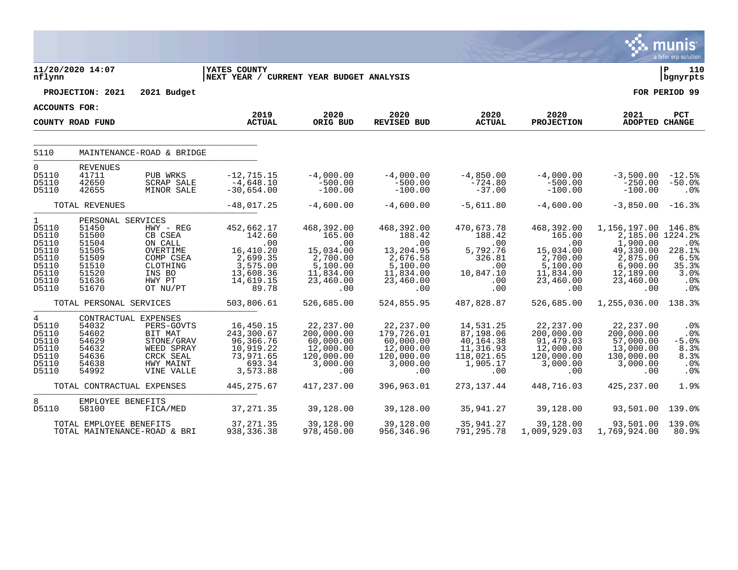11/20/2020 14:07 nflynn | YATES COUNTY | NEXT YEAR / CURRENT YEAR BUDGET ANALYSIS | P 110 bgnyrpts

**PROJECTION: 2021 2021 Budget** | **FOR PERIOD 99**

**ACCOUNTS FOR:**

| COUNTY ROAD FUND | | | 2019 ACTUAL | 2020 ORIG BUD | 2020 REVISED BUD | 2020 ACTUAL | 2020 PROJECTION | 2021 ADOPTED | PCT CHANGE |
|---|---|---|---|---|---|---|---|---|---|
| 5110 | MAINTENANCE-ROAD & BRIDGE | | | | | | | | |
| 0 | REVENUES | | | | | | | | |
| D5110 | 41711 | PUB WRKS | -12,715.15 | -4,000.00 | -4,000.00 | -4,850.00 | -4,000.00 | -3,500.00 | -12.5% |
| D5110 | 42650 | SCRAP SALE | -4,648.10 | -500.00 | -500.00 | -724.80 | -500.00 | -250.00 | -50.0% |
| D5110 | 42655 | MINOR SALE | -30,654.00 | -100.00 | -100.00 | -37.00 | -100.00 | -100.00 | .0% |
| | TOTAL REVENUES | | -48,017.25 | -4,600.00 | -4,600.00 | -5,611.80 | -4,600.00 | -3,850.00 | -16.3% |
| 1 | PERSONAL SERVICES | | | | | | | | |
| D5110 | 51450 | HWY - REG | 452,662.17 | 468,392.00 | 468,392.00 | 470,673.78 | 468,392.00 | 1,156,197.00 | 146.8% |
| D5110 | 51500 | CB CSEA | 142.60 | 165.00 | 188.42 | 188.42 | 165.00 | 2,185.00 | 1224.2% |
| D5110 | 51504 | ON CALL | .00 | .00 | .00 | .00 | .00 | 1,900.00 | .0% |
| D5110 | 51505 | OVERTIME | 16,410.20 | 15,034.00 | 13,204.95 | 5,792.76 | 15,034.00 | 49,330.00 | 228.1% |
| D5110 | 51509 | COMP CSEA | 2,699.35 | 2,700.00 | 2,676.58 | 326.81 | 2,700.00 | 2,875.00 | 6.5% |
| D5110 | 51510 | CLOTHING | 3,575.00 | 5,100.00 | 5,100.00 | .00 | 5,100.00 | 6,900.00 | 35.3% |
| D5110 | 51520 | INS BO | 13,608.36 | 11,834.00 | 11,834.00 | 10,847.10 | 11,834.00 | 12,189.00 | 3.0% |
| D5110 | 51636 | HWY PT | 14,619.15 | 23,460.00 | 23,460.00 | .00 | 23,460.00 | 23,460.00 | .0% |
| D5110 | 51670 | OT NU/PT | 89.78 | .00 | .00 | .00 | .00 | .00 | .0% |
| | TOTAL PERSONAL SERVICES | | 503,806.61 | 526,685.00 | 524,855.95 | 487,828.87 | 526,685.00 | 1,255,036.00 | 138.3% |
| 4 | CONTRACTUAL EXPENSES | | | | | | | | |
| D5110 | 54032 | PERS-GOVTS | 16,450.15 | 22,237.00 | 22,237.00 | 14,531.25 | 22,237.00 | 22,237.00 | .0% |
| D5110 | 54602 | BIT MAT | 243,300.67 | 200,000.00 | 179,726.01 | 87,198.06 | 200,000.00 | 200,000.00 | .0% |
| D5110 | 54629 | STONE/GRAV | 96,366.76 | 60,000.00 | 60,000.00 | 40,164.38 | 91,479.03 | 57,000.00 | -5.0% |
| D5110 | 54632 | WEED SPRAY | 10,919.22 | 12,000.00 | 12,000.00 | 11,316.93 | 12,000.00 | 13,000.00 | 8.3% |
| D5110 | 54636 | CRCK SEAL | 73,971.65 | 120,000.00 | 120,000.00 | 118,021.65 | 120,000.00 | 130,000.00 | 8.3% |
| D5110 | 54638 | HWY MAINT | 693.34 | 3,000.00 | 3,000.00 | 1,905.17 | 3,000.00 | 3,000.00 | .0% |
| D5110 | 54992 | VINE VALLE | 3,573.88 | .00 | .00 | .00 | .00 | .00 | .0% |
| | TOTAL CONTRACTUAL EXPENSES | | 445,275.67 | 417,237.00 | 396,963.01 | 273,137.44 | 448,716.03 | 425,237.00 | 1.9% |
| 8 | EMPLOYEE BENEFITS | | | | | | | | |
| D5110 | 58100 | FICA/MED | 37,271.35 | 39,128.00 | 39,128.00 | 35,941.27 | 39,128.00 | 93,501.00 | 139.0% |
| | TOTAL EMPLOYEE BENEFITS | | 37,271.35 | 39,128.00 | 39,128.00 | 35,941.27 | 39,128.00 | 93,501.00 | 139.0% |
| | TOTAL MAINTENANCE-ROAD & BRI | | 938,336.38 | 978,450.00 | 956,346.96 | 791,295.78 | 1,009,929.03 | 1,769,924.00 | 80.9% |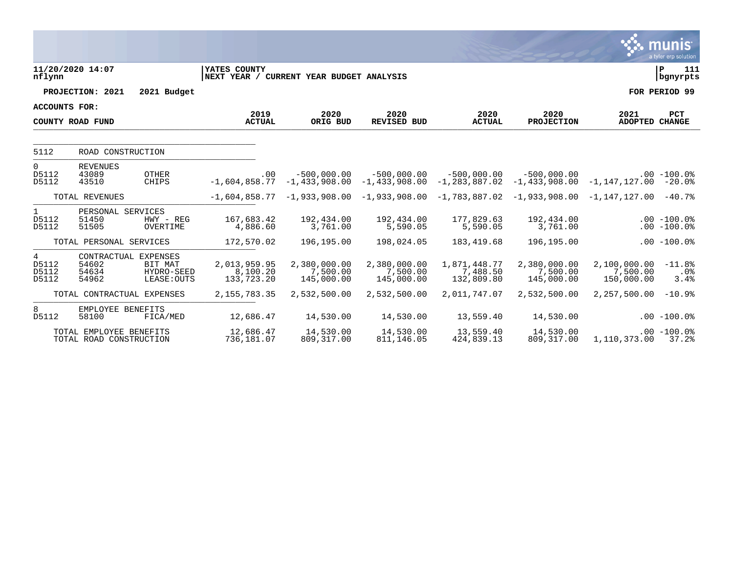**YATES COUNTY**
**NEXT YEAR / CURRENT YEAR BUDGET ANALYSIS**

11/20/2020 14:07
nflynn

**PROJECTION: 2021 2021 Budget** — **FOR PERIOD 99**

**ACCOUNTS FOR: COUNTY ROAD FUND**

| | | | 2019 ACTUAL | 2020 ORIG BUD | 2020 REVISED BUD | 2020 ACTUAL | 2020 PROJECTION | 2021 ADOPTED | PCT CHANGE |
|---|---|---|---|---|---|---|---|---|---|
| 5112 | ROAD CONSTRUCTION | | | | | | | | |
| 0 | REVENUES | | | | | | | | |
| D5112 | 43089 | OTHER | .00 | -500,000.00 | -500,000.00 | -500,000.00 | -500,000.00 | .00 | -100.0% |
| D5112 | 43510 | CHIPS | -1,604,858.77 | -1,433,908.00 | -1,433,908.00 | -1,283,887.02 | -1,433,908.00 | -1,147,127.00 | -20.0% |
| | TOTAL REVENUES | | -1,604,858.77 | -1,933,908.00 | -1,933,908.00 | -1,783,887.02 | -1,933,908.00 | -1,147,127.00 | -40.7% |
| 1 | PERSONAL SERVICES | | | | | | | | |
| D5112 | 51450 | HWY - REG | 167,683.42 | 192,434.00 | 192,434.00 | 177,829.63 | 192,434.00 | .00 | -100.0% |
| D5112 | 51505 | OVERTIME | 4,886.60 | 3,761.00 | 5,590.05 | 5,590.05 | 3,761.00 | .00 | -100.0% |
| | TOTAL PERSONAL SERVICES | | 172,570.02 | 196,195.00 | 198,024.05 | 183,419.68 | 196,195.00 | .00 | -100.0% |
| 4 | CONTRACTUAL EXPENSES | | | | | | | | |
| D5112 | 54602 | BIT MAT | 2,013,959.95 | 2,380,000.00 | 2,380,000.00 | 1,871,448.77 | 2,380,000.00 | 2,100,000.00 | -11.8% |
| D5112 | 54634 | HYDRO-SEED | 8,100.20 | 7,500.00 | 7,500.00 | 7,488.50 | 7,500.00 | 7,500.00 | .0% |
| D5112 | 54962 | LEASE:OUTS | 133,723.20 | 145,000.00 | 145,000.00 | 132,809.80 | 145,000.00 | 150,000.00 | 3.4% |
| | TOTAL CONTRACTUAL EXPENSES | | 2,155,783.35 | 2,532,500.00 | 2,532,500.00 | 2,011,747.07 | 2,532,500.00 | 2,257,500.00 | -10.9% |
| 8 | EMPLOYEE BENEFITS | | | | | | | | |
| D5112 | 58100 | FICA/MED | 12,686.47 | 14,530.00 | 14,530.00 | 13,559.40 | 14,530.00 | .00 | -100.0% |
| | TOTAL EMPLOYEE BENEFITS | | 12,686.47 | 14,530.00 | 14,530.00 | 13,559.40 | 14,530.00 | .00 | -100.0% |
| | TOTAL ROAD CONSTRUCTION | | 736,181.07 | 809,317.00 | 811,146.05 | 424,839.13 | 809,317.00 | 1,110,373.00 | 37.2% |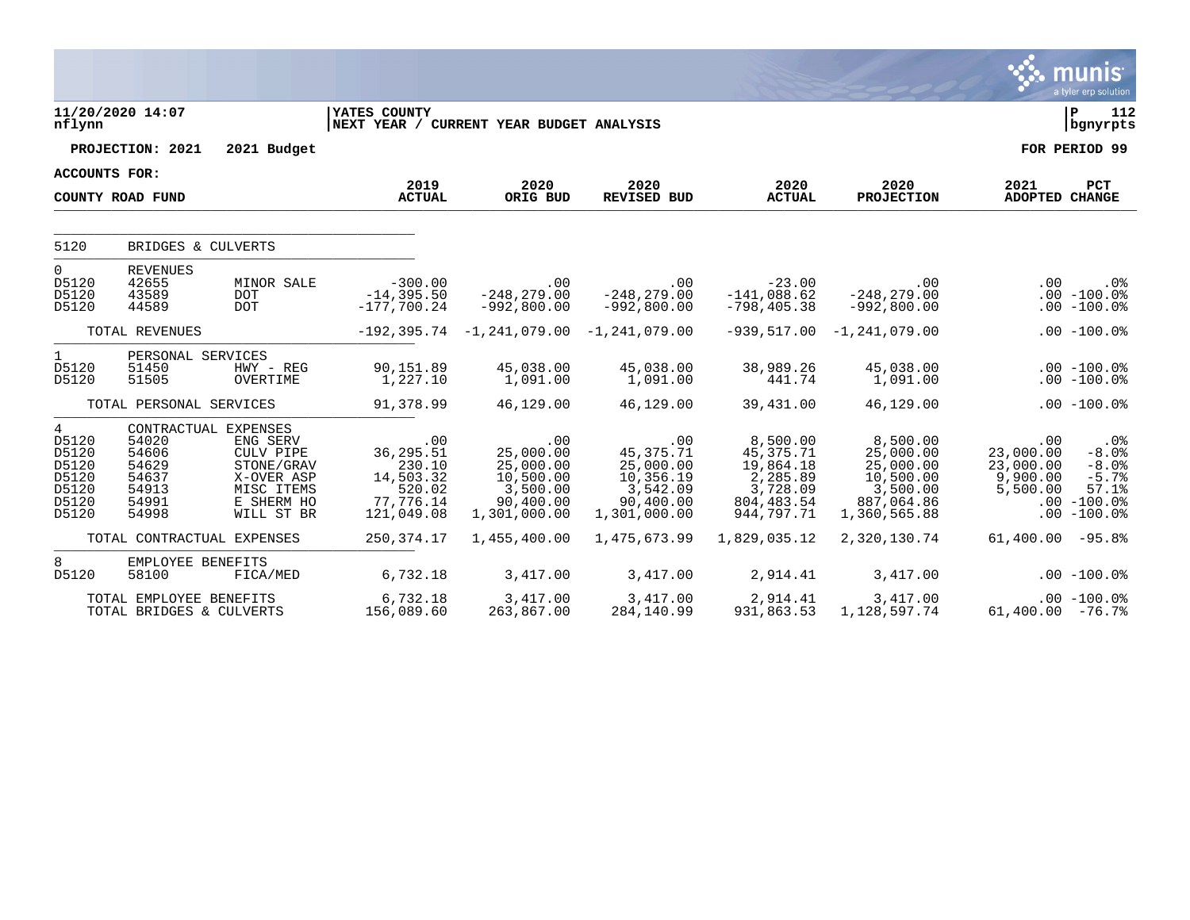**11/20/2020 14:07** | **YATES COUNTY** | **P 112**
**nflynn** | **NEXT YEAR / CURRENT YEAR BUDGET ANALYSIS** | **bgnyrpts**

**PROJECTION: 2021 2021 Budget** — **FOR PERIOD 99**

**ACCOUNTS FOR:**

**COUNTY ROAD FUND**

| | | | 2019 ACTUAL | 2020 ORIG BUD | 2020 REVISED BUD | 2020 ACTUAL | 2020 PROJECTION | 2021 ADOPTED | PCT CHANGE |
|---|---|---|---|---|---|---|---|---|---|
| 5120 | BRIDGES & CULVERTS | | | | | | | | |
| 0 | REVENUES | | | | | | | | |
| D5120 | 42655 | MINOR SALE | -300.00 | .00 | .00 | -23.00 | .00 | .00 | .0% |
| D5120 | 43589 | DOT | -14,395.50 | -248,279.00 | -248,279.00 | -141,088.62 | -248,279.00 | .00 | -100.0% |
| D5120 | 44589 | DOT | -177,700.24 | -992,800.00 | -992,800.00 | -798,405.38 | -992,800.00 | .00 | -100.0% |
| | TOTAL REVENUES | | -192,395.74 | -1,241,079.00 | -1,241,079.00 | -939,517.00 | -1,241,079.00 | .00 | -100.0% |
| 1 | PERSONAL SERVICES | | | | | | | | |
| D5120 | 51450 | HWY - REG | 90,151.89 | 45,038.00 | 45,038.00 | 38,989.26 | 45,038.00 | .00 | -100.0% |
| D5120 | 51505 | OVERTIME | 1,227.10 | 1,091.00 | 1,091.00 | 441.74 | 1,091.00 | .00 | -100.0% |
| | TOTAL PERSONAL SERVICES | | 91,378.99 | 46,129.00 | 46,129.00 | 39,431.00 | 46,129.00 | .00 | -100.0% |
| 4 | CONTRACTUAL EXPENSES | | | | | | | | |
| D5120 | 54020 | ENG SERV | .00 | .00 | .00 | 8,500.00 | 8,500.00 | .00 | .0% |
| D5120 | 54606 | CULV PIPE | 36,295.51 | 25,000.00 | 45,375.71 | 45,375.71 | 25,000.00 | 23,000.00 | -8.0% |
| D5120 | 54629 | STONE/GRAV | 230.10 | 25,000.00 | 25,000.00 | 19,864.18 | 25,000.00 | 23,000.00 | -8.0% |
| D5120 | 54637 | X-OVER ASP | 14,503.32 | 10,500.00 | 10,356.19 | 2,285.89 | 10,500.00 | 9,900.00 | -5.7% |
| D5120 | 54913 | MISC ITEMS | 520.02 | 3,500.00 | 3,542.09 | 3,728.09 | 3,500.00 | 5,500.00 | 57.1% |
| D5120 | 54991 | E SHERM HO | 77,776.14 | 90,400.00 | 90,400.00 | 804,483.54 | 887,064.86 | .00 | -100.0% |
| D5120 | 54998 | WILL ST BR | 121,049.08 | 1,301,000.00 | 1,301,000.00 | 944,797.71 | 1,360,565.88 | .00 | -100.0% |
| | TOTAL CONTRACTUAL EXPENSES | | 250,374.17 | 1,455,400.00 | 1,475,673.99 | 1,829,035.12 | 2,320,130.74 | 61,400.00 | -95.8% |
| 8 | EMPLOYEE BENEFITS | | | | | | | | |
| D5120 | 58100 | FICA/MED | 6,732.18 | 3,417.00 | 3,417.00 | 2,914.41 | 3,417.00 | .00 | -100.0% |
| | TOTAL EMPLOYEE BENEFITS | | 6,732.18 | 3,417.00 | 3,417.00 | 2,914.41 | 3,417.00 | .00 | -100.0% |
| | TOTAL BRIDGES & CULVERTS | | 156,089.60 | 263,867.00 | 284,140.99 | 931,863.53 | 1,128,597.74 | 61,400.00 | -76.7% |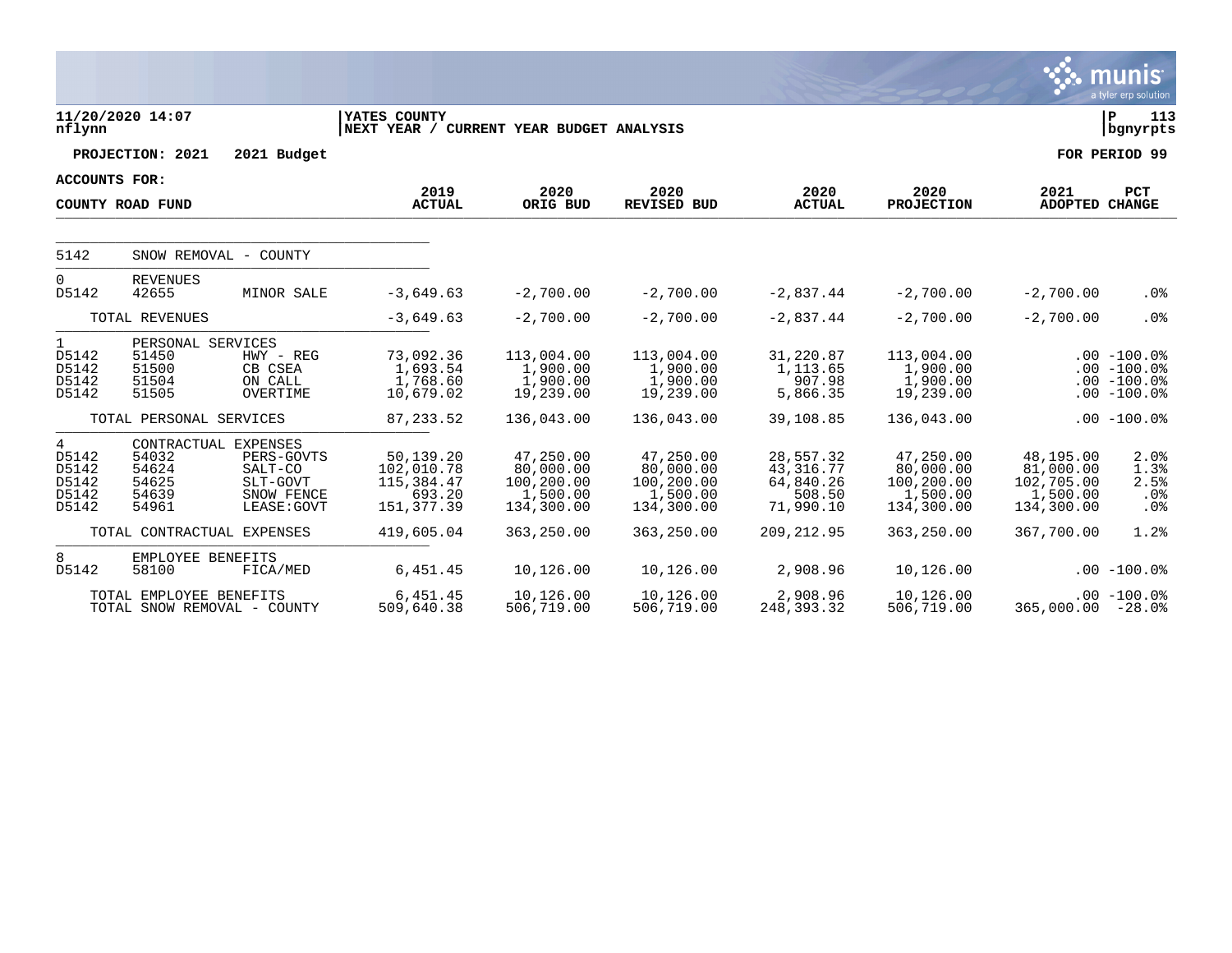11/20/2020 14:07
nflynn

YATES COUNTY
NEXT YEAR / CURRENT YEAR BUDGET ANALYSIS

P 113
bgnyrpts

**PROJECTION: 2021   2021 Budget**

**FOR PERIOD 99**

**ACCOUNTS FOR:**

| COUNTY ROAD FUND | | | 2019 ACTUAL | 2020 ORIG BUD | 2020 REVISED BUD | 2020 ACTUAL | 2020 PROJECTION | 2021 ADOPTED | PCT CHANGE |
|---|---|---|---|---|---|---|---|---|---|
| 5142 | SNOW REMOVAL - COUNTY | | | | | | | | |
| 0 | REVENUES | | | | | | | | |
| D5142 | 42655 | MINOR SALE | -3,649.63 | -2,700.00 | -2,700.00 | -2,837.44 | -2,700.00 | -2,700.00 | .0% |
| | TOTAL REVENUES | | -3,649.63 | -2,700.00 | -2,700.00 | -2,837.44 | -2,700.00 | -2,700.00 | .0% |
| 1 | PERSONAL SERVICES | | | | | | | | |
| D5142 | 51450 | HWY - REG | 73,092.36 | 113,004.00 | 113,004.00 | 31,220.87 | 113,004.00 | .00 | -100.0% |
| D5142 | 51500 | CB CSEA | 1,693.54 | 1,900.00 | 1,900.00 | 1,113.65 | 1,900.00 | .00 | -100.0% |
| D5142 | 51504 | ON CALL | 1,768.60 | 1,900.00 | 1,900.00 | 907.98 | 1,900.00 | .00 | -100.0% |
| D5142 | 51505 | OVERTIME | 10,679.02 | 19,239.00 | 19,239.00 | 5,866.35 | 19,239.00 | .00 | -100.0% |
| | TOTAL PERSONAL SERVICES | | 87,233.52 | 136,043.00 | 136,043.00 | 39,108.85 | 136,043.00 | .00 | -100.0% |
| 4 | CONTRACTUAL EXPENSES | | | | | | | | |
| D5142 | 54032 | PERS-GOVTS | 50,139.20 | 47,250.00 | 47,250.00 | 28,557.32 | 47,250.00 | 48,195.00 | 2.0% |
| D5142 | 54624 | SALT-CO | 102,010.78 | 80,000.00 | 80,000.00 | 43,316.77 | 80,000.00 | 81,000.00 | 1.3% |
| D5142 | 54625 | SLT-GOVT | 115,384.47 | 100,200.00 | 100,200.00 | 64,840.26 | 100,200.00 | 102,705.00 | 2.5% |
| D5142 | 54639 | SNOW FENCE | 693.20 | 1,500.00 | 1,500.00 | 508.50 | 1,500.00 | 1,500.00 | .0% |
| D5142 | 54961 | LEASE:GOVT | 151,377.39 | 134,300.00 | 134,300.00 | 71,990.10 | 134,300.00 | 134,300.00 | .0% |
| | TOTAL CONTRACTUAL EXPENSES | | 419,605.04 | 363,250.00 | 363,250.00 | 209,212.95 | 363,250.00 | 367,700.00 | 1.2% |
| 8 | EMPLOYEE BENEFITS | | | | | | | | |
| D5142 | 58100 | FICA/MED | 6,451.45 | 10,126.00 | 10,126.00 | 2,908.96 | 10,126.00 | .00 | -100.0% |
| | TOTAL EMPLOYEE BENEFITS | | 6,451.45 | 10,126.00 | 10,126.00 | 2,908.96 | 10,126.00 | .00 | -100.0% |
| | TOTAL SNOW REMOVAL - COUNTY | | 509,640.38 | 506,719.00 | 506,719.00 | 248,393.32 | 506,719.00 | 365,000.00 | -28.0% |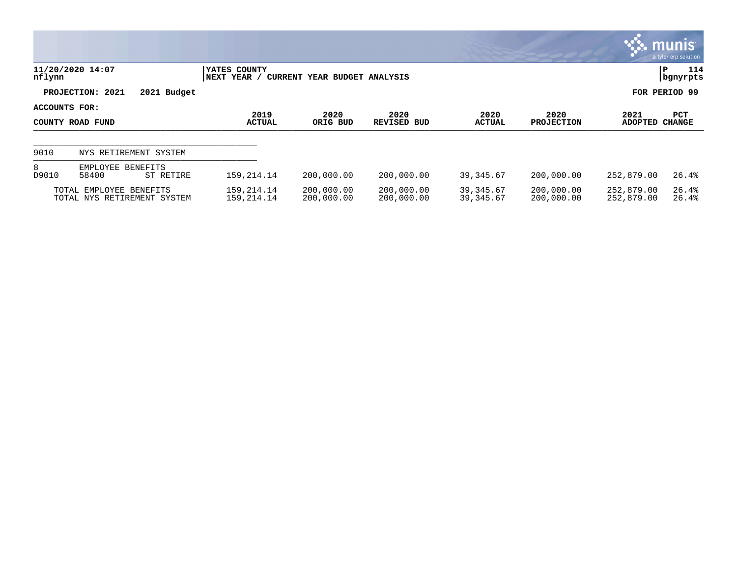11/20/2020 14:07 nflynn | YATES COUNTY | NEXT YEAR / CURRENT YEAR BUDGET ANALYSIS | P 114 bgnyrpts

**PROJECTION: 2021 2021 Budget** — **FOR PERIOD 99**

**ACCOUNTS FOR: COUNTY ROAD FUND**

| | | | 2019 ACTUAL | 2020 ORIG BUD | 2020 REVISED BUD | 2020 ACTUAL | 2020 PROJECTION | 2021 ADOPTED | PCT CHANGE |
|---|---|---|---|---|---|---|---|---|---|
| 9010 | NYS RETIREMENT SYSTEM | | | | | | | | |
| 8 | EMPLOYEE BENEFITS | | | | | | | | |
| D9010 | 58400 | ST RETIRE | 159,214.14 | 200,000.00 | 200,000.00 | 39,345.67 | 200,000.00 | 252,879.00 | 26.4% |
| | TOTAL EMPLOYEE BENEFITS | | 159,214.14 | 200,000.00 | 200,000.00 | 39,345.67 | 200,000.00 | 252,879.00 | 26.4% |
| | TOTAL NYS RETIREMENT SYSTEM | | 159,214.14 | 200,000.00 | 200,000.00 | 39,345.67 | 200,000.00 | 252,879.00 | 26.4% |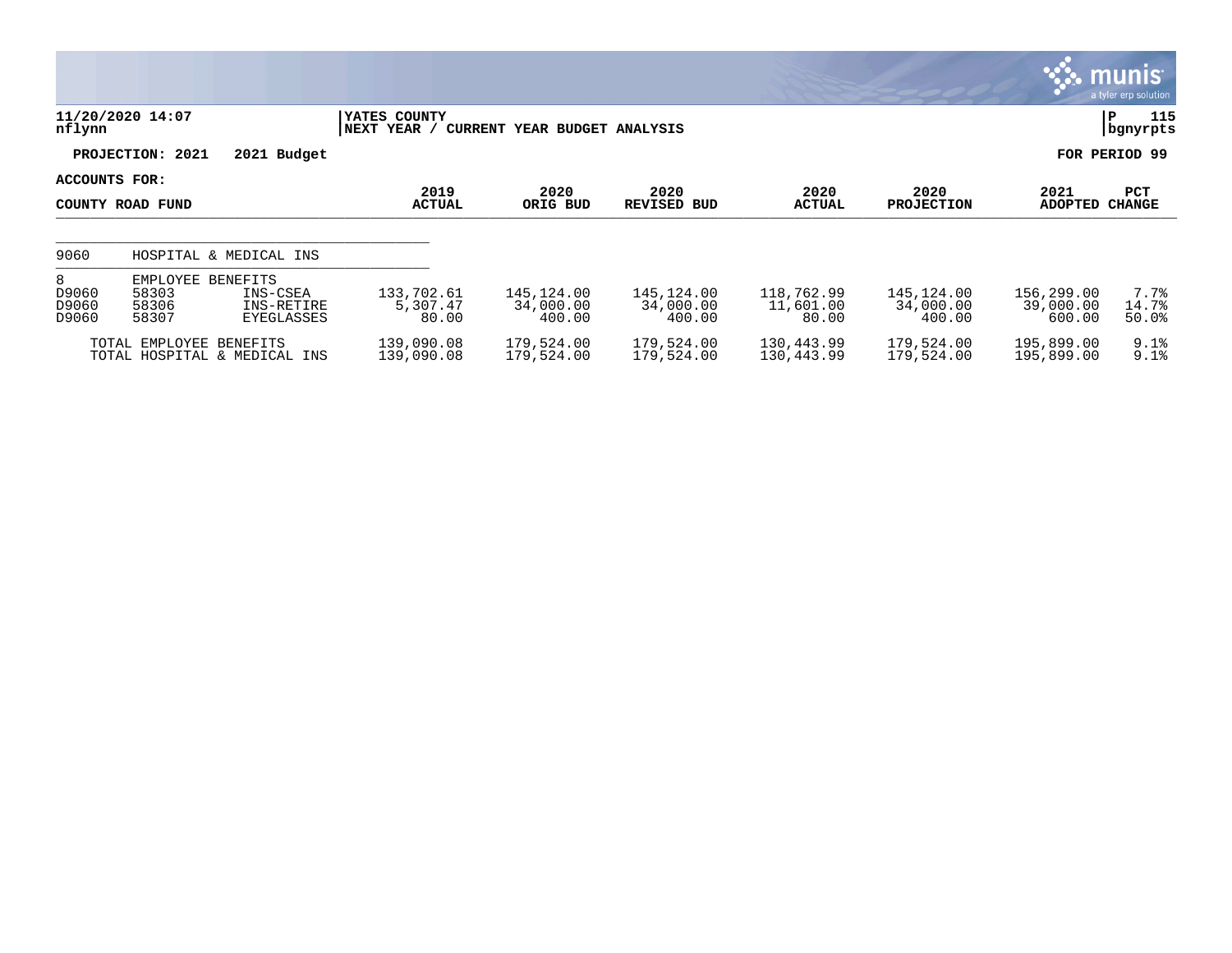11/20/2020 14:07 | YATES COUNTY | P 115
nflynn | NEXT YEAR / CURRENT YEAR BUDGET ANALYSIS | bgnyrpts

PROJECTION: 2021 2021 Budget | FOR PERIOD 99

ACCOUNTS FOR:
COUNTY ROAD FUND

| | | | 2019 ACTUAL | 2020 ORIG BUD | 2020 REVISED BUD | 2020 ACTUAL | 2020 PROJECTION | 2021 ADOPTED | PCT CHANGE |
|---|---|---|---|---|---|---|---|---|---|
| 9060 | HOSPITAL & MEDICAL INS | | | | | | | | |
| 8 | EMPLOYEE BENEFITS | | | | | | | | |
| D9060 | 58303 | INS-CSEA | 133,702.61 | 145,124.00 | 145,124.00 | 118,762.99 | 145,124.00 | 156,299.00 | 7.7% |
| D9060 | 58306 | INS-RETIRE | 5,307.47 | 34,000.00 | 34,000.00 | 11,601.00 | 34,000.00 | 39,000.00 | 14.7% |
| D9060 | 58307 | EYEGLASSES | 80.00 | 400.00 | 400.00 | 80.00 | 400.00 | 600.00 | 50.0% |
| | TOTAL EMPLOYEE BENEFITS | | 139,090.08 | 179,524.00 | 179,524.00 | 130,443.99 | 179,524.00 | 195,899.00 | 9.1% |
| | TOTAL HOSPITAL & MEDICAL INS | | 139,090.08 | 179,524.00 | 179,524.00 | 130,443.99 | 179,524.00 | 195,899.00 | 9.1% |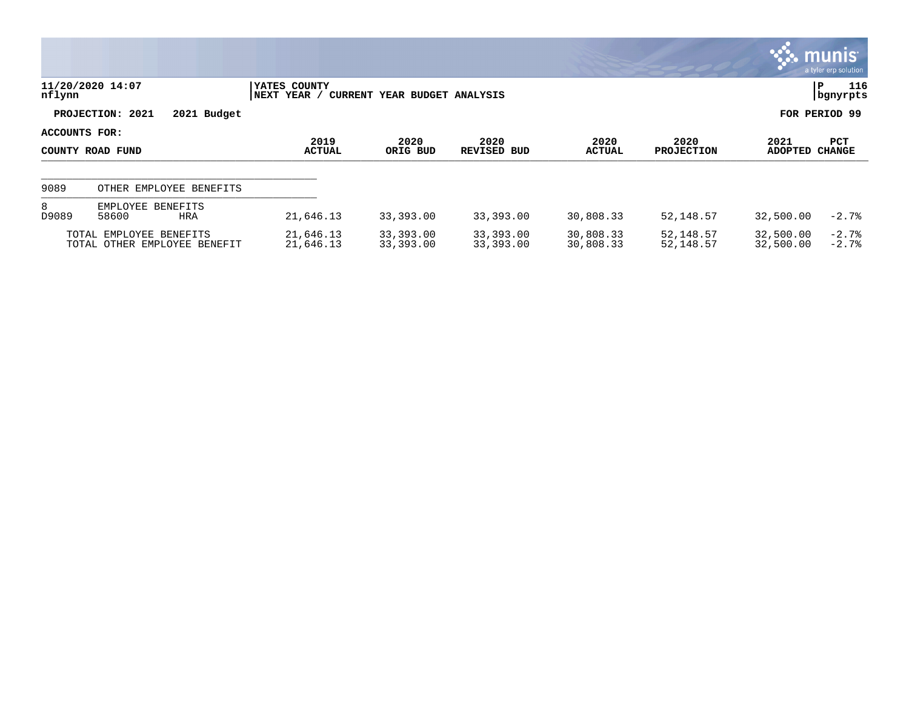11/20/2020 14:07 | YATES COUNTY | P 116
nflynn | NEXT YEAR / CURRENT YEAR BUDGET ANALYSIS | bgnyrpts

**PROJECTION: 2021 2021 Budget** **FOR PERIOD 99**

**ACCOUNTS FOR:**

| COUNTY ROAD FUND | | | 2019 ACTUAL | 2020 ORIG BUD | 2020 REVISED BUD | 2020 ACTUAL | 2020 PROJECTION | 2021 ADOPTED | PCT CHANGE |
|---|---|---|---|---|---|---|---|---|---|
| 9089 | OTHER EMPLOYEE BENEFITS | | | | | | | | |
| 8 | EMPLOYEE BENEFITS | | | | | | | | |
| D9089 | 58600 | HRA | 21,646.13 | 33,393.00 | 33,393.00 | 30,808.33 | 52,148.57 | 32,500.00 | -2.7% |
| | TOTAL EMPLOYEE BENEFITS | | 21,646.13 | 33,393.00 | 33,393.00 | 30,808.33 | 52,148.57 | 32,500.00 | -2.7% |
| | TOTAL OTHER EMPLOYEE BENEFIT | | 21,646.13 | 33,393.00 | 33,393.00 | 30,808.33 | 52,148.57 | 32,500.00 | -2.7% |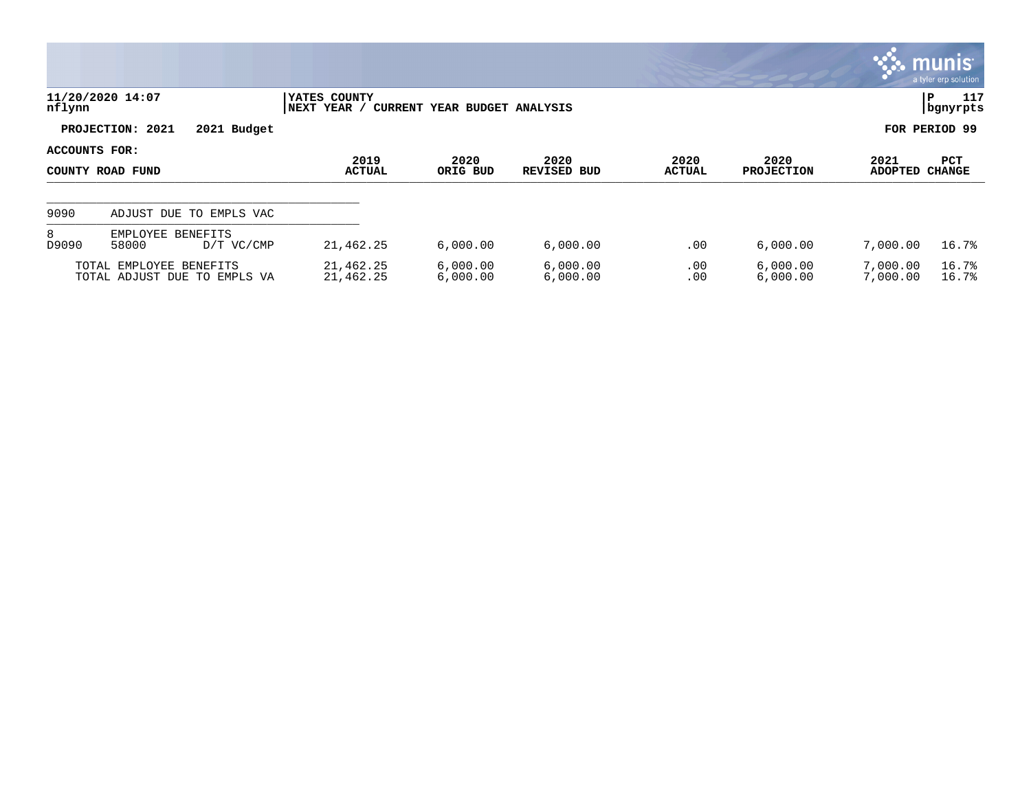**11/20/2020 14:07**
**nflynn**

**YATES COUNTY**
**NEXT YEAR / CURRENT YEAR BUDGET ANALYSIS**

**P 117**
**bgnyrpts**

**PROJECTION: 2021 2021 Budget**

**FOR PERIOD 99**

**ACCOUNTS FOR:**

| COUNTY ROAD FUND | | | 2019 ACTUAL | 2020 ORIG BUD | 2020 REVISED BUD | 2020 ACTUAL | 2020 PROJECTION | 2021 ADOPTED | PCT CHANGE |
|---|---|---|---|---|---|---|---|---|---|
| 9090 | ADJUST DUE TO EMPLS VAC | | | | | | | | |
| 8 | EMPLOYEE BENEFITS | | | | | | | | |
| D9090 | 58000 | D/T VC/CMP | 21,462.25 | 6,000.00 | 6,000.00 | .00 | 6,000.00 | 7,000.00 | 16.7% |
| | TOTAL EMPLOYEE BENEFITS | | 21,462.25 | 6,000.00 | 6,000.00 | .00 | 6,000.00 | 7,000.00 | 16.7% |
| | TOTAL ADJUST DUE TO EMPLS VA | | 21,462.25 | 6,000.00 | 6,000.00 | .00 | 6,000.00 | 7,000.00 | 16.7% |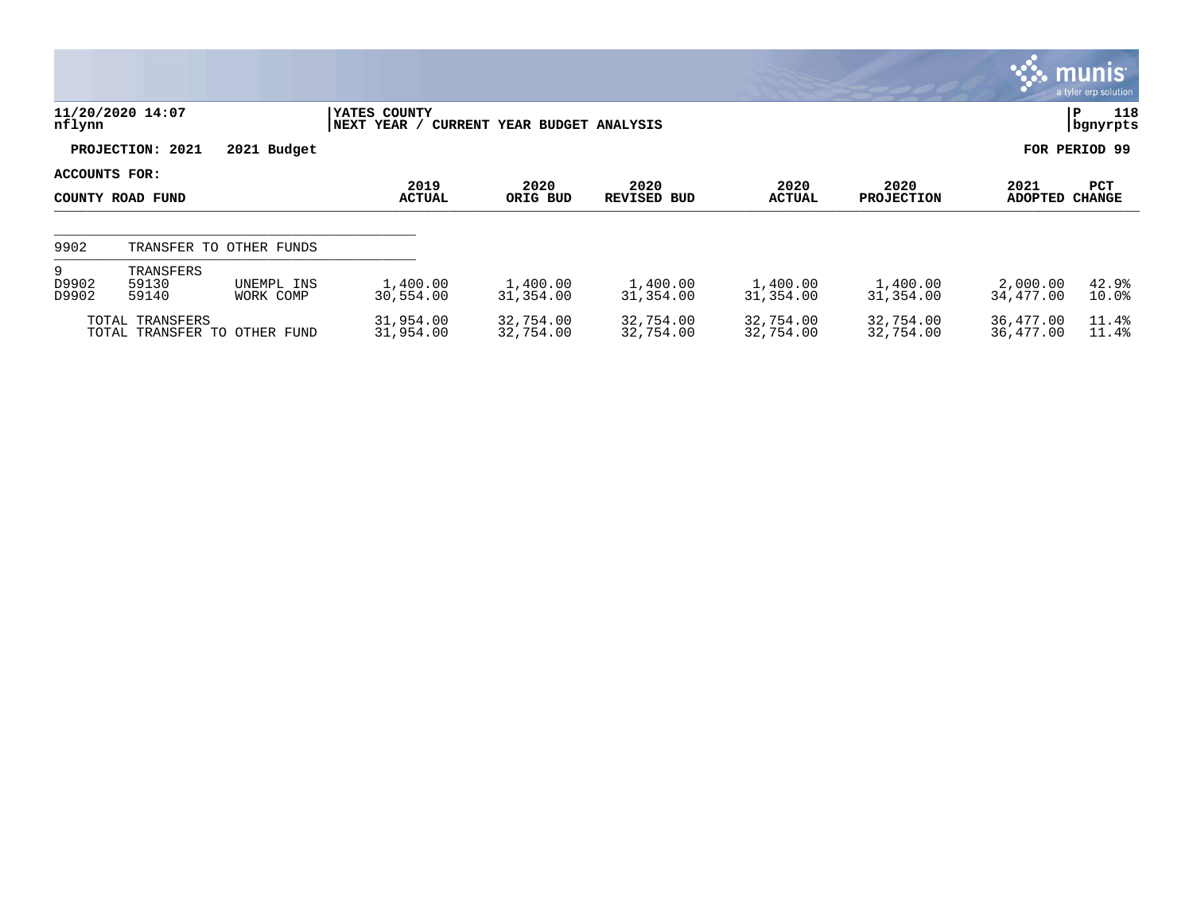11/20/2020 14:07 | YATES COUNTY | P 118
nflynn | NEXT YEAR / CURRENT YEAR BUDGET ANALYSIS | bgnyrpts

**PROJECTION: 2021 2021 Budget** **FOR PERIOD 99**

**ACCOUNTS FOR:**

| COUNTY ROAD FUND | | | 2019 ACTUAL | 2020 ORIG BUD | 2020 REVISED BUD | 2020 ACTUAL | 2020 PROJECTION | 2021 ADOPTED | PCT CHANGE |
|---|---|---|---|---|---|---|---|---|---|
| 9902 | TRANSFER TO OTHER FUNDS | | | | | | | | |
| 9 | TRANSFERS | | | | | | | | |
| D9902 | 59130 | UNEMPL INS | 1,400.00 | 1,400.00 | 1,400.00 | 1,400.00 | 1,400.00 | 2,000.00 | 42.9% |
| D9902 | 59140 | WORK COMP | 30,554.00 | 31,354.00 | 31,354.00 | 31,354.00 | 31,354.00 | 34,477.00 | 10.0% |
| TOTAL TRANSFERS | | | 31,954.00 | 32,754.00 | 32,754.00 | 32,754.00 | 32,754.00 | 36,477.00 | 11.4% |
| TOTAL TRANSFER TO OTHER FUND | | | 31,954.00 | 32,754.00 | 32,754.00 | 32,754.00 | 32,754.00 | 36,477.00 | 11.4% |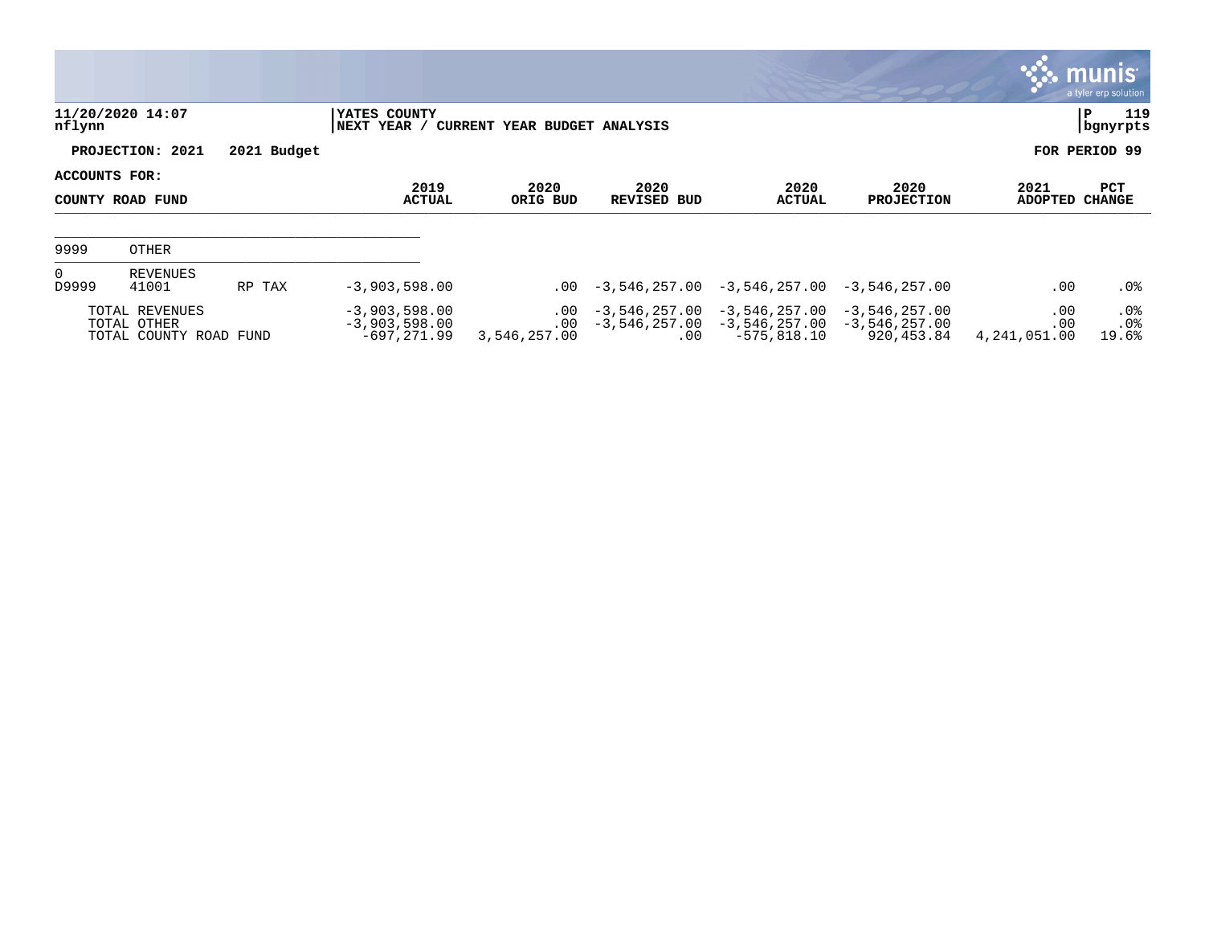11/20/2020 14:07 | YATES COUNTY | P 119
nflynn | NEXT YEAR / CURRENT YEAR BUDGET ANALYSIS | bgnyrpts

**PROJECTION: 2021 2021 Budget** **FOR PERIOD 99**

**ACCOUNTS FOR:**

| COUNTY ROAD FUND | | | 2019 ACTUAL | 2020 ORIG BUD | 2020 REVISED BUD | 2020 ACTUAL | 2020 PROJECTION | 2021 ADOPTED | PCT CHANGE |
|---|---|---|---|---|---|---|---|---|---|
| 9999 | OTHER | | | | | | | | |
| 0 | REVENUES | | | | | | | | |
| D9999 | 41001 | RP TAX | -3,903,598.00 | .00 | -3,546,257.00 | -3,546,257.00 | -3,546,257.00 | .00 | .0% |
| | TOTAL REVENUES | | -3,903,598.00 | .00 | -3,546,257.00 | -3,546,257.00 | -3,546,257.00 | .00 | .0% |
| | TOTAL OTHER | | -3,903,598.00 | .00 | -3,546,257.00 | -3,546,257.00 | -3,546,257.00 | .00 | .0% |
| | TOTAL COUNTY ROAD FUND | | -697,271.99 | 3,546,257.00 | .00 | -575,818.10 | 920,453.84 | 4,241,051.00 | 19.6% |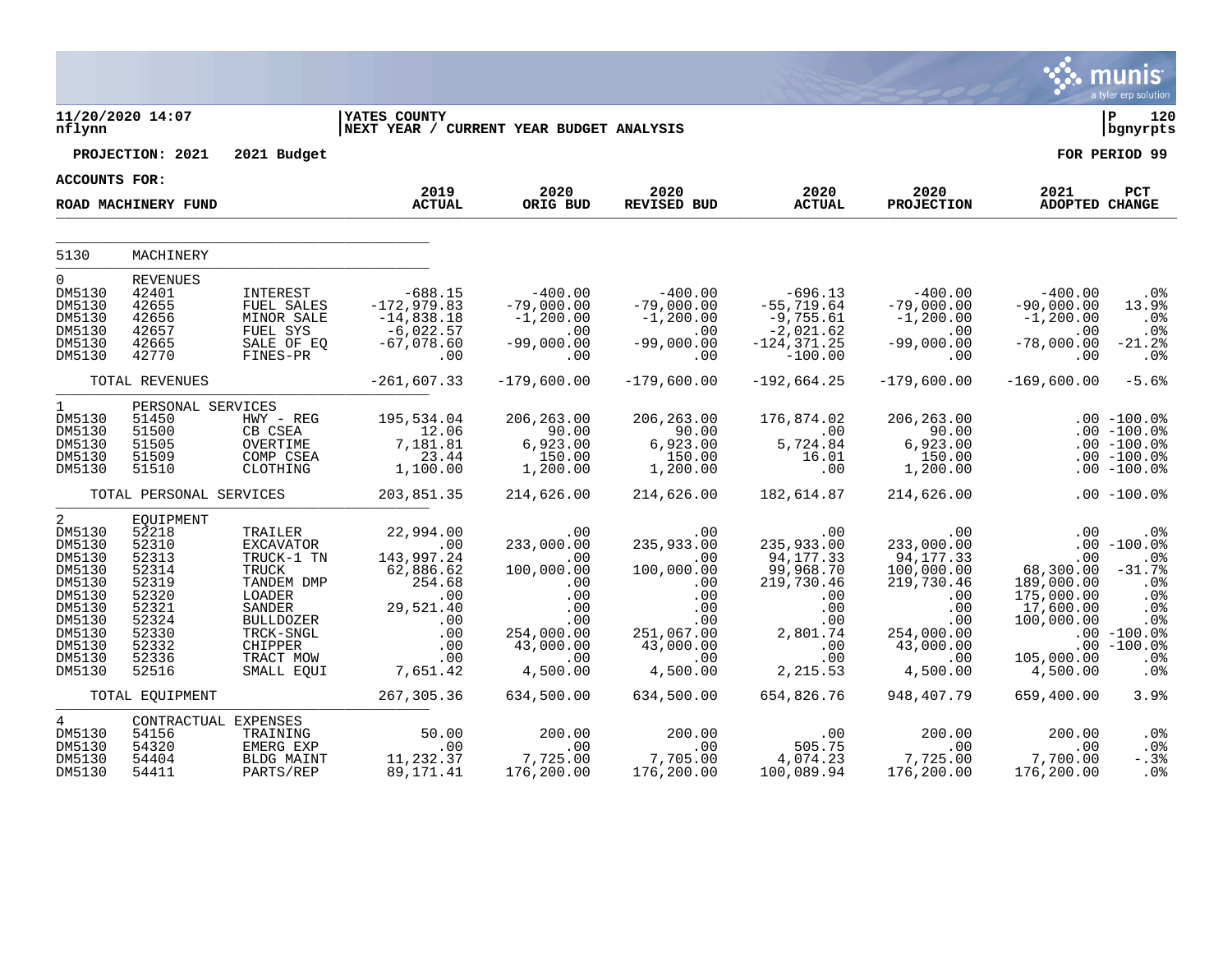11/20/2020 14:07
nflynn

YATES COUNTY
NEXT YEAR / CURRENT YEAR BUDGET ANALYSIS

P 120
bgnyrpts

**PROJECTION: 2021   2021 Budget**

**FOR PERIOD 99**

**ACCOUNTS FOR:**

| ROAD MACHINERY FUND | | | 2019 ACTUAL | 2020 ORIG BUD | 2020 REVISED BUD | 2020 ACTUAL | 2020 PROJECTION | 2021 ADOPTED | PCT CHANGE |
|---|---|---|---|---|---|---|---|---|---|
| 5130 | MACHINERY | | | | | | | | |
| 0 | REVENUES | | | | | | | | |
| DM5130 | 42401 | INTEREST | -688.15 | -400.00 | -400.00 | -696.13 | -400.00 | -400.00 | .0% |
| DM5130 | 42655 | FUEL SALES | -172,979.83 | -79,000.00 | -79,000.00 | -55,719.64 | -79,000.00 | -90,000.00 | 13.9% |
| DM5130 | 42656 | MINOR SALE | -14,838.18 | -1,200.00 | -1,200.00 | -9,755.61 | -1,200.00 | -1,200.00 | .0% |
| DM5130 | 42657 | FUEL SYS | -6,022.57 | .00 | .00 | -2,021.62 | .00 | .00 | .0% |
| DM5130 | 42665 | SALE OF EQ | -67,078.60 | -99,000.00 | -99,000.00 | -124,371.25 | -99,000.00 | -78,000.00 | -21.2% |
| DM5130 | 42770 | FINES-PR | .00 | .00 | .00 | -100.00 | .00 | .00 | .0% |
| | TOTAL REVENUES | | -261,607.33 | -179,600.00 | -179,600.00 | -192,664.25 | -179,600.00 | -169,600.00 | -5.6% |
| 1 | PERSONAL SERVICES | | | | | | | | |
| DM5130 | 51450 | HWY - REG | 195,534.04 | 206,263.00 | 206,263.00 | 176,874.02 | 206,263.00 | .00 | -100.0% |
| DM5130 | 51500 | CB CSEA | 12.06 | 90.00 | 90.00 | .00 | 90.00 | .00 | -100.0% |
| DM5130 | 51505 | OVERTIME | 7,181.81 | 6,923.00 | 6,923.00 | 5,724.84 | 6,923.00 | .00 | -100.0% |
| DM5130 | 51509 | COMP CSEA | 23.44 | 150.00 | 150.00 | 16.01 | 150.00 | .00 | -100.0% |
| DM5130 | 51510 | CLOTHING | 1,100.00 | 1,200.00 | 1,200.00 | .00 | 1,200.00 | .00 | -100.0% |
| | TOTAL PERSONAL SERVICES | | 203,851.35 | 214,626.00 | 214,626.00 | 182,614.87 | 214,626.00 | .00 | -100.0% |
| 2 | EQUIPMENT | | | | | | | | |
| DM5130 | 52218 | TRAILER | 22,994.00 | .00 | .00 | .00 | .00 | .00 | .0% |
| DM5130 | 52310 | EXCAVATOR | .00 | 233,000.00 | 235,933.00 | 235,933.00 | 233,000.00 | .00 | -100.0% |
| DM5130 | 52313 | TRUCK-1 TN | 143,997.24 | .00 | .00 | 94,177.33 | 94,177.33 | .00 | .0% |
| DM5130 | 52314 | TRUCK | 62,886.62 | 100,000.00 | 100,000.00 | 99,968.70 | 100,000.00 | 68,300.00 | -31.7% |
| DM5130 | 52319 | TANDEM DMP | 254.68 | .00 | .00 | 219,730.46 | 219,730.46 | 189,000.00 | .0% |
| DM5130 | 52320 | LOADER | .00 | .00 | .00 | .00 | .00 | 175,000.00 | .0% |
| DM5130 | 52321 | SANDER | 29,521.40 | .00 | .00 | .00 | .00 | 17,600.00 | .0% |
| DM5130 | 52324 | BULLDOZER | .00 | .00 | .00 | .00 | .00 | 100,000.00 | .0% |
| DM5130 | 52330 | TRCK-SNGL | .00 | 254,000.00 | 251,067.00 | 2,801.74 | 254,000.00 | .00 | -100.0% |
| DM5130 | 52332 | CHIPPER | .00 | 43,000.00 | 43,000.00 | .00 | 43,000.00 | .00 | -100.0% |
| DM5130 | 52336 | TRACT MOW | .00 | .00 | .00 | .00 | .00 | 105,000.00 | .0% |
| DM5130 | 52516 | SMALL EQUI | 7,651.42 | 4,500.00 | 4,500.00 | 2,215.53 | 4,500.00 | 4,500.00 | .0% |
| | TOTAL EQUIPMENT | | 267,305.36 | 634,500.00 | 634,500.00 | 654,826.76 | 948,407.79 | 659,400.00 | 3.9% |
| 4 | CONTRACTUAL EXPENSES | | | | | | | | |
| DM5130 | 54156 | TRAINING | 50.00 | 200.00 | 200.00 | .00 | 200.00 | 200.00 | .0% |
| DM5130 | 54320 | EMERG EXP | .00 | .00 | .00 | 505.75 | .00 | .00 | .0% |
| DM5130 | 54404 | BLDG MAINT | 11,232.37 | 7,725.00 | 7,705.00 | 4,074.23 | 7,725.00 | 7,700.00 | -.3% |
| DM5130 | 54411 | PARTS/REP | 89,171.41 | 176,200.00 | 176,200.00 | 100,089.94 | 176,200.00 | 176,200.00 | .0% |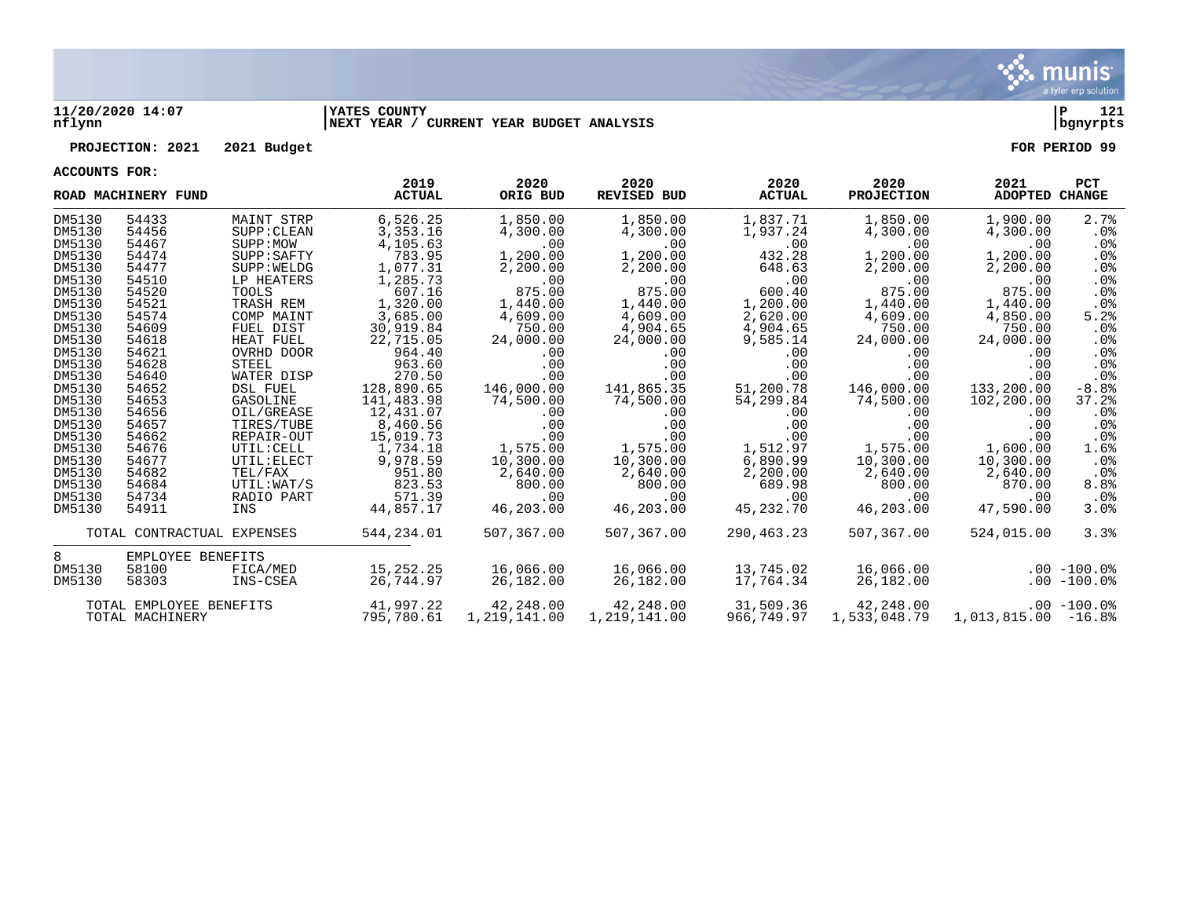**11/20/2020 14:07** | **YATES COUNTY** | **P 121**
**nflynn** | **NEXT YEAR / CURRENT YEAR BUDGET ANALYSIS** | **bgnyrpts**

**PROJECTION: 2021 2021 Budget** **FOR PERIOD 99**

**ACCOUNTS FOR:**

| ROAD MACHINERY FUND | | | 2019 ACTUAL | 2020 ORIG BUD | 2020 REVISED BUD | 2020 ACTUAL | 2020 PROJECTION | 2021 ADOPTED | PCT CHANGE |
|---|---|---|---|---|---|---|---|---|---|
| DM5130 | 54433 | MAINT STRP | 6,526.25 | 1,850.00 | 1,850.00 | 1,837.71 | 1,850.00 | 1,900.00 | 2.7% |
| DM5130 | 54456 | SUPP:CLEAN | 3,353.16 | 4,300.00 | 4,300.00 | 1,937.24 | 4,300.00 | 4,300.00 | .0% |
| DM5130 | 54467 | SUPP:MOW | 4,105.63 | .00 | .00 | .00 | .00 | .00 | .0% |
| DM5130 | 54474 | SUPP:SAFTY | 783.95 | 1,200.00 | 1,200.00 | 432.28 | 1,200.00 | 1,200.00 | .0% |
| DM5130 | 54477 | SUPP:WELDG | 1,077.31 | 2,200.00 | 2,200.00 | 648.63 | 2,200.00 | 2,200.00 | .0% |
| DM5130 | 54510 | LP HEATERS | 1,285.73 | .00 | .00 | .00 | .00 | .00 | .0% |
| DM5130 | 54520 | TOOLS | 607.16 | 875.00 | 875.00 | 600.40 | 875.00 | 875.00 | .0% |
| DM5130 | 54521 | TRASH REM | 1,320.00 | 1,440.00 | 1,440.00 | 1,200.00 | 1,440.00 | 1,440.00 | .0% |
| DM5130 | 54574 | COMP MAINT | 3,685.00 | 4,609.00 | 4,609.00 | 2,620.00 | 4,609.00 | 4,850.00 | 5.2% |
| DM5130 | 54609 | FUEL DIST | 30,919.84 | 750.00 | 4,904.65 | 4,904.65 | 750.00 | 750.00 | .0% |
| DM5130 | 54618 | HEAT FUEL | 22,715.05 | 24,000.00 | 24,000.00 | 9,585.14 | 24,000.00 | 24,000.00 | .0% |
| DM5130 | 54621 | OVRHD DOOR | 964.40 | .00 | .00 | .00 | .00 | .00 | .0% |
| DM5130 | 54628 | STEEL | 963.60 | .00 | .00 | .00 | .00 | .00 | .0% |
| DM5130 | 54640 | WATER DISP | 270.50 | .00 | .00 | .00 | .00 | .00 | .0% |
| DM5130 | 54652 | DSL FUEL | 128,890.65 | 146,000.00 | 141,865.35 | 51,200.78 | 146,000.00 | 133,200.00 | -8.8% |
| DM5130 | 54653 | GASOLINE | 141,483.98 | 74,500.00 | 74,500.00 | 54,299.84 | 74,500.00 | 102,200.00 | 37.2% |
| DM5130 | 54656 | OIL/GREASE | 12,431.07 | .00 | .00 | .00 | .00 | .00 | .0% |
| DM5130 | 54657 | TIRES/TUBE | 8,460.56 | .00 | .00 | .00 | .00 | .00 | .0% |
| DM5130 | 54662 | REPAIR-OUT | 15,019.73 | .00 | .00 | .00 | .00 | .00 | .0% |
| DM5130 | 54676 | UTIL:CELL | 1,734.18 | 1,575.00 | 1,575.00 | 1,512.97 | 1,575.00 | 1,600.00 | 1.6% |
| DM5130 | 54677 | UTIL:ELECT | 9,978.59 | 10,300.00 | 10,300.00 | 6,890.99 | 10,300.00 | 10,300.00 | .0% |
| DM5130 | 54682 | TEL/FAX | 951.80 | 2,640.00 | 2,640.00 | 2,200.00 | 2,640.00 | 2,640.00 | .0% |
| DM5130 | 54684 | UTIL:WAT/S | 823.53 | 800.00 | 800.00 | 689.98 | 800.00 | 870.00 | 8.8% |
| DM5130 | 54734 | RADIO PART | 571.39 | .00 | .00 | .00 | .00 | .00 | .0% |
| DM5130 | 54911 | INS | 44,857.17 | 46,203.00 | 46,203.00 | 45,232.70 | 46,203.00 | 47,590.00 | 3.0% |
| | TOTAL CONTRACTUAL EXPENSES | | 544,234.01 | 507,367.00 | 507,367.00 | 290,463.23 | 507,367.00 | 524,015.00 | 3.3% |
| 8 | EMPLOYEE BENEFITS | | | | | | | | |
| DM5130 | 58100 | FICA/MED | 15,252.25 | 16,066.00 | 16,066.00 | 13,745.02 | 16,066.00 | .00 | -100.0% |
| DM5130 | 58303 | INS-CSEA | 26,744.97 | 26,182.00 | 26,182.00 | 17,764.34 | 26,182.00 | .00 | -100.0% |
| | TOTAL EMPLOYEE BENEFITS | | 41,997.22 | 42,248.00 | 42,248.00 | 31,509.36 | 42,248.00 | .00 | -100.0% |
| | TOTAL MACHINERY | | 795,780.61 | 1,219,141.00 | 1,219,141.00 | 966,749.97 | 1,533,048.79 | 1,013,815.00 | -16.8% |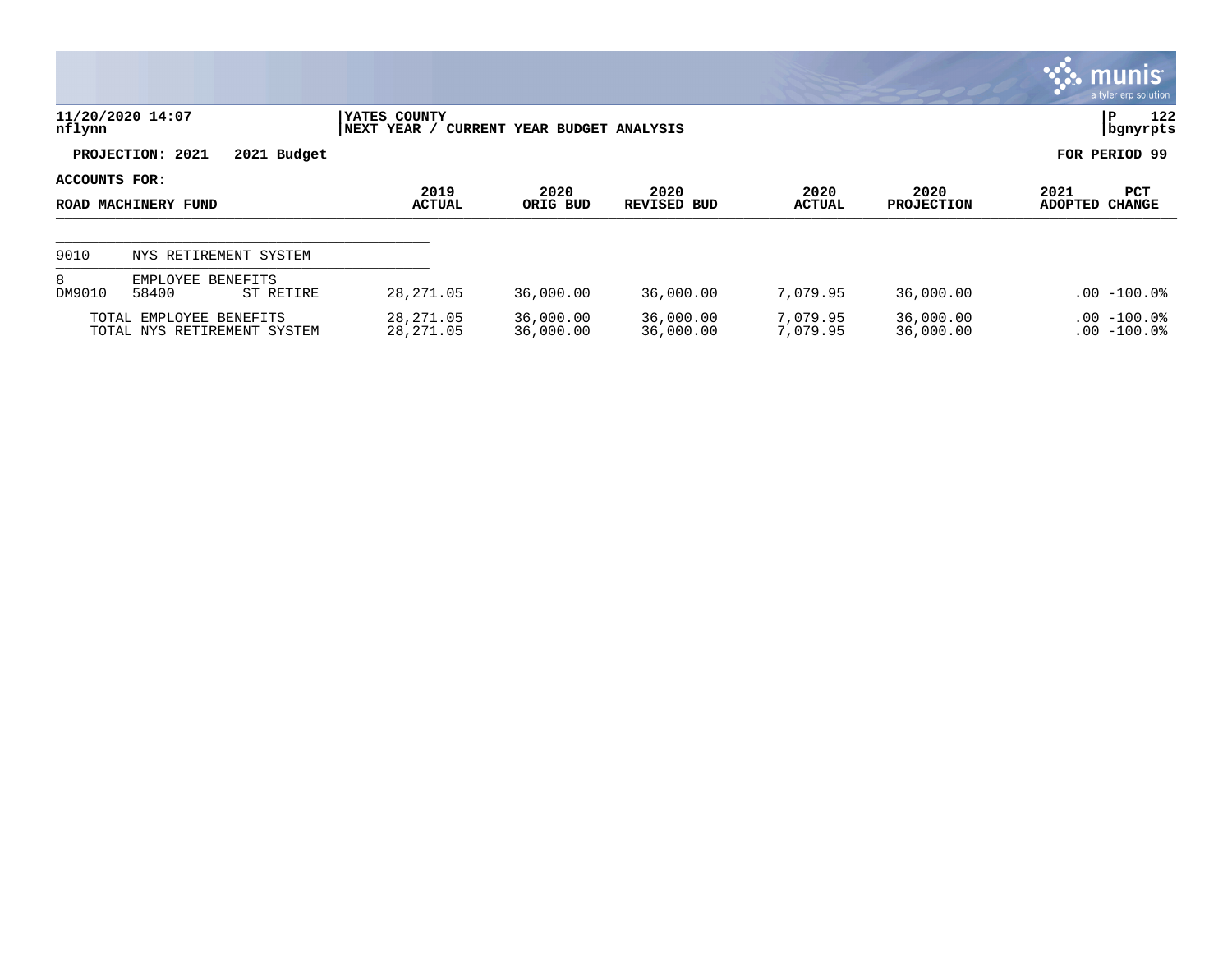11/20/2020 14:07
nflynn

YATES COUNTY
NEXT YEAR / CURRENT YEAR BUDGET ANALYSIS

P 122
bgnyrpts

**PROJECTION: 2021 2021 Budget** **FOR PERIOD 99**

**ACCOUNTS FOR:**

| ROAD MACHINERY FUND | | | 2019 ACTUAL | 2020 ORIG BUD | 2020 REVISED BUD | 2020 ACTUAL | 2020 PROJECTION | 2021 ADOPTED | PCT CHANGE |
|---|---|---|---|---|---|---|---|---|---|
| 9010 | NYS RETIREMENT SYSTEM | | | | | | | | |
| 8 | EMPLOYEE BENEFITS | | | | | | | | |
| DM9010 | 58400 | ST RETIRE | 28,271.05 | 36,000.00 | 36,000.00 | 7,079.95 | 36,000.00 | .00 | -100.0% |
| | TOTAL EMPLOYEE BENEFITS | | 28,271.05 | 36,000.00 | 36,000.00 | 7,079.95 | 36,000.00 | .00 | -100.0% |
| | TOTAL NYS RETIREMENT SYSTEM | | 28,271.05 | 36,000.00 | 36,000.00 | 7,079.95 | 36,000.00 | .00 | -100.0% |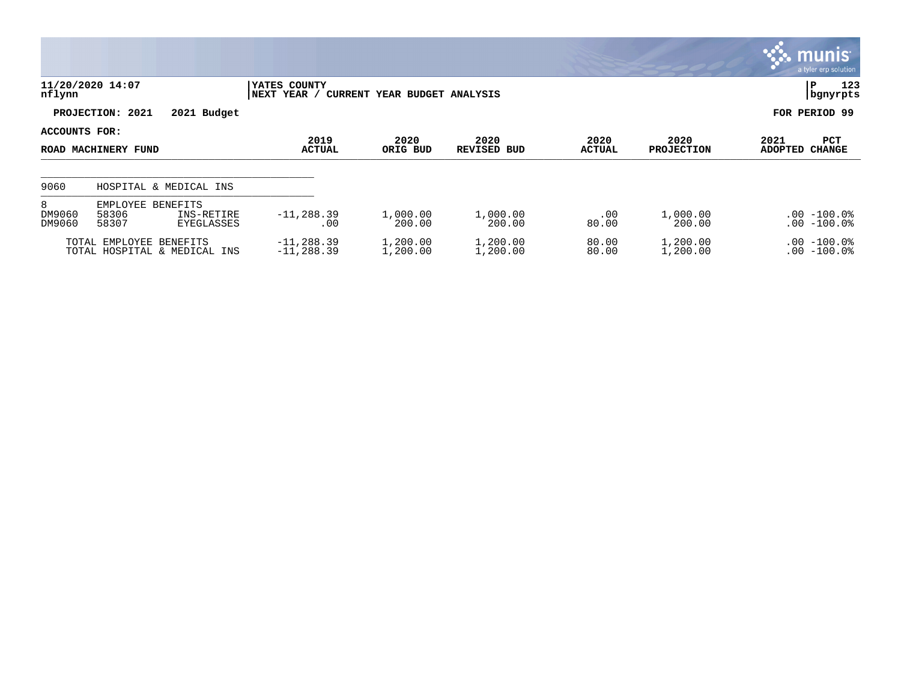**11/20/2020 14:07**
**nflynn**

**YATES COUNTY**
**NEXT YEAR / CURRENT YEAR BUDGET ANALYSIS**

**P 123**
**bgnyrpts**

**PROJECTION: 2021 2021 Budget** **FOR PERIOD 99**

**ACCOUNTS FOR:**

| ROAD MACHINERY FUND | | | 2019 ACTUAL | 2020 ORIG BUD | 2020 REVISED BUD | 2020 ACTUAL | 2020 PROJECTION | 2021 ADOPTED | PCT CHANGE |
|---|---|---|---|---|---|---|---|---|---|
| 9060 | HOSPITAL & MEDICAL INS | | | | | | | | |
| 8 | EMPLOYEE BENEFITS | | | | | | | | |
| DM9060 | 58306 | INS-RETIRE | -11,288.39 | 1,000.00 | 1,000.00 | .00 | 1,000.00 | .00 | -100.0% |
| DM9060 | 58307 | EYEGLASSES | .00 | 200.00 | 200.00 | 80.00 | 200.00 | .00 | -100.0% |
| TOTAL EMPLOYEE BENEFITS | | | -11,288.39 | 1,200.00 | 1,200.00 | 80.00 | 1,200.00 | .00 | -100.0% |
| TOTAL HOSPITAL & MEDICAL INS | | | -11,288.39 | 1,200.00 | 1,200.00 | 80.00 | 1,200.00 | .00 | -100.0% |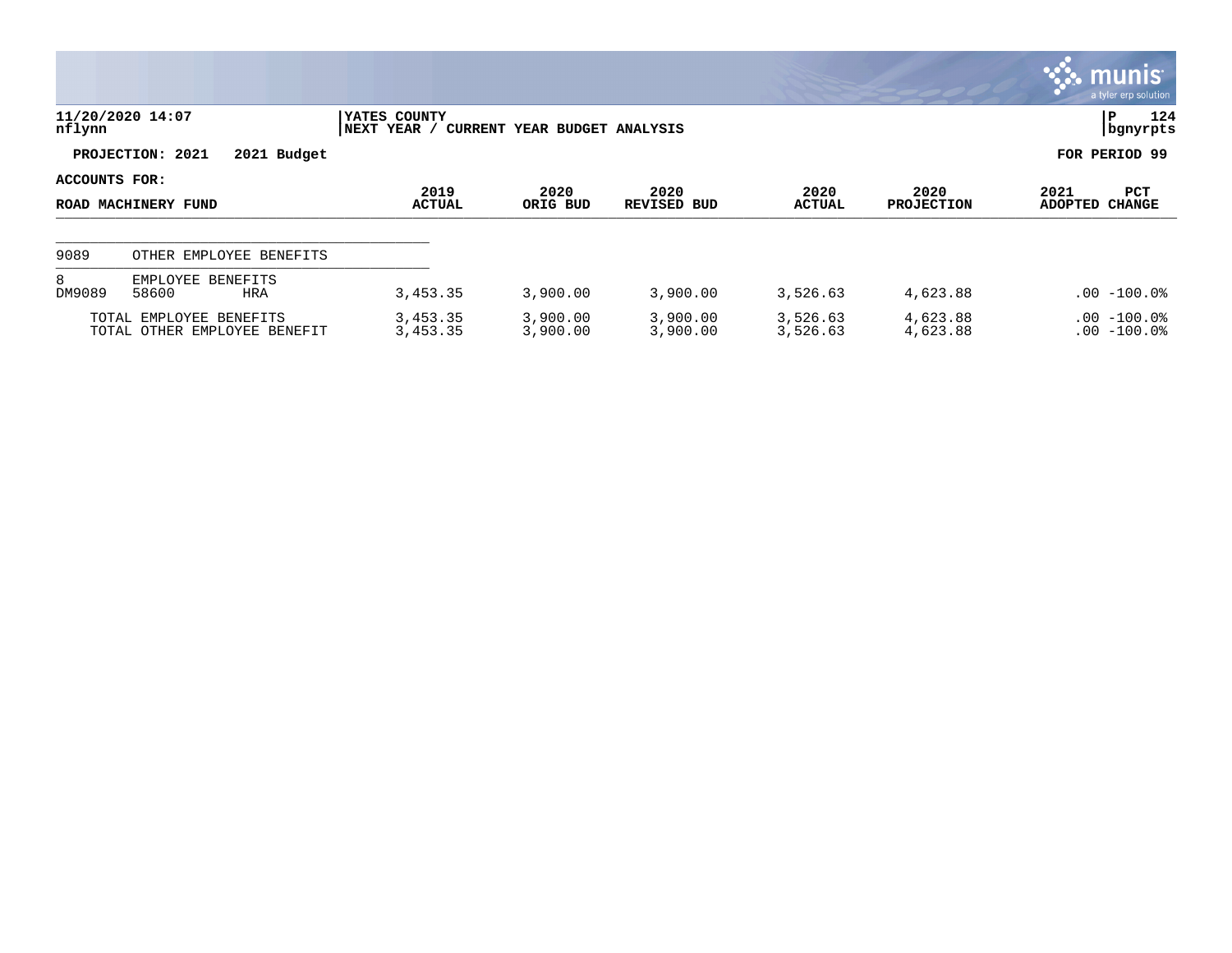**11/20/2020 14:07** | **YATES COUNTY** | **P 124**
**nflynn** | **NEXT YEAR / CURRENT YEAR BUDGET ANALYSIS** | **bgnyrpts**

**PROJECTION: 2021 2021 Budget** — **FOR PERIOD 99**

**ACCOUNTS FOR:**

| ROAD MACHINERY FUND | | | 2019 ACTUAL | 2020 ORIG BUD | 2020 REVISED BUD | 2020 ACTUAL | 2020 PROJECTION | 2021 ADOPTED | PCT CHANGE |
|---|---|---|---|---|---|---|---|---|---|
| 9089 | OTHER EMPLOYEE BENEFITS | | | | | | | | |
| 8 | EMPLOYEE BENEFITS | | | | | | | | |
| DM9089 | 58600 | HRA | 3,453.35 | 3,900.00 | 3,900.00 | 3,526.63 | 4,623.88 | .00 | -100.0% |
| | TOTAL EMPLOYEE BENEFITS | | 3,453.35 | 3,900.00 | 3,900.00 | 3,526.63 | 4,623.88 | .00 | -100.0% |
| | TOTAL OTHER EMPLOYEE BENEFIT | | 3,453.35 | 3,900.00 | 3,900.00 | 3,526.63 | 4,623.88 | .00 | -100.0% |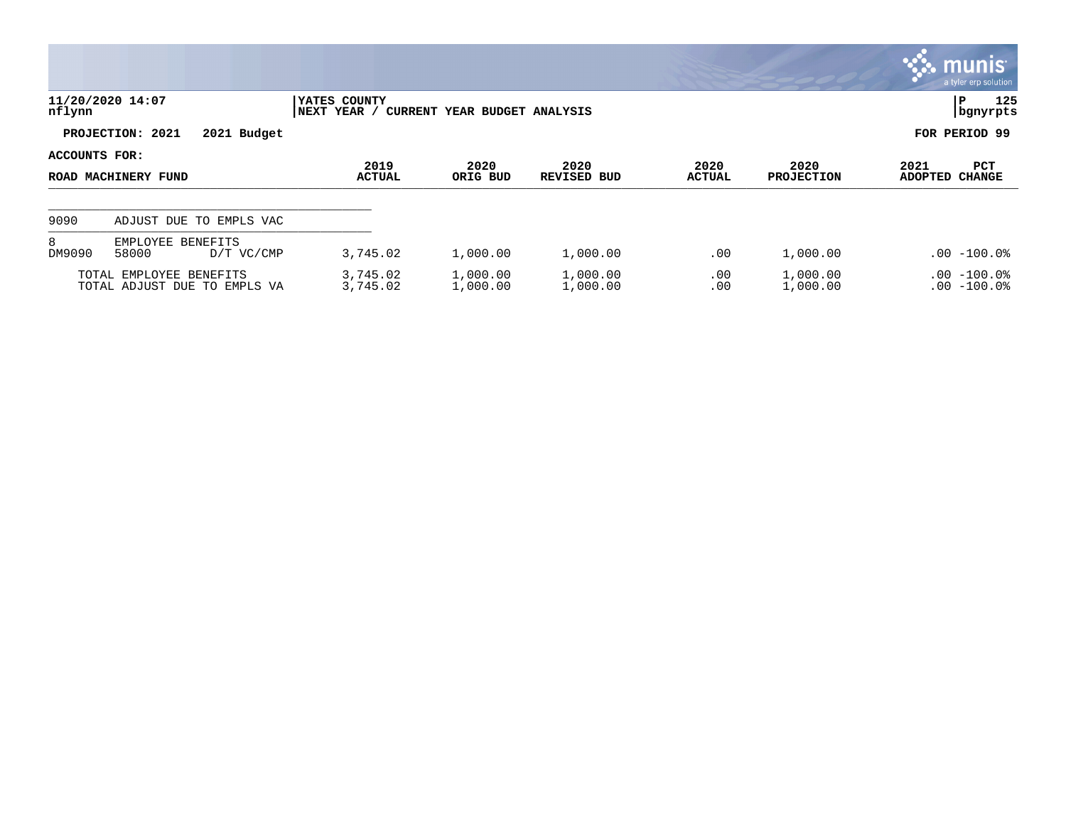**YATES COUNTY**
**NEXT YEAR / CURRENT YEAR BUDGET ANALYSIS**

11/20/2020 14:07
nflynn

P 125
bgnyrpts

**PROJECTION: 2021 2021 Budget**

**FOR PERIOD 99**

**ACCOUNTS FOR:**

| ROAD MACHINERY FUND | | | 2019 ACTUAL | 2020 ORIG BUD | 2020 REVISED BUD | 2020 ACTUAL | 2020 PROJECTION | 2021 ADOPTED | PCT CHANGE |
|---|---|---|---|---|---|---|---|---|---|
| 9090 | ADJUST DUE TO EMPLS VAC | | | | | | | | |
| 8 | EMPLOYEE BENEFITS | | | | | | | | |
| DM9090 | 58000 | D/T VC/CMP | 3,745.02 | 1,000.00 | 1,000.00 | .00 | 1,000.00 | .00 | -100.0% |
| | TOTAL EMPLOYEE BENEFITS | | 3,745.02 | 1,000.00 | 1,000.00 | .00 | 1,000.00 | .00 | -100.0% |
| | TOTAL ADJUST DUE TO EMPLS VA | | 3,745.02 | 1,000.00 | 1,000.00 | .00 | 1,000.00 | .00 | -100.0% |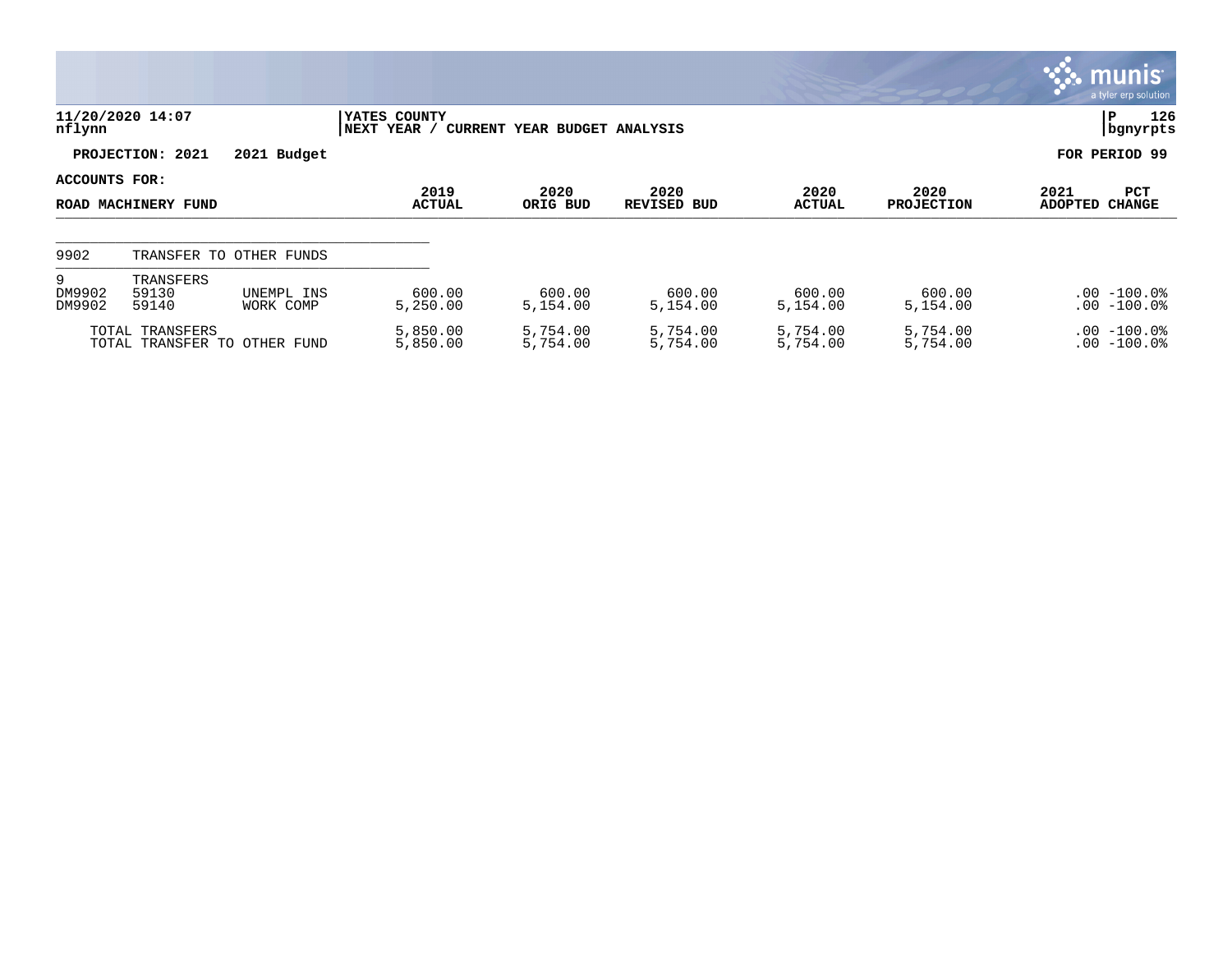**11/20/2020 14:07**
**nflynn**

**YATES COUNTY**
**NEXT YEAR / CURRENT YEAR BUDGET ANALYSIS**

**P 126**
**bgnyrpts**

**PROJECTION: 2021 2021 Budget**

**FOR PERIOD 99**

**ACCOUNTS FOR:**

| ROAD MACHINERY FUND | | | 2019 ACTUAL | 2020 ORIG BUD | 2020 REVISED BUD | 2020 ACTUAL | 2020 PROJECTION | 2021 ADOPTED | PCT CHANGE |
|---|---|---|---|---|---|---|---|---|---|
| 9902 | TRANSFER TO OTHER FUNDS | | | | | | | | |
| 9 | TRANSFERS | | | | | | | | |
| DM9902 | 59130 | UNEMPL INS | 600.00 | 600.00 | 600.00 | 600.00 | 600.00 | .00 | -100.0% |
| DM9902 | 59140 | WORK COMP | 5,250.00 | 5,154.00 | 5,154.00 | 5,154.00 | 5,154.00 | .00 | -100.0% |
| TOTAL TRANSFERS | | | 5,850.00 | 5,754.00 | 5,754.00 | 5,754.00 | 5,754.00 | .00 | -100.0% |
| TOTAL TRANSFER TO OTHER FUND | | | 5,850.00 | 5,754.00 | 5,754.00 | 5,754.00 | 5,754.00 | .00 | -100.0% |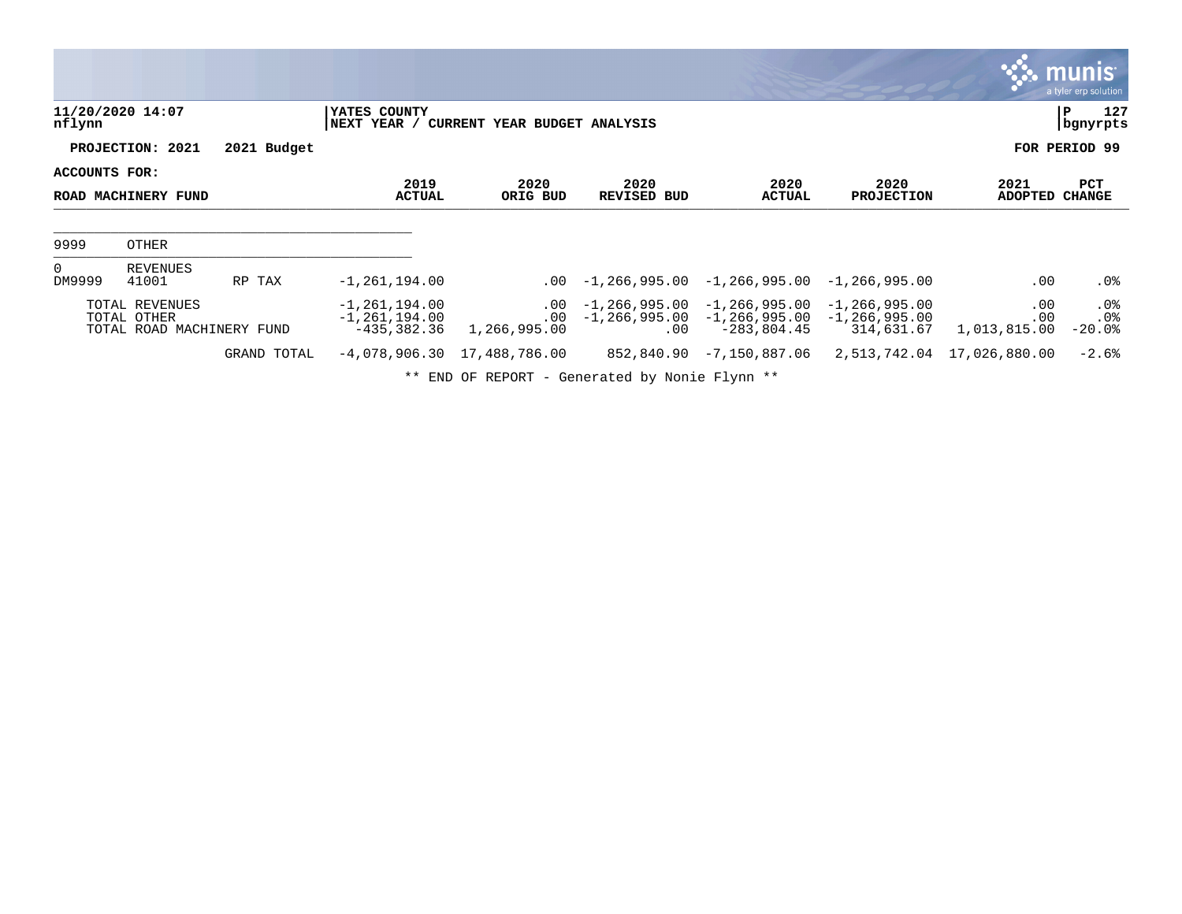**11/20/2020 14:07** **nflynn**

**YATES COUNTY**
**NEXT YEAR / CURRENT YEAR BUDGET ANALYSIS**

**P 127** **bgnyrpts**

**PROJECTION: 2021 2021 Budget** **FOR PERIOD 99**

**ACCOUNTS FOR:**

| ROAD MACHINERY FUND | | | 2019 ACTUAL | 2020 ORIG BUD | 2020 REVISED BUD | 2020 ACTUAL | 2020 PROJECTION | 2021 ADOPTED | PCT CHANGE |
|---|---|---|---|---|---|---|---|---|---|
| 9999 | OTHER | | | | | | | | |
| 0 | REVENUES | | | | | | | | |
| DM9999 | 41001 | RP TAX | -1,261,194.00 | .00 | -1,266,995.00 | -1,266,995.00 | -1,266,995.00 | .00 | .0% |
| | TOTAL REVENUES | | -1,261,194.00 | .00 | -1,266,995.00 | -1,266,995.00 | -1,266,995.00 | .00 | .0% |
| | TOTAL OTHER | | -1,261,194.00 | .00 | -1,266,995.00 | -1,266,995.00 | -1,266,995.00 | .00 | .0% |
| | TOTAL ROAD MACHINERY FUND | | -435,382.36 | 1,266,995.00 | .00 | -283,804.45 | 314,631.67 | 1,013,815.00 | -20.0% |
| | | GRAND TOTAL | -4,078,906.30 | 17,488,786.00 | 852,840.90 | -7,150,887.06 | 2,513,742.04 | 17,026,880.00 | -2.6% |

** END OF REPORT - Generated by Nonie Flynn **